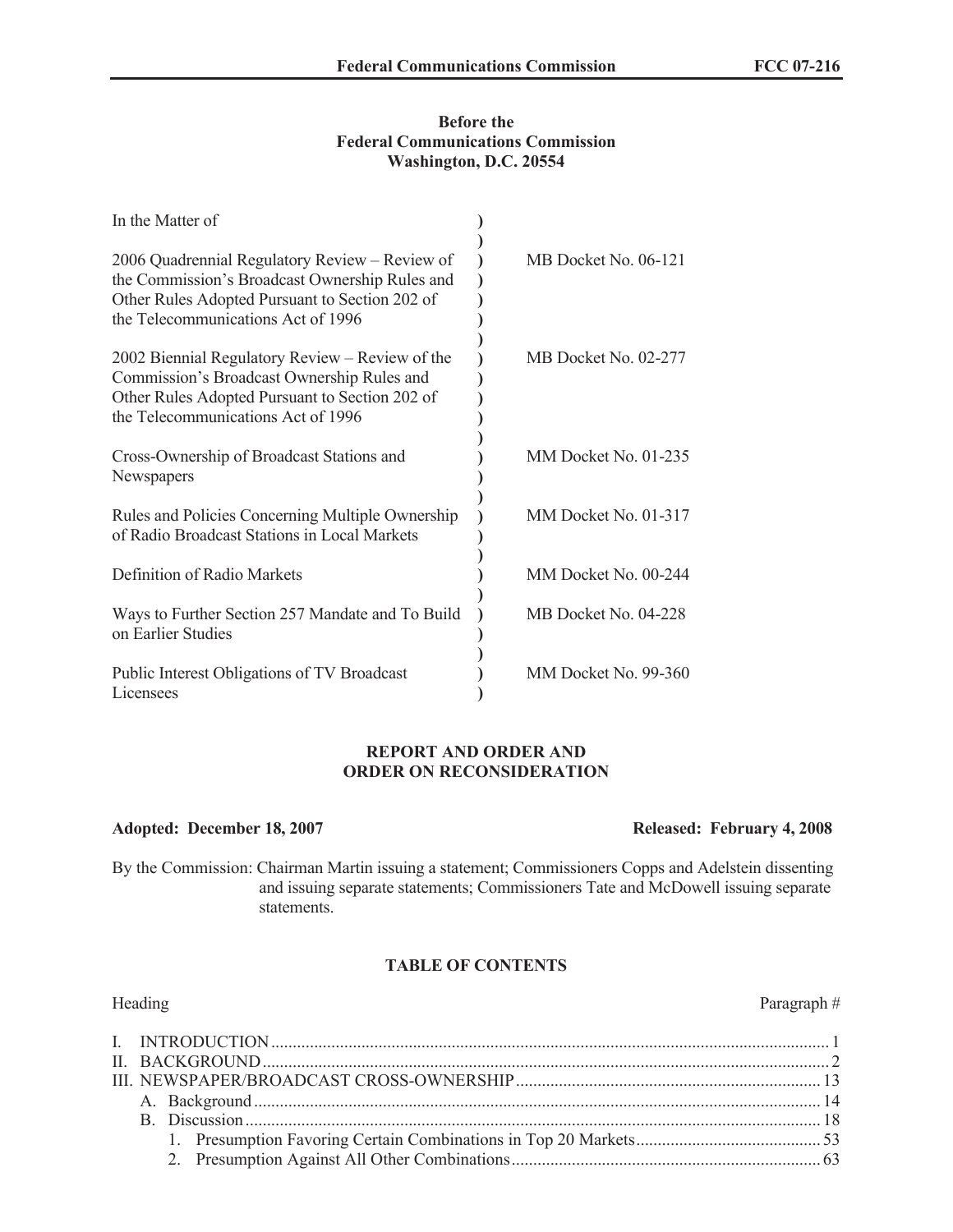**Before the**
**Federal Communications Commission**
**Washington, D.C. 20554**

| In the Matter of | | |
|---|---|---|
| 2006 Quadrennial Regulatory Review – Review of the Commission's Broadcast Ownership Rules and Other Rules Adopted Pursuant to Section 202 of the Telecommunications Act of 1996 | ) | MB Docket No. 06-121 |
| 2002 Biennial Regulatory Review – Review of the Commission's Broadcast Ownership Rules and Other Rules Adopted Pursuant to Section 202 of the Telecommunications Act of 1996 | ) | MB Docket No. 02-277 |
| Cross-Ownership of Broadcast Stations and Newspapers | ) | MM Docket No. 01-235 |
| Rules and Policies Concerning Multiple Ownership of Radio Broadcast Stations in Local Markets | ) | MM Docket No. 01-317 |
| Definition of Radio Markets | ) | MM Docket No. 00-244 |
| Ways to Further Section 257 Mandate and To Build on Earlier Studies | ) | MB Docket No. 04-228 |
| Public Interest Obligations of TV Broadcast Licensees | ) | MM Docket No. 99-360 |

**REPORT AND ORDER AND**
**ORDER ON RECONSIDERATION**

**Adopted: December 18, 2007** **Released: February 4, 2008**

By the Commission: Chairman Martin issuing a statement; Commissioners Copps and Adelstein dissenting and issuing separate statements; Commissioners Tate and McDowell issuing separate statements.

**TABLE OF CONTENTS**

| Heading | Paragraph # |
|---|---|
| I. INTRODUCTION | 1 |
| II. BACKGROUND | 2 |
| III. NEWSPAPER/BROADCAST CROSS-OWNERSHIP | 13 |
| A. Background | 14 |
| B. Discussion | 18 |
| 1. Presumption Favoring Certain Combinations in Top 20 Markets | 53 |
| 2. Presumption Against All Other Combinations | 63 |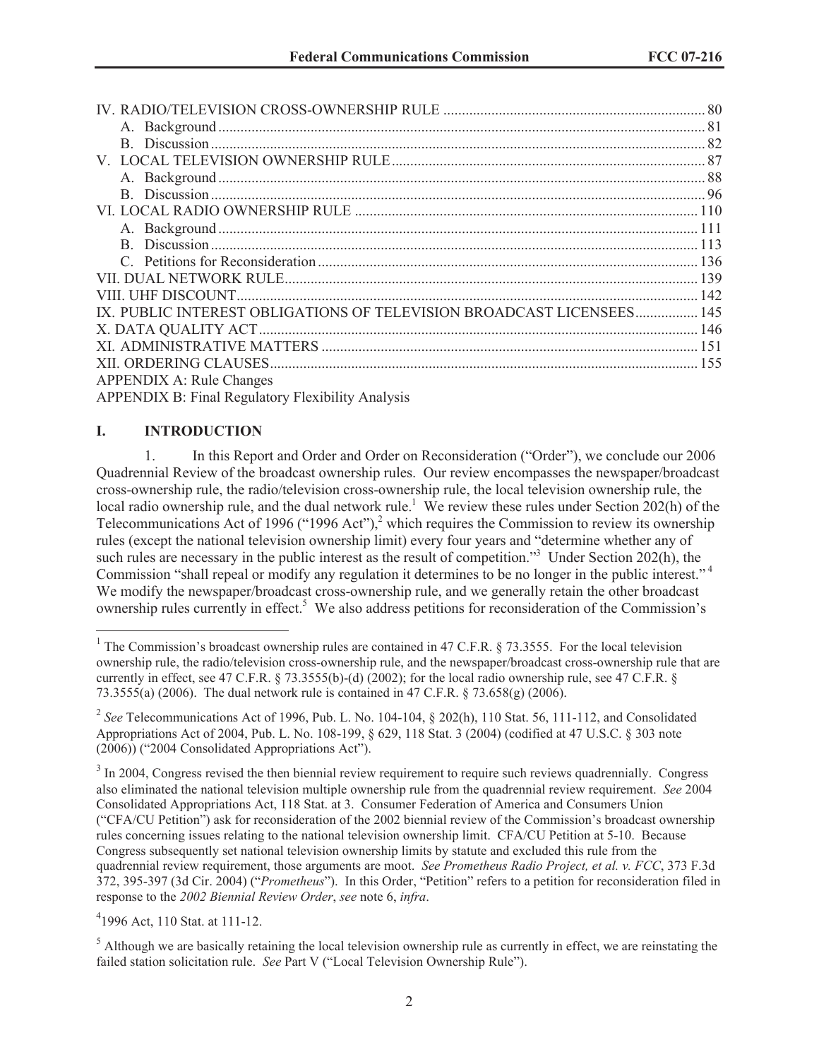IV. RADIO/TELEVISION CROSS-OWNERSHIP RULE ...................................................................... 80
  A. Background .................................................................................................................... 81
  B. Discussion ..................................................................................................................... 82
V. LOCAL TELEVISION OWNERSHIP RULE ..................................................................................... 87
  A. Background .................................................................................................................... 88
  B. Discussion ..................................................................................................................... 96
VI. LOCAL RADIO OWNERSHIP RULE ............................................................................................ 110
  A. Background .................................................................................................................... 111
  B. Discussion ..................................................................................................................... 113
  C. Petitions for Reconsideration ........................................................................................ 136
VII. DUAL NETWORK RULE ................................................................................................................ 139
VIII. UHF DISCOUNT ............................................................................................................................ 142
IX. PUBLIC INTEREST OBLIGATIONS OF TELEVISION BROADCAST LICENSEES ................. 145
X. DATA QUALITY ACT ...................................................................................................................... 146
XI. ADMINISTRATIVE MATTERS ..................................................................................................... 151
XII. ORDERING CLAUSES ................................................................................................................... 155
APPENDIX A: Rule Changes
APPENDIX B: Final Regulatory Flexibility Analysis

## I. INTRODUCTION

1. In this Report and Order and Order on Reconsideration ("Order"), we conclude our 2006 Quadrennial Review of the broadcast ownership rules. Our review encompasses the newspaper/broadcast cross-ownership rule, the radio/television cross-ownership rule, the local television ownership rule, the local radio ownership rule, and the dual network rule.[1] We review these rules under Section 202(h) of the Telecommunications Act of 1996 ("1996 Act"),[2] which requires the Commission to review its ownership rules (except the national television ownership limit) every four years and "determine whether any of such rules are necessary in the public interest as the result of competition."[3] Under Section 202(h), the Commission "shall repeal or modify any regulation it determines to be no longer in the public interest."[4] We modify the newspaper/broadcast cross-ownership rule, and we generally retain the other broadcast ownership rules currently in effect.[5] We also address petitions for reconsideration of the Commission's

[1] The Commission's broadcast ownership rules are contained in 47 C.F.R. § 73.3555. For the local television ownership rule, the radio/television cross-ownership rule, and the newspaper/broadcast cross-ownership rule that are currently in effect, see 47 C.F.R. § 73.3555(b)-(d) (2002); for the local radio ownership rule, see 47 C.F.R. § 73.3555(a) (2006). The dual network rule is contained in 47 C.F.R. § 73.658(g) (2006).

[2] *See* Telecommunications Act of 1996, Pub. L. No. 104-104, § 202(h), 110 Stat. 56, 111-112, and Consolidated Appropriations Act of 2004, Pub. L. No. 108-199, § 629, 118 Stat. 3 (2004) (codified at 47 U.S.C. § 303 note (2006)) ("2004 Consolidated Appropriations Act").

[3] In 2004, Congress revised the then biennial review requirement to require such reviews quadrennially. Congress also eliminated the national television multiple ownership rule from the quadrennial review requirement. *See* 2004 Consolidated Appropriations Act, 118 Stat. at 3. Consumer Federation of America and Consumers Union ("CFA/CU Petition") ask for reconsideration of the 2002 biennial review of the Commission's broadcast ownership rules concerning issues relating to the national television ownership limit. CFA/CU Petition at 5-10. Because Congress subsequently set national television ownership limits by statute and excluded this rule from the quadrennial review requirement, those arguments are moot. *See Prometheus Radio Project, et al. v. FCC*, 373 F.3d 372, 395-397 (3d Cir. 2004) ("*Prometheus*"). In this Order, "Petition" refers to a petition for reconsideration filed in response to the *2002 Biennial Review Order*, *see* note 6, *infra*.

[4] 1996 Act, 110 Stat. at 111-12.

[5] Although we are basically retaining the local television ownership rule as currently in effect, we are reinstating the failed station solicitation rule. *See* Part V ("Local Television Ownership Rule").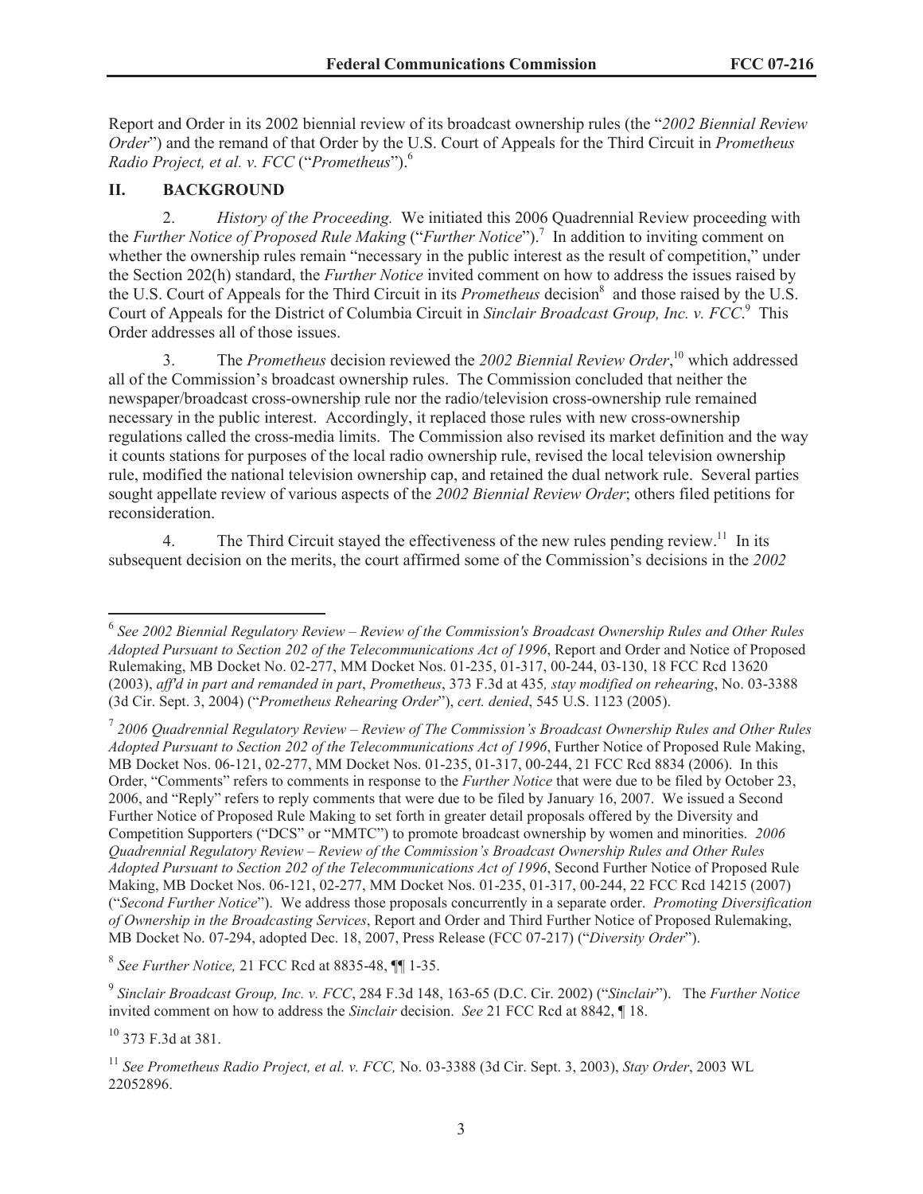Report and Order in its 2002 biennial review of its broadcast ownership rules (the "*2002 Biennial Review Order*") and the remand of that Order by the U.S. Court of Appeals for the Third Circuit in *Prometheus Radio Project, et al. v. FCC* ("*Prometheus*").[6]

## II. BACKGROUND

2. *History of the Proceeding.* We initiated this 2006 Quadrennial Review proceeding with the *Further Notice of Proposed Rule Making* ("*Further Notice*").[7] In addition to inviting comment on whether the ownership rules remain "necessary in the public interest as the result of competition," under the Section 202(h) standard, the *Further Notice* invited comment on how to address the issues raised by the U.S. Court of Appeals for the Third Circuit in its *Prometheus* decision[8] and those raised by the U.S. Court of Appeals for the District of Columbia Circuit in *Sinclair Broadcast Group, Inc. v. FCC*.[9] This Order addresses all of those issues.

3. The *Prometheus* decision reviewed the *2002 Biennial Review Order*,[10] which addressed all of the Commission's broadcast ownership rules. The Commission concluded that neither the newspaper/broadcast cross-ownership rule nor the radio/television cross-ownership rule remained necessary in the public interest. Accordingly, it replaced those rules with new cross-ownership regulations called the cross-media limits. The Commission also revised its market definition and the way it counts stations for purposes of the local radio ownership rule, revised the local television ownership rule, modified the national television ownership cap, and retained the dual network rule. Several parties sought appellate review of various aspects of the *2002 Biennial Review Order*; others filed petitions for reconsideration.

4. The Third Circuit stayed the effectiveness of the new rules pending review.[11] In its subsequent decision on the merits, the court affirmed some of the Commission's decisions in the *2002*

---

[6] *See 2002 Biennial Regulatory Review – Review of the Commission's Broadcast Ownership Rules and Other Rules Adopted Pursuant to Section 202 of the Telecommunications Act of 1996*, Report and Order and Notice of Proposed Rulemaking, MB Docket No. 02-277, MM Docket Nos. 01-235, 01-317, 00-244, 03-130, 18 FCC Rcd 13620 (2003), *aff'd in part and remanded in part*, *Prometheus*, 373 F.3d at 435*, stay modified on rehearing*, No. 03-3388 (3d Cir. Sept. 3, 2004) ("*Prometheus Rehearing Order*"), *cert. denied*, 545 U.S. 1123 (2005).

[7] *2006 Quadrennial Regulatory Review – Review of The Commission's Broadcast Ownership Rules and Other Rules Adopted Pursuant to Section 202 of the Telecommunications Act of 1996*, Further Notice of Proposed Rule Making, MB Docket Nos. 06-121, 02-277, MM Docket Nos. 01-235, 01-317, 00-244, 21 FCC Rcd 8834 (2006). In this Order, "Comments" refers to comments in response to the *Further Notice* that were due to be filed by October 23, 2006, and "Reply" refers to reply comments that were due to be filed by January 16, 2007. We issued a Second Further Notice of Proposed Rule Making to set forth in greater detail proposals offered by the Diversity and Competition Supporters ("DCS" or "MMTC") to promote broadcast ownership by women and minorities. *2006 Quadrennial Regulatory Review – Review of the Commission's Broadcast Ownership Rules and Other Rules Adopted Pursuant to Section 202 of the Telecommunications Act of 1996*, Second Further Notice of Proposed Rule Making, MB Docket Nos. 06-121, 02-277, MM Docket Nos. 01-235, 01-317, 00-244, 22 FCC Rcd 14215 (2007) ("*Second Further Notice*"). We address those proposals concurrently in a separate order. *Promoting Diversification of Ownership in the Broadcasting Services*, Report and Order and Third Further Notice of Proposed Rulemaking, MB Docket No. 07-294, adopted Dec. 18, 2007, Press Release (FCC 07-217) ("*Diversity Order*").

[8] *See Further Notice,* 21 FCC Rcd at 8835-48, ¶¶ 1-35.

[9] *Sinclair Broadcast Group, Inc. v. FCC*, 284 F.3d 148, 163-65 (D.C. Cir. 2002) ("*Sinclair*"). The *Further Notice* invited comment on how to address the *Sinclair* decision. *See* 21 FCC Rcd at 8842, ¶ 18.

[10] 373 F.3d at 381.

[11] *See Prometheus Radio Project, et al. v. FCC,* No. 03-3388 (3d Cir. Sept. 3, 2003), *Stay Order*, 2003 WL 22052896.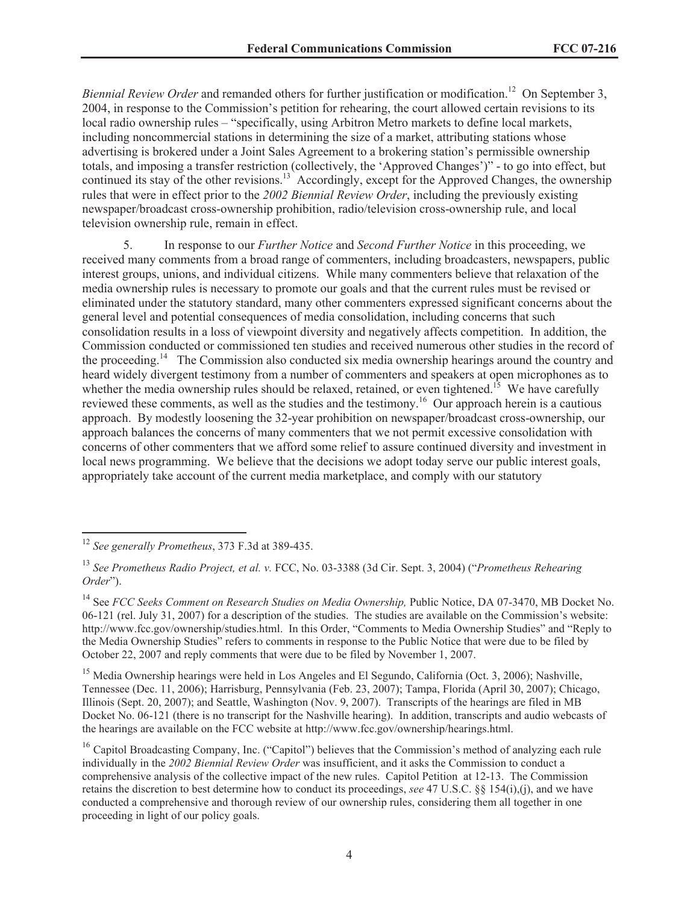*Biennial Review Order* and remanded others for further justification or modification.[12] On September 3, 2004, in response to the Commission's petition for rehearing, the court allowed certain revisions to its local radio ownership rules – "specifically, using Arbitron Metro markets to define local markets, including noncommercial stations in determining the size of a market, attributing stations whose advertising is brokered under a Joint Sales Agreement to a brokering station's permissible ownership totals, and imposing a transfer restriction (collectively, the 'Approved Changes')" - to go into effect, but continued its stay of the other revisions.[13] Accordingly, except for the Approved Changes, the ownership rules that were in effect prior to the *2002 Biennial Review Order*, including the previously existing newspaper/broadcast cross-ownership prohibition, radio/television cross-ownership rule, and local television ownership rule, remain in effect.

5. In response to our *Further Notice* and *Second Further Notice* in this proceeding, we received many comments from a broad range of commenters, including broadcasters, newspapers, public interest groups, unions, and individual citizens. While many commenters believe that relaxation of the media ownership rules is necessary to promote our goals and that the current rules must be revised or eliminated under the statutory standard, many other commenters expressed significant concerns about the general level and potential consequences of media consolidation, including concerns that such consolidation results in a loss of viewpoint diversity and negatively affects competition. In addition, the Commission conducted or commissioned ten studies and received numerous other studies in the record of the proceeding.[14] The Commission also conducted six media ownership hearings around the country and heard widely divergent testimony from a number of commenters and speakers at open microphones as to whether the media ownership rules should be relaxed, retained, or even tightened.[15] We have carefully reviewed these comments, as well as the studies and the testimony.[16] Our approach herein is a cautious approach. By modestly loosening the 32-year prohibition on newspaper/broadcast cross-ownership, our approach balances the concerns of many commenters that we not permit excessive consolidation with concerns of other commenters that we afford some relief to assure continued diversity and investment in local news programming. We believe that the decisions we adopt today serve our public interest goals, appropriately take account of the current media marketplace, and comply with our statutory

---

[12] *See generally Prometheus*, 373 F.3d at 389-435.

[13] *See Prometheus Radio Project, et al. v.* FCC, No. 03-3388 (3d Cir. Sept. 3, 2004) ("*Prometheus Rehearing Order*").

[14] See *FCC Seeks Comment on Research Studies on Media Ownership,* Public Notice, DA 07-3470, MB Docket No. 06-121 (rel. July 31, 2007) for a description of the studies. The studies are available on the Commission's website: http://www.fcc.gov/ownership/studies.html. In this Order, "Comments to Media Ownership Studies" and "Reply to the Media Ownership Studies" refers to comments in response to the Public Notice that were due to be filed by October 22, 2007 and reply comments that were due to be filed by November 1, 2007.

[15] Media Ownership hearings were held in Los Angeles and El Segundo, California (Oct. 3, 2006); Nashville, Tennessee (Dec. 11, 2006); Harrisburg, Pennsylvania (Feb. 23, 2007); Tampa, Florida (April 30, 2007); Chicago, Illinois (Sept. 20, 2007); and Seattle, Washington (Nov. 9, 2007). Transcripts of the hearings are filed in MB Docket No. 06-121 (there is no transcript for the Nashville hearing). In addition, transcripts and audio webcasts of the hearings are available on the FCC website at http://www.fcc.gov/ownership/hearings.html.

[16] Capitol Broadcasting Company, Inc. ("Capitol") believes that the Commission's method of analyzing each rule individually in the *2002 Biennial Review Order* was insufficient, and it asks the Commission to conduct a comprehensive analysis of the collective impact of the new rules. Capitol Petition at 12-13. The Commission retains the discretion to best determine how to conduct its proceedings, *see* 47 U.S.C. §§ 154(i),(j), and we have conducted a comprehensive and thorough review of our ownership rules, considering them all together in one proceeding in light of our policy goals.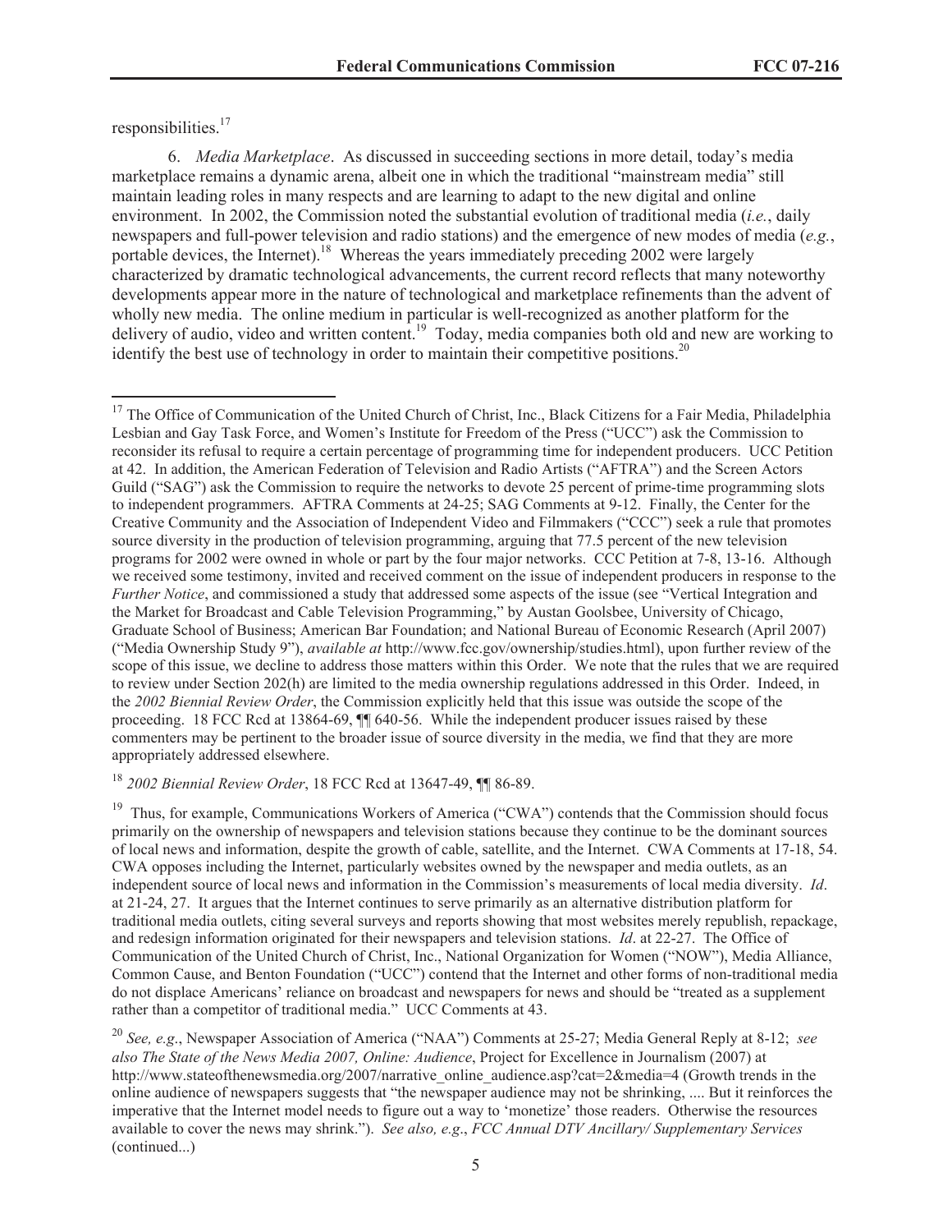responsibilities.[17]

6. *Media Marketplace*. As discussed in succeeding sections in more detail, today's media marketplace remains a dynamic arena, albeit one in which the traditional "mainstream media" still maintain leading roles in many respects and are learning to adapt to the new digital and online environment. In 2002, the Commission noted the substantial evolution of traditional media (*i.e.*, daily newspapers and full-power television and radio stations) and the emergence of new modes of media (*e.g.*, portable devices, the Internet).[18] Whereas the years immediately preceding 2002 were largely characterized by dramatic technological advancements, the current record reflects that many noteworthy developments appear more in the nature of technological and marketplace refinements than the advent of wholly new media. The online medium in particular is well-recognized as another platform for the delivery of audio, video and written content.[19] Today, media companies both old and new are working to identify the best use of technology in order to maintain their competitive positions.[20]

---

[17] The Office of Communication of the United Church of Christ, Inc., Black Citizens for a Fair Media, Philadelphia Lesbian and Gay Task Force, and Women's Institute for Freedom of the Press ("UCC") ask the Commission to reconsider its refusal to require a certain percentage of programming time for independent producers. UCC Petition at 42. In addition, the American Federation of Television and Radio Artists ("AFTRA") and the Screen Actors Guild ("SAG") ask the Commission to require the networks to devote 25 percent of prime-time programming slots to independent programmers. AFTRA Comments at 24-25; SAG Comments at 9-12. Finally, the Center for the Creative Community and the Association of Independent Video and Filmmakers ("CCC") seek a rule that promotes source diversity in the production of television programming, arguing that 77.5 percent of the new television programs for 2002 were owned in whole or part by the four major networks. CCC Petition at 7-8, 13-16. Although we received some testimony, invited and received comment on the issue of independent producers in response to the *Further Notice*, and commissioned a study that addressed some aspects of the issue (see "Vertical Integration and the Market for Broadcast and Cable Television Programming," by Austan Goolsbee, University of Chicago, Graduate School of Business; American Bar Foundation; and National Bureau of Economic Research (April 2007) ("Media Ownership Study 9"), *available at* http://www.fcc.gov/ownership/studies.html), upon further review of the scope of this issue, we decline to address those matters within this Order. We note that the rules that we are required to review under Section 202(h) are limited to the media ownership regulations addressed in this Order. Indeed, in the *2002 Biennial Review Order*, the Commission explicitly held that this issue was outside the scope of the proceeding. 18 FCC Rcd at 13864-69, ¶¶ 640-56. While the independent producer issues raised by these commenters may be pertinent to the broader issue of source diversity in the media, we find that they are more appropriately addressed elsewhere.

[18] *2002 Biennial Review Order*, 18 FCC Rcd at 13647-49, ¶¶ 86-89.

[19] Thus, for example, Communications Workers of America ("CWA") contends that the Commission should focus primarily on the ownership of newspapers and television stations because they continue to be the dominant sources of local news and information, despite the growth of cable, satellite, and the Internet. CWA Comments at 17-18, 54. CWA opposes including the Internet, particularly websites owned by the newspaper and media outlets, as an independent source of local news and information in the Commission's measurements of local media diversity. *Id*. at 21-24, 27. It argues that the Internet continues to serve primarily as an alternative distribution platform for traditional media outlets, citing several surveys and reports showing that most websites merely republish, repackage, and redesign information originated for their newspapers and television stations. *Id*. at 22-27. The Office of Communication of the United Church of Christ, Inc., National Organization for Women ("NOW"), Media Alliance, Common Cause, and Benton Foundation ("UCC") contend that the Internet and other forms of non-traditional media do not displace Americans' reliance on broadcast and newspapers for news and should be "treated as a supplement rather than a competitor of traditional media." UCC Comments at 43.

[20] *See, e.g*., Newspaper Association of America ("NAA") Comments at 25-27; Media General Reply at 8-12; *see also The State of the News Media 2007, Online: Audience*, Project for Excellence in Journalism (2007) at http://www.stateofthenewsmedia.org/2007/narrative_online_audience.asp?cat=2&media=4 (Growth trends in the online audience of newspapers suggests that "the newspaper audience may not be shrinking, .... But it reinforces the imperative that the Internet model needs to figure out a way to 'monetize' those readers. Otherwise the resources available to cover the news may shrink."). *See also, e.g*., *FCC Annual DTV Ancillary/ Supplementary Services* (continued...)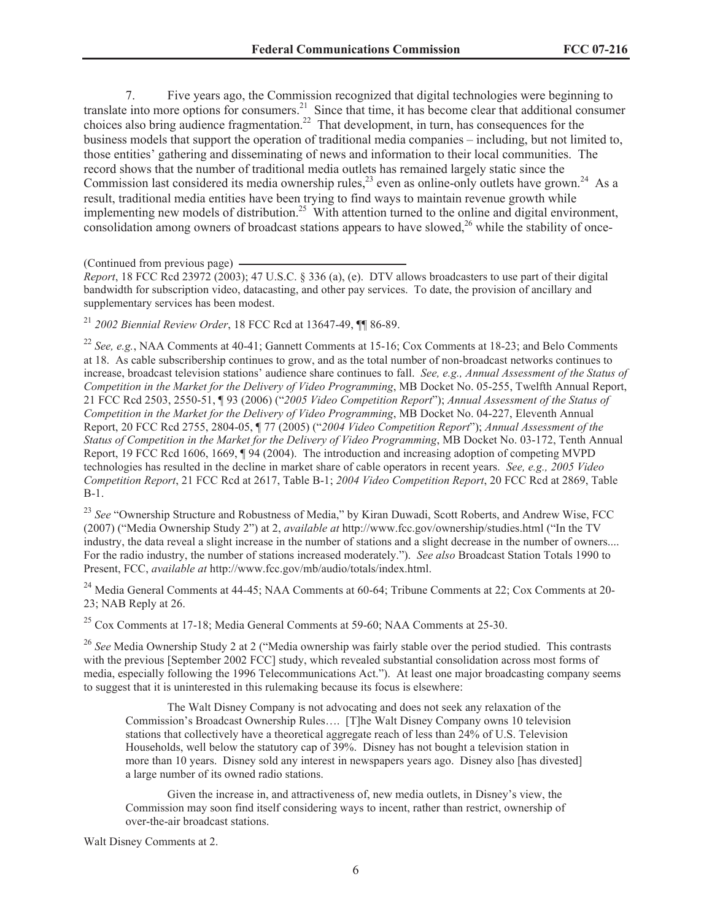7. Five years ago, the Commission recognized that digital technologies were beginning to translate into more options for consumers.[21] Since that time, it has become clear that additional consumer choices also bring audience fragmentation.[22] That development, in turn, has consequences for the business models that support the operation of traditional media companies – including, but not limited to, those entities' gathering and disseminating of news and information to their local communities. The record shows that the number of traditional media outlets has remained largely static since the Commission last considered its media ownership rules,[23] even as online-only outlets have grown.[24] As a result, traditional media entities have been trying to find ways to maintain revenue growth while implementing new models of distribution.[25] With attention turned to the online and digital environment, consolidation among owners of broadcast stations appears to have slowed,[26] while the stability of once-

(Continued from previous page)

*Report*, 18 FCC Rcd 23972 (2003); 47 U.S.C. § 336 (a), (e). DTV allows broadcasters to use part of their digital bandwidth for subscription video, datacasting, and other pay services. To date, the provision of ancillary and supplementary services has been modest.

[21] *2002 Biennial Review Order*, 18 FCC Rcd at 13647-49, ¶¶ 86-89.

[22] *See, e.g.*, NAA Comments at 40-41; Gannett Comments at 15-16; Cox Comments at 18-23; and Belo Comments at 18. As cable subscribership continues to grow, and as the total number of non-broadcast networks continues to increase, broadcast television stations' audience share continues to fall. *See, e.g., Annual Assessment of the Status of Competition in the Market for the Delivery of Video Programming*, MB Docket No. 05-255, Twelfth Annual Report, 21 FCC Rcd 2503, 2550-51, ¶ 93 (2006) ("*2005 Video Competition Report*"); *Annual Assessment of the Status of Competition in the Market for the Delivery of Video Programming*, MB Docket No. 04-227, Eleventh Annual Report, 20 FCC Rcd 2755, 2804-05, ¶ 77 (2005) ("*2004 Video Competition Report*"); *Annual Assessment of the Status of Competition in the Market for the Delivery of Video Programming*, MB Docket No. 03-172, Tenth Annual Report, 19 FCC Rcd 1606, 1669, ¶ 94 (2004). The introduction and increasing adoption of competing MVPD technologies has resulted in the decline in market share of cable operators in recent years. *See, e.g., 2005 Video Competition Report*, 21 FCC Rcd at 2617, Table B-1; *2004 Video Competition Report*, 20 FCC Rcd at 2869, Table B-1.

[23] *See* "Ownership Structure and Robustness of Media," by Kiran Duwadi, Scott Roberts, and Andrew Wise, FCC (2007) ("Media Ownership Study 2") at 2, *available at* http://www.fcc.gov/ownership/studies.html ("In the TV industry, the data reveal a slight increase in the number of stations and a slight decrease in the number of owners.... For the radio industry, the number of stations increased moderately."). *See also* Broadcast Station Totals 1990 to Present, FCC, *available at* http://www.fcc.gov/mb/audio/totals/index.html.

[24] Media General Comments at 44-45; NAA Comments at 60-64; Tribune Comments at 22; Cox Comments at 20-23; NAB Reply at 26.

[25] Cox Comments at 17-18; Media General Comments at 59-60; NAA Comments at 25-30.

[26] *See* Media Ownership Study 2 at 2 ("Media ownership was fairly stable over the period studied. This contrasts with the previous [September 2002 FCC] study, which revealed substantial consolidation across most forms of media, especially following the 1996 Telecommunications Act."). At least one major broadcasting company seems to suggest that it is uninterested in this rulemaking because its focus is elsewhere:

> The Walt Disney Company is not advocating and does not seek any relaxation of the Commission's Broadcast Ownership Rules…. [T]he Walt Disney Company owns 10 television stations that collectively have a theoretical aggregate reach of less than 24% of U.S. Television Households, well below the statutory cap of 39%. Disney has not bought a television station in more than 10 years. Disney sold any interest in newspapers years ago. Disney also [has divested] a large number of its owned radio stations.
>
> Given the increase in, and attractiveness of, new media outlets, in Disney's view, the Commission may soon find itself considering ways to incent, rather than restrict, ownership of over-the-air broadcast stations.

Walt Disney Comments at 2.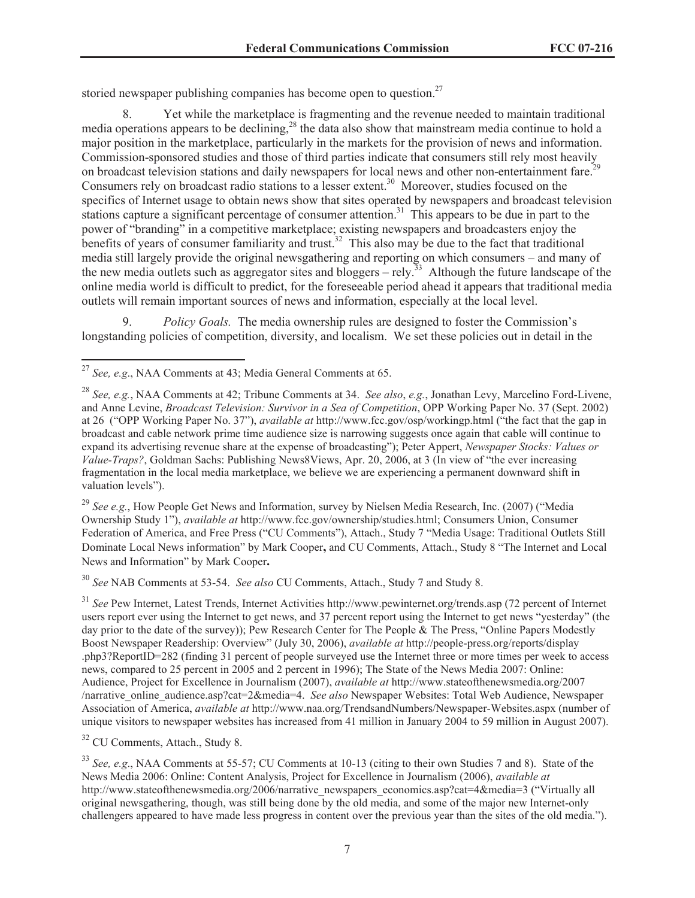storied newspaper publishing companies has become open to question.[27]

8. Yet while the marketplace is fragmenting and the revenue needed to maintain traditional media operations appears to be declining,[28] the data also show that mainstream media continue to hold a major position in the marketplace, particularly in the markets for the provision of news and information. Commission-sponsored studies and those of third parties indicate that consumers still rely most heavily on broadcast television stations and daily newspapers for local news and other non-entertainment fare.[29] Consumers rely on broadcast radio stations to a lesser extent.[30] Moreover, studies focused on the specifics of Internet usage to obtain news show that sites operated by newspapers and broadcast television stations capture a significant percentage of consumer attention.[31] This appears to be due in part to the power of "branding" in a competitive marketplace; existing newspapers and broadcasters enjoy the benefits of years of consumer familiarity and trust.[32] This also may be due to the fact that traditional media still largely provide the original newsgathering and reporting on which consumers – and many of the new media outlets such as aggregator sites and bloggers – rely.[33] Although the future landscape of the online media world is difficult to predict, for the foreseeable period ahead it appears that traditional media outlets will remain important sources of news and information, especially at the local level.

9. *Policy Goals.* The media ownership rules are designed to foster the Commission's longstanding policies of competition, diversity, and localism. We set these policies out in detail in the

---

[27] *See, e.g.*, NAA Comments at 43; Media General Comments at 65.

[28] *See, e.g.*, NAA Comments at 42; Tribune Comments at 34. *See also*, *e.g.*, Jonathan Levy, Marcelino Ford-Livene, and Anne Levine, *Broadcast Television: Survivor in a Sea of Competition*, OPP Working Paper No. 37 (Sept. 2002) at 26 ("OPP Working Paper No. 37"), *available at* http://www.fcc.gov/osp/workingp.html ("the fact that the gap in broadcast and cable network prime time audience size is narrowing suggests once again that cable will continue to expand its advertising revenue share at the expense of broadcasting"); Peter Appert, *Newspaper Stocks: Values or Value-Traps?*, Goldman Sachs: Publishing News8Views, Apr. 20, 2006, at 3 (In view of "the ever increasing fragmentation in the local media marketplace, we believe we are experiencing a permanent downward shift in valuation levels").

[29] *See e.g.*, How People Get News and Information, survey by Nielsen Media Research, Inc. (2007) ("Media Ownership Study 1"), *available at* http://www.fcc.gov/ownership/studies.html; Consumers Union, Consumer Federation of America, and Free Press ("CU Comments"), Attach., Study 7 "Media Usage: Traditional Outlets Still Dominate Local News information" by Mark Cooper**,** and CU Comments, Attach., Study 8 "The Internet and Local News and Information" by Mark Cooper**.**

[30] *See* NAB Comments at 53-54. *See also* CU Comments, Attach., Study 7 and Study 8.

[31] *See* Pew Internet, Latest Trends, Internet Activities http://www.pewinternet.org/trends.asp (72 percent of Internet users report ever using the Internet to get news, and 37 percent report using the Internet to get news "yesterday" (the day prior to the date of the survey)); Pew Research Center for The People & The Press, "Online Papers Modestly Boost Newspaper Readership: Overview" (July 30, 2006), *available at* http://people-press.org/reports/display .php3?ReportID=282 (finding 31 percent of people surveyed use the Internet three or more times per week to access news, compared to 25 percent in 2005 and 2 percent in 1996); The State of the News Media 2007: Online: Audience, Project for Excellence in Journalism (2007), *available at* http://www.stateofthenewsmedia.org/2007 /narrative_online_audience.asp?cat=2&media=4. *See also* Newspaper Websites: Total Web Audience, Newspaper Association of America, *available at* http://www.naa.org/TrendsandNumbers/Newspaper-Websites.aspx (number of unique visitors to newspaper websites has increased from 41 million in January 2004 to 59 million in August 2007).

[32] CU Comments, Attach., Study 8.

[33] *See, e.g*., NAA Comments at 55-57; CU Comments at 10-13 (citing to their own Studies 7 and 8). State of the News Media 2006: Online: Content Analysis, Project for Excellence in Journalism (2006), *available at* http://www.stateofthenewsmedia.org/2006/narrative_newspapers_economics.asp?cat=4&media=3 ("Virtually all original newsgathering, though, was still being done by the old media, and some of the major new Internet-only challengers appeared to have made less progress in content over the previous year than the sites of the old media.").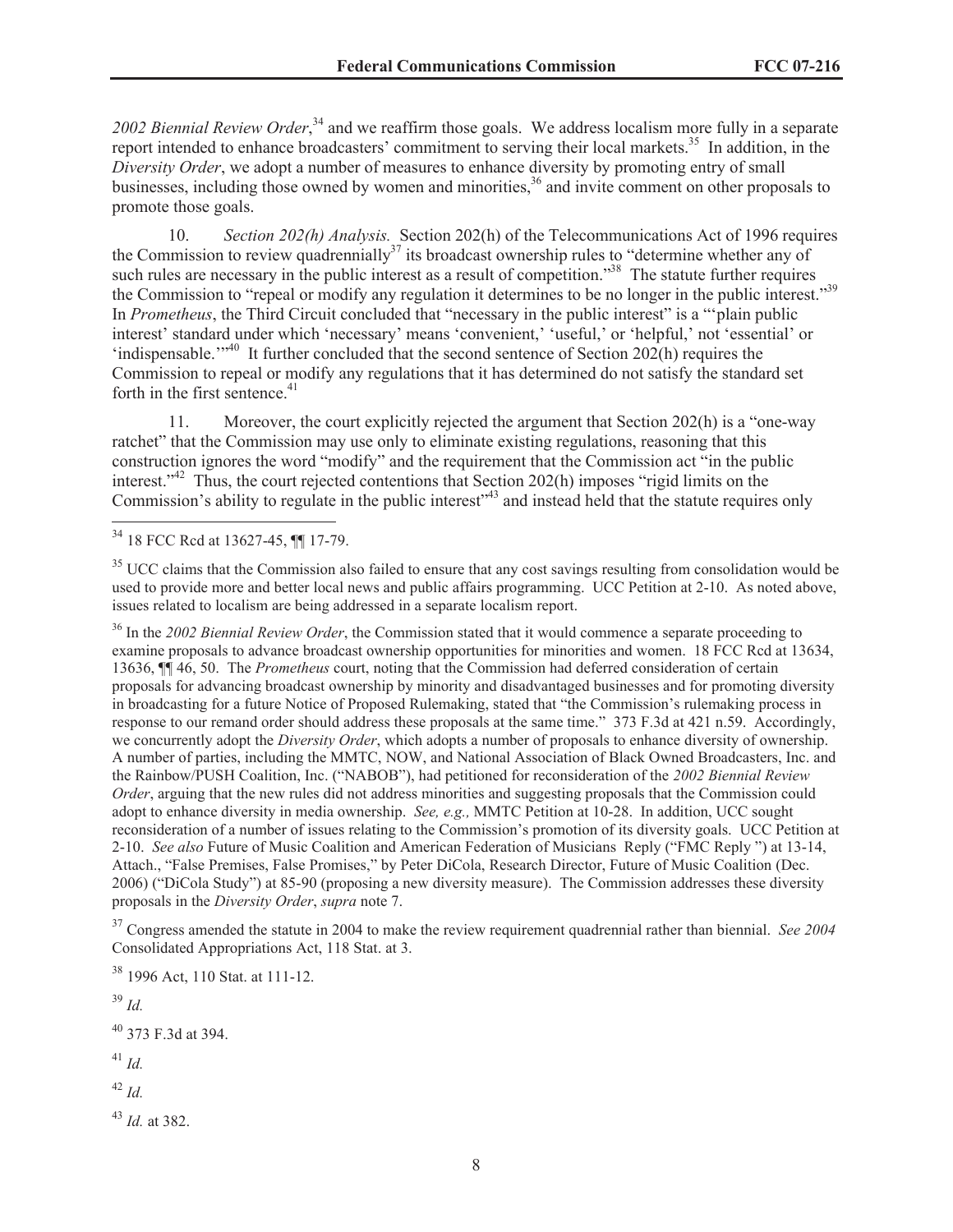*2002 Biennial Review Order*,[34] and we reaffirm those goals. We address localism more fully in a separate report intended to enhance broadcasters' commitment to serving their local markets.[35] In addition, in the *Diversity Order*, we adopt a number of measures to enhance diversity by promoting entry of small businesses, including those owned by women and minorities,[36] and invite comment on other proposals to promote those goals.

10. *Section 202(h) Analysis.* Section 202(h) of the Telecommunications Act of 1996 requires the Commission to review quadrennially[37] its broadcast ownership rules to "determine whether any of such rules are necessary in the public interest as a result of competition."[38] The statute further requires the Commission to "repeal or modify any regulation it determines to be no longer in the public interest."[39] In *Prometheus*, the Third Circuit concluded that "necessary in the public interest" is a "'plain public interest' standard under which 'necessary' means 'convenient,' 'useful,' or 'helpful,' not 'essential' or 'indispensable.'"[40] It further concluded that the second sentence of Section 202(h) requires the Commission to repeal or modify any regulations that it has determined do not satisfy the standard set forth in the first sentence.[41]

11. Moreover, the court explicitly rejected the argument that Section 202(h) is a "one-way ratchet" that the Commission may use only to eliminate existing regulations, reasoning that this construction ignores the word "modify" and the requirement that the Commission act "in the public interest."[42] Thus, the court rejected contentions that Section 202(h) imposes "rigid limits on the Commission's ability to regulate in the public interest"[43] and instead held that the statute requires only

---

[34] 18 FCC Rcd at 13627-45, ¶¶ 17-79.

[35] UCC claims that the Commission also failed to ensure that any cost savings resulting from consolidation would be used to provide more and better local news and public affairs programming. UCC Petition at 2-10. As noted above, issues related to localism are being addressed in a separate localism report.

[36] In the *2002 Biennial Review Order*, the Commission stated that it would commence a separate proceeding to examine proposals to advance broadcast ownership opportunities for minorities and women. 18 FCC Rcd at 13634, 13636, ¶¶ 46, 50. The *Prometheus* court, noting that the Commission had deferred consideration of certain proposals for advancing broadcast ownership by minority and disadvantaged businesses and for promoting diversity in broadcasting for a future Notice of Proposed Rulemaking, stated that "the Commission's rulemaking process in response to our remand order should address these proposals at the same time." 373 F.3d at 421 n.59. Accordingly, we concurrently adopt the *Diversity Order*, which adopts a number of proposals to enhance diversity of ownership. A number of parties, including the MMTC, NOW, and National Association of Black Owned Broadcasters, Inc. and the Rainbow/PUSH Coalition, Inc. ("NABOB"), had petitioned for reconsideration of the *2002 Biennial Review Order*, arguing that the new rules did not address minorities and suggesting proposals that the Commission could adopt to enhance diversity in media ownership. *See, e.g.,* MMTC Petition at 10-28. In addition, UCC sought reconsideration of a number of issues relating to the Commission's promotion of its diversity goals. UCC Petition at 2-10. *See also* Future of Music Coalition and American Federation of Musicians Reply ("FMC Reply ") at 13-14, Attach., "False Premises, False Promises," by Peter DiCola, Research Director, Future of Music Coalition (Dec. 2006) ("DiCola Study") at 85-90 (proposing a new diversity measure). The Commission addresses these diversity proposals in the *Diversity Order*, *supra* note 7.

[37] Congress amended the statute in 2004 to make the review requirement quadrennial rather than biennial. *See 2004* Consolidated Appropriations Act, 118 Stat. at 3.

[38] 1996 Act, 110 Stat. at 111-12.

[39] *Id.*

[40] 373 F.3d at 394.

[41] *Id.*

[42] *Id.*

[43] *Id.* at 382.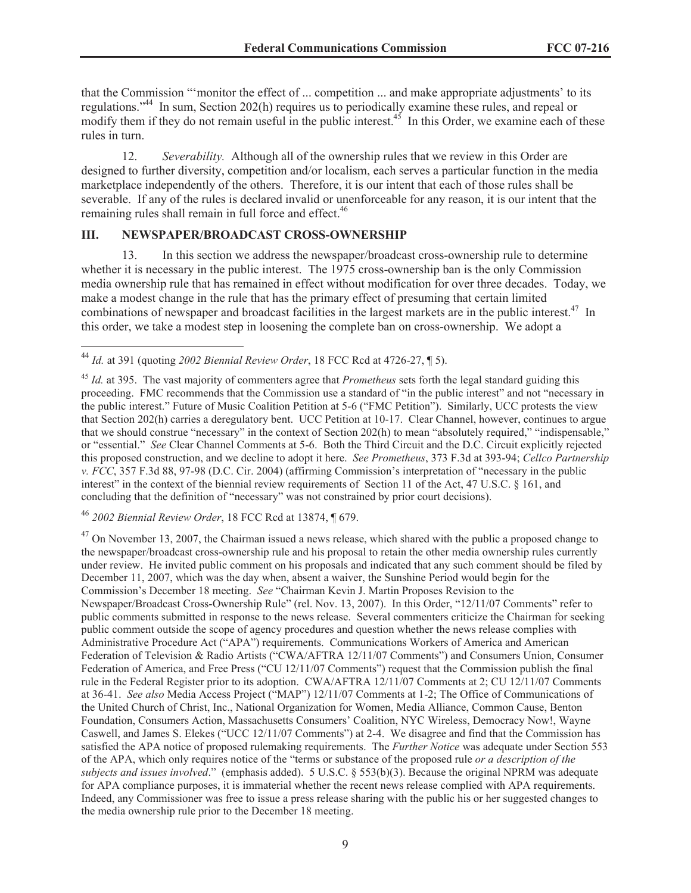that the Commission "'monitor the effect of ... competition ... and make appropriate adjustments' to its regulations."[44] In sum, Section 202(h) requires us to periodically examine these rules, and repeal or modify them if they do not remain useful in the public interest.[45] In this Order, we examine each of these rules in turn.

12. *Severability.* Although all of the ownership rules that we review in this Order are designed to further diversity, competition and/or localism, each serves a particular function in the media marketplace independently of the others. Therefore, it is our intent that each of those rules shall be severable. If any of the rules is declared invalid or unenforceable for any reason, it is our intent that the remaining rules shall remain in full force and effect.[46]

## III. NEWSPAPER/BROADCAST CROSS-OWNERSHIP

13. In this section we address the newspaper/broadcast cross-ownership rule to determine whether it is necessary in the public interest. The 1975 cross-ownership ban is the only Commission media ownership rule that has remained in effect without modification for over three decades. Today, we make a modest change in the rule that has the primary effect of presuming that certain limited combinations of newspaper and broadcast facilities in the largest markets are in the public interest.[47] In this order, we take a modest step in loosening the complete ban on cross-ownership. We adopt a

---

[44] *Id.* at 391 (quoting *2002 Biennial Review Order*, 18 FCC Rcd at 4726-27, ¶ 5).

[45] *Id.* at 395. The vast majority of commenters agree that *Prometheus* sets forth the legal standard guiding this proceeding. FMC recommends that the Commission use a standard of "in the public interest" and not "necessary in the public interest." Future of Music Coalition Petition at 5-6 ("FMC Petition"). Similarly, UCC protests the view that Section 202(h) carries a deregulatory bent. UCC Petition at 10-17. Clear Channel, however, continues to argue that we should construe "necessary" in the context of Section 202(h) to mean "absolutely required," "indispensable," or "essential." *See* Clear Channel Comments at 5-6. Both the Third Circuit and the D.C. Circuit explicitly rejected this proposed construction, and we decline to adopt it here. *See Prometheus*, 373 F.3d at 393-94; *Cellco Partnership v. FCC*, 357 F.3d 88, 97-98 (D.C. Cir. 2004) (affirming Commission's interpretation of "necessary in the public interest" in the context of the biennial review requirements of Section 11 of the Act, 47 U.S.C. § 161, and concluding that the definition of "necessary" was not constrained by prior court decisions).

[46] *2002 Biennial Review Order*, 18 FCC Rcd at 13874, ¶ 679.

[47] On November 13, 2007, the Chairman issued a news release, which shared with the public a proposed change to the newspaper/broadcast cross-ownership rule and his proposal to retain the other media ownership rules currently under review. He invited public comment on his proposals and indicated that any such comment should be filed by December 11, 2007, which was the day when, absent a waiver, the Sunshine Period would begin for the Commission's December 18 meeting. *See* "Chairman Kevin J. Martin Proposes Revision to the Newspaper/Broadcast Cross-Ownership Rule" (rel. Nov. 13, 2007). In this Order, "12/11/07 Comments" refer to public comments submitted in response to the news release. Several commenters criticize the Chairman for seeking public comment outside the scope of agency procedures and question whether the news release complies with Administrative Procedure Act ("APA") requirements. Communications Workers of America and American Federation of Television & Radio Artists ("CWA/AFTRA 12/11/07 Comments") and Consumers Union, Consumer Federation of America, and Free Press ("CU 12/11/07 Comments") request that the Commission publish the final rule in the Federal Register prior to its adoption. CWA/AFTRA 12/11/07 Comments at 2; CU 12/11/07 Comments at 36-41. *See also* Media Access Project ("MAP") 12/11/07 Comments at 1-2; The Office of Communications of the United Church of Christ, Inc., National Organization for Women, Media Alliance, Common Cause, Benton Foundation, Consumers Action, Massachusetts Consumers' Coalition, NYC Wireless, Democracy Now!, Wayne Caswell, and James S. Elekes ("UCC 12/11/07 Comments") at 2-4. We disagree and find that the Commission has satisfied the APA notice of proposed rulemaking requirements. The *Further Notice* was adequate under Section 553 of the APA, which only requires notice of the "terms or substance of the proposed rule *or a description of the subjects and issues involved*." (emphasis added). 5 U.S.C. § 553(b)(3). Because the original NPRM was adequate for APA compliance purposes, it is immaterial whether the recent news release complied with APA requirements. Indeed, any Commissioner was free to issue a press release sharing with the public his or her suggested changes to the media ownership rule prior to the December 18 meeting.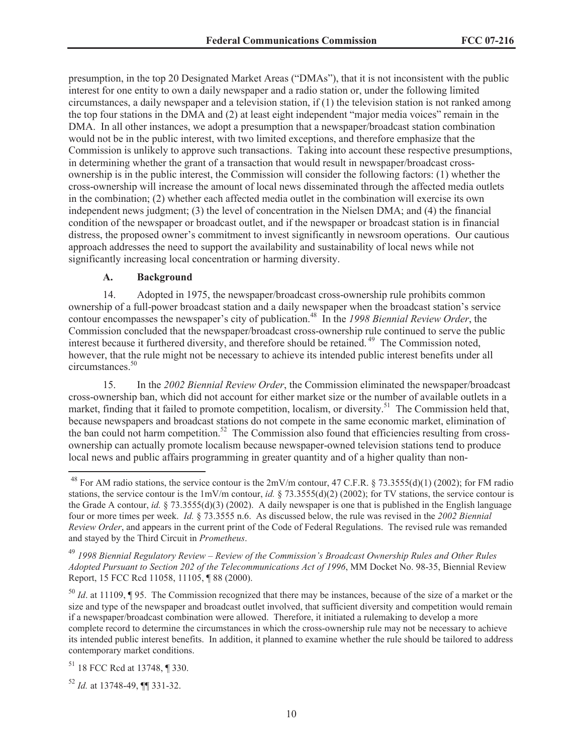presumption, in the top 20 Designated Market Areas ("DMAs"), that it is not inconsistent with the public interest for one entity to own a daily newspaper and a radio station or, under the following limited circumstances, a daily newspaper and a television station, if (1) the television station is not ranked among the top four stations in the DMA and (2) at least eight independent "major media voices" remain in the DMA. In all other instances, we adopt a presumption that a newspaper/broadcast station combination would not be in the public interest, with two limited exceptions, and therefore emphasize that the Commission is unlikely to approve such transactions. Taking into account these respective presumptions, in determining whether the grant of a transaction that would result in newspaper/broadcast cross-ownership is in the public interest, the Commission will consider the following factors: (1) whether the cross-ownership will increase the amount of local news disseminated through the affected media outlets in the combination; (2) whether each affected media outlet in the combination will exercise its own independent news judgment; (3) the level of concentration in the Nielsen DMA; and (4) the financial condition of the newspaper or broadcast outlet, and if the newspaper or broadcast station is in financial distress, the proposed owner's commitment to invest significantly in newsroom operations. Our cautious approach addresses the need to support the availability and sustainability of local news while not significantly increasing local concentration or harming diversity.

### A. Background

14. Adopted in 1975, the newspaper/broadcast cross-ownership rule prohibits common ownership of a full-power broadcast station and a daily newspaper when the broadcast station's service contour encompasses the newspaper's city of publication.[48] In the *1998 Biennial Review Order*, the Commission concluded that the newspaper/broadcast cross-ownership rule continued to serve the public interest because it furthered diversity, and therefore should be retained.[49] The Commission noted, however, that the rule might not be necessary to achieve its intended public interest benefits under all circumstances.[50]

15. In the *2002 Biennial Review Order*, the Commission eliminated the newspaper/broadcast cross-ownership ban, which did not account for either market size or the number of available outlets in a market, finding that it failed to promote competition, localism, or diversity.[51] The Commission held that, because newspapers and broadcast stations do not compete in the same economic market, elimination of the ban could not harm competition.[52] The Commission also found that efficiencies resulting from cross-ownership can actually promote localism because newspaper-owned television stations tend to produce local news and public affairs programming in greater quantity and of a higher quality than non-

---

[48] For AM radio stations, the service contour is the 2mV/m contour, 47 C.F.R. § 73.3555(d)(1) (2002); for FM radio stations, the service contour is the 1mV/m contour, *id.* § 73.3555(d)(2) (2002); for TV stations, the service contour is the Grade A contour, *id.* § 73.3555(d)(3) (2002). A daily newspaper is one that is published in the English language four or more times per week. *Id.* § 73.3555 n.6. As discussed below, the rule was revised in the *2002 Biennial Review Order*, and appears in the current print of the Code of Federal Regulations. The revised rule was remanded and stayed by the Third Circuit in *Prometheus*.

[49] *1998 Biennial Regulatory Review – Review of the Commission's Broadcast Ownership Rules and Other Rules Adopted Pursuant to Section 202 of the Telecommunications Act of 1996*, MM Docket No. 98-35, Biennial Review Report, 15 FCC Rcd 11058, 11105, ¶ 88 (2000).

[50] *Id*. at 11109, ¶ 95. The Commission recognized that there may be instances, because of the size of a market or the size and type of the newspaper and broadcast outlet involved, that sufficient diversity and competition would remain if a newspaper/broadcast combination were allowed. Therefore, it initiated a rulemaking to develop a more complete record to determine the circumstances in which the cross-ownership rule may not be necessary to achieve its intended public interest benefits. In addition, it planned to examine whether the rule should be tailored to address contemporary market conditions.

[51] 18 FCC Rcd at 13748, ¶ 330.

[52] *Id.* at 13748-49, ¶¶ 331-32.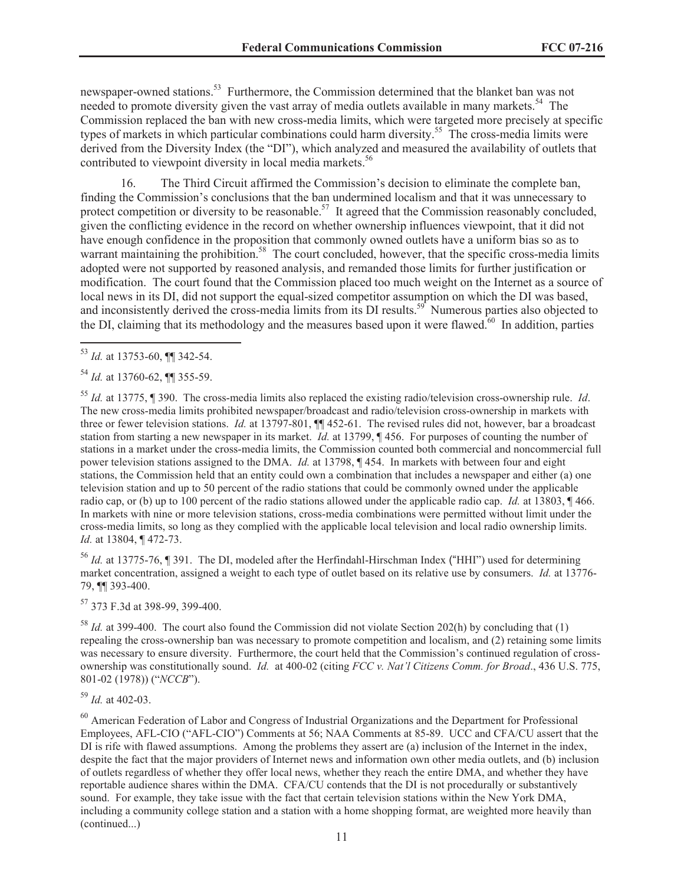newspaper-owned stations.[53] Furthermore, the Commission determined that the blanket ban was not needed to promote diversity given the vast array of media outlets available in many markets.[54] The Commission replaced the ban with new cross-media limits, which were targeted more precisely at specific types of markets in which particular combinations could harm diversity.[55] The cross-media limits were derived from the Diversity Index (the "DI"), which analyzed and measured the availability of outlets that contributed to viewpoint diversity in local media markets.[56]

16. The Third Circuit affirmed the Commission's decision to eliminate the complete ban, finding the Commission's conclusions that the ban undermined localism and that it was unnecessary to protect competition or diversity to be reasonable.[57] It agreed that the Commission reasonably concluded, given the conflicting evidence in the record on whether ownership influences viewpoint, that it did not have enough confidence in the proposition that commonly owned outlets have a uniform bias so as to warrant maintaining the prohibition.[58] The court concluded, however, that the specific cross-media limits adopted were not supported by reasoned analysis, and remanded those limits for further justification or modification. The court found that the Commission placed too much weight on the Internet as a source of local news in its DI, did not support the equal-sized competitor assumption on which the DI was based, and inconsistently derived the cross-media limits from its DI results.[59] Numerous parties also objected to the DI, claiming that its methodology and the measures based upon it were flawed.[60] In addition, parties

---

[53] *Id.* at 13753-60, ¶¶ 342-54.

[54] *Id.* at 13760-62, ¶¶ 355-59.

[55] *Id.* at 13775, ¶ 390. The cross-media limits also replaced the existing radio/television cross-ownership rule. *Id*. The new cross-media limits prohibited newspaper/broadcast and radio/television cross-ownership in markets with three or fewer television stations. *Id.* at 13797-801, ¶¶ 452-61. The revised rules did not, however, bar a broadcast station from starting a new newspaper in its market. *Id.* at 13799, ¶ 456. For purposes of counting the number of stations in a market under the cross-media limits, the Commission counted both commercial and noncommercial full power television stations assigned to the DMA. *Id.* at 13798, ¶ 454. In markets with between four and eight stations, the Commission held that an entity could own a combination that includes a newspaper and either (a) one television station and up to 50 percent of the radio stations that could be commonly owned under the applicable radio cap, or (b) up to 100 percent of the radio stations allowed under the applicable radio cap. *Id.* at 13803, ¶ 466. In markets with nine or more television stations, cross-media combinations were permitted without limit under the cross-media limits, so long as they complied with the applicable local television and local radio ownership limits. *Id*. at 13804, ¶ 472-73.

[56] *Id.* at 13775-76, ¶ 391. The DI, modeled after the Herfindahl-Hirschman Index ("HHI") used for determining market concentration, assigned a weight to each type of outlet based on its relative use by consumers. *Id.* at 13776-79, ¶¶ 393-400.

[57] 373 F.3d at 398-99, 399-400.

[58] *Id.* at 399-400. The court also found the Commission did not violate Section 202(h) by concluding that (1) repealing the cross-ownership ban was necessary to promote competition and localism, and (2) retaining some limits was necessary to ensure diversity. Furthermore, the court held that the Commission's continued regulation of cross-ownership was constitutionally sound. *Id.* at 400-02 (citing *FCC v. Nat'l Citizens Comm. for Broad*., 436 U.S. 775, 801-02 (1978)) ("*NCCB*").

[59] *Id.* at 402-03.

[60] American Federation of Labor and Congress of Industrial Organizations and the Department for Professional Employees, AFL-CIO ("AFL-CIO") Comments at 56; NAA Comments at 85-89. UCC and CFA/CU assert that the DI is rife with flawed assumptions. Among the problems they assert are (a) inclusion of the Internet in the index, despite the fact that the major providers of Internet news and information own other media outlets, and (b) inclusion of outlets regardless of whether they offer local news, whether they reach the entire DMA, and whether they have reportable audience shares within the DMA. CFA/CU contends that the DI is not procedurally or substantively sound. For example, they take issue with the fact that certain television stations within the New York DMA, including a community college station and a station with a home shopping format, are weighted more heavily than (continued...)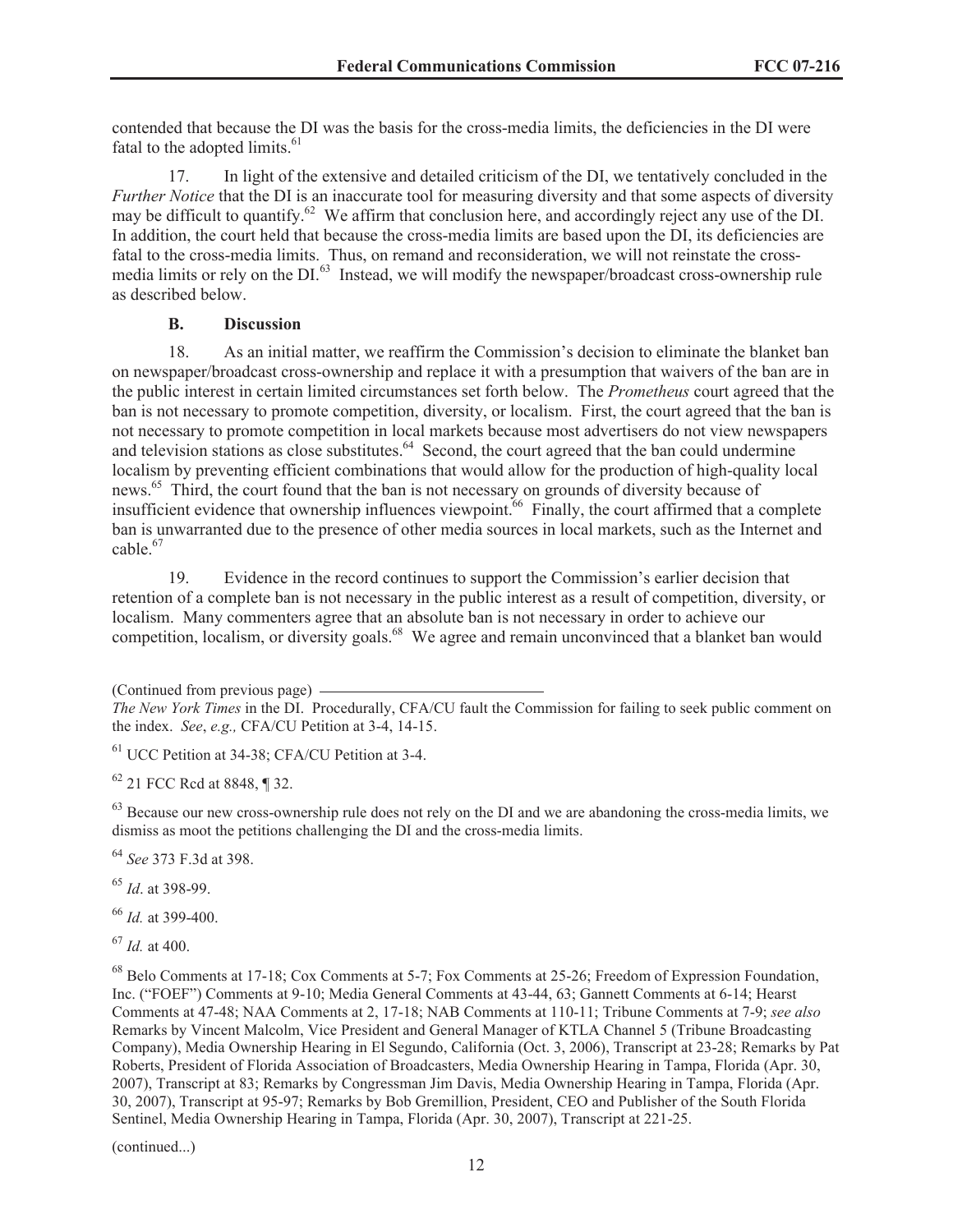contended that because the DI was the basis for the cross-media limits, the deficiencies in the DI were fatal to the adopted limits.[61]

17. In light of the extensive and detailed criticism of the DI, we tentatively concluded in the *Further Notice* that the DI is an inaccurate tool for measuring diversity and that some aspects of diversity may be difficult to quantify.[62] We affirm that conclusion here, and accordingly reject any use of the DI. In addition, the court held that because the cross-media limits are based upon the DI, its deficiencies are fatal to the cross-media limits. Thus, on remand and reconsideration, we will not reinstate the cross-media limits or rely on the DI.[63] Instead, we will modify the newspaper/broadcast cross-ownership rule as described below.

### B. Discussion

18. As an initial matter, we reaffirm the Commission's decision to eliminate the blanket ban on newspaper/broadcast cross-ownership and replace it with a presumption that waivers of the ban are in the public interest in certain limited circumstances set forth below. The *Prometheus* court agreed that the ban is not necessary to promote competition, diversity, or localism. First, the court agreed that the ban is not necessary to promote competition in local markets because most advertisers do not view newspapers and television stations as close substitutes.[64] Second, the court agreed that the ban could undermine localism by preventing efficient combinations that would allow for the production of high-quality local news.[65] Third, the court found that the ban is not necessary on grounds of diversity because of insufficient evidence that ownership influences viewpoint.[66] Finally, the court affirmed that a complete ban is unwarranted due to the presence of other media sources in local markets, such as the Internet and cable.[67]

19. Evidence in the record continues to support the Commission's earlier decision that retention of a complete ban is not necessary in the public interest as a result of competition, diversity, or localism. Many commenters agree that an absolute ban is not necessary in order to achieve our competition, localism, or diversity goals.[68] We agree and remain unconvinced that a blanket ban would

---

(Continued from previous page)
*The New York Times* in the DI. Procedurally, CFA/CU fault the Commission for failing to seek public comment on the index. *See*, *e.g.,* CFA/CU Petition at 3-4, 14-15.

[61] UCC Petition at 34-38; CFA/CU Petition at 3-4.

[62] 21 FCC Rcd at 8848, ¶ 32.

[63] Because our new cross-ownership rule does not rely on the DI and we are abandoning the cross-media limits, we dismiss as moot the petitions challenging the DI and the cross-media limits.

[64] *See* 373 F.3d at 398.

[65] *Id*. at 398-99.

[66] *Id.* at 399-400.

[67] *Id.* at 400.

[68] Belo Comments at 17-18; Cox Comments at 5-7; Fox Comments at 25-26; Freedom of Expression Foundation, Inc. ("FOEF") Comments at 9-10; Media General Comments at 43-44, 63; Gannett Comments at 6-14; Hearst Comments at 47-48; NAA Comments at 2, 17-18; NAB Comments at 110-11; Tribune Comments at 7-9; *see also* Remarks by Vincent Malcolm, Vice President and General Manager of KTLA Channel 5 (Tribune Broadcasting Company), Media Ownership Hearing in El Segundo, California (Oct. 3, 2006), Transcript at 23-28; Remarks by Pat Roberts, President of Florida Association of Broadcasters, Media Ownership Hearing in Tampa, Florida (Apr. 30, 2007), Transcript at 83; Remarks by Congressman Jim Davis, Media Ownership Hearing in Tampa, Florida (Apr. 30, 2007), Transcript at 95-97; Remarks by Bob Gremillion, President, CEO and Publisher of the South Florida Sentinel, Media Ownership Hearing in Tampa, Florida (Apr. 30, 2007), Transcript at 221-25.

(continued...)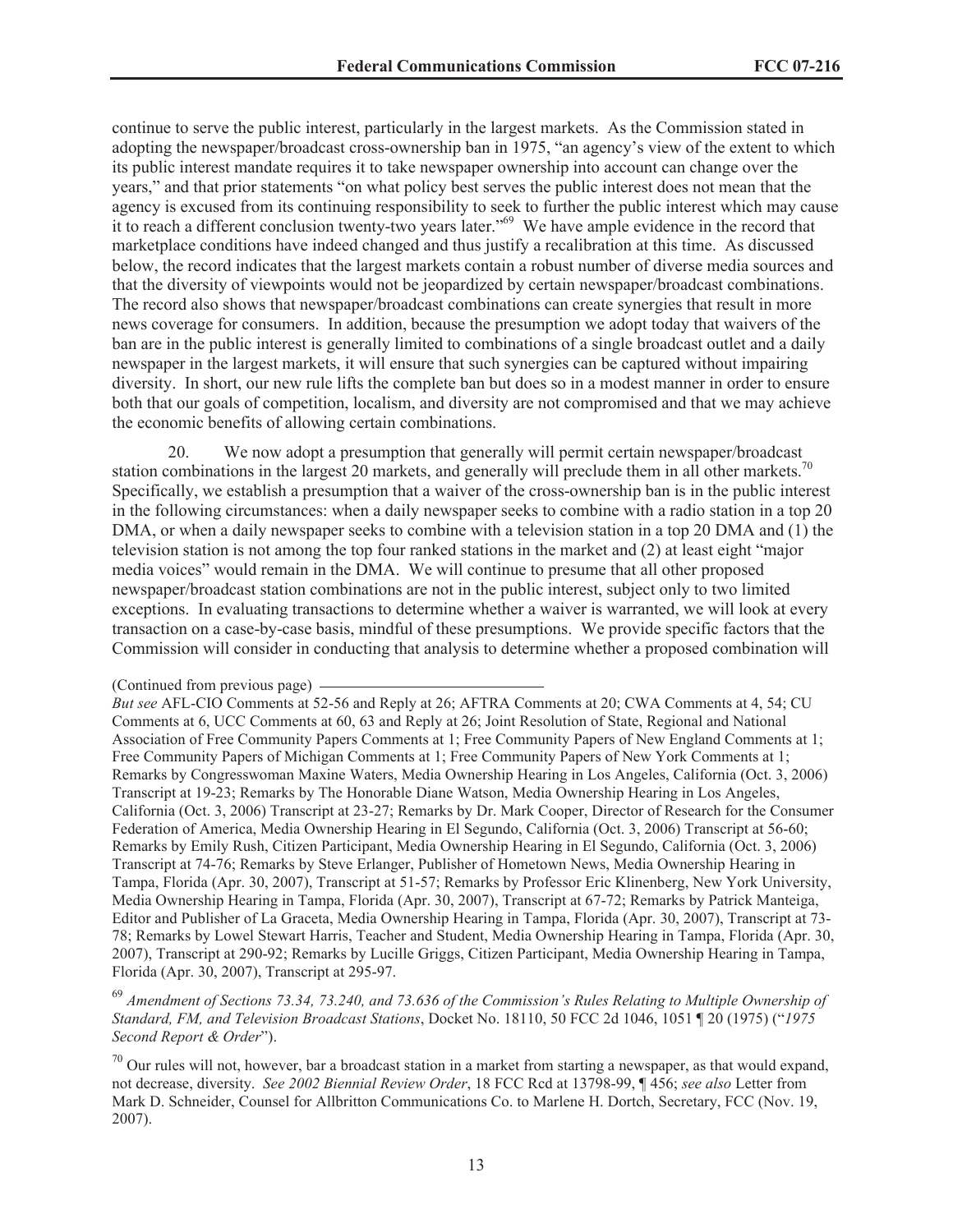continue to serve the public interest, particularly in the largest markets. As the Commission stated in adopting the newspaper/broadcast cross-ownership ban in 1975, "an agency's view of the extent to which its public interest mandate requires it to take newspaper ownership into account can change over the years," and that prior statements "on what policy best serves the public interest does not mean that the agency is excused from its continuing responsibility to seek to further the public interest which may cause it to reach a different conclusion twenty-two years later."[69] We have ample evidence in the record that marketplace conditions have indeed changed and thus justify a recalibration at this time. As discussed below, the record indicates that the largest markets contain a robust number of diverse media sources and that the diversity of viewpoints would not be jeopardized by certain newspaper/broadcast combinations. The record also shows that newspaper/broadcast combinations can create synergies that result in more news coverage for consumers. In addition, because the presumption we adopt today that waivers of the ban are in the public interest is generally limited to combinations of a single broadcast outlet and a daily newspaper in the largest markets, it will ensure that such synergies can be captured without impairing diversity. In short, our new rule lifts the complete ban but does so in a modest manner in order to ensure both that our goals of competition, localism, and diversity are not compromised and that we may achieve the economic benefits of allowing certain combinations.

20. We now adopt a presumption that generally will permit certain newspaper/broadcast station combinations in the largest 20 markets, and generally will preclude them in all other markets.[70] Specifically, we establish a presumption that a waiver of the cross-ownership ban is in the public interest in the following circumstances: when a daily newspaper seeks to combine with a radio station in a top 20 DMA, or when a daily newspaper seeks to combine with a television station in a top 20 DMA and (1) the television station is not among the top four ranked stations in the market and (2) at least eight "major media voices" would remain in the DMA. We will continue to presume that all other proposed newspaper/broadcast station combinations are not in the public interest, subject only to two limited exceptions. In evaluating transactions to determine whether a waiver is warranted, we will look at every transaction on a case-by-case basis, mindful of these presumptions. We provide specific factors that the Commission will consider in conducting that analysis to determine whether a proposed combination will

(Continued from previous page)

*But see* AFL-CIO Comments at 52-56 and Reply at 26; AFTRA Comments at 20; CWA Comments at 4, 54; CU Comments at 6, UCC Comments at 60, 63 and Reply at 26; Joint Resolution of State, Regional and National Association of Free Community Papers Comments at 1; Free Community Papers of New England Comments at 1; Free Community Papers of Michigan Comments at 1; Free Community Papers of New York Comments at 1; Remarks by Congresswoman Maxine Waters, Media Ownership Hearing in Los Angeles, California (Oct. 3, 2006) Transcript at 19-23; Remarks by The Honorable Diane Watson, Media Ownership Hearing in Los Angeles, California (Oct. 3, 2006) Transcript at 23-27; Remarks by Dr. Mark Cooper, Director of Research for the Consumer Federation of America, Media Ownership Hearing in El Segundo, California (Oct. 3, 2006) Transcript at 56-60; Remarks by Emily Rush, Citizen Participant, Media Ownership Hearing in El Segundo, California (Oct. 3, 2006) Transcript at 74-76; Remarks by Steve Erlanger, Publisher of Hometown News, Media Ownership Hearing in Tampa, Florida (Apr. 30, 2007), Transcript at 51-57; Remarks by Professor Eric Klinenberg, New York University, Media Ownership Hearing in Tampa, Florida (Apr. 30, 2007), Transcript at 67-72; Remarks by Patrick Manteiga, Editor and Publisher of La Graceta, Media Ownership Hearing in Tampa, Florida (Apr. 30, 2007), Transcript at 73-78; Remarks by Lowel Stewart Harris, Teacher and Student, Media Ownership Hearing in Tampa, Florida (Apr. 30, 2007), Transcript at 290-92; Remarks by Lucille Griggs, Citizen Participant, Media Ownership Hearing in Tampa, Florida (Apr. 30, 2007), Transcript at 295-97.

[69] *Amendment of Sections 73.34, 73.240, and 73.636 of the Commission's Rules Relating to Multiple Ownership of Standard, FM, and Television Broadcast Stations*, Docket No. 18110, 50 FCC 2d 1046, 1051 ¶ 20 (1975) ("*1975 Second Report & Order*").

[70] Our rules will not, however, bar a broadcast station in a market from starting a newspaper, as that would expand, not decrease, diversity. *See 2002 Biennial Review Order*, 18 FCC Rcd at 13798-99, ¶ 456; *see also* Letter from Mark D. Schneider, Counsel for Allbritton Communications Co. to Marlene H. Dortch, Secretary, FCC (Nov. 19, 2007).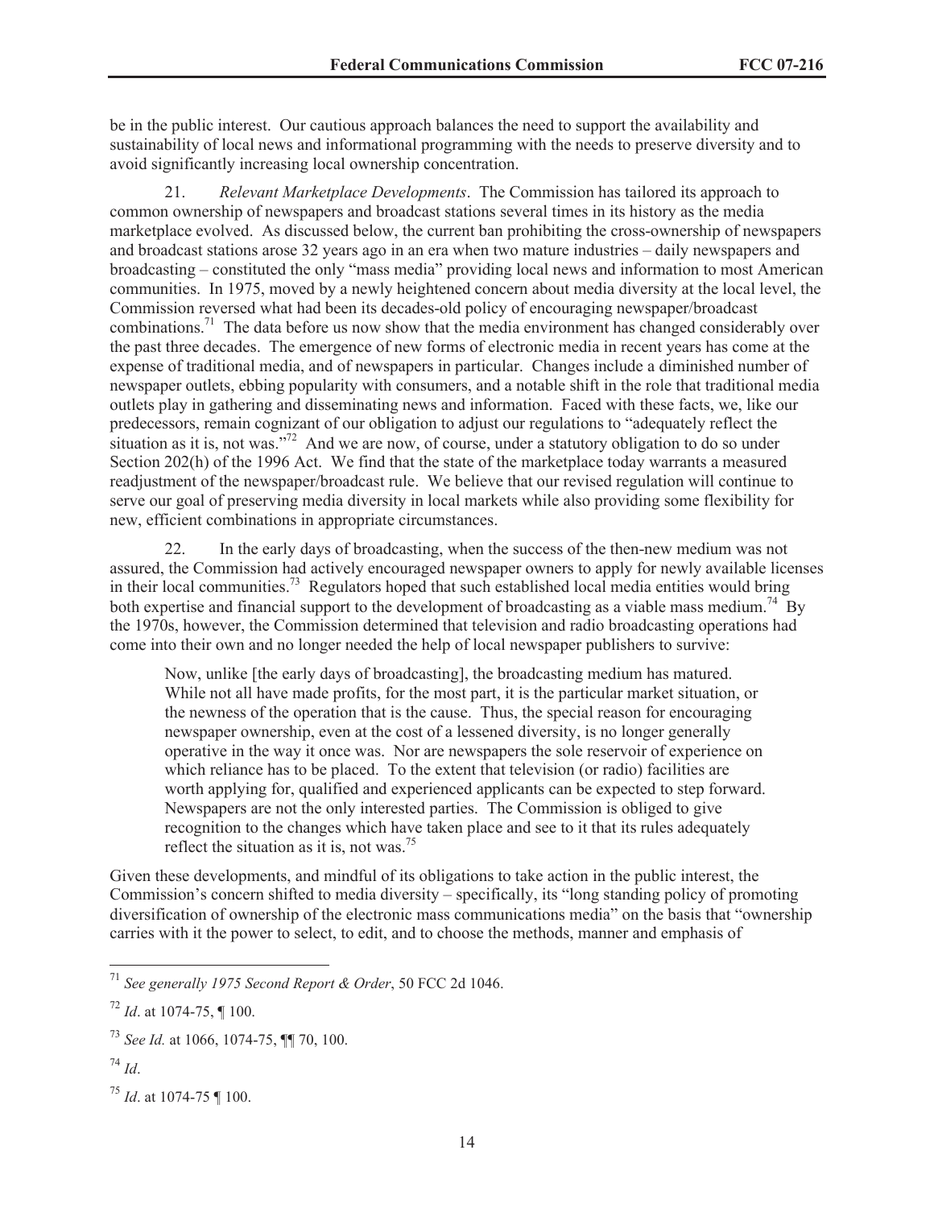be in the public interest. Our cautious approach balances the need to support the availability and sustainability of local news and informational programming with the needs to preserve diversity and to avoid significantly increasing local ownership concentration.

21. *Relevant Marketplace Developments*. The Commission has tailored its approach to common ownership of newspapers and broadcast stations several times in its history as the media marketplace evolved. As discussed below, the current ban prohibiting the cross-ownership of newspapers and broadcast stations arose 32 years ago in an era when two mature industries – daily newspapers and broadcasting – constituted the only "mass media" providing local news and information to most American communities. In 1975, moved by a newly heightened concern about media diversity at the local level, the Commission reversed what had been its decades-old policy of encouraging newspaper/broadcast combinations.[71] The data before us now show that the media environment has changed considerably over the past three decades. The emergence of new forms of electronic media in recent years has come at the expense of traditional media, and of newspapers in particular. Changes include a diminished number of newspaper outlets, ebbing popularity with consumers, and a notable shift in the role that traditional media outlets play in gathering and disseminating news and information. Faced with these facts, we, like our predecessors, remain cognizant of our obligation to adjust our regulations to "adequately reflect the situation as it is, not was."[72] And we are now, of course, under a statutory obligation to do so under Section 202(h) of the 1996 Act. We find that the state of the marketplace today warrants a measured readjustment of the newspaper/broadcast rule. We believe that our revised regulation will continue to serve our goal of preserving media diversity in local markets while also providing some flexibility for new, efficient combinations in appropriate circumstances.

22. In the early days of broadcasting, when the success of the then-new medium was not assured, the Commission had actively encouraged newspaper owners to apply for newly available licenses in their local communities.[73] Regulators hoped that such established local media entities would bring both expertise and financial support to the development of broadcasting as a viable mass medium.[74] By the 1970s, however, the Commission determined that television and radio broadcasting operations had come into their own and no longer needed the help of local newspaper publishers to survive:

> Now, unlike [the early days of broadcasting], the broadcasting medium has matured. While not all have made profits, for the most part, it is the particular market situation, or the newness of the operation that is the cause. Thus, the special reason for encouraging newspaper ownership, even at the cost of a lessened diversity, is no longer generally operative in the way it once was. Nor are newspapers the sole reservoir of experience on which reliance has to be placed. To the extent that television (or radio) facilities are worth applying for, qualified and experienced applicants can be expected to step forward. Newspapers are not the only interested parties. The Commission is obliged to give recognition to the changes which have taken place and see to it that its rules adequately reflect the situation as it is, not was.[75]

Given these developments, and mindful of its obligations to take action in the public interest, the Commission's concern shifted to media diversity – specifically, its "long standing policy of promoting diversification of ownership of the electronic mass communications media" on the basis that "ownership carries with it the power to select, to edit, and to choose the methods, manner and emphasis of

---

[71] *See generally 1975 Second Report & Order*, 50 FCC 2d 1046.

[72] *Id*. at 1074-75, ¶ 100.

[73] *See Id.* at 1066, 1074-75, ¶¶ 70, 100.

[74] *Id*.

[75] *Id*. at 1074-75 ¶ 100.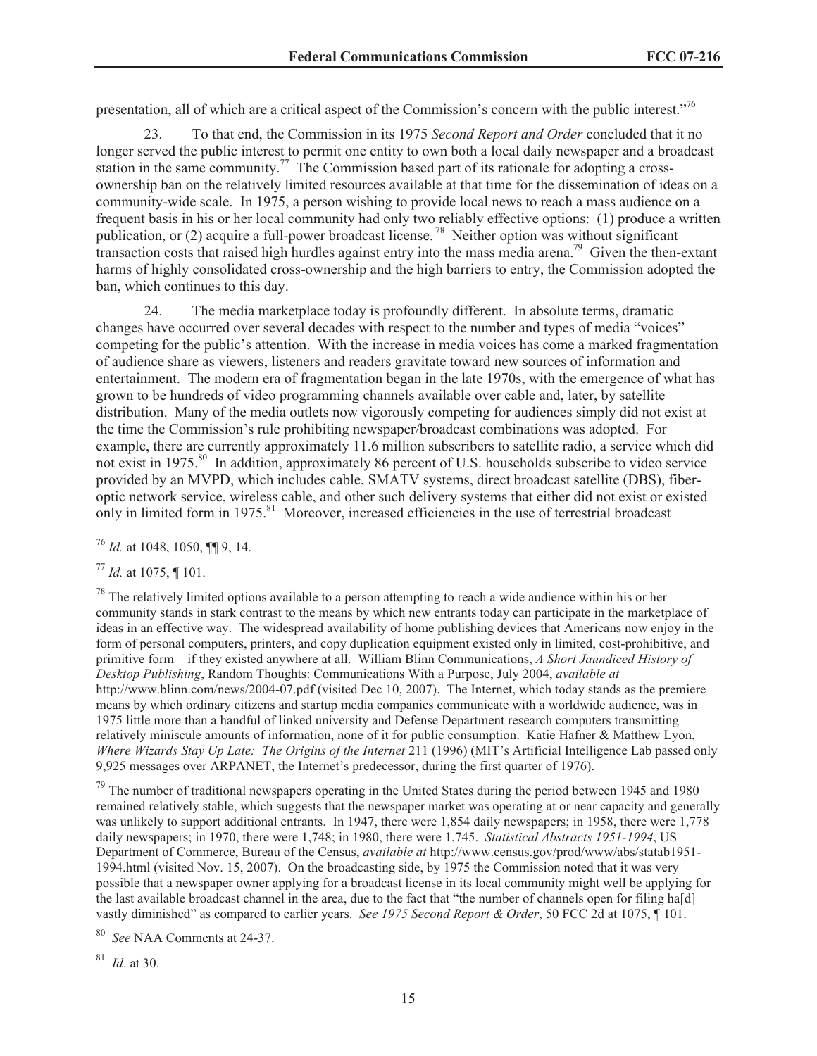presentation, all of which are a critical aspect of the Commission's concern with the public interest."[76]

23. To that end, the Commission in its 1975 *Second Report and Order* concluded that it no longer served the public interest to permit one entity to own both a local daily newspaper and a broadcast station in the same community.[77] The Commission based part of its rationale for adopting a cross-ownership ban on the relatively limited resources available at that time for the dissemination of ideas on a community-wide scale. In 1975, a person wishing to provide local news to reach a mass audience on a frequent basis in his or her local community had only two reliably effective options: (1) produce a written publication, or (2) acquire a full-power broadcast license.[78] Neither option was without significant transaction costs that raised high hurdles against entry into the mass media arena.[79] Given the then-extant harms of highly consolidated cross-ownership and the high barriers to entry, the Commission adopted the ban, which continues to this day.

24. The media marketplace today is profoundly different. In absolute terms, dramatic changes have occurred over several decades with respect to the number and types of media "voices" competing for the public's attention. With the increase in media voices has come a marked fragmentation of audience share as viewers, listeners and readers gravitate toward new sources of information and entertainment. The modern era of fragmentation began in the late 1970s, with the emergence of what has grown to be hundreds of video programming channels available over cable and, later, by satellite distribution. Many of the media outlets now vigorously competing for audiences simply did not exist at the time the Commission's rule prohibiting newspaper/broadcast combinations was adopted. For example, there are currently approximately 11.6 million subscribers to satellite radio, a service which did not exist in 1975.[80] In addition, approximately 86 percent of U.S. households subscribe to video service provided by an MVPD, which includes cable, SMATV systems, direct broadcast satellite (DBS), fiber-optic network service, wireless cable, and other such delivery systems that either did not exist or existed only in limited form in 1975.[81] Moreover, increased efficiencies in the use of terrestrial broadcast

---

[76] *Id.* at 1048, 1050, ¶¶ 9, 14.

[77] *Id.* at 1075, ¶ 101.

[78] The relatively limited options available to a person attempting to reach a wide audience within his or her community stands in stark contrast to the means by which new entrants today can participate in the marketplace of ideas in an effective way. The widespread availability of home publishing devices that Americans now enjoy in the form of personal computers, printers, and copy duplication equipment existed only in limited, cost-prohibitive, and primitive form – if they existed anywhere at all. William Blinn Communications, *A Short Jaundiced History of Desktop Publishing*, Random Thoughts: Communications With a Purpose, July 2004, *available at* http://www.blinn.com/news/2004-07.pdf (visited Dec 10, 2007). The Internet, which today stands as the premiere means by which ordinary citizens and startup media companies communicate with a worldwide audience, was in 1975 little more than a handful of linked university and Defense Department research computers transmitting relatively miniscule amounts of information, none of it for public consumption. Katie Hafner & Matthew Lyon, *Where Wizards Stay Up Late: The Origins of the Internet* 211 (1996) (MIT's Artificial Intelligence Lab passed only 9,925 messages over ARPANET, the Internet's predecessor, during the first quarter of 1976).

[79] The number of traditional newspapers operating in the United States during the period between 1945 and 1980 remained relatively stable, which suggests that the newspaper market was operating at or near capacity and generally was unlikely to support additional entrants. In 1947, there were 1,854 daily newspapers; in 1958, there were 1,778 daily newspapers; in 1970, there were 1,748; in 1980, there were 1,745. *Statistical Abstracts 1951-1994*, US Department of Commerce, Bureau of the Census, *available at* http://www.census.gov/prod/www/abs/statab1951-1994.html (visited Nov. 15, 2007). On the broadcasting side, by 1975 the Commission noted that it was very possible that a newspaper owner applying for a broadcast license in its local community might well be applying for the last available broadcast channel in the area, due to the fact that "the number of channels open for filing ha[d] vastly diminished" as compared to earlier years. *See 1975 Second Report & Order*, 50 FCC 2d at 1075, ¶ 101.

[80] *See* NAA Comments at 24-37.

[81] *Id*. at 30.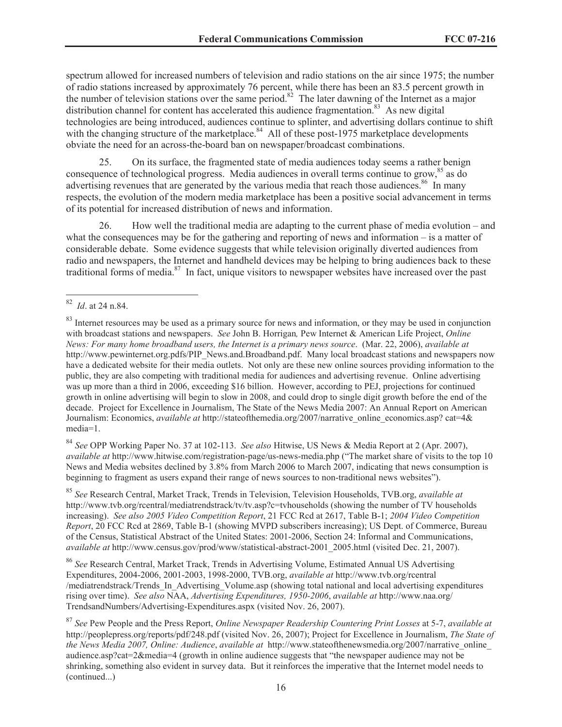spectrum allowed for increased numbers of television and radio stations on the air since 1975; the number of radio stations increased by approximately 76 percent, while there has been an 83.5 percent growth in the number of television stations over the same period.[82] The later dawning of the Internet as a major distribution channel for content has accelerated this audience fragmentation.[83] As new digital technologies are being introduced, audiences continue to splinter, and advertising dollars continue to shift with the changing structure of the marketplace.[84] All of these post-1975 marketplace developments obviate the need for an across-the-board ban on newspaper/broadcast combinations.

25. On its surface, the fragmented state of media audiences today seems a rather benign consequence of technological progress. Media audiences in overall terms continue to grow,[85] as do advertising revenues that are generated by the various media that reach those audiences.[86] In many respects, the evolution of the modern media marketplace has been a positive social advancement in terms of its potential for increased distribution of news and information.

26. How well the traditional media are adapting to the current phase of media evolution – and what the consequences may be for the gathering and reporting of news and information – is a matter of considerable debate. Some evidence suggests that while television originally diverted audiences from radio and newspapers, the Internet and handheld devices may be helping to bring audiences back to these traditional forms of media.[87] In fact, unique visitors to newspaper websites have increased over the past

---

[82] *Id*. at 24 n.84.

[83] Internet resources may be used as a primary source for news and information, or they may be used in conjunction with broadcast stations and newspapers. *See* John B. Horrigan*,* Pew Internet & American Life Project, *Online News: For many home broadband users, the Internet is a primary news source*. (Mar. 22, 2006), *available at* http://www.pewinternet.org.pdfs/PIP_News.and.Broadband.pdf. Many local broadcast stations and newspapers now have a dedicated website for their media outlets. Not only are these new online sources providing information to the public, they are also competing with traditional media for audiences and advertising revenue. Online advertising was up more than a third in 2006, exceeding $16 billion. However, according to PEJ, projections for continued growth in online advertising will begin to slow in 2008, and could drop to single digit growth before the end of the decade. Project for Excellence in Journalism, The State of the News Media 2007: An Annual Report on American Journalism: Economics, *available at* http://stateofthemedia.org/2007/narrative_online_economics.asp? cat=4& media=1.

[84] *See* OPP Working Paper No. 37 at 102-113. *See also* Hitwise, US News & Media Report at 2 (Apr. 2007), *available at* http://www.hitwise.com/registration-page/us-news-media.php ("The market share of visits to the top 10 News and Media websites declined by 3.8% from March 2006 to March 2007, indicating that news consumption is beginning to fragment as users expand their range of news sources to non-traditional news websites").

[85] *See* Research Central, Market Track, Trends in Television, Television Households, TVB.org, *available at* http://www.tvb.org/rcentral/mediatrendstrack/tv/tv.asp?c=tvhouseholds (showing the number of TV households increasing). *See also 2005 Video Competition Report*, 21 FCC Rcd at 2617, Table B-1; *2004 Video Competition Report*, 20 FCC Rcd at 2869, Table B-1 (showing MVPD subscribers increasing); US Dept. of Commerce, Bureau of the Census, Statistical Abstract of the United States: 2001-2006, Section 24: Informal and Communications, *available at* http://www.census.gov/prod/www/statistical-abstract-2001_2005.html (visited Dec. 21, 2007).

[86] *See* Research Central, Market Track, Trends in Advertising Volume, Estimated Annual US Advertising Expenditures, 2004-2006, 2001-2003, 1998-2000, TVB.org, *available at* http://www.tvb.org/rcentral /mediatrendstrack/Trends_In_Advertising_Volume.asp (showing total national and local advertising expenditures rising over time). *See also* NAA, *Advertising Expenditures, 1950-2006*, *available at* http://www.naa.org/ TrendsandNumbers/Advertising-Expenditures.aspx (visited Nov. 26, 2007).

[87] *See* Pew People and the Press Report, *Online Newspaper Readership Countering Print Losses* at 5-7, *available at* http://peoplepress.org/reports/pdf/248.pdf (visited Nov. 26, 2007); Project for Excellence in Journalism, *The State of the News Media 2007, Online: Audience*, *available at* http://www.stateofthenewsmedia.org/2007/narrative_online_ audience.asp?cat=2&media=4 (growth in online audience suggests that "the newspaper audience may not be shrinking, something also evident in survey data. But it reinforces the imperative that the Internet model needs to (continued...)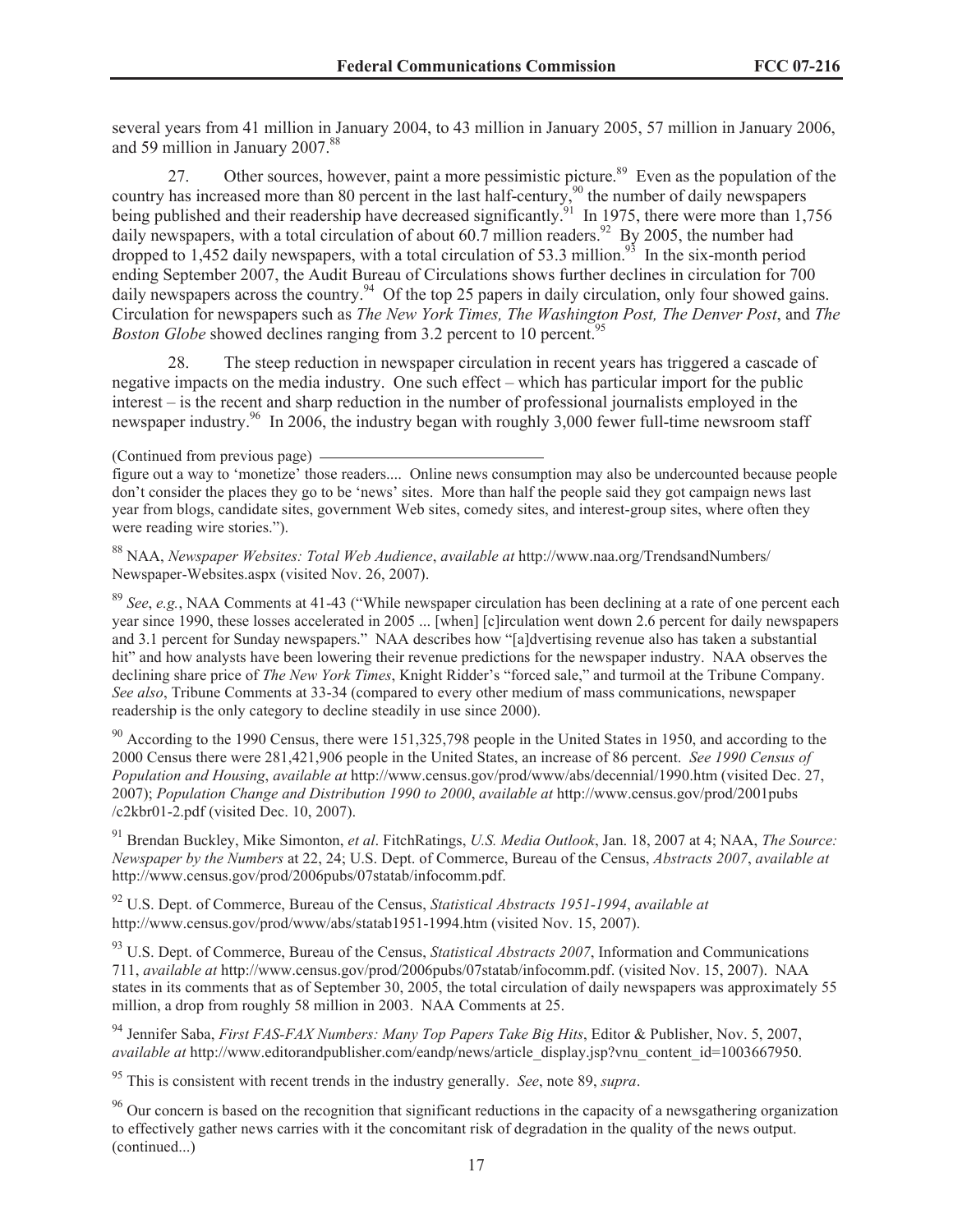several years from 41 million in January 2004, to 43 million in January 2005, 57 million in January 2006, and 59 million in January 2007.[88]

27. Other sources, however, paint a more pessimistic picture.[89] Even as the population of the country has increased more than 80 percent in the last half-century,[90] the number of daily newspapers being published and their readership have decreased significantly.[91] In 1975, there were more than 1,756 daily newspapers, with a total circulation of about 60.7 million readers.[92] By 2005, the number had dropped to 1,452 daily newspapers, with a total circulation of 53.3 million.[93] In the six-month period ending September 2007, the Audit Bureau of Circulations shows further declines in circulation for 700 daily newspapers across the country.[94] Of the top 25 papers in daily circulation, only four showed gains. Circulation for newspapers such as *The New York Times, The Washington Post, The Denver Post*, and *The Boston Globe* showed declines ranging from 3.2 percent to 10 percent.[95]

28. The steep reduction in newspaper circulation in recent years has triggered a cascade of negative impacts on the media industry. One such effect – which has particular import for the public interest – is the recent and sharp reduction in the number of professional journalists employed in the newspaper industry.[96] In 2006, the industry began with roughly 3,000 fewer full-time newsroom staff

(Continued from previous page)

figure out a way to 'monetize' those readers.... Online news consumption may also be undercounted because people don't consider the places they go to be 'news' sites. More than half the people said they got campaign news last year from blogs, candidate sites, government Web sites, comedy sites, and interest-group sites, where often they were reading wire stories.").

[88] NAA, *Newspaper Websites: Total Web Audience*, *available at* http://www.naa.org/TrendsandNumbers/Newspaper-Websites.aspx (visited Nov. 26, 2007).

[89] *See*, *e.g.*, NAA Comments at 41-43 ("While newspaper circulation has been declining at a rate of one percent each year since 1990, these losses accelerated in 2005 ... [when] [c]irculation went down 2.6 percent for daily newspapers and 3.1 percent for Sunday newspapers." NAA describes how "[a]dvertising revenue also has taken a substantial hit" and how analysts have been lowering their revenue predictions for the newspaper industry. NAA observes the declining share price of *The New York Times*, Knight Ridder's "forced sale," and turmoil at the Tribune Company. *See also*, Tribune Comments at 33-34 (compared to every other medium of mass communications, newspaper readership is the only category to decline steadily in use since 2000).

[90] According to the 1990 Census, there were 151,325,798 people in the United States in 1950, and according to the 2000 Census there were 281,421,906 people in the United States, an increase of 86 percent. *See 1990 Census of Population and Housing*, *available at* http://www.census.gov/prod/www/abs/decennial/1990.htm (visited Dec. 27, 2007); *Population Change and Distribution 1990 to 2000*, *available at* http://www.census.gov/prod/2001pubs/c2kbr01-2.pdf (visited Dec. 10, 2007).

[91] Brendan Buckley, Mike Simonton, *et al*. FitchRatings, *U.S. Media Outlook*, Jan. 18, 2007 at 4; NAA, *The Source: Newspaper by the Numbers* at 22, 24; U.S. Dept. of Commerce, Bureau of the Census, *Abstracts 2007*, *available at* http://www.census.gov/prod/2006pubs/07statab/infocomm.pdf.

[92] U.S. Dept. of Commerce, Bureau of the Census, *Statistical Abstracts 1951-1994*, *available at* http://www.census.gov/prod/www/abs/statab1951-1994.htm (visited Nov. 15, 2007).

[93] U.S. Dept. of Commerce, Bureau of the Census, *Statistical Abstracts 2007*, Information and Communications 711, *available at* http://www.census.gov/prod/2006pubs/07statab/infocomm.pdf. (visited Nov. 15, 2007). NAA states in its comments that as of September 30, 2005, the total circulation of daily newspapers was approximately 55 million, a drop from roughly 58 million in 2003. NAA Comments at 25.

[94] Jennifer Saba, *First FAS-FAX Numbers: Many Top Papers Take Big Hits*, Editor & Publisher, Nov. 5, 2007, *available at* http://www.editorandpublisher.com/eandp/news/article_display.jsp?vnu_content_id=1003667950.

[95] This is consistent with recent trends in the industry generally. *See*, note 89, *supra*.

[96] Our concern is based on the recognition that significant reductions in the capacity of a newsgathering organization to effectively gather news carries with it the concomitant risk of degradation in the quality of the news output. (continued...)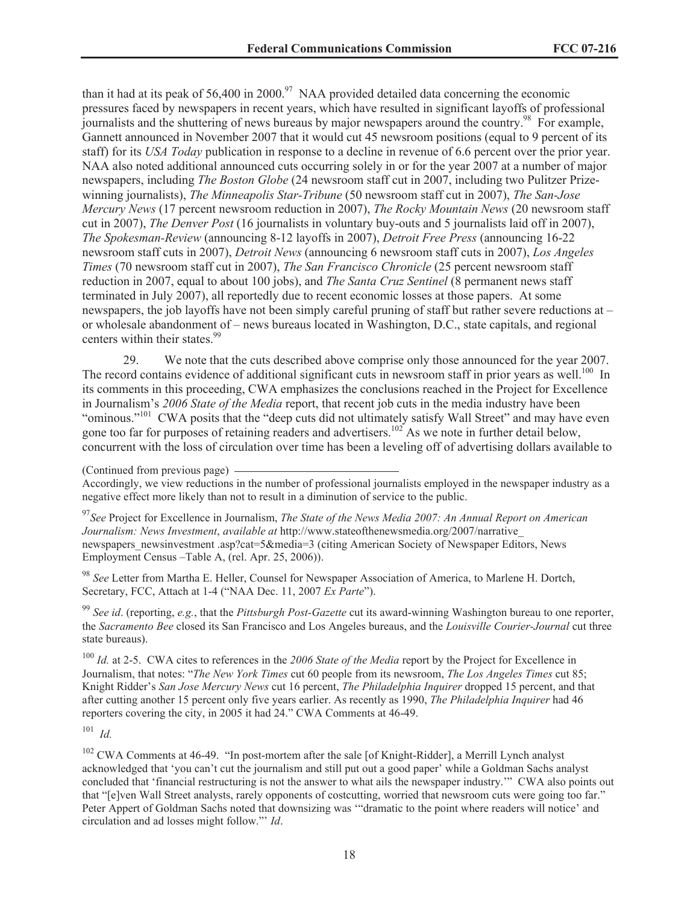than it had at its peak of 56,400 in 2000.[97] NAA provided detailed data concerning the economic pressures faced by newspapers in recent years, which have resulted in significant layoffs of professional journalists and the shuttering of news bureaus by major newspapers around the country.[98] For example, Gannett announced in November 2007 that it would cut 45 newsroom positions (equal to 9 percent of its staff) for its *USA Today* publication in response to a decline in revenue of 6.6 percent over the prior year. NAA also noted additional announced cuts occurring solely in or for the year 2007 at a number of major newspapers, including *The Boston Globe* (24 newsroom staff cut in 2007, including two Pulitzer Prize-winning journalists), *The Minneapolis Star-Tribune* (50 newsroom staff cut in 2007), *The San-Jose Mercury News* (17 percent newsroom reduction in 2007), *The Rocky Mountain News* (20 newsroom staff cut in 2007), *The Denver Post* (16 journalists in voluntary buy-outs and 5 journalists laid off in 2007), *The Spokesman-Review* (announcing 8-12 layoffs in 2007), *Detroit Free Press* (announcing 16-22 newsroom staff cuts in 2007), *Detroit News* (announcing 6 newsroom staff cuts in 2007), *Los Angeles Times* (70 newsroom staff cut in 2007), *The San Francisco Chronicle* (25 percent newsroom staff reduction in 2007, equal to about 100 jobs), and *The Santa Cruz Sentinel* (8 permanent news staff terminated in July 2007), all reportedly due to recent economic losses at those papers. At some newspapers, the job layoffs have not been simply careful pruning of staff but rather severe reductions at – or wholesale abandonment of – news bureaus located in Washington, D.C., state capitals, and regional centers within their states.[99]

29. We note that the cuts described above comprise only those announced for the year 2007. The record contains evidence of additional significant cuts in newsroom staff in prior years as well.[100] In its comments in this proceeding, CWA emphasizes the conclusions reached in the Project for Excellence in Journalism's *2006 State of the Media* report, that recent job cuts in the media industry have been "ominous."[101] CWA posits that the "deep cuts did not ultimately satisfy Wall Street" and may have even gone too far for purposes of retaining readers and advertisers.[102] As we note in further detail below, concurrent with the loss of circulation over time has been a leveling off of advertising dollars available to

(Continued from previous page)

Accordingly, we view reductions in the number of professional journalists employed in the newspaper industry as a negative effect more likely than not to result in a diminution of service to the public.

[97] *See* Project for Excellence in Journalism, *The State of the News Media 2007: An Annual Report on American Journalism: News Investment*, *available at* http://www.stateofthenewsmedia.org/2007/narrative_newspapers_newsinvestment .asp?cat=5&media=3 (citing American Society of Newspaper Editors, News Employment Census –Table A, (rel. Apr. 25, 2006)).

[98] *See* Letter from Martha E. Heller, Counsel for Newspaper Association of America, to Marlene H. Dortch, Secretary, FCC, Attach at 1-4 ("NAA Dec. 11, 2007 *Ex Parte*").

[99] *See id*. (reporting, *e.g.*, that the *Pittsburgh Post-Gazette* cut its award-winning Washington bureau to one reporter, the *Sacramento Bee* closed its San Francisco and Los Angeles bureaus, and the *Louisville Courier-Journal* cut three state bureaus).

[100] *Id.* at 2-5. CWA cites to references in the *2006 State of the Media* report by the Project for Excellence in Journalism, that notes: "*The New York Times* cut 60 people from its newsroom, *The Los Angeles Times* cut 85; Knight Ridder's *San Jose Mercury News* cut 16 percent, *The Philadelphia Inquirer* dropped 15 percent, and that after cutting another 15 percent only five years earlier. As recently as 1990, *The Philadelphia Inquirer* had 46 reporters covering the city, in 2005 it had 24." CWA Comments at 46-49.

[101] *Id.*

[102] CWA Comments at 46-49. "In post-mortem after the sale [of Knight-Ridder], a Merrill Lynch analyst acknowledged that 'you can't cut the journalism and still put out a good paper' while a Goldman Sachs analyst concluded that 'financial restructuring is not the answer to what ails the newspaper industry.'" CWA also points out that "[e]ven Wall Street analysts, rarely opponents of costcutting, worried that newsroom cuts were going too far." Peter Appert of Goldman Sachs noted that downsizing was '"dramatic to the point where readers will notice' and circulation and ad losses might follow."' *Id*.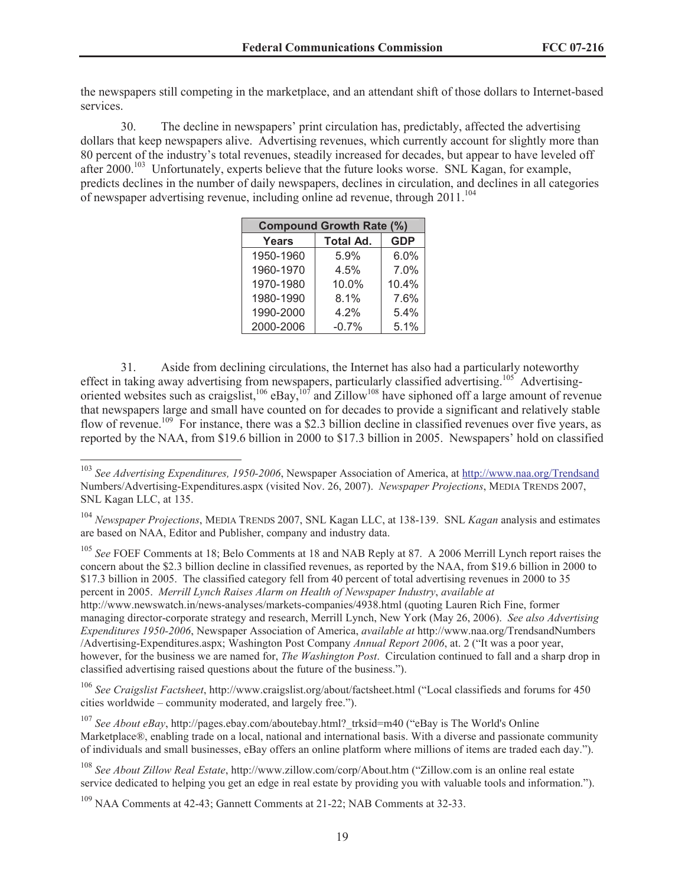the newspapers still competing in the marketplace, and an attendant shift of those dollars to Internet-based services.

30. The decline in newspapers' print circulation has, predictably, affected the advertising dollars that keep newspapers alive. Advertising revenues, which currently account for slightly more than 80 percent of the industry's total revenues, steadily increased for decades, but appear to have leveled off after 2000.[103] Unfortunately, experts believe that the future looks worse. SNL Kagan, for example, predicts declines in the number of daily newspapers, declines in circulation, and declines in all categories of newspaper advertising revenue, including online ad revenue, through 2011.[104]

| **Compound Growth Rate (%)** | | |
|---|---|---|
| **Years** | **Total Ad.** | **GDP** |
| 1950-1960 | 5.9% | 6.0% |
| 1960-1970 | 4.5% | 7.0% |
| 1970-1980 | 10.0% | 10.4% |
| 1980-1990 | 8.1% | 7.6% |
| 1990-2000 | 4.2% | 5.4% |
| 2000-2006 | -0.7% | 5.1% |

31. Aside from declining circulations, the Internet has also had a particularly noteworthy effect in taking away advertising from newspapers, particularly classified advertising.[105] Advertising-oriented websites such as craigslist,[106] eBay,[107] and Zillow[108] have siphoned off a large amount of revenue that newspapers large and small have counted on for decades to provide a significant and relatively stable flow of revenue.[109] For instance, there was a $2.3 billion decline in classified revenues over five years, as reported by the NAA, from $19.6 billion in 2000 to $17.3 billion in 2005. Newspapers' hold on classified

---

[103] *See Advertising Expenditures, 1950-2006*, Newspaper Association of America, at http://www.naa.org/TrendsandNumbers/Advertising-Expenditures.aspx (visited Nov. 26, 2007). *Newspaper Projections*, MEDIA TRENDS 2007, SNL Kagan LLC, at 135.

[104] *Newspaper Projections*, MEDIA TRENDS 2007, SNL Kagan LLC, at 138-139. SNL *Kagan* analysis and estimates are based on NAA, Editor and Publisher, company and industry data.

[105] *See* FOEF Comments at 18; Belo Comments at 18 and NAB Reply at 87. A 2006 Merrill Lynch report raises the concern about the $2.3 billion decline in classified revenues, as reported by the NAA, from $19.6 billion in 2000 to $17.3 billion in 2005. The classified category fell from 40 percent of total advertising revenues in 2000 to 35 percent in 2005. *Merrill Lynch Raises Alarm on Health of Newspaper Industry*, *available at* http://www.newswatch.in/news-analyses/markets-companies/4938.html (quoting Lauren Rich Fine, former managing director-corporate strategy and research, Merrill Lynch, New York (May 26, 2006). *See also Advertising Expenditures 1950-2006*, Newspaper Association of America, *available at* http://www.naa.org/TrendsandNumbers/Advertising-Expenditures.aspx; Washington Post Company *Annual Report 2006*, at. 2 ("It was a poor year, however, for the business we are named for, *The Washington Post*. Circulation continued to fall and a sharp drop in classified advertising raised questions about the future of the business.").

[106] *See Craigslist Factsheet*, http://www.craigslist.org/about/factsheet.html ("Local classifieds and forums for 450 cities worldwide – community moderated, and largely free.").

[107] *See About eBay*, http://pages.ebay.com/aboutebay.html?_trksid=m40 ("eBay is The World's Online Marketplace®, enabling trade on a local, national and international basis. With a diverse and passionate community of individuals and small businesses, eBay offers an online platform where millions of items are traded each day.").

[108] *See About Zillow Real Estate*, http://www.zillow.com/corp/About.htm ("Zillow.com is an online real estate service dedicated to helping you get an edge in real estate by providing you with valuable tools and information.").

[109] NAA Comments at 42-43; Gannett Comments at 21-22; NAB Comments at 32-33.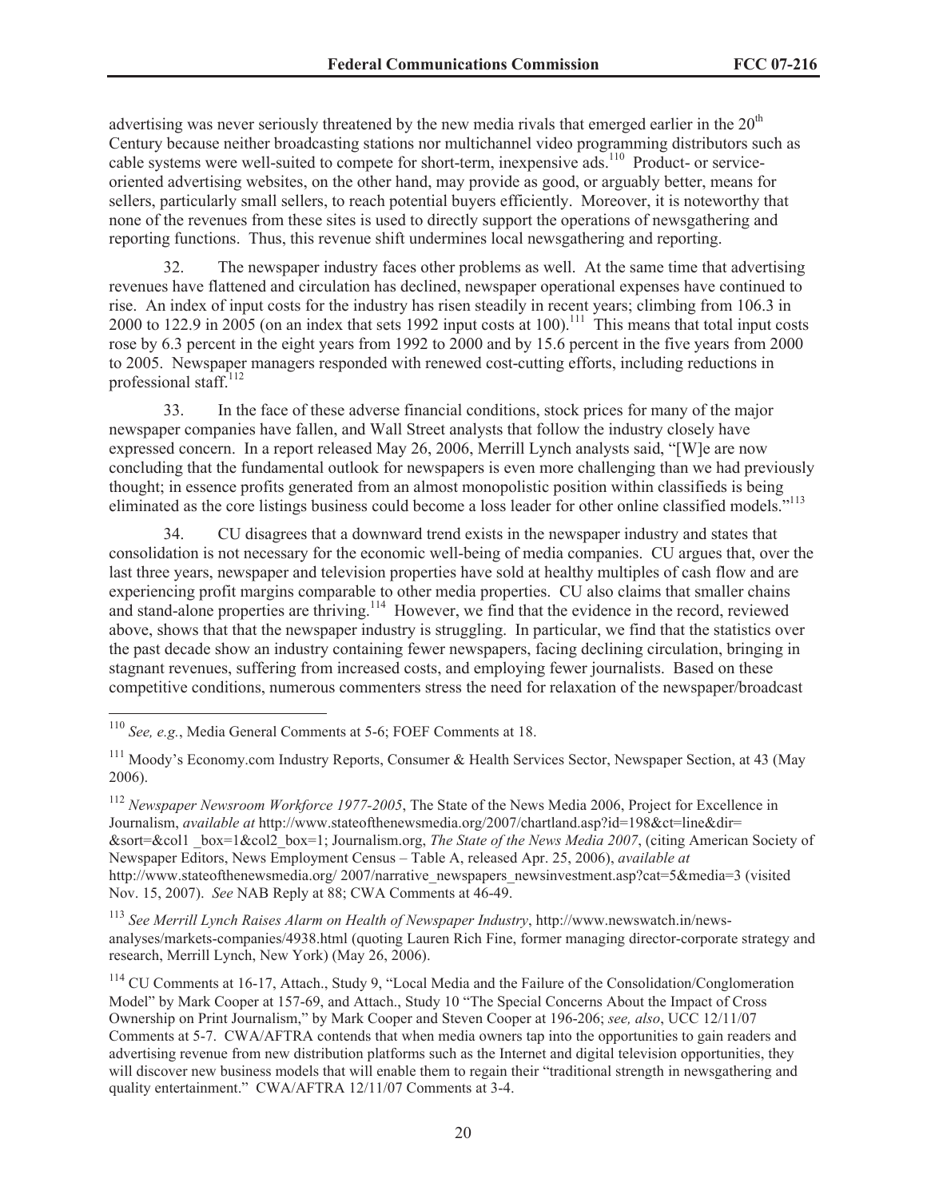advertising was never seriously threatened by the new media rivals that emerged earlier in the 20th Century because neither broadcasting stations nor multichannel video programming distributors such as cable systems were well-suited to compete for short-term, inexpensive ads.[110] Product- or service-oriented advertising websites, on the other hand, may provide as good, or arguably better, means for sellers, particularly small sellers, to reach potential buyers efficiently. Moreover, it is noteworthy that none of the revenues from these sites is used to directly support the operations of newsgathering and reporting functions. Thus, this revenue shift undermines local newsgathering and reporting.

32. The newspaper industry faces other problems as well. At the same time that advertising revenues have flattened and circulation has declined, newspaper operational expenses have continued to rise. An index of input costs for the industry has risen steadily in recent years; climbing from 106.3 in 2000 to 122.9 in 2005 (on an index that sets 1992 input costs at 100).[111] This means that total input costs rose by 6.3 percent in the eight years from 1992 to 2000 and by 15.6 percent in the five years from 2000 to 2005. Newspaper managers responded with renewed cost-cutting efforts, including reductions in professional staff.[112]

33. In the face of these adverse financial conditions, stock prices for many of the major newspaper companies have fallen, and Wall Street analysts that follow the industry closely have expressed concern. In a report released May 26, 2006, Merrill Lynch analysts said, "[W]e are now concluding that the fundamental outlook for newspapers is even more challenging than we had previously thought; in essence profits generated from an almost monopolistic position within classifieds is being eliminated as the core listings business could become a loss leader for other online classified models."[113]

34. CU disagrees that a downward trend exists in the newspaper industry and states that consolidation is not necessary for the economic well-being of media companies. CU argues that, over the last three years, newspaper and television properties have sold at healthy multiples of cash flow and are experiencing profit margins comparable to other media properties. CU also claims that smaller chains and stand-alone properties are thriving.[114] However, we find that the evidence in the record, reviewed above, shows that that the newspaper industry is struggling. In particular, we find that the statistics over the past decade show an industry containing fewer newspapers, facing declining circulation, bringing in stagnant revenues, suffering from increased costs, and employing fewer journalists. Based on these competitive conditions, numerous commenters stress the need for relaxation of the newspaper/broadcast

---

[110] *See, e.g.*, Media General Comments at 5-6; FOEF Comments at 18.

[111] Moody's Economy.com Industry Reports, Consumer & Health Services Sector, Newspaper Section, at 43 (May 2006).

[112] *Newspaper Newsroom Workforce 1977-2005*, The State of the News Media 2006, Project for Excellence in Journalism, *available at* http://www.stateofthenewsmedia.org/2007/chartland.asp?id=198&ct=line&dir=&sort=&col1 _box=1&col2_box=1; Journalism.org, *The State of the News Media 2007*, (citing American Society of Newspaper Editors, News Employment Census – Table A, released Apr. 25, 2006), *available at* http://www.stateofthenewsmedia.org/ 2007/narrative_newspapers_newsinvestment.asp?cat=5&media=3 (visited Nov. 15, 2007). *See* NAB Reply at 88; CWA Comments at 46-49.

[113] *See Merrill Lynch Raises Alarm on Health of Newspaper Industry*, http://www.newswatch.in/news-analyses/markets-companies/4938.html (quoting Lauren Rich Fine, former managing director-corporate strategy and research, Merrill Lynch, New York) (May 26, 2006).

[114] CU Comments at 16-17, Attach., Study 9, "Local Media and the Failure of the Consolidation/Conglomeration Model" by Mark Cooper at 157-69, and Attach., Study 10 "The Special Concerns About the Impact of Cross Ownership on Print Journalism," by Mark Cooper and Steven Cooper at 196-206; *see, also*, UCC 12/11/07 Comments at 5-7. CWA/AFTRA contends that when media owners tap into the opportunities to gain readers and advertising revenue from new distribution platforms such as the Internet and digital television opportunities, they will discover new business models that will enable them to regain their "traditional strength in newsgathering and quality entertainment." CWA/AFTRA 12/11/07 Comments at 3-4.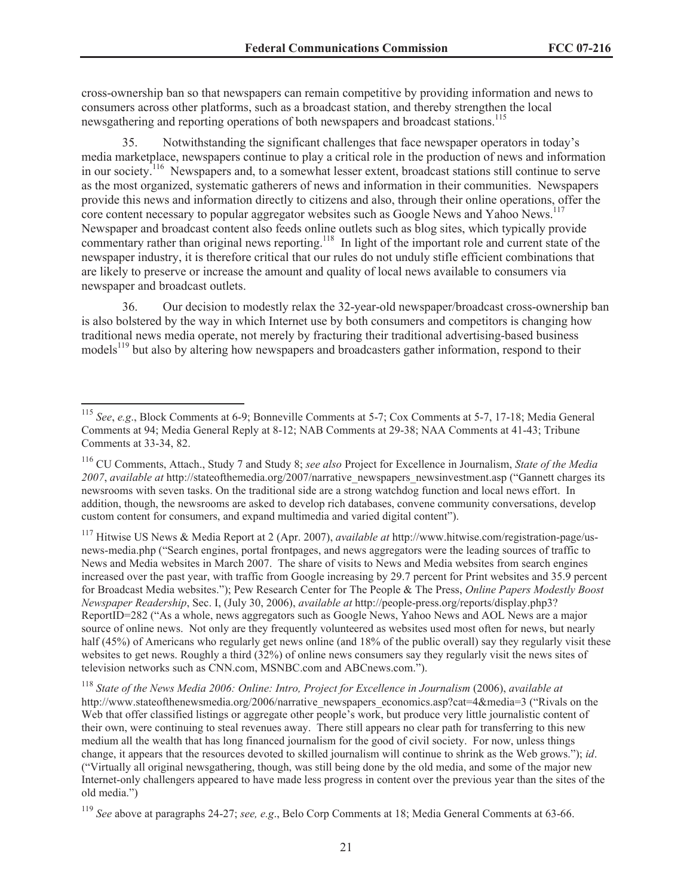cross-ownership ban so that newspapers can remain competitive by providing information and news to consumers across other platforms, such as a broadcast station, and thereby strengthen the local newsgathering and reporting operations of both newspapers and broadcast stations.[115]

35. Notwithstanding the significant challenges that face newspaper operators in today's media marketplace, newspapers continue to play a critical role in the production of news and information in our society.[116] Newspapers and, to a somewhat lesser extent, broadcast stations still continue to serve as the most organized, systematic gatherers of news and information in their communities. Newspapers provide this news and information directly to citizens and also, through their online operations, offer the core content necessary to popular aggregator websites such as Google News and Yahoo News.[117] Newspaper and broadcast content also feeds online outlets such as blog sites, which typically provide commentary rather than original news reporting.[118] In light of the important role and current state of the newspaper industry, it is therefore critical that our rules do not unduly stifle efficient combinations that are likely to preserve or increase the amount and quality of local news available to consumers via newspaper and broadcast outlets.

36. Our decision to modestly relax the 32-year-old newspaper/broadcast cross-ownership ban is also bolstered by the way in which Internet use by both consumers and competitors is changing how traditional news media operate, not merely by fracturing their traditional advertising-based business models[119] but also by altering how newspapers and broadcasters gather information, respond to their

---

[115] *See*, *e.g*., Block Comments at 6-9; Bonneville Comments at 5-7; Cox Comments at 5-7, 17-18; Media General Comments at 94; Media General Reply at 8-12; NAB Comments at 29-38; NAA Comments at 41-43; Tribune Comments at 33-34, 82.

[116] CU Comments, Attach., Study 7 and Study 8; *see also* Project for Excellence in Journalism, *State of the Media 2007*, *available at* http://stateofthemedia.org/2007/narrative_newspapers_newsinvestment.asp ("Gannett charges its newsrooms with seven tasks. On the traditional side are a strong watchdog function and local news effort. In addition, though, the newsrooms are asked to develop rich databases, convene community conversations, develop custom content for consumers, and expand multimedia and varied digital content").

[117] Hitwise US News & Media Report at 2 (Apr. 2007), *available at* http://www.hitwise.com/registration-page/us-news-media.php ("Search engines, portal frontpages, and news aggregators were the leading sources of traffic to News and Media websites in March 2007. The share of visits to News and Media websites from search engines increased over the past year, with traffic from Google increasing by 29.7 percent for Print websites and 35.9 percent for Broadcast Media websites."); Pew Research Center for The People & The Press, *Online Papers Modestly Boost Newspaper Readership*, Sec. I, (July 30, 2006), *available at* http://people-press.org/reports/display.php3?ReportID=282 ("As a whole, news aggregators such as Google News, Yahoo News and AOL News are a major source of online news. Not only are they frequently volunteered as websites used most often for news, but nearly half (45%) of Americans who regularly get news online (and 18% of the public overall) say they regularly visit these websites to get news. Roughly a third (32%) of online news consumers say they regularly visit the news sites of television networks such as CNN.com, MSNBC.com and ABCnews.com.").

[118] *State of the News Media 2006: Online: Intro, Project for Excellence in Journalism* (2006), *available at* http://www.stateofthenewsmedia.org/2006/narrative_newspapers_economics.asp?cat=4&media=3 ("Rivals on the Web that offer classified listings or aggregate other people's work, but produce very little journalistic content of their own, were continuing to steal revenues away. There still appears no clear path for transferring to this new medium all the wealth that has long financed journalism for the good of civil society. For now, unless things change, it appears that the resources devoted to skilled journalism will continue to shrink as the Web grows."); *id*. ("Virtually all original newsgathering, though, was still being done by the old media, and some of the major new Internet-only challengers appeared to have made less progress in content over the previous year than the sites of the old media.")

[119] *See* above at paragraphs 24-27; *see, e.g*., Belo Corp Comments at 18; Media General Comments at 63-66.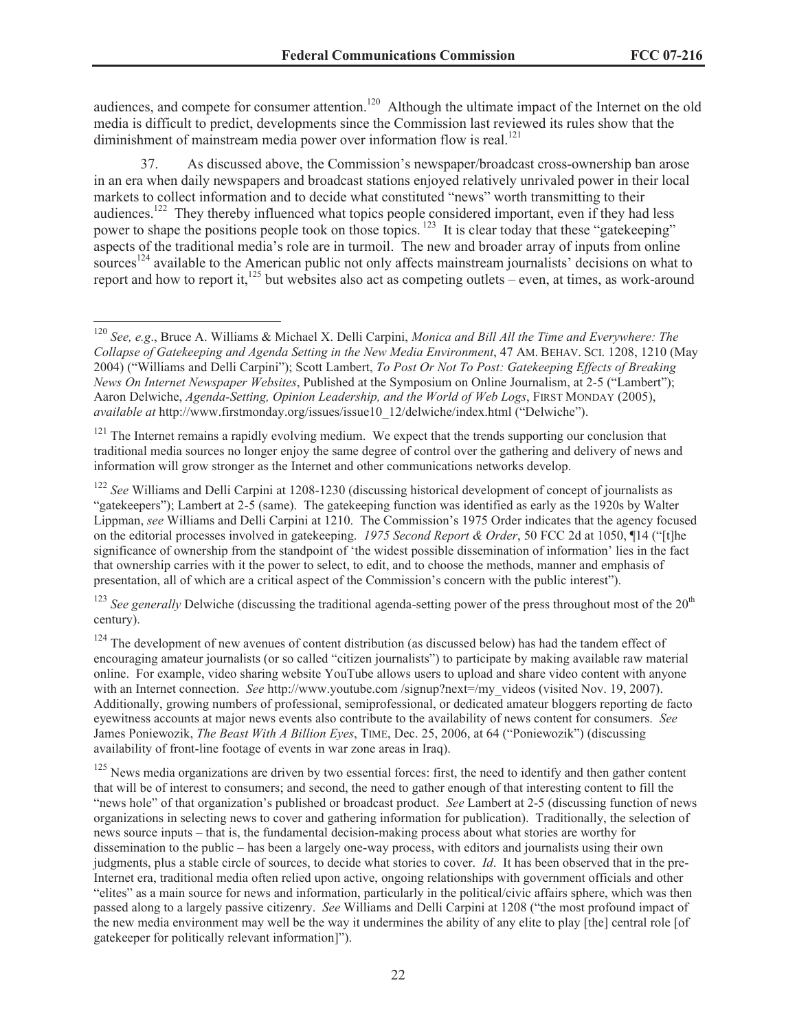audiences, and compete for consumer attention.[120] Although the ultimate impact of the Internet on the old media is difficult to predict, developments since the Commission last reviewed its rules show that the diminishment of mainstream media power over information flow is real.[121]

37. As discussed above, the Commission's newspaper/broadcast cross-ownership ban arose in an era when daily newspapers and broadcast stations enjoyed relatively unrivaled power in their local markets to collect information and to decide what constituted "news" worth transmitting to their audiences.[122] They thereby influenced what topics people considered important, even if they had less power to shape the positions people took on those topics.[123] It is clear today that these "gatekeeping" aspects of the traditional media's role are in turmoil. The new and broader array of inputs from online sources[124] available to the American public not only affects mainstream journalists' decisions on what to report and how to report it,[125] but websites also act as competing outlets – even, at times, as work-around

---

[120] *See, e.g*., Bruce A. Williams & Michael X. Delli Carpini, *Monica and Bill All the Time and Everywhere: The Collapse of Gatekeeping and Agenda Setting in the New Media Environment*, 47 AM. BEHAV. SCI. 1208, 1210 (May 2004) ("Williams and Delli Carpini"); Scott Lambert, *To Post Or Not To Post: Gatekeeping Effects of Breaking News On Internet Newspaper Websites*, Published at the Symposium on Online Journalism, at 2-5 ("Lambert"); Aaron Delwiche, *Agenda-Setting, Opinion Leadership, and the World of Web Logs*, FIRST MONDAY (2005), *available at* http://www.firstmonday.org/issues/issue10_12/delwiche/index.html ("Delwiche").

[121] The Internet remains a rapidly evolving medium. We expect that the trends supporting our conclusion that traditional media sources no longer enjoy the same degree of control over the gathering and delivery of news and information will grow stronger as the Internet and other communications networks develop.

[122] *See* Williams and Delli Carpini at 1208-1230 (discussing historical development of concept of journalists as "gatekeepers"); Lambert at 2-5 (same). The gatekeeping function was identified as early as the 1920s by Walter Lippman, *see* Williams and Delli Carpini at 1210. The Commission's 1975 Order indicates that the agency focused on the editorial processes involved in gatekeeping. *1975 Second Report & Order*, 50 FCC 2d at 1050, ¶14 ("[t]he significance of ownership from the standpoint of 'the widest possible dissemination of information' lies in the fact that ownership carries with it the power to select, to edit, and to choose the methods, manner and emphasis of presentation, all of which are a critical aspect of the Commission's concern with the public interest").

[123] *See generally* Delwiche (discussing the traditional agenda-setting power of the press throughout most of the 20th century).

[124] The development of new avenues of content distribution (as discussed below) has had the tandem effect of encouraging amateur journalists (or so called "citizen journalists") to participate by making available raw material online. For example, video sharing website YouTube allows users to upload and share video content with anyone with an Internet connection. *See* http://www.youtube.com /signup?next=/my_videos (visited Nov. 19, 2007). Additionally, growing numbers of professional, semiprofessional, or dedicated amateur bloggers reporting de facto eyewitness accounts at major news events also contribute to the availability of news content for consumers. *See* James Poniewozik, *The Beast With A Billion Eyes*, TIME, Dec. 25, 2006, at 64 ("Poniewozik") (discussing availability of front-line footage of events in war zone areas in Iraq).

[125] News media organizations are driven by two essential forces: first, the need to identify and then gather content that will be of interest to consumers; and second, the need to gather enough of that interesting content to fill the "news hole" of that organization's published or broadcast product. *See* Lambert at 2-5 (discussing function of news organizations in selecting news to cover and gathering information for publication). Traditionally, the selection of news source inputs – that is, the fundamental decision-making process about what stories are worthy for dissemination to the public – has been a largely one-way process, with editors and journalists using their own judgments, plus a stable circle of sources, to decide what stories to cover. *Id*. It has been observed that in the pre-Internet era, traditional media often relied upon active, ongoing relationships with government officials and other "elites" as a main source for news and information, particularly in the political/civic affairs sphere, which was then passed along to a largely passive citizenry. *See* Williams and Delli Carpini at 1208 ("the most profound impact of the new media environment may well be the way it undermines the ability of any elite to play [the] central role [of gatekeeper for politically relevant information]").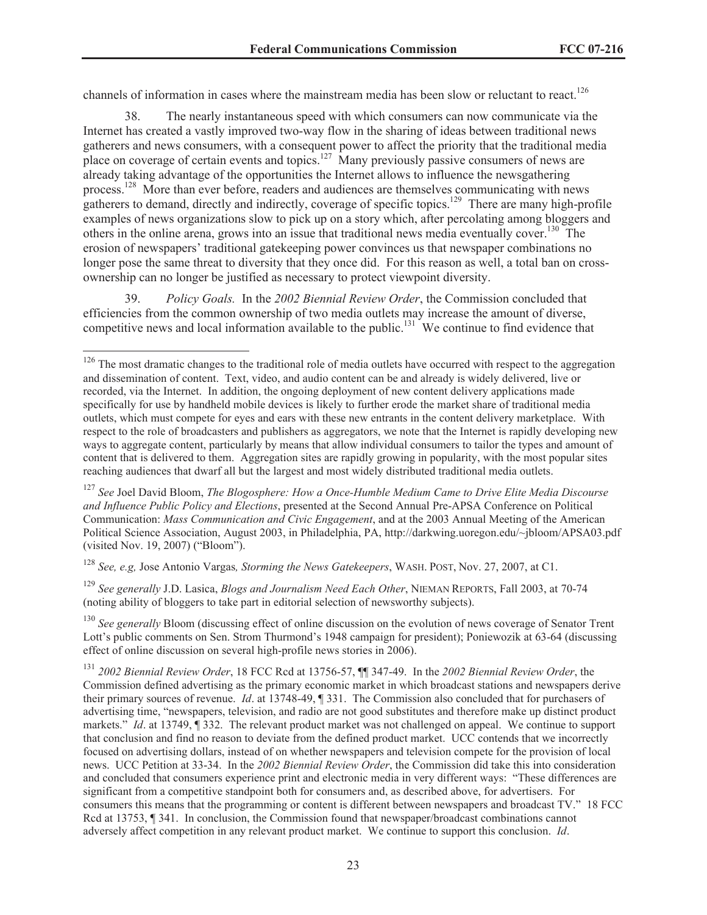channels of information in cases where the mainstream media has been slow or reluctant to react.[126]

38. The nearly instantaneous speed with which consumers can now communicate via the Internet has created a vastly improved two-way flow in the sharing of ideas between traditional news gatherers and news consumers, with a consequent power to affect the priority that the traditional media place on coverage of certain events and topics.[127] Many previously passive consumers of news are already taking advantage of the opportunities the Internet allows to influence the newsgathering process.[128] More than ever before, readers and audiences are themselves communicating with news gatherers to demand, directly and indirectly, coverage of specific topics.[129] There are many high-profile examples of news organizations slow to pick up on a story which, after percolating among bloggers and others in the online arena, grows into an issue that traditional news media eventually cover.[130] The erosion of newspapers' traditional gatekeeping power convinces us that newspaper combinations no longer pose the same threat to diversity that they once did. For this reason as well, a total ban on cross-ownership can no longer be justified as necessary to protect viewpoint diversity.

39. *Policy Goals.* In the *2002 Biennial Review Order*, the Commission concluded that efficiencies from the common ownership of two media outlets may increase the amount of diverse, competitive news and local information available to the public.[131] We continue to find evidence that

---

[126] The most dramatic changes to the traditional role of media outlets have occurred with respect to the aggregation and dissemination of content. Text, video, and audio content can be and already is widely delivered, live or recorded, via the Internet. In addition, the ongoing deployment of new content delivery applications made specifically for use by handheld mobile devices is likely to further erode the market share of traditional media outlets, which must compete for eyes and ears with these new entrants in the content delivery marketplace. With respect to the role of broadcasters and publishers as aggregators, we note that the Internet is rapidly developing new ways to aggregate content, particularly by means that allow individual consumers to tailor the types and amount of content that is delivered to them. Aggregation sites are rapidly growing in popularity, with the most popular sites reaching audiences that dwarf all but the largest and most widely distributed traditional media outlets.

[127] *See* Joel David Bloom, *The Blogosphere: How a Once-Humble Medium Came to Drive Elite Media Discourse and Influence Public Policy and Elections*, presented at the Second Annual Pre-APSA Conference on Political Communication: *Mass Communication and Civic Engagement*, and at the 2003 Annual Meeting of the American Political Science Association, August 2003, in Philadelphia, PA, http://darkwing.uoregon.edu/~jbloom/APSA03.pdf (visited Nov. 19, 2007) ("Bloom").

[128] *See, e.g,* Jose Antonio Vargas*, Storming the News Gatekeepers*, WASH. POST, Nov. 27, 2007, at C1.

[129] *See generally* J.D. Lasica, *Blogs and Journalism Need Each Other*, NIEMAN REPORTS, Fall 2003, at 70-74 (noting ability of bloggers to take part in editorial selection of newsworthy subjects).

[130] *See generally* Bloom (discussing effect of online discussion on the evolution of news coverage of Senator Trent Lott's public comments on Sen. Strom Thurmond's 1948 campaign for president); Poniewozik at 63-64 (discussing effect of online discussion on several high-profile news stories in 2006).

[131] *2002 Biennial Review Order*, 18 FCC Rcd at 13756-57, ¶¶ 347-49. In the *2002 Biennial Review Order*, the Commission defined advertising as the primary economic market in which broadcast stations and newspapers derive their primary sources of revenue. *Id*. at 13748-49, ¶ 331. The Commission also concluded that for purchasers of advertising time, "newspapers, television, and radio are not good substitutes and therefore make up distinct product markets." *Id*. at 13749, ¶ 332. The relevant product market was not challenged on appeal. We continue to support that conclusion and find no reason to deviate from the defined product market. UCC contends that we incorrectly focused on advertising dollars, instead of on whether newspapers and television compete for the provision of local news. UCC Petition at 33-34. In the *2002 Biennial Review Order*, the Commission did take this into consideration and concluded that consumers experience print and electronic media in very different ways: "These differences are significant from a competitive standpoint both for consumers and, as described above, for advertisers. For consumers this means that the programming or content is different between newspapers and broadcast TV." 18 FCC Rcd at 13753, ¶ 341. In conclusion, the Commission found that newspaper/broadcast combinations cannot adversely affect competition in any relevant product market. We continue to support this conclusion. *Id*.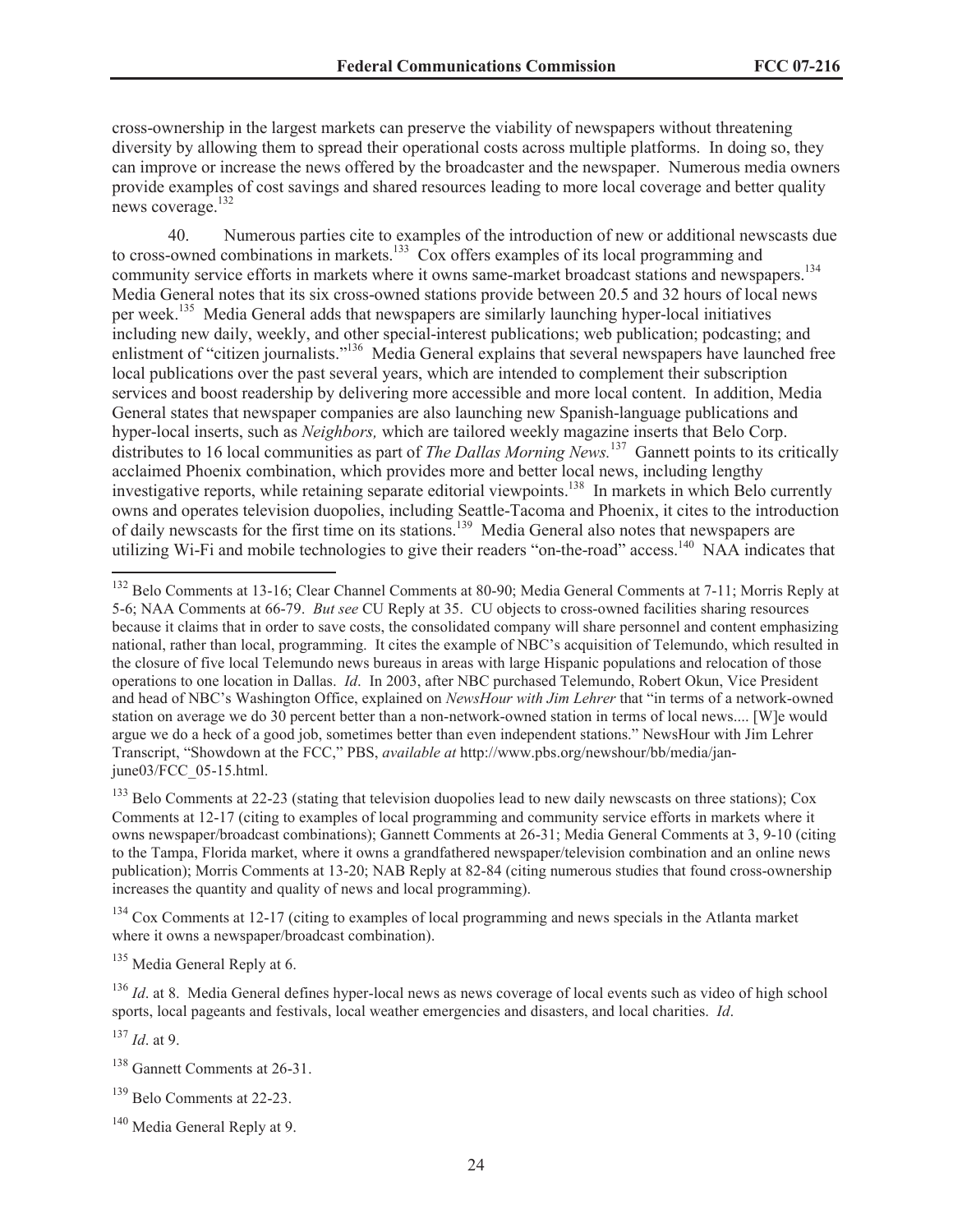cross-ownership in the largest markets can preserve the viability of newspapers without threatening diversity by allowing them to spread their operational costs across multiple platforms. In doing so, they can improve or increase the news offered by the broadcaster and the newspaper. Numerous media owners provide examples of cost savings and shared resources leading to more local coverage and better quality news coverage.[132]

40. Numerous parties cite to examples of the introduction of new or additional newscasts due to cross-owned combinations in markets.[133] Cox offers examples of its local programming and community service efforts in markets where it owns same-market broadcast stations and newspapers.[134] Media General notes that its six cross-owned stations provide between 20.5 and 32 hours of local news per week.[135] Media General adds that newspapers are similarly launching hyper-local initiatives including new daily, weekly, and other special-interest publications; web publication; podcasting; and enlistment of "citizen journalists."[136] Media General explains that several newspapers have launched free local publications over the past several years, which are intended to complement their subscription services and boost readership by delivering more accessible and more local content. In addition, Media General states that newspaper companies are also launching new Spanish-language publications and hyper-local inserts, such as *Neighbors,* which are tailored weekly magazine inserts that Belo Corp. distributes to 16 local communities as part of *The Dallas Morning News.*[137] Gannett points to its critically acclaimed Phoenix combination, which provides more and better local news, including lengthy investigative reports, while retaining separate editorial viewpoints.[138] In markets in which Belo currently owns and operates television duopolies, including Seattle-Tacoma and Phoenix, it cites to the introduction of daily newscasts for the first time on its stations.[139] Media General also notes that newspapers are utilizing Wi-Fi and mobile technologies to give their readers "on-the-road" access.[140] NAA indicates that

---

[132] Belo Comments at 13-16; Clear Channel Comments at 80-90; Media General Comments at 7-11; Morris Reply at 5-6; NAA Comments at 66-79. *But see* CU Reply at 35. CU objects to cross-owned facilities sharing resources because it claims that in order to save costs, the consolidated company will share personnel and content emphasizing national, rather than local, programming. It cites the example of NBC's acquisition of Telemundo, which resulted in the closure of five local Telemundo news bureaus in areas with large Hispanic populations and relocation of those operations to one location in Dallas. *Id*. In 2003, after NBC purchased Telemundo, Robert Okun, Vice President and head of NBC's Washington Office, explained on *NewsHour with Jim Lehrer* that "in terms of a network-owned station on average we do 30 percent better than a non-network-owned station in terms of local news.... [W]e would argue we do a heck of a good job, sometimes better than even independent stations." NewsHour with Jim Lehrer Transcript, "Showdown at the FCC," PBS, *available at* http://www.pbs.org/newshour/bb/media/jan-june03/FCC_05-15.html.

[133] Belo Comments at 22-23 (stating that television duopolies lead to new daily newscasts on three stations); Cox Comments at 12-17 (citing to examples of local programming and community service efforts in markets where it owns newspaper/broadcast combinations); Gannett Comments at 26-31; Media General Comments at 3, 9-10 (citing to the Tampa, Florida market, where it owns a grandfathered newspaper/television combination and an online news publication); Morris Comments at 13-20; NAB Reply at 82-84 (citing numerous studies that found cross-ownership increases the quantity and quality of news and local programming).

[134] Cox Comments at 12-17 (citing to examples of local programming and news specials in the Atlanta market where it owns a newspaper/broadcast combination).

[135] Media General Reply at 6.

[136] *Id*. at 8. Media General defines hyper-local news as news coverage of local events such as video of high school sports, local pageants and festivals, local weather emergencies and disasters, and local charities. *Id*.

[137] *Id*. at 9.

[138] Gannett Comments at 26-31.

[139] Belo Comments at 22-23.

[140] Media General Reply at 9.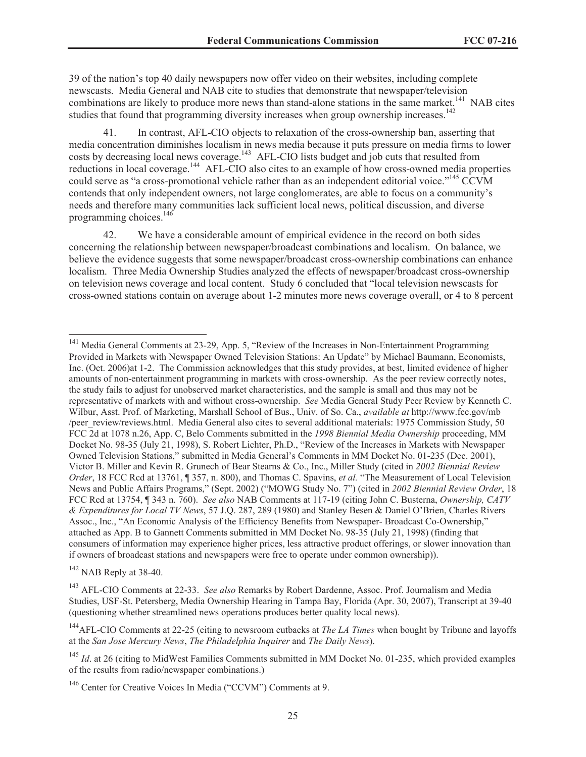39 of the nation's top 40 daily newspapers now offer video on their websites, including complete newscasts. Media General and NAB cite to studies that demonstrate that newspaper/television combinations are likely to produce more news than stand-alone stations in the same market.[141] NAB cites studies that found that programming diversity increases when group ownership increases.[142]

41. In contrast, AFL-CIO objects to relaxation of the cross-ownership ban, asserting that media concentration diminishes localism in news media because it puts pressure on media firms to lower costs by decreasing local news coverage.[143] AFL-CIO lists budget and job cuts that resulted from reductions in local coverage.[144] AFL-CIO also cites to an example of how cross-owned media properties could serve as "a cross-promotional vehicle rather than as an independent editorial voice."[145] CCVM contends that only independent owners, not large conglomerates, are able to focus on a community's needs and therefore many communities lack sufficient local news, political discussion, and diverse programming choices.[146]

42. We have a considerable amount of empirical evidence in the record on both sides concerning the relationship between newspaper/broadcast combinations and localism. On balance, we believe the evidence suggests that some newspaper/broadcast cross-ownership combinations can enhance localism. Three Media Ownership Studies analyzed the effects of newspaper/broadcast cross-ownership on television news coverage and local content. Study 6 concluded that "local television newscasts for cross-owned stations contain on average about 1-2 minutes more news coverage overall, or 4 to 8 percent

---

[141] Media General Comments at 23-29, App. 5, "Review of the Increases in Non-Entertainment Programming Provided in Markets with Newspaper Owned Television Stations: An Update" by Michael Baumann, Economists, Inc. (Oct. 2006)at 1-2. The Commission acknowledges that this study provides, at best, limited evidence of higher amounts of non-entertainment programming in markets with cross-ownership. As the peer review correctly notes, the study fails to adjust for unobserved market characteristics, and the sample is small and thus may not be representative of markets with and without cross-ownership. *See* Media General Study Peer Review by Kenneth C. Wilbur, Asst. Prof. of Marketing, Marshall School of Bus., Univ. of So. Ca., *available at* http://www.fcc.gov/mb /peer_review/reviews.html. Media General also cites to several additional materials: 1975 Commission Study, 50 FCC 2d at 1078 n.26, App. C, Belo Comments submitted in the *1998 Biennial Media Ownership* proceeding, MM Docket No. 98-35 (July 21, 1998), S. Robert Lichter, Ph.D., "Review of the Increases in Markets with Newspaper Owned Television Stations," submitted in Media General's Comments in MM Docket No. 01-235 (Dec. 2001), Victor B. Miller and Kevin R. Grunech of Bear Stearns & Co., Inc., Miller Study (cited in *2002 Biennial Review Order*, 18 FCC Rcd at 13761, ¶ 357, n. 800), and Thomas C. Spavins, *et al.* "The Measurement of Local Television News and Public Affairs Programs," (Sept. 2002) ("MOWG Study No. 7") (cited in *2002 Biennial Review Order*, 18 FCC Rcd at 13754, ¶ 343 n. 760). *See also* NAB Comments at 117-19 (citing John C. Busterna, *Ownership, CATV & Expenditures for Local TV News*, 57 J.Q. 287, 289 (1980) and Stanley Besen & Daniel O'Brien, Charles Rivers Assoc., Inc., "An Economic Analysis of the Efficiency Benefits from Newspaper- Broadcast Co-Ownership," attached as App. B to Gannett Comments submitted in MM Docket No. 98-35 (July 21, 1998) (finding that consumers of information may experience higher prices, less attractive product offerings, or slower innovation than if owners of broadcast stations and newspapers were free to operate under common ownership)).

[142] NAB Reply at 38-40.

[143] AFL-CIO Comments at 22-33. *See also* Remarks by Robert Dardenne, Assoc. Prof. Journalism and Media Studies, USF-St. Petersberg, Media Ownership Hearing in Tampa Bay, Florida (Apr. 30, 2007), Transcript at 39-40 (questioning whether streamlined news operations produces better quality local news).

[144] AFL-CIO Comments at 22-25 (citing to newsroom cutbacks at *The LA Times* when bought by Tribune and layoffs at the *San Jose Mercury News*, *The Philadelphia Inquirer* and *The Daily News*).

[145] *Id*. at 26 (citing to MidWest Families Comments submitted in MM Docket No. 01-235, which provided examples of the results from radio/newspaper combinations.)

[146] Center for Creative Voices In Media ("CCVM") Comments at 9.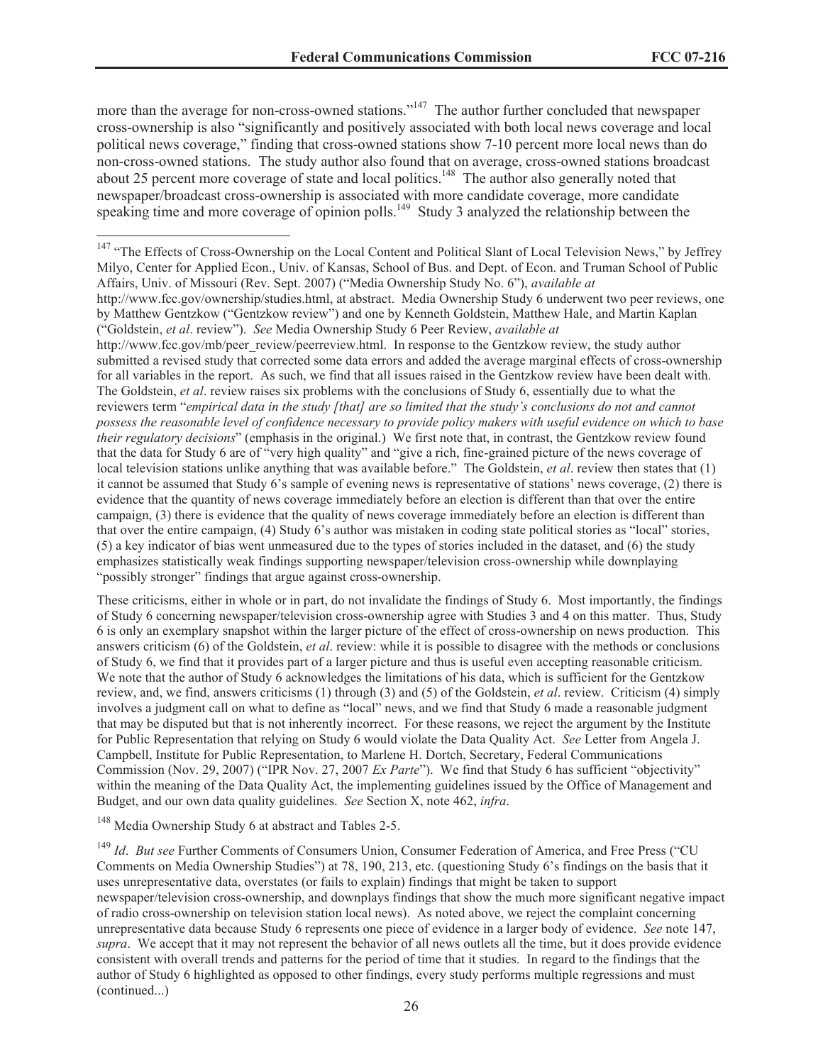more than the average for non-cross-owned stations."[147] The author further concluded that newspaper cross-ownership is also "significantly and positively associated with both local news coverage and local political news coverage," finding that cross-owned stations show 7-10 percent more local news than do non-cross-owned stations. The study author also found that on average, cross-owned stations broadcast about 25 percent more coverage of state and local politics.[148] The author also generally noted that newspaper/broadcast cross-ownership is associated with more candidate coverage, more candidate speaking time and more coverage of opinion polls.[149] Study 3 analyzed the relationship between the

---

[147] "The Effects of Cross-Ownership on the Local Content and Political Slant of Local Television News," by Jeffrey Milyo, Center for Applied Econ., Univ. of Kansas, School of Bus. and Dept. of Econ. and Truman School of Public Affairs, Univ. of Missouri (Rev. Sept. 2007) ("Media Ownership Study No. 6"), *available at* http://www.fcc.gov/ownership/studies.html, at abstract. Media Ownership Study 6 underwent two peer reviews, one by Matthew Gentzkow ("Gentzkow review") and one by Kenneth Goldstein, Matthew Hale, and Martin Kaplan ("Goldstein, *et al*. review"). *See* Media Ownership Study 6 Peer Review, *available at* http://www.fcc.gov/mb/peer_review/peerreview.html. In response to the Gentzkow review, the study author submitted a revised study that corrected some data errors and added the average marginal effects of cross-ownership for all variables in the report. As such, we find that all issues raised in the Gentzkow review have been dealt with. The Goldstein, *et al*. review raises six problems with the conclusions of Study 6, essentially due to what the reviewers term "*empirical data in the study [that] are so limited that the study's conclusions do not and cannot possess the reasonable level of confidence necessary to provide policy makers with useful evidence on which to base their regulatory decisions*" (emphasis in the original.) We first note that, in contrast, the Gentzkow review found that the data for Study 6 are of "very high quality" and "give a rich, fine-grained picture of the news coverage of local television stations unlike anything that was available before." The Goldstein, *et al*. review then states that (1) it cannot be assumed that Study 6's sample of evening news is representative of stations' news coverage, (2) there is evidence that the quantity of news coverage immediately before an election is different than that over the entire campaign, (3) there is evidence that the quality of news coverage immediately before an election is different than that over the entire campaign, (4) Study 6's author was mistaken in coding state political stories as "local" stories, (5) a key indicator of bias went unmeasured due to the types of stories included in the dataset, and (6) the study emphasizes statistically weak findings supporting newspaper/television cross-ownership while downplaying "possibly stronger" findings that argue against cross-ownership.

These criticisms, either in whole or in part, do not invalidate the findings of Study 6. Most importantly, the findings of Study 6 concerning newspaper/television cross-ownership agree with Studies 3 and 4 on this matter. Thus, Study 6 is only an exemplary snapshot within the larger picture of the effect of cross-ownership on news production. This answers criticism (6) of the Goldstein, *et al*. review: while it is possible to disagree with the methods or conclusions of Study 6, we find that it provides part of a larger picture and thus is useful even accepting reasonable criticism. We note that the author of Study 6 acknowledges the limitations of his data, which is sufficient for the Gentzkow review, and, we find, answers criticisms (1) through (3) and (5) of the Goldstein, *et al*. review. Criticism (4) simply involves a judgment call on what to define as "local" news, and we find that Study 6 made a reasonable judgment that may be disputed but that is not inherently incorrect. For these reasons, we reject the argument by the Institute for Public Representation that relying on Study 6 would violate the Data Quality Act. *See* Letter from Angela J. Campbell, Institute for Public Representation, to Marlene H. Dortch, Secretary, Federal Communications Commission (Nov. 29, 2007) ("IPR Nov. 27, 2007 *Ex Parte*"). We find that Study 6 has sufficient "objectivity" within the meaning of the Data Quality Act, the implementing guidelines issued by the Office of Management and Budget, and our own data quality guidelines. *See* Section X, note 462, *infra*.

[148] Media Ownership Study 6 at abstract and Tables 2-5.

[149] *Id*. *But see* Further Comments of Consumers Union, Consumer Federation of America, and Free Press ("CU Comments on Media Ownership Studies") at 78, 190, 213, etc. (questioning Study 6's findings on the basis that it uses unrepresentative data, overstates (or fails to explain) findings that might be taken to support newspaper/television cross-ownership, and downplays findings that show the much more significant negative impact of radio cross-ownership on television station local news). As noted above, we reject the complaint concerning unrepresentative data because Study 6 represents one piece of evidence in a larger body of evidence. *See* note 147, *supra*. We accept that it may not represent the behavior of all news outlets all the time, but it does provide evidence consistent with overall trends and patterns for the period of time that it studies. In regard to the findings that the author of Study 6 highlighted as opposed to other findings, every study performs multiple regressions and must (continued...)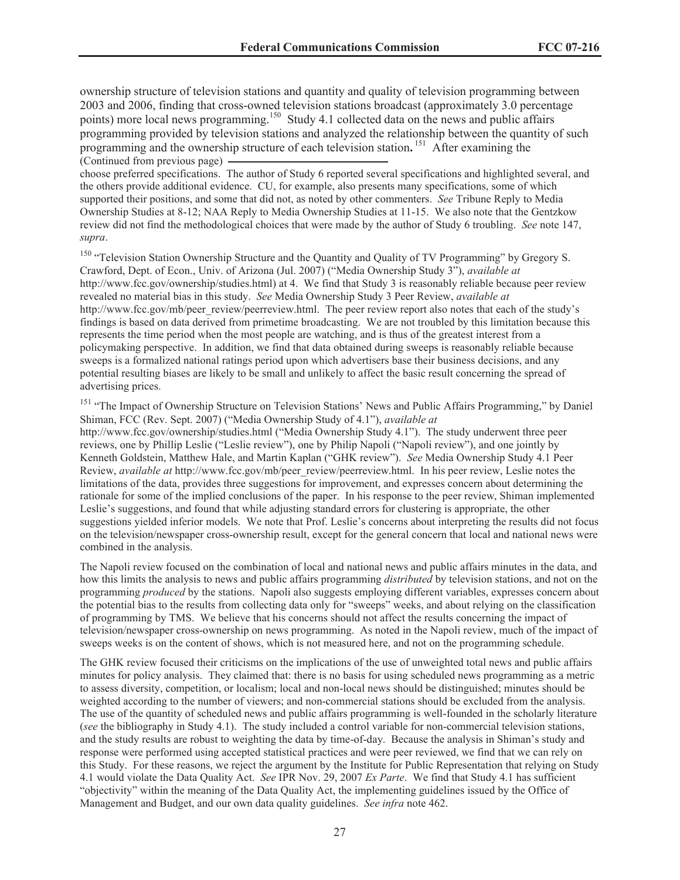ownership structure of television stations and quantity and quality of television programming between 2003 and 2006, finding that cross-owned television stations broadcast (approximately 3.0 percentage points) more local news programming.[150] Study 4.1 collected data on the news and public affairs programming provided by television stations and analyzed the relationship between the quantity of such programming and the ownership structure of each television station**.**[151] After examining the

(Continued from previous page)

choose preferred specifications. The author of Study 6 reported several specifications and highlighted several, and the others provide additional evidence. CU, for example, also presents many specifications, some of which supported their positions, and some that did not, as noted by other commenters. *See* Tribune Reply to Media Ownership Studies at 8-12; NAA Reply to Media Ownership Studies at 11-15. We also note that the Gentzkow review did not find the methodological choices that were made by the author of Study 6 troubling. *See* note 147, *supra*.

[150] "Television Station Ownership Structure and the Quantity and Quality of TV Programming" by Gregory S. Crawford, Dept. of Econ., Univ. of Arizona (Jul. 2007) ("Media Ownership Study 3"), *available at* http://www.fcc.gov/ownership/studies.html) at 4. We find that Study 3 is reasonably reliable because peer review revealed no material bias in this study. *See* Media Ownership Study 3 Peer Review, *available at* http://www.fcc.gov/mb/peer_review/peerreview.html. The peer review report also notes that each of the study's findings is based on data derived from primetime broadcasting. We are not troubled by this limitation because this represents the time period when the most people are watching, and is thus of the greatest interest from a policymaking perspective. In addition, we find that data obtained during sweeps is reasonably reliable because sweeps is a formalized national ratings period upon which advertisers base their business decisions, and any potential resulting biases are likely to be small and unlikely to affect the basic result concerning the spread of advertising prices.

[151] "The Impact of Ownership Structure on Television Stations' News and Public Affairs Programming," by Daniel Shiman, FCC (Rev. Sept. 2007) ("Media Ownership Study of 4.1"), *available at* http://www.fcc.gov/ownership/studies.html ("Media Ownership Study 4.1"). The study underwent three peer reviews, one by Phillip Leslie ("Leslie review"), one by Philip Napoli ("Napoli review"), and one jointly by Kenneth Goldstein, Matthew Hale, and Martin Kaplan ("GHK review"). *See* Media Ownership Study 4.1 Peer Review, *available at* http://www.fcc.gov/mb/peer_review/peerreview.html. In his peer review, Leslie notes the limitations of the data, provides three suggestions for improvement, and expresses concern about determining the rationale for some of the implied conclusions of the paper. In his response to the peer review, Shiman implemented Leslie's suggestions, and found that while adjusting standard errors for clustering is appropriate, the other suggestions yielded inferior models. We note that Prof. Leslie's concerns about interpreting the results did not focus on the television/newspaper cross-ownership result, except for the general concern that local and national news were combined in the analysis.

The Napoli review focused on the combination of local and national news and public affairs minutes in the data, and how this limits the analysis to news and public affairs programming *distributed* by television stations, and not on the programming *produced* by the stations. Napoli also suggests employing different variables, expresses concern about the potential bias to the results from collecting data only for "sweeps" weeks, and about relying on the classification of programming by TMS. We believe that his concerns should not affect the results concerning the impact of television/newspaper cross-ownership on news programming. As noted in the Napoli review, much of the impact of sweeps weeks is on the content of shows, which is not measured here, and not on the programming schedule.

The GHK review focused their criticisms on the implications of the use of unweighted total news and public affairs minutes for policy analysis. They claimed that: there is no basis for using scheduled news programming as a metric to assess diversity, competition, or localism; local and non-local news should be distinguished; minutes should be weighted according to the number of viewers; and non-commercial stations should be excluded from the analysis. The use of the quantity of scheduled news and public affairs programming is well-founded in the scholarly literature (*see* the bibliography in Study 4.1). The study included a control variable for non-commercial television stations, and the study results are robust to weighting the data by time-of-day. Because the analysis in Shiman's study and response were performed using accepted statistical practices and were peer reviewed, we find that we can rely on this Study. For these reasons, we reject the argument by the Institute for Public Representation that relying on Study 4.1 would violate the Data Quality Act. *See* IPR Nov. 29, 2007 *Ex Parte*. We find that Study 4.1 has sufficient "objectivity" within the meaning of the Data Quality Act, the implementing guidelines issued by the Office of Management and Budget, and our own data quality guidelines. *See infra* note 462.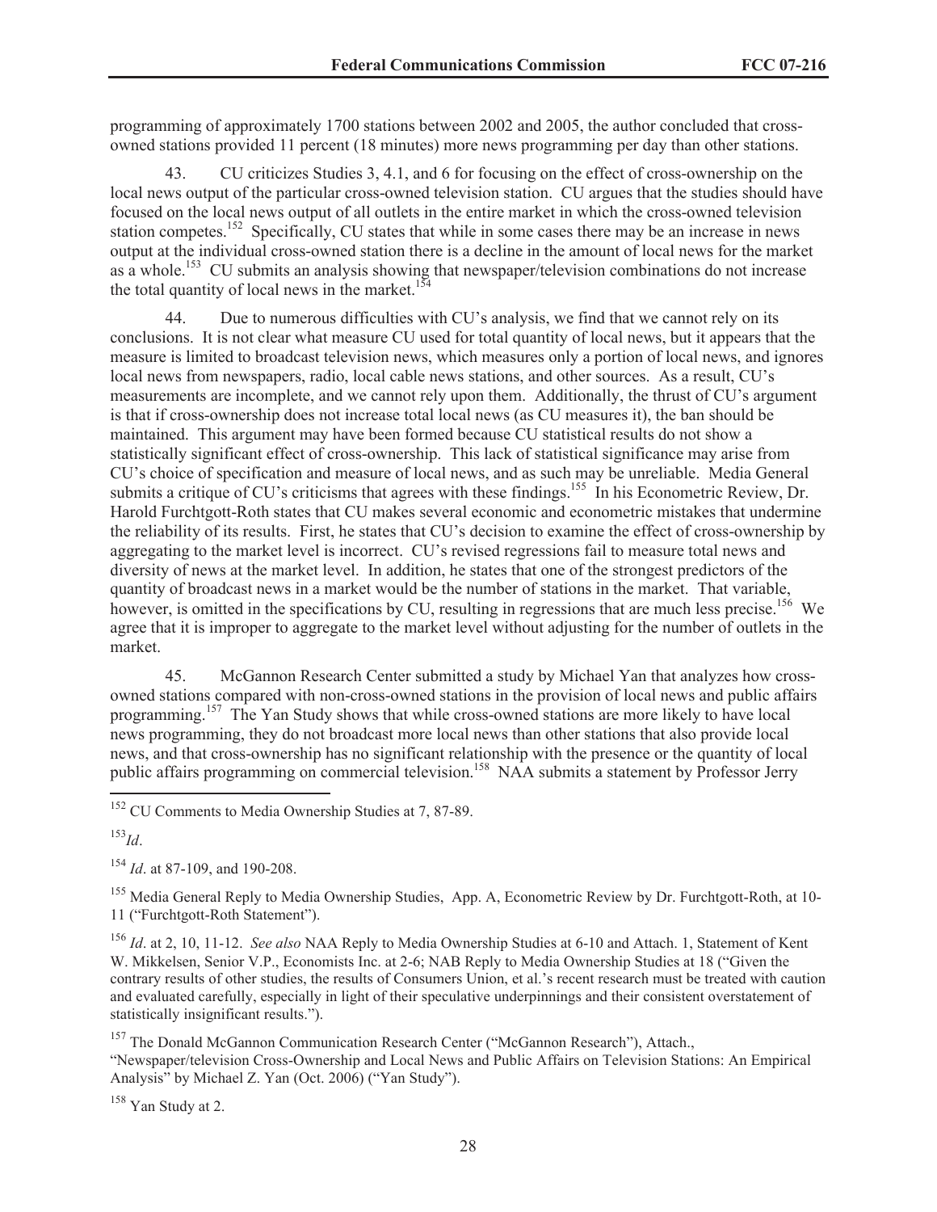programming of approximately 1700 stations between 2002 and 2005, the author concluded that cross-owned stations provided 11 percent (18 minutes) more news programming per day than other stations.

43. CU criticizes Studies 3, 4.1, and 6 for focusing on the effect of cross-ownership on the local news output of the particular cross-owned television station. CU argues that the studies should have focused on the local news output of all outlets in the entire market in which the cross-owned television station competes.[152] Specifically, CU states that while in some cases there may be an increase in news output at the individual cross-owned station there is a decline in the amount of local news for the market as a whole.[153] CU submits an analysis showing that newspaper/television combinations do not increase the total quantity of local news in the market.[154]

44. Due to numerous difficulties with CU's analysis, we find that we cannot rely on its conclusions. It is not clear what measure CU used for total quantity of local news, but it appears that the measure is limited to broadcast television news, which measures only a portion of local news, and ignores local news from newspapers, radio, local cable news stations, and other sources. As a result, CU's measurements are incomplete, and we cannot rely upon them. Additionally, the thrust of CU's argument is that if cross-ownership does not increase total local news (as CU measures it), the ban should be maintained. This argument may have been formed because CU statistical results do not show a statistically significant effect of cross-ownership. This lack of statistical significance may arise from CU's choice of specification and measure of local news, and as such may be unreliable. Media General submits a critique of CU's criticisms that agrees with these findings.[155] In his Econometric Review, Dr. Harold Furchtgott-Roth states that CU makes several economic and econometric mistakes that undermine the reliability of its results. First, he states that CU's decision to examine the effect of cross-ownership by aggregating to the market level is incorrect. CU's revised regressions fail to measure total news and diversity of news at the market level. In addition, he states that one of the strongest predictors of the quantity of broadcast news in a market would be the number of stations in the market. That variable, however, is omitted in the specifications by CU, resulting in regressions that are much less precise.[156] We agree that it is improper to aggregate to the market level without adjusting for the number of outlets in the market.

45. McGannon Research Center submitted a study by Michael Yan that analyzes how cross-owned stations compared with non-cross-owned stations in the provision of local news and public affairs programming.[157] The Yan Study shows that while cross-owned stations are more likely to have local news programming, they do not broadcast more local news than other stations that also provide local news, and that cross-ownership has no significant relationship with the presence or the quantity of local public affairs programming on commercial television.[158] NAA submits a statement by Professor Jerry

---

[152] CU Comments to Media Ownership Studies at 7, 87-89.

[153] *Id*.

[154] *Id*. at 87-109, and 190-208.

[155] Media General Reply to Media Ownership Studies, App. A, Econometric Review by Dr. Furchtgott-Roth, at 10-11 ("Furchtgott-Roth Statement").

[156] *Id*. at 2, 10, 11-12. *See also* NAA Reply to Media Ownership Studies at 6-10 and Attach. 1, Statement of Kent W. Mikkelsen, Senior V.P., Economists Inc. at 2-6; NAB Reply to Media Ownership Studies at 18 ("Given the contrary results of other studies, the results of Consumers Union, et al.'s recent research must be treated with caution and evaluated carefully, especially in light of their speculative underpinnings and their consistent overstatement of statistically insignificant results.").

[157] The Donald McGannon Communication Research Center ("McGannon Research"), Attach., "Newspaper/television Cross-Ownership and Local News and Public Affairs on Television Stations: An Empirical Analysis" by Michael Z. Yan (Oct. 2006) ("Yan Study").

[158] Yan Study at 2.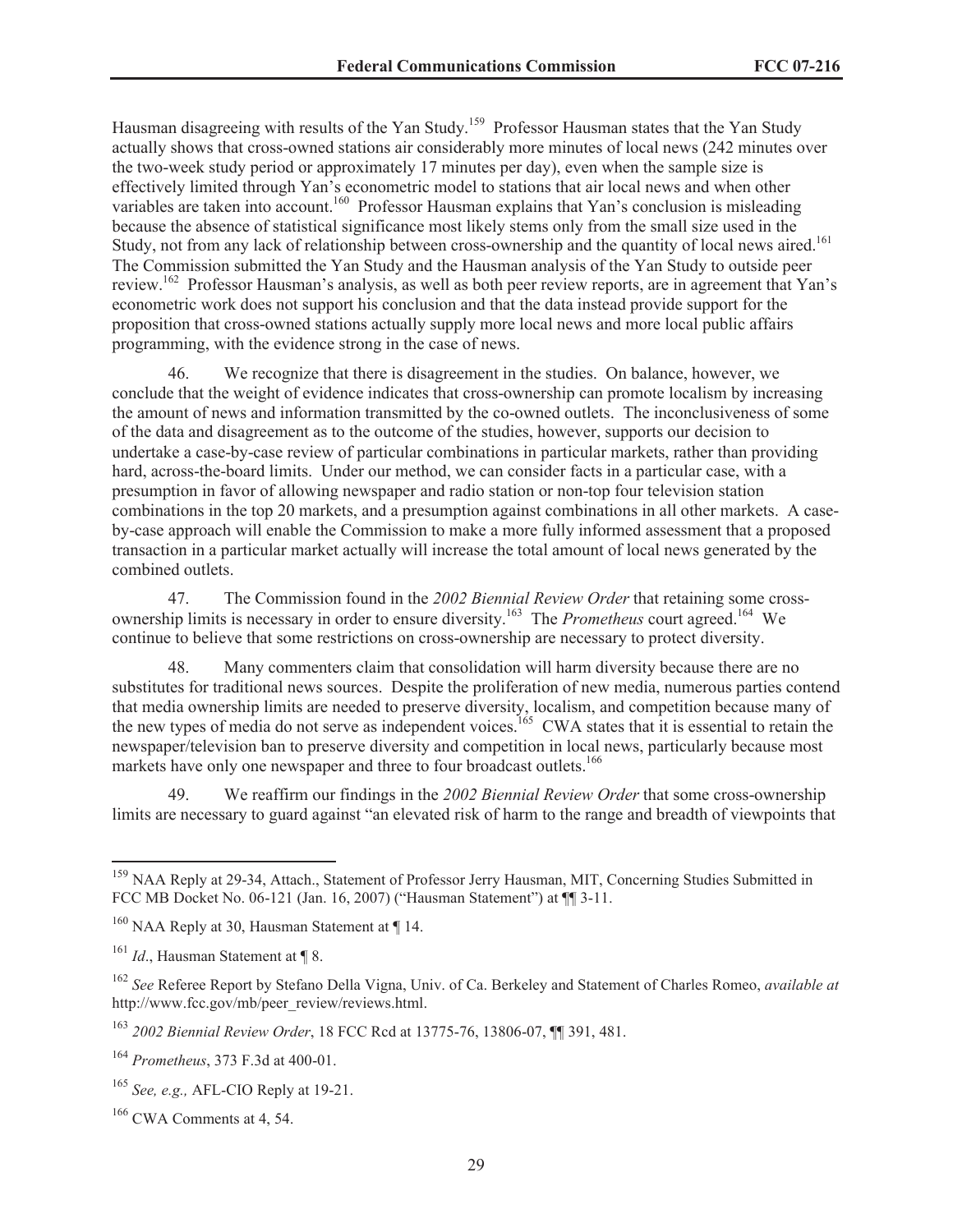Hausman disagreeing with results of the Yan Study.[159] Professor Hausman states that the Yan Study actually shows that cross-owned stations air considerably more minutes of local news (242 minutes over the two-week study period or approximately 17 minutes per day), even when the sample size is effectively limited through Yan's econometric model to stations that air local news and when other variables are taken into account.[160] Professor Hausman explains that Yan's conclusion is misleading because the absence of statistical significance most likely stems only from the small size used in the Study, not from any lack of relationship between cross-ownership and the quantity of local news aired.[161] The Commission submitted the Yan Study and the Hausman analysis of the Yan Study to outside peer review.[162] Professor Hausman's analysis, as well as both peer review reports, are in agreement that Yan's econometric work does not support his conclusion and that the data instead provide support for the proposition that cross-owned stations actually supply more local news and more local public affairs programming, with the evidence strong in the case of news.

46. We recognize that there is disagreement in the studies. On balance, however, we conclude that the weight of evidence indicates that cross-ownership can promote localism by increasing the amount of news and information transmitted by the co-owned outlets. The inconclusiveness of some of the data and disagreement as to the outcome of the studies, however, supports our decision to undertake a case-by-case review of particular combinations in particular markets, rather than providing hard, across-the-board limits. Under our method, we can consider facts in a particular case, with a presumption in favor of allowing newspaper and radio station or non-top four television station combinations in the top 20 markets, and a presumption against combinations in all other markets. A case-by-case approach will enable the Commission to make a more fully informed assessment that a proposed transaction in a particular market actually will increase the total amount of local news generated by the combined outlets.

47. The Commission found in the *2002 Biennial Review Order* that retaining some cross-ownership limits is necessary in order to ensure diversity.[163] The *Prometheus* court agreed.[164] We continue to believe that some restrictions on cross-ownership are necessary to protect diversity.

48. Many commenters claim that consolidation will harm diversity because there are no substitutes for traditional news sources. Despite the proliferation of new media, numerous parties contend that media ownership limits are needed to preserve diversity, localism, and competition because many of the new types of media do not serve as independent voices.[165] CWA states that it is essential to retain the newspaper/television ban to preserve diversity and competition in local news, particularly because most markets have only one newspaper and three to four broadcast outlets.[166]

49. We reaffirm our findings in the *2002 Biennial Review Order* that some cross-ownership limits are necessary to guard against "an elevated risk of harm to the range and breadth of viewpoints that

---

[159] NAA Reply at 29-34, Attach., Statement of Professor Jerry Hausman, MIT, Concerning Studies Submitted in FCC MB Docket No. 06-121 (Jan. 16, 2007) ("Hausman Statement") at ¶¶ 3-11.

[160] NAA Reply at 30, Hausman Statement at ¶ 14.

[161] *Id*., Hausman Statement at ¶ 8.

[162] *See* Referee Report by Stefano Della Vigna, Univ. of Ca. Berkeley and Statement of Charles Romeo, *available at* http://www.fcc.gov/mb/peer_review/reviews.html.

[163] *2002 Biennial Review Order*, 18 FCC Rcd at 13775-76, 13806-07, ¶¶ 391, 481.

[164] *Prometheus*, 373 F.3d at 400-01.

[165] *See, e.g.,* AFL-CIO Reply at 19-21.

[166] CWA Comments at 4, 54.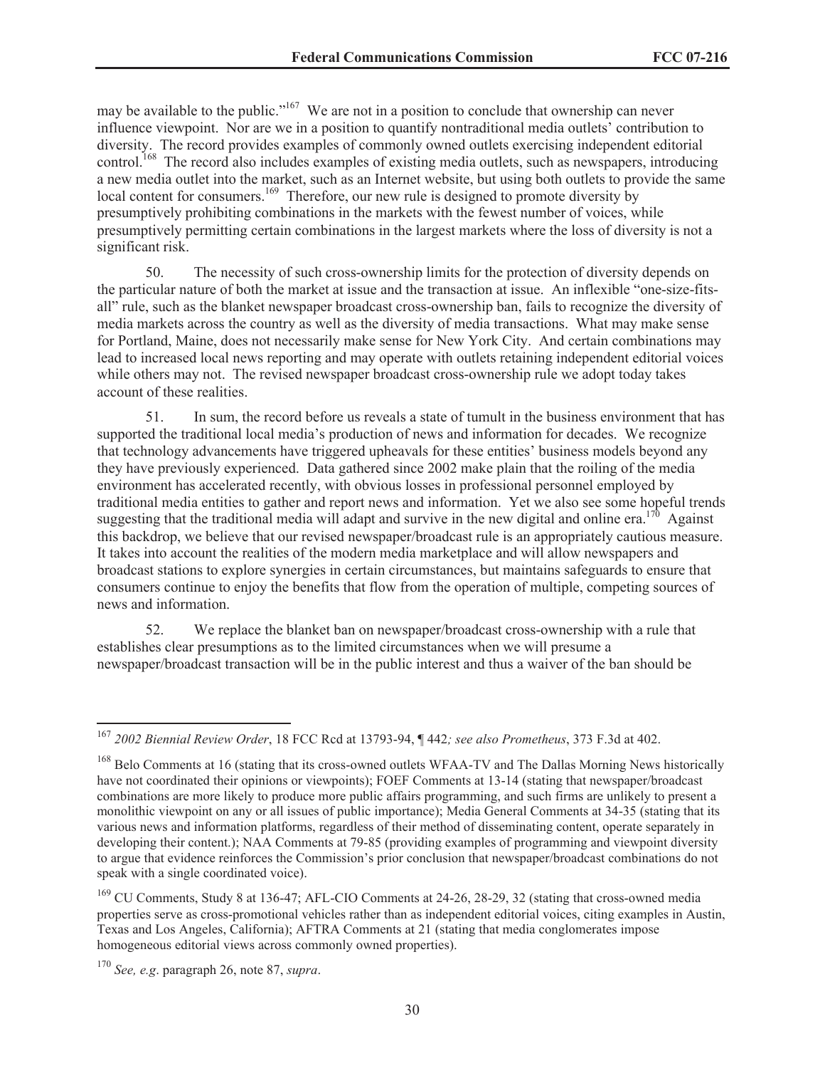may be available to the public."[167] We are not in a position to conclude that ownership can never influence viewpoint. Nor are we in a position to quantify nontraditional media outlets' contribution to diversity. The record provides examples of commonly owned outlets exercising independent editorial control.[168] The record also includes examples of existing media outlets, such as newspapers, introducing a new media outlet into the market, such as an Internet website, but using both outlets to provide the same local content for consumers.[169] Therefore, our new rule is designed to promote diversity by presumptively prohibiting combinations in the markets with the fewest number of voices, while presumptively permitting certain combinations in the largest markets where the loss of diversity is not a significant risk.

50. The necessity of such cross-ownership limits for the protection of diversity depends on the particular nature of both the market at issue and the transaction at issue. An inflexible "one-size-fits-all" rule, such as the blanket newspaper broadcast cross-ownership ban, fails to recognize the diversity of media markets across the country as well as the diversity of media transactions. What may make sense for Portland, Maine, does not necessarily make sense for New York City. And certain combinations may lead to increased local news reporting and may operate with outlets retaining independent editorial voices while others may not. The revised newspaper broadcast cross-ownership rule we adopt today takes account of these realities.

51. In sum, the record before us reveals a state of tumult in the business environment that has supported the traditional local media's production of news and information for decades. We recognize that technology advancements have triggered upheavals for these entities' business models beyond any they have previously experienced. Data gathered since 2002 make plain that the roiling of the media environment has accelerated recently, with obvious losses in professional personnel employed by traditional media entities to gather and report news and information. Yet we also see some hopeful trends suggesting that the traditional media will adapt and survive in the new digital and online era.[170] Against this backdrop, we believe that our revised newspaper/broadcast rule is an appropriately cautious measure. It takes into account the realities of the modern media marketplace and will allow newspapers and broadcast stations to explore synergies in certain circumstances, but maintains safeguards to ensure that consumers continue to enjoy the benefits that flow from the operation of multiple, competing sources of news and information.

52. We replace the blanket ban on newspaper/broadcast cross-ownership with a rule that establishes clear presumptions as to the limited circumstances when we will presume a newspaper/broadcast transaction will be in the public interest and thus a waiver of the ban should be

---

[167] *2002 Biennial Review Order*, 18 FCC Rcd at 13793-94, ¶ 442*; see also Prometheus*, 373 F.3d at 402.

[168] Belo Comments at 16 (stating that its cross-owned outlets WFAA-TV and The Dallas Morning News historically have not coordinated their opinions or viewpoints); FOEF Comments at 13-14 (stating that newspaper/broadcast combinations are more likely to produce more public affairs programming, and such firms are unlikely to present a monolithic viewpoint on any or all issues of public importance); Media General Comments at 34-35 (stating that its various news and information platforms, regardless of their method of disseminating content, operate separately in developing their content.); NAA Comments at 79-85 (providing examples of programming and viewpoint diversity to argue that evidence reinforces the Commission's prior conclusion that newspaper/broadcast combinations do not speak with a single coordinated voice).

[169] CU Comments, Study 8 at 136-47; AFL-CIO Comments at 24-26, 28-29, 32 (stating that cross-owned media properties serve as cross-promotional vehicles rather than as independent editorial voices, citing examples in Austin, Texas and Los Angeles, California); AFTRA Comments at 21 (stating that media conglomerates impose homogeneous editorial views across commonly owned properties).

[170] *See, e.g*. paragraph 26, note 87, *supra*.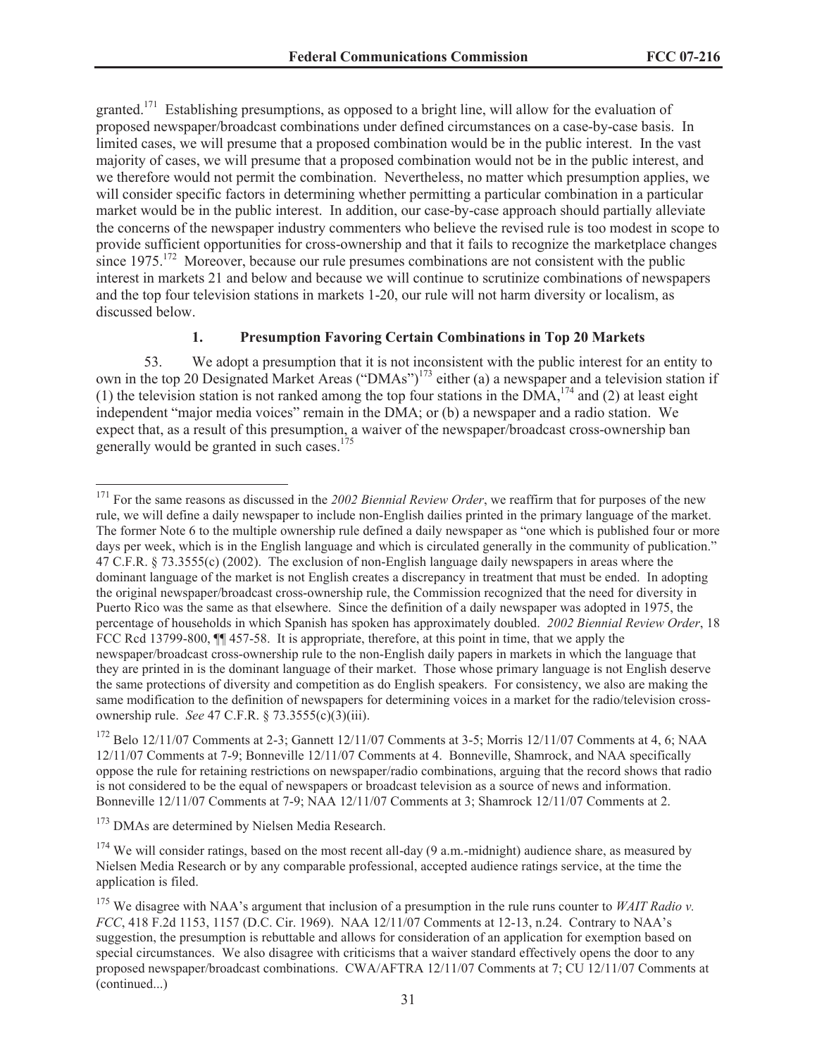granted.[171] Establishing presumptions, as opposed to a bright line, will allow for the evaluation of proposed newspaper/broadcast combinations under defined circumstances on a case-by-case basis. In limited cases, we will presume that a proposed combination would be in the public interest. In the vast majority of cases, we will presume that a proposed combination would not be in the public interest, and we therefore would not permit the combination. Nevertheless, no matter which presumption applies, we will consider specific factors in determining whether permitting a particular combination in a particular market would be in the public interest. In addition, our case-by-case approach should partially alleviate the concerns of the newspaper industry commenters who believe the revised rule is too modest in scope to provide sufficient opportunities for cross-ownership and that it fails to recognize the marketplace changes since 1975.[172] Moreover, because our rule presumes combinations are not consistent with the public interest in markets 21 and below and because we will continue to scrutinize combinations of newspapers and the top four television stations in markets 1-20, our rule will not harm diversity or localism, as discussed below.

### 1. Presumption Favoring Certain Combinations in Top 20 Markets

53. We adopt a presumption that it is not inconsistent with the public interest for an entity to own in the top 20 Designated Market Areas ("DMAs")[173] either (a) a newspaper and a television station if (1) the television station is not ranked among the top four stations in the DMA,[174] and (2) at least eight independent "major media voices" remain in the DMA; or (b) a newspaper and a radio station. We expect that, as a result of this presumption, a waiver of the newspaper/broadcast cross-ownership ban generally would be granted in such cases.[175]

---

[171] For the same reasons as discussed in the *2002 Biennial Review Order*, we reaffirm that for purposes of the new rule, we will define a daily newspaper to include non-English dailies printed in the primary language of the market. The former Note 6 to the multiple ownership rule defined a daily newspaper as "one which is published four or more days per week, which is in the English language and which is circulated generally in the community of publication." 47 C.F.R. § 73.3555(c) (2002). The exclusion of non-English language daily newspapers in areas where the dominant language of the market is not English creates a discrepancy in treatment that must be ended. In adopting the original newspaper/broadcast cross-ownership rule, the Commission recognized that the need for diversity in Puerto Rico was the same as that elsewhere. Since the definition of a daily newspaper was adopted in 1975, the percentage of households in which Spanish has spoken has approximately doubled. *2002 Biennial Review Order*, 18 FCC Rcd 13799-800, ¶¶ 457-58. It is appropriate, therefore, at this point in time, that we apply the newspaper/broadcast cross-ownership rule to the non-English daily papers in markets in which the language that they are printed in is the dominant language of their market. Those whose primary language is not English deserve the same protections of diversity and competition as do English speakers. For consistency, we also are making the same modification to the definition of newspapers for determining voices in a market for the radio/television cross-ownership rule. *See* 47 C.F.R. § 73.3555(c)(3)(iii).

[172] Belo 12/11/07 Comments at 2-3; Gannett 12/11/07 Comments at 3-5; Morris 12/11/07 Comments at 4, 6; NAA 12/11/07 Comments at 7-9; Bonneville 12/11/07 Comments at 4. Bonneville, Shamrock, and NAA specifically oppose the rule for retaining restrictions on newspaper/radio combinations, arguing that the record shows that radio is not considered to be the equal of newspapers or broadcast television as a source of news and information. Bonneville 12/11/07 Comments at 7-9; NAA 12/11/07 Comments at 3; Shamrock 12/11/07 Comments at 2.

[173] DMAs are determined by Nielsen Media Research.

[174] We will consider ratings, based on the most recent all-day (9 a.m.-midnight) audience share, as measured by Nielsen Media Research or by any comparable professional, accepted audience ratings service, at the time the application is filed.

[175] We disagree with NAA's argument that inclusion of a presumption in the rule runs counter to *WAIT Radio v. FCC*, 418 F.2d 1153, 1157 (D.C. Cir. 1969). NAA 12/11/07 Comments at 12-13, n.24. Contrary to NAA's suggestion, the presumption is rebuttable and allows for consideration of an application for exemption based on special circumstances. We also disagree with criticisms that a waiver standard effectively opens the door to any proposed newspaper/broadcast combinations. CWA/AFTRA 12/11/07 Comments at 7; CU 12/11/07 Comments at (continued...)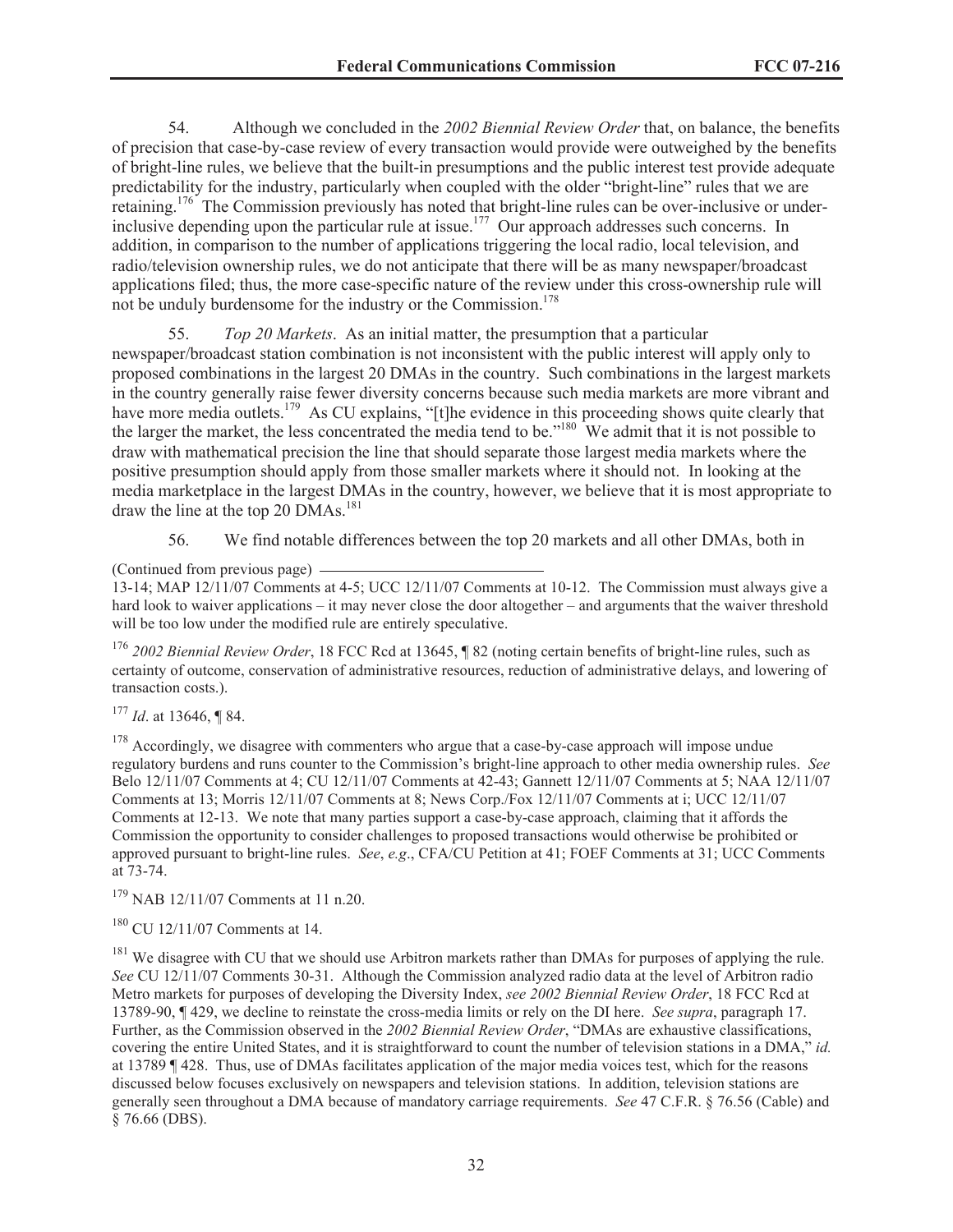54. Although we concluded in the *2002 Biennial Review Order* that, on balance, the benefits of precision that case-by-case review of every transaction would provide were outweighed by the benefits of bright-line rules, we believe that the built-in presumptions and the public interest test provide adequate predictability for the industry, particularly when coupled with the older "bright-line" rules that we are retaining.[176] The Commission previously has noted that bright-line rules can be over-inclusive or under-inclusive depending upon the particular rule at issue.[177] Our approach addresses such concerns. In addition, in comparison to the number of applications triggering the local radio, local television, and radio/television ownership rules, we do not anticipate that there will be as many newspaper/broadcast applications filed; thus, the more case-specific nature of the review under this cross-ownership rule will not be unduly burdensome for the industry or the Commission.[178]

55. *Top 20 Markets*. As an initial matter, the presumption that a particular newspaper/broadcast station combination is not inconsistent with the public interest will apply only to proposed combinations in the largest 20 DMAs in the country. Such combinations in the largest markets in the country generally raise fewer diversity concerns because such media markets are more vibrant and have more media outlets.[179] As CU explains, "[t]he evidence in this proceeding shows quite clearly that the larger the market, the less concentrated the media tend to be."[180] We admit that it is not possible to draw with mathematical precision the line that should separate those largest media markets where the positive presumption should apply from those smaller markets where it should not. In looking at the media marketplace in the largest DMAs in the country, however, we believe that it is most appropriate to draw the line at the top 20 DMAs.[181]

56. We find notable differences between the top 20 markets and all other DMAs, both in

(Continued from previous page)
13-14; MAP 12/11/07 Comments at 4-5; UCC 12/11/07 Comments at 10-12. The Commission must always give a hard look to waiver applications – it may never close the door altogether – and arguments that the waiver threshold will be too low under the modified rule are entirely speculative.

[176] *2002 Biennial Review Order*, 18 FCC Rcd at 13645, ¶ 82 (noting certain benefits of bright-line rules, such as certainty of outcome, conservation of administrative resources, reduction of administrative delays, and lowering of transaction costs.).

[177] *Id*. at 13646, ¶ 84.

[178] Accordingly, we disagree with commenters who argue that a case-by-case approach will impose undue regulatory burdens and runs counter to the Commission's bright-line approach to other media ownership rules. *See* Belo 12/11/07 Comments at 4; CU 12/11/07 Comments at 42-43; Gannett 12/11/07 Comments at 5; NAA 12/11/07 Comments at 13; Morris 12/11/07 Comments at 8; News Corp./Fox 12/11/07 Comments at i; UCC 12/11/07 Comments at 12-13. We note that many parties support a case-by-case approach, claiming that it affords the Commission the opportunity to consider challenges to proposed transactions would otherwise be prohibited or approved pursuant to bright-line rules. *See*, *e.g*., CFA/CU Petition at 41; FOEF Comments at 31; UCC Comments at 73-74.

[179] NAB 12/11/07 Comments at 11 n.20.

[180] CU 12/11/07 Comments at 14.

[181] We disagree with CU that we should use Arbitron markets rather than DMAs for purposes of applying the rule. *See* CU 12/11/07 Comments 30-31. Although the Commission analyzed radio data at the level of Arbitron radio Metro markets for purposes of developing the Diversity Index, *see 2002 Biennial Review Order*, 18 FCC Rcd at 13789-90, ¶ 429, we decline to reinstate the cross-media limits or rely on the DI here. *See supra*, paragraph 17. Further, as the Commission observed in the *2002 Biennial Review Order*, "DMAs are exhaustive classifications, covering the entire United States, and it is straightforward to count the number of television stations in a DMA," *id.* at 13789 ¶ 428. Thus, use of DMAs facilitates application of the major media voices test, which for the reasons discussed below focuses exclusively on newspapers and television stations. In addition, television stations are generally seen throughout a DMA because of mandatory carriage requirements. *See* 47 C.F.R. § 76.56 (Cable) and § 76.66 (DBS).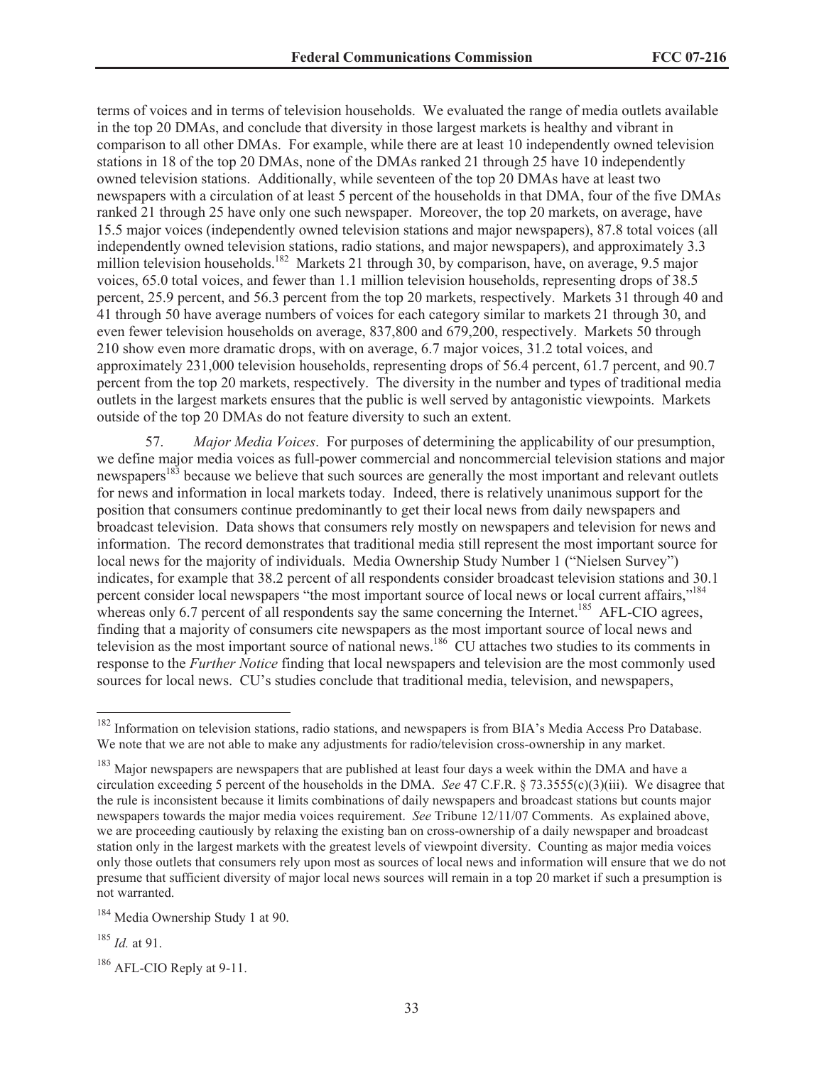terms of voices and in terms of television households. We evaluated the range of media outlets available in the top 20 DMAs, and conclude that diversity in those largest markets is healthy and vibrant in comparison to all other DMAs. For example, while there are at least 10 independently owned television stations in 18 of the top 20 DMAs, none of the DMAs ranked 21 through 25 have 10 independently owned television stations. Additionally, while seventeen of the top 20 DMAs have at least two newspapers with a circulation of at least 5 percent of the households in that DMA, four of the five DMAs ranked 21 through 25 have only one such newspaper. Moreover, the top 20 markets, on average, have 15.5 major voices (independently owned television stations and major newspapers), 87.8 total voices (all independently owned television stations, radio stations, and major newspapers), and approximately 3.3 million television households.[182] Markets 21 through 30, by comparison, have, on average, 9.5 major voices, 65.0 total voices, and fewer than 1.1 million television households, representing drops of 38.5 percent, 25.9 percent, and 56.3 percent from the top 20 markets, respectively. Markets 31 through 40 and 41 through 50 have average numbers of voices for each category similar to markets 21 through 30, and even fewer television households on average, 837,800 and 679,200, respectively. Markets 50 through 210 show even more dramatic drops, with on average, 6.7 major voices, 31.2 total voices, and approximately 231,000 television households, representing drops of 56.4 percent, 61.7 percent, and 90.7 percent from the top 20 markets, respectively. The diversity in the number and types of traditional media outlets in the largest markets ensures that the public is well served by antagonistic viewpoints. Markets outside of the top 20 DMAs do not feature diversity to such an extent.

57. *Major Media Voices*. For purposes of determining the applicability of our presumption, we define major media voices as full-power commercial and noncommercial television stations and major newspapers[183] because we believe that such sources are generally the most important and relevant outlets for news and information in local markets today. Indeed, there is relatively unanimous support for the position that consumers continue predominantly to get their local news from daily newspapers and broadcast television. Data shows that consumers rely mostly on newspapers and television for news and information. The record demonstrates that traditional media still represent the most important source for local news for the majority of individuals. Media Ownership Study Number 1 ("Nielsen Survey") indicates, for example that 38.2 percent of all respondents consider broadcast television stations and 30.1 percent consider local newspapers "the most important source of local news or local current affairs,"[184] whereas only 6.7 percent of all respondents say the same concerning the Internet.[185] AFL-CIO agrees, finding that a majority of consumers cite newspapers as the most important source of local news and television as the most important source of national news.[186] CU attaches two studies to its comments in response to the *Further Notice* finding that local newspapers and television are the most commonly used sources for local news. CU's studies conclude that traditional media, television, and newspapers,

---

[182] Information on television stations, radio stations, and newspapers is from BIA's Media Access Pro Database. We note that we are not able to make any adjustments for radio/television cross-ownership in any market.

[183] Major newspapers are newspapers that are published at least four days a week within the DMA and have a circulation exceeding 5 percent of the households in the DMA. *See* 47 C.F.R. § 73.3555(c)(3)(iii). We disagree that the rule is inconsistent because it limits combinations of daily newspapers and broadcast stations but counts major newspapers towards the major media voices requirement. *See* Tribune 12/11/07 Comments. As explained above, we are proceeding cautiously by relaxing the existing ban on cross-ownership of a daily newspaper and broadcast station only in the largest markets with the greatest levels of viewpoint diversity. Counting as major media voices only those outlets that consumers rely upon most as sources of local news and information will ensure that we do not presume that sufficient diversity of major local news sources will remain in a top 20 market if such a presumption is not warranted.

[184] Media Ownership Study 1 at 90.

[185] *Id.* at 91.

[186] AFL-CIO Reply at 9-11.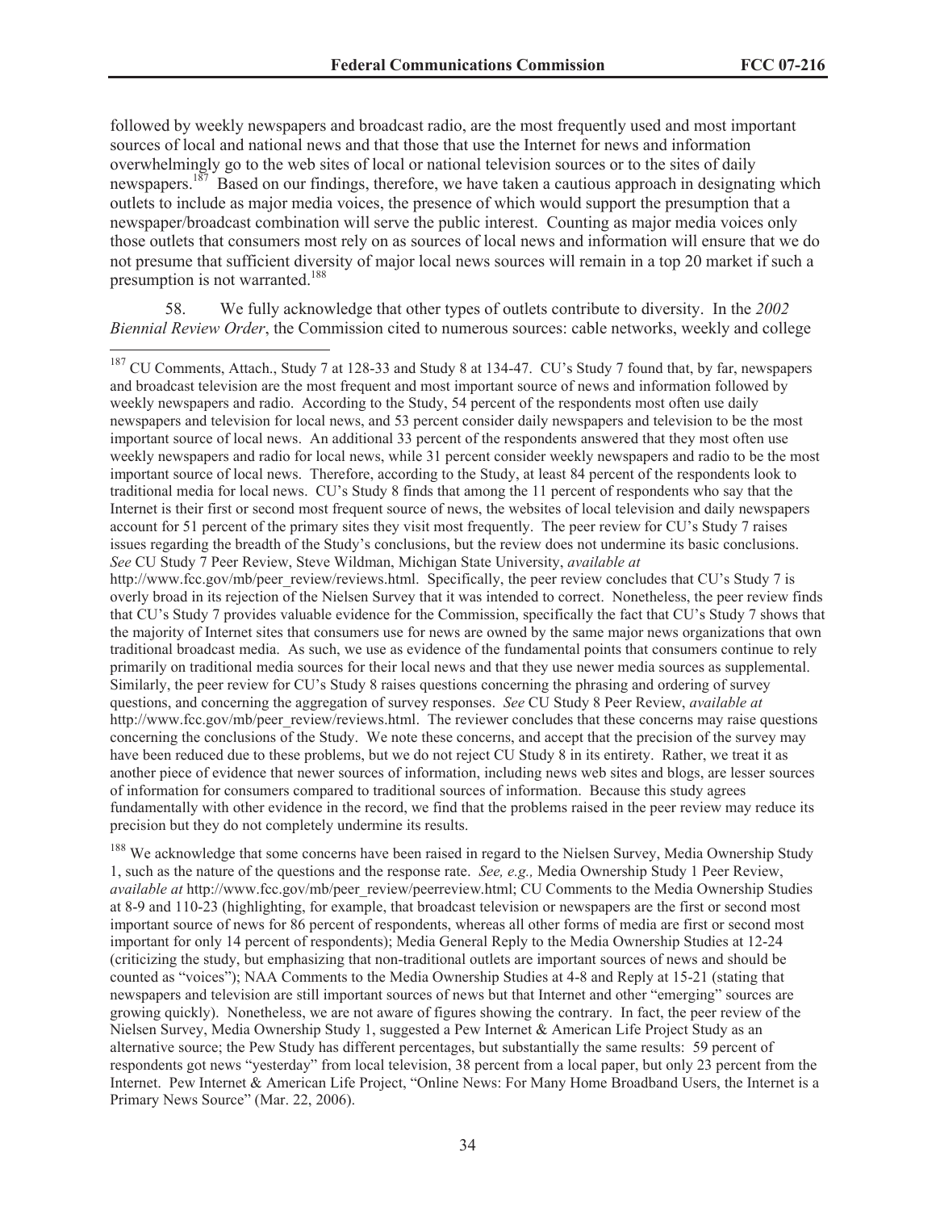followed by weekly newspapers and broadcast radio, are the most frequently used and most important sources of local and national news and that those that use the Internet for news and information overwhelmingly go to the web sites of local or national television sources or to the sites of daily newspapers.[187] Based on our findings, therefore, we have taken a cautious approach in designating which outlets to include as major media voices, the presence of which would support the presumption that a newspaper/broadcast combination will serve the public interest. Counting as major media voices only those outlets that consumers most rely on as sources of local news and information will ensure that we do not presume that sufficient diversity of major local news sources will remain in a top 20 market if such a presumption is not warranted.[188]

58. We fully acknowledge that other types of outlets contribute to diversity. In the *2002 Biennial Review Order*, the Commission cited to numerous sources: cable networks, weekly and college

---

[187] CU Comments, Attach., Study 7 at 128-33 and Study 8 at 134-47. CU's Study 7 found that, by far, newspapers and broadcast television are the most frequent and most important source of news and information followed by weekly newspapers and radio. According to the Study, 54 percent of the respondents most often use daily newspapers and television for local news, and 53 percent consider daily newspapers and television to be the most important source of local news. An additional 33 percent of the respondents answered that they most often use weekly newspapers and radio for local news, while 31 percent consider weekly newspapers and radio to be the most important source of local news. Therefore, according to the Study, at least 84 percent of the respondents look to traditional media for local news. CU's Study 8 finds that among the 11 percent of respondents who say that the Internet is their first or second most frequent source of news, the websites of local television and daily newspapers account for 51 percent of the primary sites they visit most frequently. The peer review for CU's Study 7 raises issues regarding the breadth of the Study's conclusions, but the review does not undermine its basic conclusions. *See* CU Study 7 Peer Review, Steve Wildman, Michigan State University, *available at* http://www.fcc.gov/mb/peer_review/reviews.html. Specifically, the peer review concludes that CU's Study 7 is overly broad in its rejection of the Nielsen Survey that it was intended to correct. Nonetheless, the peer review finds that CU's Study 7 provides valuable evidence for the Commission, specifically the fact that CU's Study 7 shows that the majority of Internet sites that consumers use for news are owned by the same major news organizations that own traditional broadcast media. As such, we use as evidence of the fundamental points that consumers continue to rely primarily on traditional media sources for their local news and that they use newer media sources as supplemental. Similarly, the peer review for CU's Study 8 raises questions concerning the phrasing and ordering of survey questions, and concerning the aggregation of survey responses. *See* CU Study 8 Peer Review, *available at* http://www.fcc.gov/mb/peer_review/reviews.html. The reviewer concludes that these concerns may raise questions concerning the conclusions of the Study. We note these concerns, and accept that the precision of the survey may have been reduced due to these problems, but we do not reject CU Study 8 in its entirety. Rather, we treat it as another piece of evidence that newer sources of information, including news web sites and blogs, are lesser sources of information for consumers compared to traditional sources of information. Because this study agrees fundamentally with other evidence in the record, we find that the problems raised in the peer review may reduce its precision but they do not completely undermine its results.

[188] We acknowledge that some concerns have been raised in regard to the Nielsen Survey, Media Ownership Study 1, such as the nature of the questions and the response rate. *See, e.g.,* Media Ownership Study 1 Peer Review, *available at* http://www.fcc.gov/mb/peer_review/peerreview.html; CU Comments to the Media Ownership Studies at 8-9 and 110-23 (highlighting, for example, that broadcast television or newspapers are the first or second most important source of news for 86 percent of respondents, whereas all other forms of media are first or second most important for only 14 percent of respondents); Media General Reply to the Media Ownership Studies at 12-24 (criticizing the study, but emphasizing that non-traditional outlets are important sources of news and should be counted as "voices"); NAA Comments to the Media Ownership Studies at 4-8 and Reply at 15-21 (stating that newspapers and television are still important sources of news but that Internet and other "emerging" sources are growing quickly). Nonetheless, we are not aware of figures showing the contrary. In fact, the peer review of the Nielsen Survey, Media Ownership Study 1, suggested a Pew Internet & American Life Project Study as an alternative source; the Pew Study has different percentages, but substantially the same results: 59 percent of respondents got news "yesterday" from local television, 38 percent from a local paper, but only 23 percent from the Internet. Pew Internet & American Life Project, "Online News: For Many Home Broadband Users, the Internet is a Primary News Source" (Mar. 22, 2006).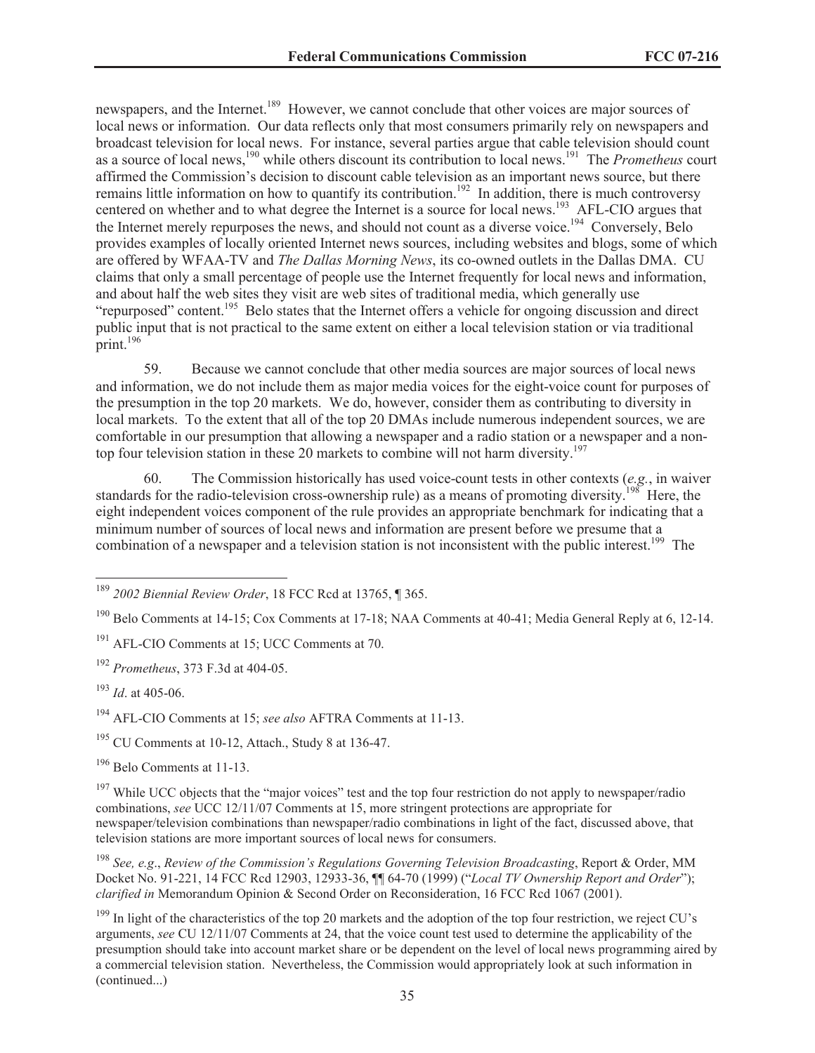newspapers, and the Internet.[189] However, we cannot conclude that other voices are major sources of local news or information. Our data reflects only that most consumers primarily rely on newspapers and broadcast television for local news. For instance, several parties argue that cable television should count as a source of local news,[190] while others discount its contribution to local news.[191] The *Prometheus* court affirmed the Commission's decision to discount cable television as an important news source, but there remains little information on how to quantify its contribution.[192] In addition, there is much controversy centered on whether and to what degree the Internet is a source for local news.[193] AFL-CIO argues that the Internet merely repurposes the news, and should not count as a diverse voice.[194] Conversely, Belo provides examples of locally oriented Internet news sources, including websites and blogs, some of which are offered by WFAA-TV and *The Dallas Morning News*, its co-owned outlets in the Dallas DMA. CU claims that only a small percentage of people use the Internet frequently for local news and information, and about half the web sites they visit are web sites of traditional media, which generally use "repurposed" content.[195] Belo states that the Internet offers a vehicle for ongoing discussion and direct public input that is not practical to the same extent on either a local television station or via traditional print.[196]

59. Because we cannot conclude that other media sources are major sources of local news and information, we do not include them as major media voices for the eight-voice count for purposes of the presumption in the top 20 markets. We do, however, consider them as contributing to diversity in local markets. To the extent that all of the top 20 DMAs include numerous independent sources, we are comfortable in our presumption that allowing a newspaper and a radio station or a newspaper and a non-top four television station in these 20 markets to combine will not harm diversity.[197]

60. The Commission historically has used voice-count tests in other contexts (*e.g.*, in waiver standards for the radio-television cross-ownership rule) as a means of promoting diversity.[198] Here, the eight independent voices component of the rule provides an appropriate benchmark for indicating that a minimum number of sources of local news and information are present before we presume that a combination of a newspaper and a television station is not inconsistent with the public interest.[199] The

---

[189] *2002 Biennial Review Order*, 18 FCC Rcd at 13765, ¶ 365.

[190] Belo Comments at 14-15; Cox Comments at 17-18; NAA Comments at 40-41; Media General Reply at 6, 12-14.

[191] AFL-CIO Comments at 15; UCC Comments at 70.

[192] *Prometheus*, 373 F.3d at 404-05.

[193] *Id*. at 405-06.

[194] AFL-CIO Comments at 15; *see also* AFTRA Comments at 11-13.

[195] CU Comments at 10-12, Attach., Study 8 at 136-47.

[196] Belo Comments at 11-13.

[197] While UCC objects that the "major voices" test and the top four restriction do not apply to newspaper/radio combinations, *see* UCC 12/11/07 Comments at 15, more stringent protections are appropriate for newspaper/television combinations than newspaper/radio combinations in light of the fact, discussed above, that television stations are more important sources of local news for consumers.

[198] *See, e.g*., *Review of the Commission's Regulations Governing Television Broadcasting*, Report & Order, MM Docket No. 91-221, 14 FCC Rcd 12903, 12933-36, ¶¶ 64-70 (1999) ("*Local TV Ownership Report and Order*"); *clarified in* Memorandum Opinion & Second Order on Reconsideration, 16 FCC Rcd 1067 (2001).

[199] In light of the characteristics of the top 20 markets and the adoption of the top four restriction, we reject CU's arguments, *see* CU 12/11/07 Comments at 24, that the voice count test used to determine the applicability of the presumption should take into account market share or be dependent on the level of local news programming aired by a commercial television station. Nevertheless, the Commission would appropriately look at such information in (continued...)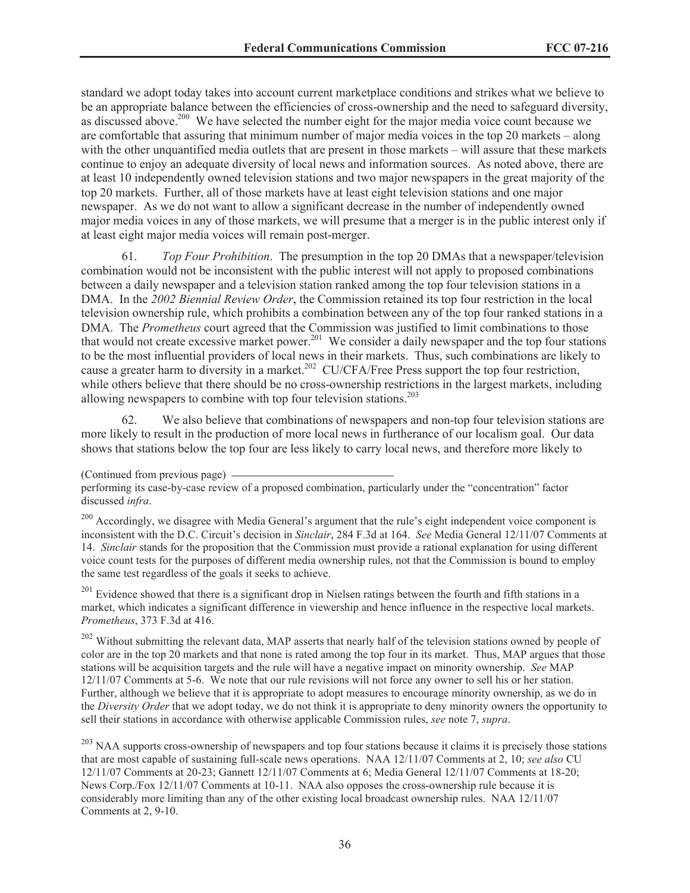standard we adopt today takes into account current marketplace conditions and strikes what we believe to be an appropriate balance between the efficiencies of cross-ownership and the need to safeguard diversity, as discussed above.[200] We have selected the number eight for the major media voice count because we are comfortable that assuring that minimum number of major media voices in the top 20 markets – along with the other unquantified media outlets that are present in those markets – will assure that these markets continue to enjoy an adequate diversity of local news and information sources. As noted above, there are at least 10 independently owned television stations and two major newspapers in the great majority of the top 20 markets. Further, all of those markets have at least eight television stations and one major newspaper. As we do not want to allow a significant decrease in the number of independently owned major media voices in any of those markets, we will presume that a merger is in the public interest only if at least eight major media voices will remain post-merger.

61. *Top Four Prohibition*. The presumption in the top 20 DMAs that a newspaper/television combination would not be inconsistent with the public interest will not apply to proposed combinations between a daily newspaper and a television station ranked among the top four television stations in a DMA. In the *2002 Biennial Review Order*, the Commission retained its top four restriction in the local television ownership rule, which prohibits a combination between any of the top four ranked stations in a DMA. The *Prometheus* court agreed that the Commission was justified to limit combinations to those that would not create excessive market power.[201] We consider a daily newspaper and the top four stations to be the most influential providers of local news in their markets. Thus, such combinations are likely to cause a greater harm to diversity in a market.[202] CU/CFA/Free Press support the top four restriction, while others believe that there should be no cross-ownership restrictions in the largest markets, including allowing newspapers to combine with top four television stations.[203]

62. We also believe that combinations of newspapers and non-top four television stations are more likely to result in the production of more local news in furtherance of our localism goal. Our data shows that stations below the top four are less likely to carry local news, and therefore more likely to

(Continued from previous page)
performing its case-by-case review of a proposed combination, particularly under the "concentration" factor discussed *infra*.

[200] Accordingly, we disagree with Media General's argument that the rule's eight independent voice component is inconsistent with the D.C. Circuit's decision in *Sinclair*, 284 F.3d at 164. *See* Media General 12/11/07 Comments at 14. *Sinclair* stands for the proposition that the Commission must provide a rational explanation for using different voice count tests for the purposes of different media ownership rules, not that the Commission is bound to employ the same test regardless of the goals it seeks to achieve.

[201] Evidence showed that there is a significant drop in Nielsen ratings between the fourth and fifth stations in a market, which indicates a significant difference in viewership and hence influence in the respective local markets. *Prometheus*, 373 F.3d at 416.

[202] Without submitting the relevant data, MAP asserts that nearly half of the television stations owned by people of color are in the top 20 markets and that none is rated among the top four in its market. Thus, MAP argues that those stations will be acquisition targets and the rule will have a negative impact on minority ownership. *See* MAP 12/11/07 Comments at 5-6. We note that our rule revisions will not force any owner to sell his or her station. Further, although we believe that it is appropriate to adopt measures to encourage minority ownership, as we do in the *Diversity Order* that we adopt today, we do not think it is appropriate to deny minority owners the opportunity to sell their stations in accordance with otherwise applicable Commission rules, *see* note 7, *supra*.

[203] NAA supports cross-ownership of newspapers and top four stations because it claims it is precisely those stations that are most capable of sustaining full-scale news operations. NAA 12/11/07 Comments at 2, 10; *see also* CU 12/11/07 Comments at 20-23; Gannett 12/11/07 Comments at 6; Media General 12/11/07 Comments at 18-20; News Corp./Fox 12/11/07 Comments at 10-11. NAA also opposes the cross-ownership rule because it is considerably more limiting than any of the other existing local broadcast ownership rules. NAA 12/11/07 Comments at 2, 9-10.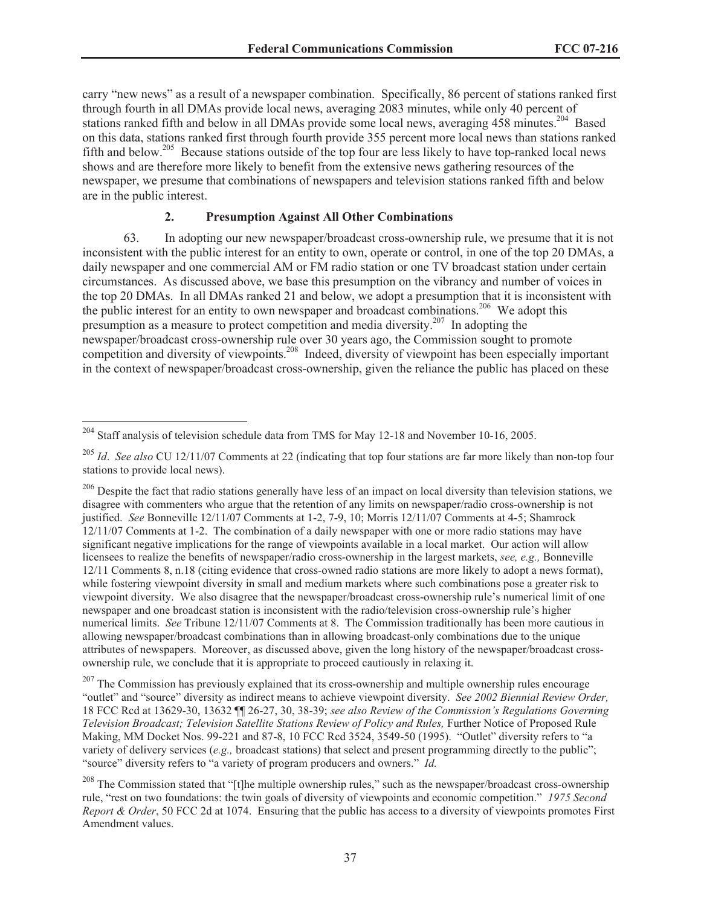carry "new news" as a result of a newspaper combination. Specifically, 86 percent of stations ranked first through fourth in all DMAs provide local news, averaging 2083 minutes, while only 40 percent of stations ranked fifth and below in all DMAs provide some local news, averaging 458 minutes.[204] Based on this data, stations ranked first through fourth provide 355 percent more local news than stations ranked fifth and below.[205] Because stations outside of the top four are less likely to have top-ranked local news shows and are therefore more likely to benefit from the extensive news gathering resources of the newspaper, we presume that combinations of newspapers and television stations ranked fifth and below are in the public interest.

### 2. Presumption Against All Other Combinations

63. In adopting our new newspaper/broadcast cross-ownership rule, we presume that it is not inconsistent with the public interest for an entity to own, operate or control, in one of the top 20 DMAs, a daily newspaper and one commercial AM or FM radio station or one TV broadcast station under certain circumstances. As discussed above, we base this presumption on the vibrancy and number of voices in the top 20 DMAs. In all DMAs ranked 21 and below, we adopt a presumption that it is inconsistent with the public interest for an entity to own newspaper and broadcast combinations.[206] We adopt this presumption as a measure to protect competition and media diversity.[207] In adopting the newspaper/broadcast cross-ownership rule over 30 years ago, the Commission sought to promote competition and diversity of viewpoints.[208] Indeed, diversity of viewpoint has been especially important in the context of newspaper/broadcast cross-ownership, given the reliance the public has placed on these

---

[204] Staff analysis of television schedule data from TMS for May 12-18 and November 10-16, 2005.

[205] *Id*. *See also* CU 12/11/07 Comments at 22 (indicating that top four stations are far more likely than non-top four stations to provide local news).

[206] Despite the fact that radio stations generally have less of an impact on local diversity than television stations, we disagree with commenters who argue that the retention of any limits on newspaper/radio cross-ownership is not justified. *See* Bonneville 12/11/07 Comments at 1-2, 7-9, 10; Morris 12/11/07 Comments at 4-5; Shamrock 12/11/07 Comments at 1-2. The combination of a daily newspaper with one or more radio stations may have significant negative implications for the range of viewpoints available in a local market. Our action will allow licensees to realize the benefits of newspaper/radio cross-ownership in the largest markets, *see, e.g.,* Bonneville 12/11 Comments 8, n.18 (citing evidence that cross-owned radio stations are more likely to adopt a news format), while fostering viewpoint diversity in small and medium markets where such combinations pose a greater risk to viewpoint diversity. We also disagree that the newspaper/broadcast cross-ownership rule's numerical limit of one newspaper and one broadcast station is inconsistent with the radio/television cross-ownership rule's higher numerical limits. *See* Tribune 12/11/07 Comments at 8. The Commission traditionally has been more cautious in allowing newspaper/broadcast combinations than in allowing broadcast-only combinations due to the unique attributes of newspapers. Moreover, as discussed above, given the long history of the newspaper/broadcast cross-ownership rule, we conclude that it is appropriate to proceed cautiously in relaxing it.

[207] The Commission has previously explained that its cross-ownership and multiple ownership rules encourage "outlet" and "source" diversity as indirect means to achieve viewpoint diversity. *See 2002 Biennial Review Order,* 18 FCC Rcd at 13629-30, 13632 ¶¶ 26-27, 30, 38-39; *see also Review of the Commission's Regulations Governing Television Broadcast; Television Satellite Stations Review of Policy and Rules,* Further Notice of Proposed Rule Making, MM Docket Nos. 99-221 and 87-8, 10 FCC Rcd 3524, 3549-50 (1995). "Outlet" diversity refers to "a variety of delivery services (*e.g.,* broadcast stations) that select and present programming directly to the public"; "source" diversity refers to "a variety of program producers and owners." *Id.*

[208] The Commission stated that "[t]he multiple ownership rules," such as the newspaper/broadcast cross-ownership rule, "rest on two foundations: the twin goals of diversity of viewpoints and economic competition." *1975 Second Report & Order*, 50 FCC 2d at 1074. Ensuring that the public has access to a diversity of viewpoints promotes First Amendment values.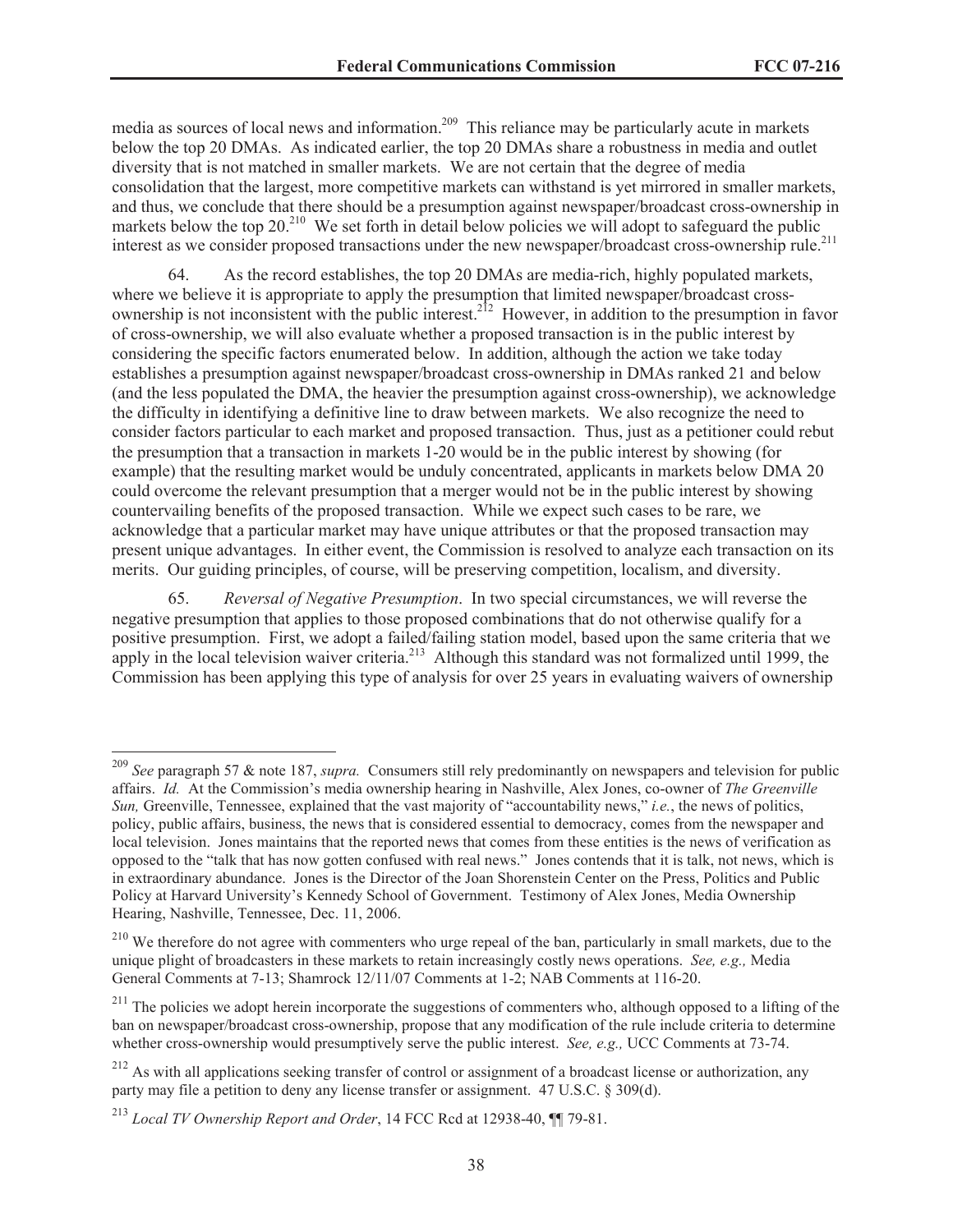media as sources of local news and information.[209] This reliance may be particularly acute in markets below the top 20 DMAs. As indicated earlier, the top 20 DMAs share a robustness in media and outlet diversity that is not matched in smaller markets. We are not certain that the degree of media consolidation that the largest, more competitive markets can withstand is yet mirrored in smaller markets, and thus, we conclude that there should be a presumption against newspaper/broadcast cross-ownership in markets below the top 20.[210] We set forth in detail below policies we will adopt to safeguard the public interest as we consider proposed transactions under the new newspaper/broadcast cross-ownership rule.[211]

64. As the record establishes, the top 20 DMAs are media-rich, highly populated markets, where we believe it is appropriate to apply the presumption that limited newspaper/broadcast cross-ownership is not inconsistent with the public interest.[212] However, in addition to the presumption in favor of cross-ownership, we will also evaluate whether a proposed transaction is in the public interest by considering the specific factors enumerated below. In addition, although the action we take today establishes a presumption against newspaper/broadcast cross-ownership in DMAs ranked 21 and below (and the less populated the DMA, the heavier the presumption against cross-ownership), we acknowledge the difficulty in identifying a definitive line to draw between markets. We also recognize the need to consider factors particular to each market and proposed transaction. Thus, just as a petitioner could rebut the presumption that a transaction in markets 1-20 would be in the public interest by showing (for example) that the resulting market would be unduly concentrated, applicants in markets below DMA 20 could overcome the relevant presumption that a merger would not be in the public interest by showing countervailing benefits of the proposed transaction. While we expect such cases to be rare, we acknowledge that a particular market may have unique attributes or that the proposed transaction may present unique advantages. In either event, the Commission is resolved to analyze each transaction on its merits. Our guiding principles, of course, will be preserving competition, localism, and diversity.

65. *Reversal of Negative Presumption*. In two special circumstances, we will reverse the negative presumption that applies to those proposed combinations that do not otherwise qualify for a positive presumption. First, we adopt a failed/failing station model, based upon the same criteria that we apply in the local television waiver criteria.[213] Although this standard was not formalized until 1999, the Commission has been applying this type of analysis for over 25 years in evaluating waivers of ownership

---

[209] *See* paragraph 57 & note 187, *supra.* Consumers still rely predominantly on newspapers and television for public affairs. *Id.* At the Commission's media ownership hearing in Nashville, Alex Jones, co-owner of *The Greenville Sun,* Greenville, Tennessee, explained that the vast majority of "accountability news," *i.e.*, the news of politics, policy, public affairs, business, the news that is considered essential to democracy, comes from the newspaper and local television. Jones maintains that the reported news that comes from these entities is the news of verification as opposed to the "talk that has now gotten confused with real news." Jones contends that it is talk, not news, which is in extraordinary abundance. Jones is the Director of the Joan Shorenstein Center on the Press, Politics and Public Policy at Harvard University's Kennedy School of Government. Testimony of Alex Jones, Media Ownership Hearing, Nashville, Tennessee, Dec. 11, 2006.

[210] We therefore do not agree with commenters who urge repeal of the ban, particularly in small markets, due to the unique plight of broadcasters in these markets to retain increasingly costly news operations. *See, e.g.,* Media General Comments at 7-13; Shamrock 12/11/07 Comments at 1-2; NAB Comments at 116-20.

[211] The policies we adopt herein incorporate the suggestions of commenters who, although opposed to a lifting of the ban on newspaper/broadcast cross-ownership, propose that any modification of the rule include criteria to determine whether cross-ownership would presumptively serve the public interest. *See, e.g.,* UCC Comments at 73-74.

[212] As with all applications seeking transfer of control or assignment of a broadcast license or authorization, any party may file a petition to deny any license transfer or assignment. 47 U.S.C. § 309(d).

[213] *Local TV Ownership Report and Order*, 14 FCC Rcd at 12938-40, ¶¶ 79-81.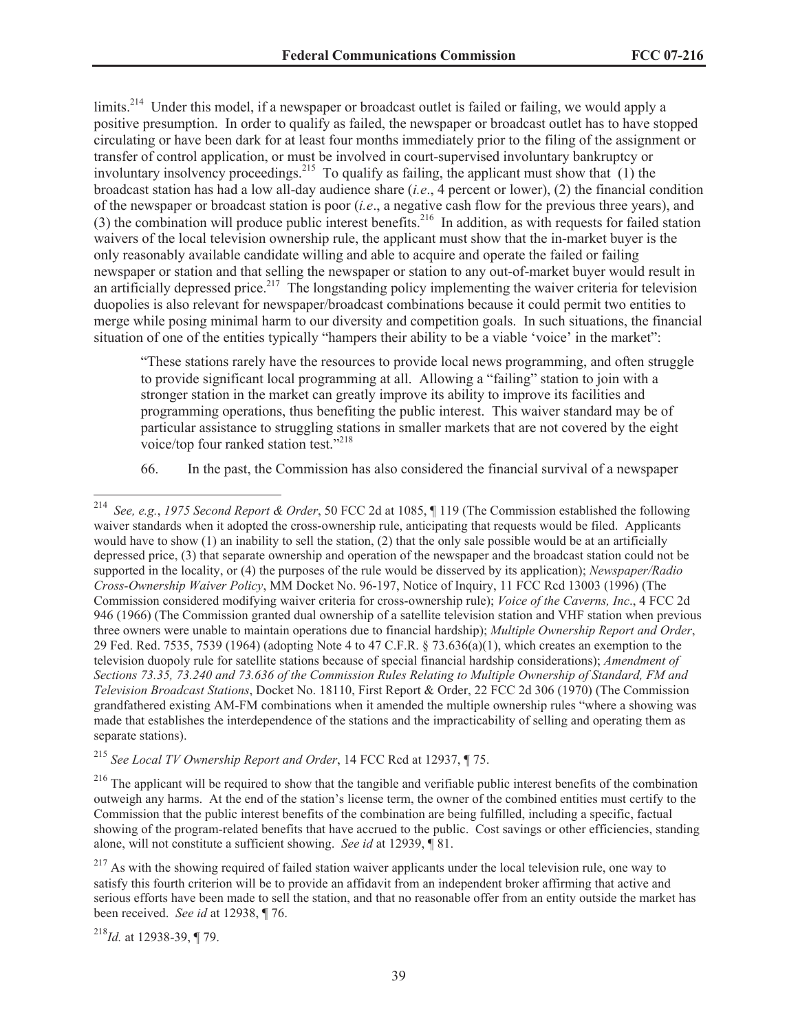limits.[214] Under this model, if a newspaper or broadcast outlet is failed or failing, we would apply a positive presumption. In order to qualify as failed, the newspaper or broadcast outlet has to have stopped circulating or have been dark for at least four months immediately prior to the filing of the assignment or transfer of control application, or must be involved in court-supervised involuntary bankruptcy or involuntary insolvency proceedings.[215] To qualify as failing, the applicant must show that (1) the broadcast station has had a low all-day audience share (*i.e*., 4 percent or lower), (2) the financial condition of the newspaper or broadcast station is poor (*i.e*., a negative cash flow for the previous three years), and (3) the combination will produce public interest benefits.[216] In addition, as with requests for failed station waivers of the local television ownership rule, the applicant must show that the in-market buyer is the only reasonably available candidate willing and able to acquire and operate the failed or failing newspaper or station and that selling the newspaper or station to any out-of-market buyer would result in an artificially depressed price.[217] The longstanding policy implementing the waiver criteria for television duopolies is also relevant for newspaper/broadcast combinations because it could permit two entities to merge while posing minimal harm to our diversity and competition goals. In such situations, the financial situation of one of the entities typically "hampers their ability to be a viable 'voice' in the market":

> "These stations rarely have the resources to provide local news programming, and often struggle to provide significant local programming at all. Allowing a "failing" station to join with a stronger station in the market can greatly improve its ability to improve its facilities and programming operations, thus benefiting the public interest. This waiver standard may be of particular assistance to struggling stations in smaller markets that are not covered by the eight voice/top four ranked station test."[218]

66. In the past, the Commission has also considered the financial survival of a newspaper

---

[214] *See, e.g.*, *1975 Second Report & Order*, 50 FCC 2d at 1085, ¶ 119 (The Commission established the following waiver standards when it adopted the cross-ownership rule, anticipating that requests would be filed. Applicants would have to show (1) an inability to sell the station, (2) that the only sale possible would be at an artificially depressed price, (3) that separate ownership and operation of the newspaper and the broadcast station could not be supported in the locality, or (4) the purposes of the rule would be disserved by its application); *Newspaper/Radio Cross-Ownership Waiver Policy*, MM Docket No. 96-197, Notice of Inquiry, 11 FCC Rcd 13003 (1996) (The Commission considered modifying waiver criteria for cross-ownership rule); *Voice of the Caverns, Inc*., 4 FCC 2d 946 (1966) (The Commission granted dual ownership of a satellite television station and VHF station when previous three owners were unable to maintain operations due to financial hardship); *Multiple Ownership Report and Order*, 29 Fed. Red. 7535, 7539 (1964) (adopting Note 4 to 47 C.F.R. § 73.636(a)(1), which creates an exemption to the television duopoly rule for satellite stations because of special financial hardship considerations); *Amendment of Sections 73.35, 73.240 and 73.636 of the Commission Rules Relating to Multiple Ownership of Standard, FM and Television Broadcast Stations*, Docket No. 18110, First Report & Order, 22 FCC 2d 306 (1970) (The Commission grandfathered existing AM-FM combinations when it amended the multiple ownership rules "where a showing was made that establishes the interdependence of the stations and the impracticability of selling and operating them as separate stations).

[215] *See Local TV Ownership Report and Order*, 14 FCC Rcd at 12937, ¶ 75.

[216] The applicant will be required to show that the tangible and verifiable public interest benefits of the combination outweigh any harms. At the end of the station's license term, the owner of the combined entities must certify to the Commission that the public interest benefits of the combination are being fulfilled, including a specific, factual showing of the program-related benefits that have accrued to the public. Cost savings or other efficiencies, standing alone, will not constitute a sufficient showing. *See id* at 12939, ¶ 81.

[217] As with the showing required of failed station waiver applicants under the local television rule, one way to satisfy this fourth criterion will be to provide an affidavit from an independent broker affirming that active and serious efforts have been made to sell the station, and that no reasonable offer from an entity outside the market has been received. *See id* at 12938, ¶ 76.

[218] *Id.* at 12938-39, ¶ 79.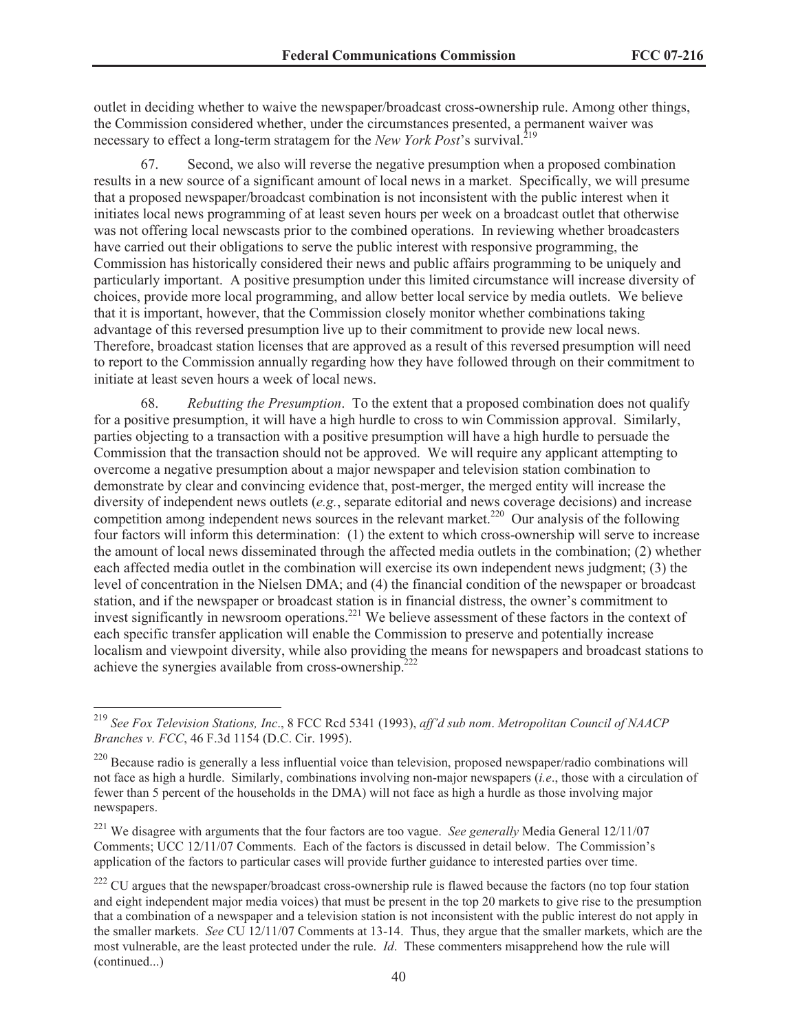outlet in deciding whether to waive the newspaper/broadcast cross-ownership rule. Among other things, the Commission considered whether, under the circumstances presented, a permanent waiver was necessary to effect a long-term stratagem for the *New York Post*'s survival.[219]

67. Second, we also will reverse the negative presumption when a proposed combination results in a new source of a significant amount of local news in a market. Specifically, we will presume that a proposed newspaper/broadcast combination is not inconsistent with the public interest when it initiates local news programming of at least seven hours per week on a broadcast outlet that otherwise was not offering local newscasts prior to the combined operations. In reviewing whether broadcasters have carried out their obligations to serve the public interest with responsive programming, the Commission has historically considered their news and public affairs programming to be uniquely and particularly important. A positive presumption under this limited circumstance will increase diversity of choices, provide more local programming, and allow better local service by media outlets. We believe that it is important, however, that the Commission closely monitor whether combinations taking advantage of this reversed presumption live up to their commitment to provide new local news. Therefore, broadcast station licenses that are approved as a result of this reversed presumption will need to report to the Commission annually regarding how they have followed through on their commitment to initiate at least seven hours a week of local news.

68. *Rebutting the Presumption*. To the extent that a proposed combination does not qualify for a positive presumption, it will have a high hurdle to cross to win Commission approval. Similarly, parties objecting to a transaction with a positive presumption will have a high hurdle to persuade the Commission that the transaction should not be approved. We will require any applicant attempting to overcome a negative presumption about a major newspaper and television station combination to demonstrate by clear and convincing evidence that, post-merger, the merged entity will increase the diversity of independent news outlets (*e.g.*, separate editorial and news coverage decisions) and increase competition among independent news sources in the relevant market.[220] Our analysis of the following four factors will inform this determination: (1) the extent to which cross-ownership will serve to increase the amount of local news disseminated through the affected media outlets in the combination; (2) whether each affected media outlet in the combination will exercise its own independent news judgment; (3) the level of concentration in the Nielsen DMA; and (4) the financial condition of the newspaper or broadcast station, and if the newspaper or broadcast station is in financial distress, the owner's commitment to invest significantly in newsroom operations.[221] We believe assessment of these factors in the context of each specific transfer application will enable the Commission to preserve and potentially increase localism and viewpoint diversity, while also providing the means for newspapers and broadcast stations to achieve the synergies available from cross-ownership.[222]

---

[219] *See Fox Television Stations, Inc*., 8 FCC Rcd 5341 (1993), *aff'd sub nom*. *Metropolitan Council of NAACP Branches v. FCC*, 46 F.3d 1154 (D.C. Cir. 1995).

[220] Because radio is generally a less influential voice than television, proposed newspaper/radio combinations will not face as high a hurdle. Similarly, combinations involving non-major newspapers (*i.e*., those with a circulation of fewer than 5 percent of the households in the DMA) will not face as high a hurdle as those involving major newspapers.

[221] We disagree with arguments that the four factors are too vague. *See generally* Media General 12/11/07 Comments; UCC 12/11/07 Comments. Each of the factors is discussed in detail below. The Commission's application of the factors to particular cases will provide further guidance to interested parties over time.

[222] CU argues that the newspaper/broadcast cross-ownership rule is flawed because the factors (no top four station and eight independent major media voices) that must be present in the top 20 markets to give rise to the presumption that a combination of a newspaper and a television station is not inconsistent with the public interest do not apply in the smaller markets. *See* CU 12/11/07 Comments at 13-14. Thus, they argue that the smaller markets, which are the most vulnerable, are the least protected under the rule. *Id*. These commenters misapprehend how the rule will (continued...)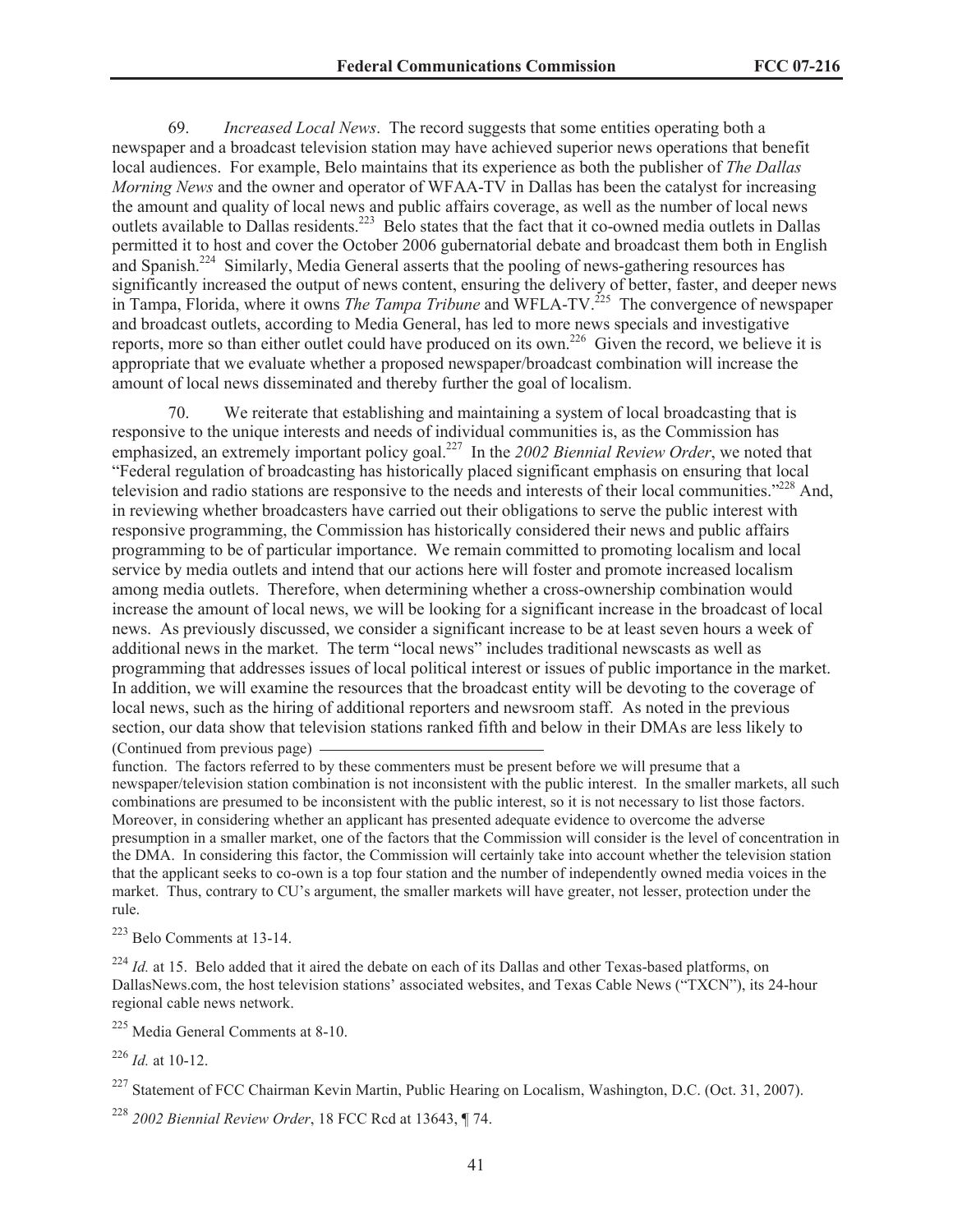69. *Increased Local News*. The record suggests that some entities operating both a newspaper and a broadcast television station may have achieved superior news operations that benefit local audiences. For example, Belo maintains that its experience as both the publisher of *The Dallas Morning News* and the owner and operator of WFAA-TV in Dallas has been the catalyst for increasing the amount and quality of local news and public affairs coverage, as well as the number of local news outlets available to Dallas residents.[223] Belo states that the fact that it co-owned media outlets in Dallas permitted it to host and cover the October 2006 gubernatorial debate and broadcast them both in English and Spanish.[224] Similarly, Media General asserts that the pooling of news-gathering resources has significantly increased the output of news content, ensuring the delivery of better, faster, and deeper news in Tampa, Florida, where it owns *The Tampa Tribune* and WFLA-TV.[225] The convergence of newspaper and broadcast outlets, according to Media General, has led to more news specials and investigative reports, more so than either outlet could have produced on its own.[226] Given the record, we believe it is appropriate that we evaluate whether a proposed newspaper/broadcast combination will increase the amount of local news disseminated and thereby further the goal of localism.

70. We reiterate that establishing and maintaining a system of local broadcasting that is responsive to the unique interests and needs of individual communities is, as the Commission has emphasized, an extremely important policy goal.[227] In the *2002 Biennial Review Order*, we noted that "Federal regulation of broadcasting has historically placed significant emphasis on ensuring that local television and radio stations are responsive to the needs and interests of their local communities."[228] And, in reviewing whether broadcasters have carried out their obligations to serve the public interest with responsive programming, the Commission has historically considered their news and public affairs programming to be of particular importance. We remain committed to promoting localism and local service by media outlets and intend that our actions here will foster and promote increased localism among media outlets. Therefore, when determining whether a cross-ownership combination would increase the amount of local news, we will be looking for a significant increase in the broadcast of local news. As previously discussed, we consider a significant increase to be at least seven hours a week of additional news in the market. The term "local news" includes traditional newscasts as well as programming that addresses issues of local political interest or issues of public importance in the market. In addition, we will examine the resources that the broadcast entity will be devoting to the coverage of local news, such as the hiring of additional reporters and newsroom staff. As noted in the previous section, our data show that television stations ranked fifth and below in their DMAs are less likely to

(Continued from previous page)

function. The factors referred to by these commenters must be present before we will presume that a newspaper/television station combination is not inconsistent with the public interest. In the smaller markets, all such combinations are presumed to be inconsistent with the public interest, so it is not necessary to list those factors. Moreover, in considering whether an applicant has presented adequate evidence to overcome the adverse presumption in a smaller market, one of the factors that the Commission will consider is the level of concentration in the DMA. In considering this factor, the Commission will certainly take into account whether the television station that the applicant seeks to co-own is a top four station and the number of independently owned media voices in the market. Thus, contrary to CU's argument, the smaller markets will have greater, not lesser, protection under the rule.

[223] Belo Comments at 13-14.

[224] *Id.* at 15. Belo added that it aired the debate on each of its Dallas and other Texas-based platforms, on DallasNews.com, the host television stations' associated websites, and Texas Cable News ("TXCN"), its 24-hour regional cable news network.

[225] Media General Comments at 8-10.

[226] *Id.* at 10-12.

[227] Statement of FCC Chairman Kevin Martin, Public Hearing on Localism, Washington, D.C. (Oct. 31, 2007).

[228] *2002 Biennial Review Order*, 18 FCC Rcd at 13643, ¶ 74.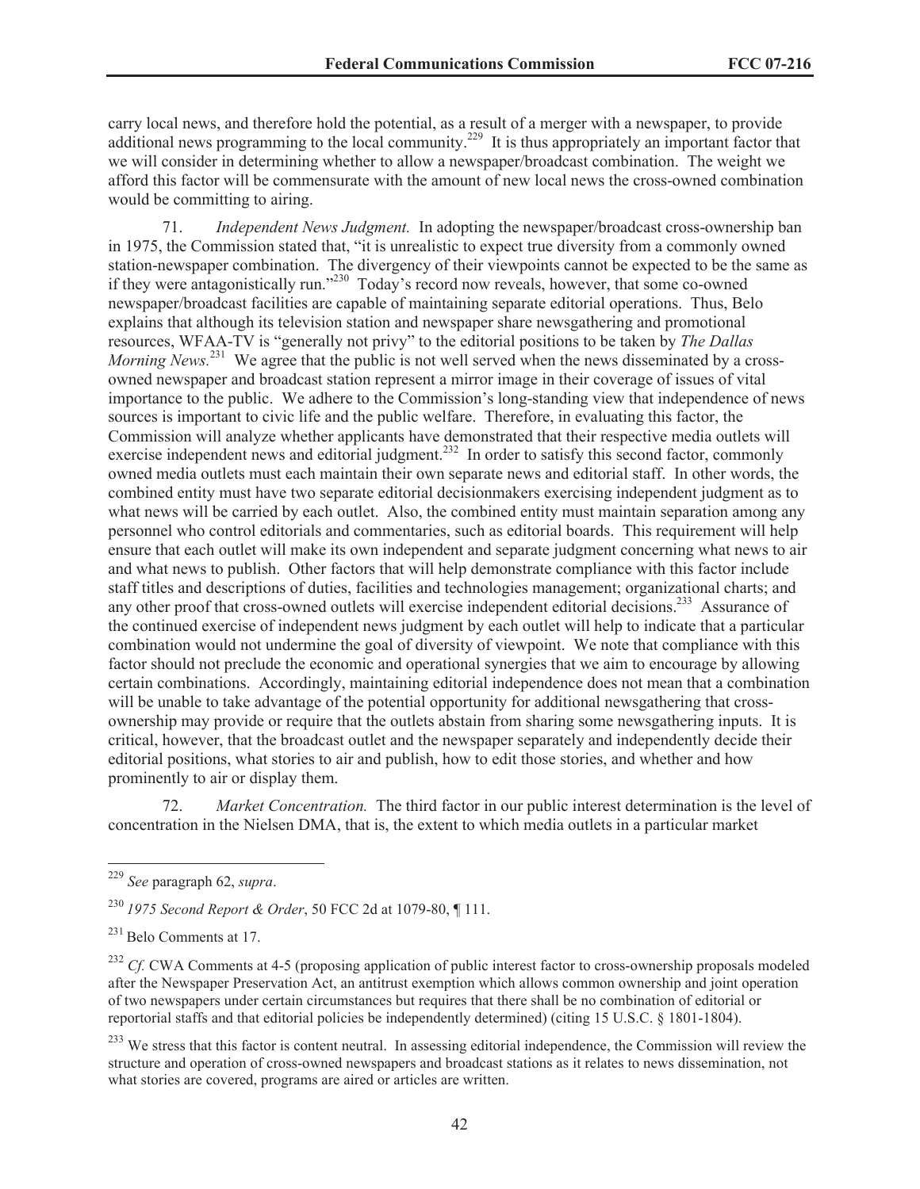carry local news, and therefore hold the potential, as a result of a merger with a newspaper, to provide additional news programming to the local community.[229] It is thus appropriately an important factor that we will consider in determining whether to allow a newspaper/broadcast combination. The weight we afford this factor will be commensurate with the amount of new local news the cross-owned combination would be committing to airing.

71. *Independent News Judgment.* In adopting the newspaper/broadcast cross-ownership ban in 1975, the Commission stated that, "it is unrealistic to expect true diversity from a commonly owned station-newspaper combination. The divergency of their viewpoints cannot be expected to be the same as if they were antagonistically run."[230] Today's record now reveals, however, that some co-owned newspaper/broadcast facilities are capable of maintaining separate editorial operations. Thus, Belo explains that although its television station and newspaper share newsgathering and promotional resources, WFAA-TV is "generally not privy" to the editorial positions to be taken by *The Dallas Morning News.*[231] We agree that the public is not well served when the news disseminated by a cross-owned newspaper and broadcast station represent a mirror image in their coverage of issues of vital importance to the public. We adhere to the Commission's long-standing view that independence of news sources is important to civic life and the public welfare. Therefore, in evaluating this factor, the Commission will analyze whether applicants have demonstrated that their respective media outlets will exercise independent news and editorial judgment.[232] In order to satisfy this second factor, commonly owned media outlets must each maintain their own separate news and editorial staff. In other words, the combined entity must have two separate editorial decisionmakers exercising independent judgment as to what news will be carried by each outlet. Also, the combined entity must maintain separation among any personnel who control editorials and commentaries, such as editorial boards. This requirement will help ensure that each outlet will make its own independent and separate judgment concerning what news to air and what news to publish. Other factors that will help demonstrate compliance with this factor include staff titles and descriptions of duties, facilities and technologies management; organizational charts; and any other proof that cross-owned outlets will exercise independent editorial decisions.[233] Assurance of the continued exercise of independent news judgment by each outlet will help to indicate that a particular combination would not undermine the goal of diversity of viewpoint. We note that compliance with this factor should not preclude the economic and operational synergies that we aim to encourage by allowing certain combinations. Accordingly, maintaining editorial independence does not mean that a combination will be unable to take advantage of the potential opportunity for additional newsgathering that cross-ownership may provide or require that the outlets abstain from sharing some newsgathering inputs. It is critical, however, that the broadcast outlet and the newspaper separately and independently decide their editorial positions, what stories to air and publish, how to edit those stories, and whether and how prominently to air or display them.

72. *Market Concentration.* The third factor in our public interest determination is the level of concentration in the Nielsen DMA, that is, the extent to which media outlets in a particular market

---

[229] *See* paragraph 62, *supra*.

[230] *1975 Second Report & Order*, 50 FCC 2d at 1079-80, ¶ 111.

[231] Belo Comments at 17.

[232] *Cf.* CWA Comments at 4-5 (proposing application of public interest factor to cross-ownership proposals modeled after the Newspaper Preservation Act, an antitrust exemption which allows common ownership and joint operation of two newspapers under certain circumstances but requires that there shall be no combination of editorial or reportorial staffs and that editorial policies be independently determined) (citing 15 U.S.C. § 1801-1804).

[233] We stress that this factor is content neutral. In assessing editorial independence, the Commission will review the structure and operation of cross-owned newspapers and broadcast stations as it relates to news dissemination, not what stories are covered, programs are aired or articles are written.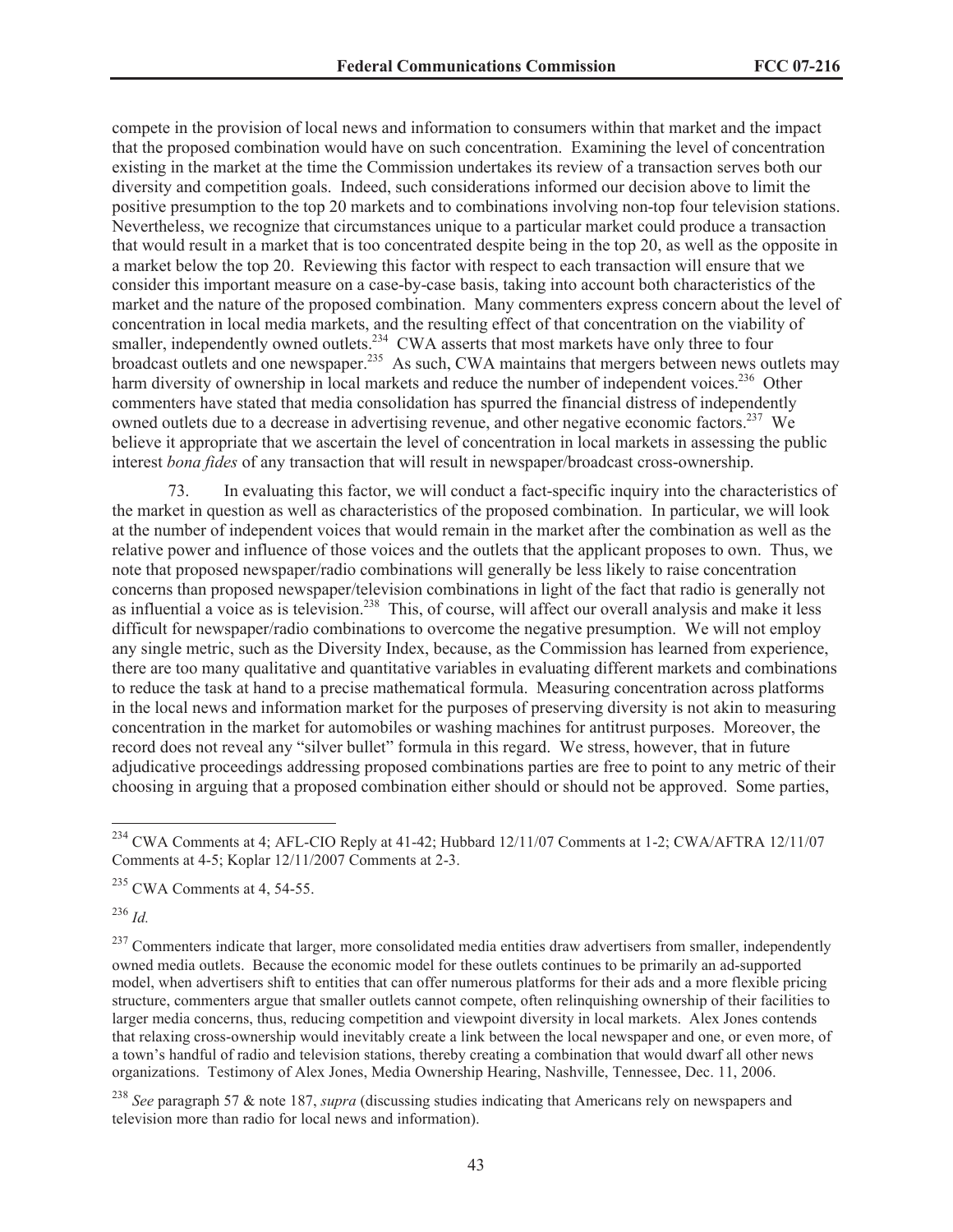compete in the provision of local news and information to consumers within that market and the impact that the proposed combination would have on such concentration. Examining the level of concentration existing in the market at the time the Commission undertakes its review of a transaction serves both our diversity and competition goals. Indeed, such considerations informed our decision above to limit the positive presumption to the top 20 markets and to combinations involving non-top four television stations. Nevertheless, we recognize that circumstances unique to a particular market could produce a transaction that would result in a market that is too concentrated despite being in the top 20, as well as the opposite in a market below the top 20. Reviewing this factor with respect to each transaction will ensure that we consider this important measure on a case-by-case basis, taking into account both characteristics of the market and the nature of the proposed combination. Many commenters express concern about the level of concentration in local media markets, and the resulting effect of that concentration on the viability of smaller, independently owned outlets.[234] CWA asserts that most markets have only three to four broadcast outlets and one newspaper.[235] As such, CWA maintains that mergers between news outlets may harm diversity of ownership in local markets and reduce the number of independent voices.[236] Other commenters have stated that media consolidation has spurred the financial distress of independently owned outlets due to a decrease in advertising revenue, and other negative economic factors.[237] We believe it appropriate that we ascertain the level of concentration in local markets in assessing the public interest *bona fides* of any transaction that will result in newspaper/broadcast cross-ownership.

73. In evaluating this factor, we will conduct a fact-specific inquiry into the characteristics of the market in question as well as characteristics of the proposed combination. In particular, we will look at the number of independent voices that would remain in the market after the combination as well as the relative power and influence of those voices and the outlets that the applicant proposes to own. Thus, we note that proposed newspaper/radio combinations will generally be less likely to raise concentration concerns than proposed newspaper/television combinations in light of the fact that radio is generally not as influential a voice as is television.[238] This, of course, will affect our overall analysis and make it less difficult for newspaper/radio combinations to overcome the negative presumption. We will not employ any single metric, such as the Diversity Index, because, as the Commission has learned from experience, there are too many qualitative and quantitative variables in evaluating different markets and combinations to reduce the task at hand to a precise mathematical formula. Measuring concentration across platforms in the local news and information market for the purposes of preserving diversity is not akin to measuring concentration in the market for automobiles or washing machines for antitrust purposes. Moreover, the record does not reveal any "silver bullet" formula in this regard. We stress, however, that in future adjudicative proceedings addressing proposed combinations parties are free to point to any metric of their choosing in arguing that a proposed combination either should or should not be approved. Some parties,

---

[234] CWA Comments at 4; AFL-CIO Reply at 41-42; Hubbard 12/11/07 Comments at 1-2; CWA/AFTRA 12/11/07 Comments at 4-5; Koplar 12/11/2007 Comments at 2-3.

[235] CWA Comments at 4, 54-55.

[236] *Id.*

[237] Commenters indicate that larger, more consolidated media entities draw advertisers from smaller, independently owned media outlets. Because the economic model for these outlets continues to be primarily an ad-supported model, when advertisers shift to entities that can offer numerous platforms for their ads and a more flexible pricing structure, commenters argue that smaller outlets cannot compete, often relinquishing ownership of their facilities to larger media concerns, thus, reducing competition and viewpoint diversity in local markets. Alex Jones contends that relaxing cross-ownership would inevitably create a link between the local newspaper and one, or even more, of a town's handful of radio and television stations, thereby creating a combination that would dwarf all other news organizations. Testimony of Alex Jones, Media Ownership Hearing, Nashville, Tennessee, Dec. 11, 2006.

[238] *See* paragraph 57 & note 187, *supra* (discussing studies indicating that Americans rely on newspapers and television more than radio for local news and information).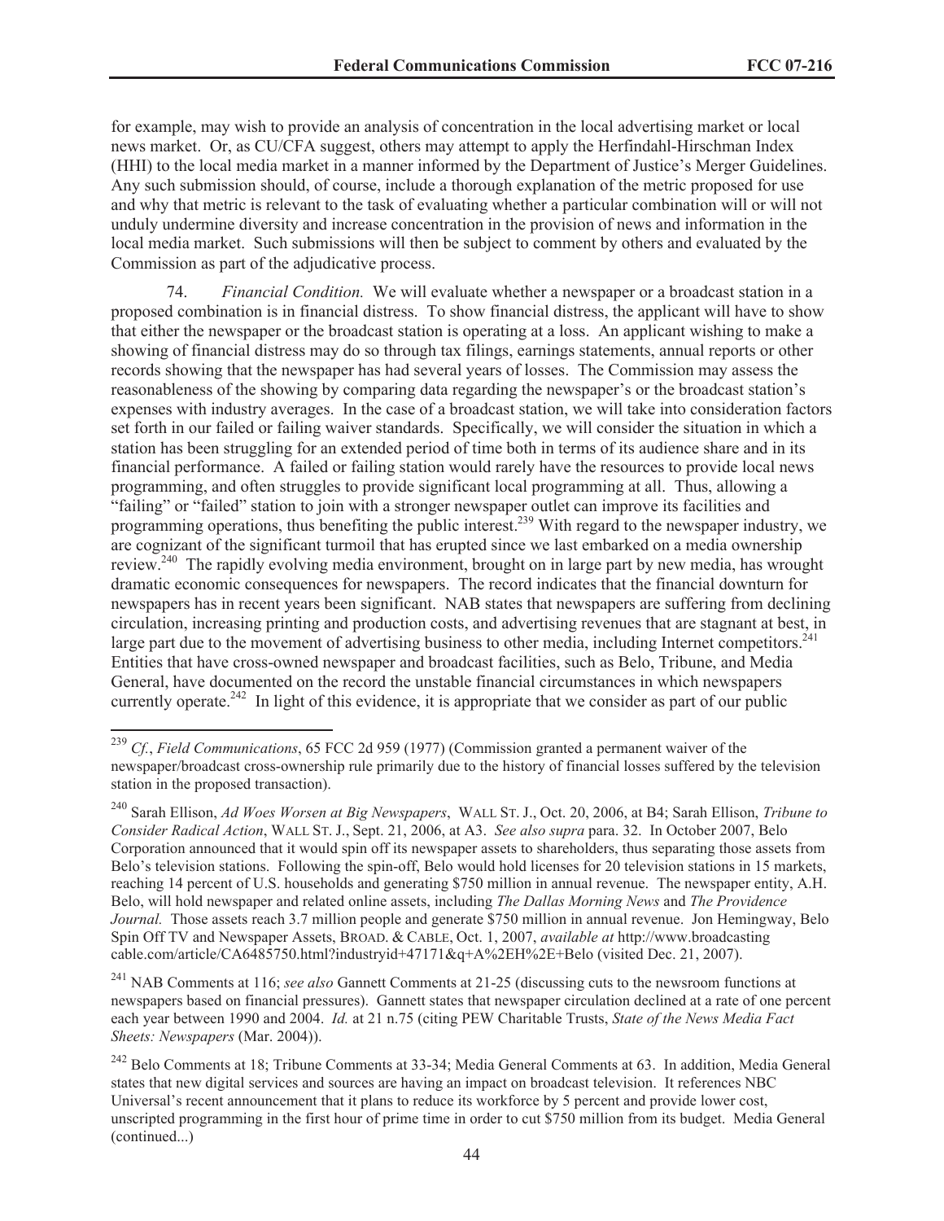for example, may wish to provide an analysis of concentration in the local advertising market or local news market. Or, as CU/CFA suggest, others may attempt to apply the Herfindahl-Hirschman Index (HHI) to the local media market in a manner informed by the Department of Justice's Merger Guidelines. Any such submission should, of course, include a thorough explanation of the metric proposed for use and why that metric is relevant to the task of evaluating whether a particular combination will or will not unduly undermine diversity and increase concentration in the provision of news and information in the local media market. Such submissions will then be subject to comment by others and evaluated by the Commission as part of the adjudicative process.

74. *Financial Condition.* We will evaluate whether a newspaper or a broadcast station in a proposed combination is in financial distress. To show financial distress, the applicant will have to show that either the newspaper or the broadcast station is operating at a loss. An applicant wishing to make a showing of financial distress may do so through tax filings, earnings statements, annual reports or other records showing that the newspaper has had several years of losses. The Commission may assess the reasonableness of the showing by comparing data regarding the newspaper's or the broadcast station's expenses with industry averages. In the case of a broadcast station, we will take into consideration factors set forth in our failed or failing waiver standards. Specifically, we will consider the situation in which a station has been struggling for an extended period of time both in terms of its audience share and in its financial performance. A failed or failing station would rarely have the resources to provide local news programming, and often struggles to provide significant local programming at all. Thus, allowing a "failing" or "failed" station to join with a stronger newspaper outlet can improve its facilities and programming operations, thus benefiting the public interest.[239] With regard to the newspaper industry, we are cognizant of the significant turmoil that has erupted since we last embarked on a media ownership review.[240] The rapidly evolving media environment, brought on in large part by new media, has wrought dramatic economic consequences for newspapers. The record indicates that the financial downturn for newspapers has in recent years been significant. NAB states that newspapers are suffering from declining circulation, increasing printing and production costs, and advertising revenues that are stagnant at best, in large part due to the movement of advertising business to other media, including Internet competitors.[241] Entities that have cross-owned newspaper and broadcast facilities, such as Belo, Tribune, and Media General, have documented on the record the unstable financial circumstances in which newspapers currently operate.[242] In light of this evidence, it is appropriate that we consider as part of our public

---

[239] *Cf.*, *Field Communications*, 65 FCC 2d 959 (1977) (Commission granted a permanent waiver of the newspaper/broadcast cross-ownership rule primarily due to the history of financial losses suffered by the television station in the proposed transaction).

[240] Sarah Ellison, *Ad Woes Worsen at Big Newspapers*, WALL ST. J., Oct. 20, 2006, at B4; Sarah Ellison, *Tribune to Consider Radical Action*, WALL ST. J., Sept. 21, 2006, at A3. *See also supra* para. 32. In October 2007, Belo Corporation announced that it would spin off its newspaper assets to shareholders, thus separating those assets from Belo's television stations. Following the spin-off, Belo would hold licenses for 20 television stations in 15 markets, reaching 14 percent of U.S. households and generating $750 million in annual revenue. The newspaper entity, A.H. Belo, will hold newspaper and related online assets, including *The Dallas Morning News* and *The Providence Journal.* Those assets reach 3.7 million people and generate $750 million in annual revenue. Jon Hemingway, Belo Spin Off TV and Newspaper Assets, BROAD. & CABLE, Oct. 1, 2007, *available at* http://www.broadcastingcable.com/article/CA6485750.html?industryid+47171&q+A%2EH%2E+Belo (visited Dec. 21, 2007).

[241] NAB Comments at 116; *see also* Gannett Comments at 21-25 (discussing cuts to the newsroom functions at newspapers based on financial pressures). Gannett states that newspaper circulation declined at a rate of one percent each year between 1990 and 2004. *Id.* at 21 n.75 (citing PEW Charitable Trusts, *State of the News Media Fact Sheets: Newspapers* (Mar. 2004)).

[242] Belo Comments at 18; Tribune Comments at 33-34; Media General Comments at 63. In addition, Media General states that new digital services and sources are having an impact on broadcast television. It references NBC Universal's recent announcement that it plans to reduce its workforce by 5 percent and provide lower cost, unscripted programming in the first hour of prime time in order to cut $750 million from its budget. Media General (continued...)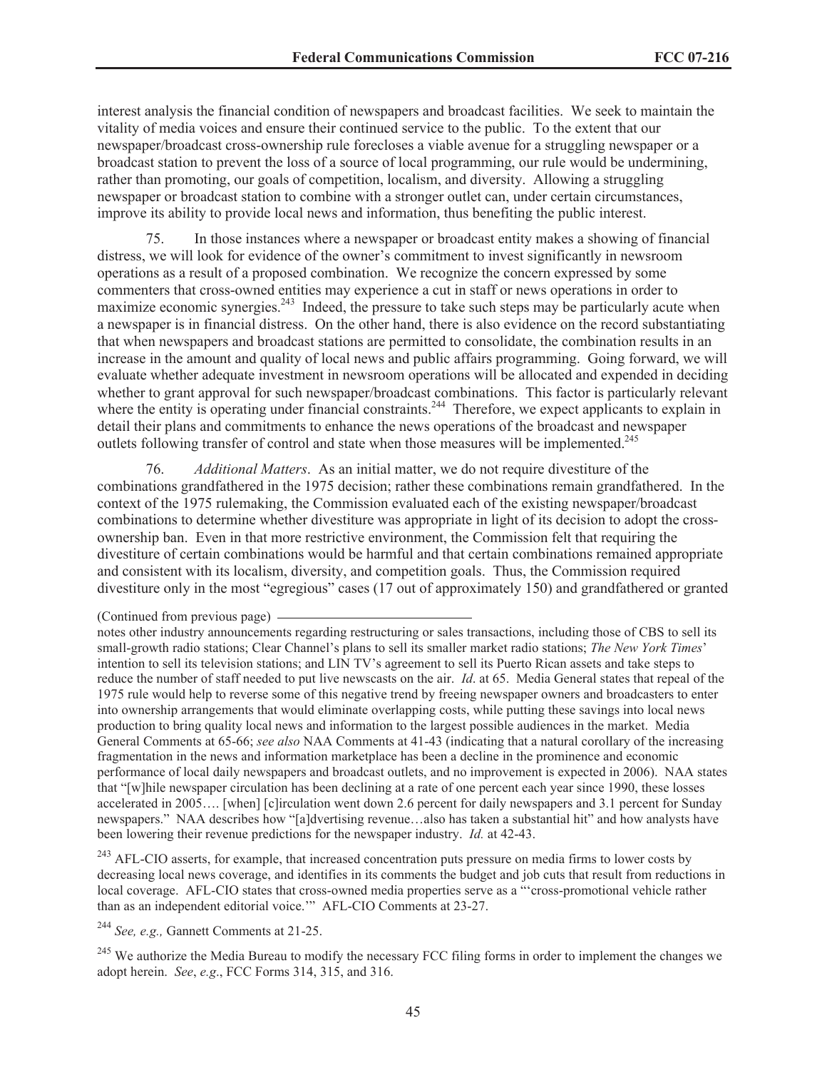interest analysis the financial condition of newspapers and broadcast facilities. We seek to maintain the vitality of media voices and ensure their continued service to the public. To the extent that our newspaper/broadcast cross-ownership rule forecloses a viable avenue for a struggling newspaper or a broadcast station to prevent the loss of a source of local programming, our rule would be undermining, rather than promoting, our goals of competition, localism, and diversity. Allowing a struggling newspaper or broadcast station to combine with a stronger outlet can, under certain circumstances, improve its ability to provide local news and information, thus benefiting the public interest.

75. In those instances where a newspaper or broadcast entity makes a showing of financial distress, we will look for evidence of the owner's commitment to invest significantly in newsroom operations as a result of a proposed combination. We recognize the concern expressed by some commenters that cross-owned entities may experience a cut in staff or news operations in order to maximize economic synergies.[243] Indeed, the pressure to take such steps may be particularly acute when a newspaper is in financial distress. On the other hand, there is also evidence on the record substantiating that when newspapers and broadcast stations are permitted to consolidate, the combination results in an increase in the amount and quality of local news and public affairs programming. Going forward, we will evaluate whether adequate investment in newsroom operations will be allocated and expended in deciding whether to grant approval for such newspaper/broadcast combinations. This factor is particularly relevant where the entity is operating under financial constraints.[244] Therefore, we expect applicants to explain in detail their plans and commitments to enhance the news operations of the broadcast and newspaper outlets following transfer of control and state when those measures will be implemented.[245]

76. *Additional Matters*. As an initial matter, we do not require divestiture of the combinations grandfathered in the 1975 decision; rather these combinations remain grandfathered. In the context of the 1975 rulemaking, the Commission evaluated each of the existing newspaper/broadcast combinations to determine whether divestiture was appropriate in light of its decision to adopt the cross-ownership ban. Even in that more restrictive environment, the Commission felt that requiring the divestiture of certain combinations would be harmful and that certain combinations remained appropriate and consistent with its localism, diversity, and competition goals. Thus, the Commission required divestiture only in the most "egregious" cases (17 out of approximately 150) and grandfathered or granted

---

(Continued from previous page)

notes other industry announcements regarding restructuring or sales transactions, including those of CBS to sell its small-growth radio stations; Clear Channel's plans to sell its smaller market radio stations; *The New York Times*' intention to sell its television stations; and LIN TV's agreement to sell its Puerto Rican assets and take steps to reduce the number of staff needed to put live newscasts on the air. *Id*. at 65. Media General states that repeal of the 1975 rule would help to reverse some of this negative trend by freeing newspaper owners and broadcasters to enter into ownership arrangements that would eliminate overlapping costs, while putting these savings into local news production to bring quality local news and information to the largest possible audiences in the market. Media General Comments at 65-66; *see also* NAA Comments at 41-43 (indicating that a natural corollary of the increasing fragmentation in the news and information marketplace has been a decline in the prominence and economic performance of local daily newspapers and broadcast outlets, and no improvement is expected in 2006). NAA states that "[w]hile newspaper circulation has been declining at a rate of one percent each year since 1990, these losses accelerated in 2005…. [when] [c]irculation went down 2.6 percent for daily newspapers and 3.1 percent for Sunday newspapers." NAA describes how "[a]dvertising revenue…also has taken a substantial hit" and how analysts have been lowering their revenue predictions for the newspaper industry. *Id.* at 42-43.

[243] AFL-CIO asserts, for example, that increased concentration puts pressure on media firms to lower costs by decreasing local news coverage, and identifies in its comments the budget and job cuts that result from reductions in local coverage. AFL-CIO states that cross-owned media properties serve as a "'cross-promotional vehicle rather than as an independent editorial voice.'" AFL-CIO Comments at 23-27.

[244] *See, e.g.,* Gannett Comments at 21-25.

[245] We authorize the Media Bureau to modify the necessary FCC filing forms in order to implement the changes we adopt herein. *See*, *e.g*., FCC Forms 314, 315, and 316.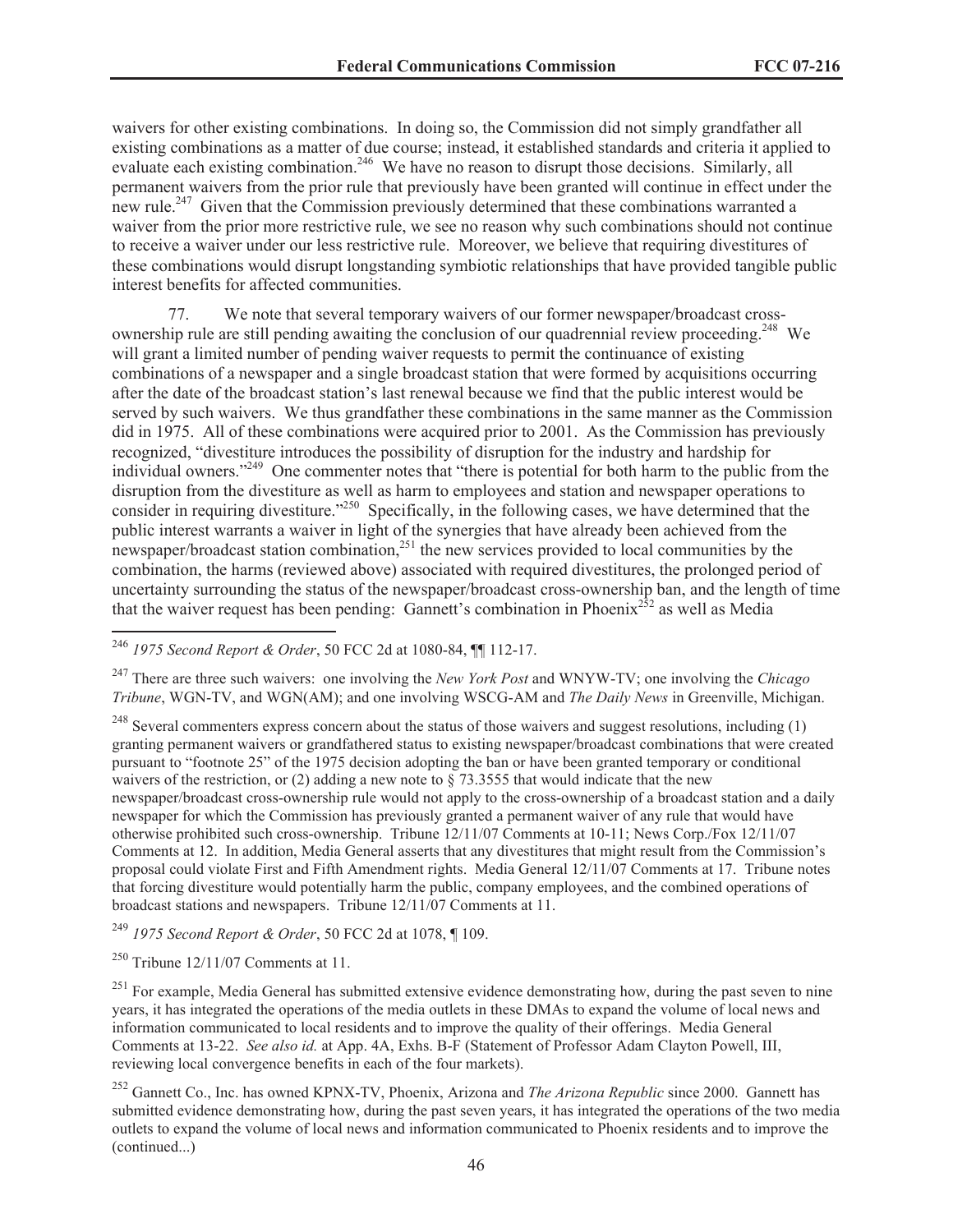waivers for other existing combinations. In doing so, the Commission did not simply grandfather all existing combinations as a matter of due course; instead, it established standards and criteria it applied to evaluate each existing combination.[246] We have no reason to disrupt those decisions. Similarly, all permanent waivers from the prior rule that previously have been granted will continue in effect under the new rule.[247] Given that the Commission previously determined that these combinations warranted a waiver from the prior more restrictive rule, we see no reason why such combinations should not continue to receive a waiver under our less restrictive rule. Moreover, we believe that requiring divestitures of these combinations would disrupt longstanding symbiotic relationships that have provided tangible public interest benefits for affected communities.

77. We note that several temporary waivers of our former newspaper/broadcast cross-ownership rule are still pending awaiting the conclusion of our quadrennial review proceeding.[248] We will grant a limited number of pending waiver requests to permit the continuance of existing combinations of a newspaper and a single broadcast station that were formed by acquisitions occurring after the date of the broadcast station's last renewal because we find that the public interest would be served by such waivers. We thus grandfather these combinations in the same manner as the Commission did in 1975. All of these combinations were acquired prior to 2001. As the Commission has previously recognized, "divestiture introduces the possibility of disruption for the industry and hardship for individual owners."[249] One commenter notes that "there is potential for both harm to the public from the disruption from the divestiture as well as harm to employees and station and newspaper operations to consider in requiring divestiture."[250] Specifically, in the following cases, we have determined that the public interest warrants a waiver in light of the synergies that have already been achieved from the newspaper/broadcast station combination,[251] the new services provided to local communities by the combination, the harms (reviewed above) associated with required divestitures, the prolonged period of uncertainty surrounding the status of the newspaper/broadcast cross-ownership ban, and the length of time that the waiver request has been pending: Gannett's combination in Phoenix[252] as well as Media

---

[246] *1975 Second Report & Order*, 50 FCC 2d at 1080-84, ¶¶ 112-17.

[247] There are three such waivers: one involving the *New York Post* and WNYW-TV; one involving the *Chicago Tribune*, WGN-TV, and WGN(AM); and one involving WSCG-AM and *The Daily News* in Greenville, Michigan.

[248] Several commenters express concern about the status of those waivers and suggest resolutions, including (1) granting permanent waivers or grandfathered status to existing newspaper/broadcast combinations that were created pursuant to "footnote 25" of the 1975 decision adopting the ban or have been granted temporary or conditional waivers of the restriction, or (2) adding a new note to § 73.3555 that would indicate that the new newspaper/broadcast cross-ownership rule would not apply to the cross-ownership of a broadcast station and a daily newspaper for which the Commission has previously granted a permanent waiver of any rule that would have otherwise prohibited such cross-ownership. Tribune 12/11/07 Comments at 10-11; News Corp./Fox 12/11/07 Comments at 12. In addition, Media General asserts that any divestitures that might result from the Commission's proposal could violate First and Fifth Amendment rights. Media General 12/11/07 Comments at 17. Tribune notes that forcing divestiture would potentially harm the public, company employees, and the combined operations of broadcast stations and newspapers. Tribune 12/11/07 Comments at 11.

[249] *1975 Second Report & Order*, 50 FCC 2d at 1078, ¶ 109.

[250] Tribune 12/11/07 Comments at 11.

[251] For example, Media General has submitted extensive evidence demonstrating how, during the past seven to nine years, it has integrated the operations of the media outlets in these DMAs to expand the volume of local news and information communicated to local residents and to improve the quality of their offerings. Media General Comments at 13-22. *See also id.* at App. 4A, Exhs. B-F (Statement of Professor Adam Clayton Powell, III, reviewing local convergence benefits in each of the four markets).

[252] Gannett Co., Inc. has owned KPNX-TV, Phoenix, Arizona and *The Arizona Republic* since 2000. Gannett has submitted evidence demonstrating how, during the past seven years, it has integrated the operations of the two media outlets to expand the volume of local news and information communicated to Phoenix residents and to improve the (continued...)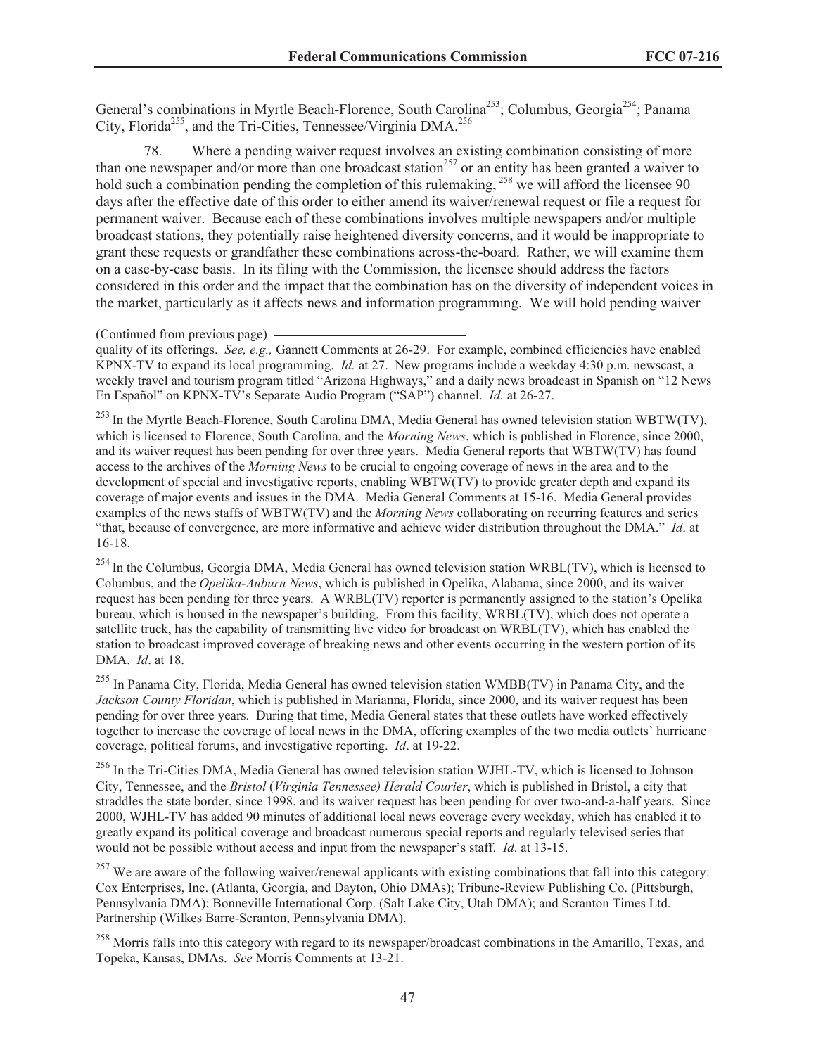General's combinations in Myrtle Beach-Florence, South Carolina[253]; Columbus, Georgia[254]; Panama City, Florida[255], and the Tri-Cities, Tennessee/Virginia DMA.[256]

78. Where a pending waiver request involves an existing combination consisting of more than one newspaper and/or more than one broadcast station[257] or an entity has been granted a waiver to hold such a combination pending the completion of this rulemaking,[258] we will afford the licensee 90 days after the effective date of this order to either amend its waiver/renewal request or file a request for permanent waiver. Because each of these combinations involves multiple newspapers and/or multiple broadcast stations, they potentially raise heightened diversity concerns, and it would be inappropriate to grant these requests or grandfather these combinations across-the-board. Rather, we will examine them on a case-by-case basis. In its filing with the Commission, the licensee should address the factors considered in this order and the impact that the combination has on the diversity of independent voices in the market, particularly as it affects news and information programming. We will hold pending waiver

(Continued from previous page)
quality of its offerings. *See, e.g.,* Gannett Comments at 26-29. For example, combined efficiencies have enabled KPNX-TV to expand its local programming. *Id.* at 27. New programs include a weekday 4:30 p.m. newscast, a weekly travel and tourism program titled "Arizona Highways," and a daily news broadcast in Spanish on "12 News En Español" on KPNX-TV's Separate Audio Program ("SAP") channel. *Id.* at 26-27.

[253] In the Myrtle Beach-Florence, South Carolina DMA, Media General has owned television station WBTW(TV), which is licensed to Florence, South Carolina, and the *Morning News*, which is published in Florence, since 2000, and its waiver request has been pending for over three years. Media General reports that WBTW(TV) has found access to the archives of the *Morning News* to be crucial to ongoing coverage of news in the area and to the development of special and investigative reports, enabling WBTW(TV) to provide greater depth and expand its coverage of major events and issues in the DMA. Media General Comments at 15-16. Media General provides examples of the news staffs of WBTW(TV) and the *Morning News* collaborating on recurring features and series "that, because of convergence, are more informative and achieve wider distribution throughout the DMA." *Id*. at 16-18.

[254] In the Columbus, Georgia DMA, Media General has owned television station WRBL(TV), which is licensed to Columbus, and the *Opelika-Auburn News*, which is published in Opelika, Alabama, since 2000, and its waiver request has been pending for three years. A WRBL(TV) reporter is permanently assigned to the station's Opelika bureau, which is housed in the newspaper's building. From this facility, WRBL(TV), which does not operate a satellite truck, has the capability of transmitting live video for broadcast on WRBL(TV), which has enabled the station to broadcast improved coverage of breaking news and other events occurring in the western portion of its DMA. *Id*. at 18.

[255] In Panama City, Florida, Media General has owned television station WMBB(TV) in Panama City, and the *Jackson County Floridan*, which is published in Marianna, Florida, since 2000, and its waiver request has been pending for over three years. During that time, Media General states that these outlets have worked effectively together to increase the coverage of local news in the DMA, offering examples of the two media outlets' hurricane coverage, political forums, and investigative reporting. *Id*. at 19-22.

[256] In the Tri-Cities DMA, Media General has owned television station WJHL-TV, which is licensed to Johnson City, Tennessee, and the *Bristol* (*Virginia Tennessee) Herald Courier*, which is published in Bristol, a city that straddles the state border, since 1998, and its waiver request has been pending for over two-and-a-half years. Since 2000, WJHL-TV has added 90 minutes of additional local news coverage every weekday, which has enabled it to greatly expand its political coverage and broadcast numerous special reports and regularly televised series that would not be possible without access and input from the newspaper's staff. *Id*. at 13-15.

[257] We are aware of the following waiver/renewal applicants with existing combinations that fall into this category: Cox Enterprises, Inc. (Atlanta, Georgia, and Dayton, Ohio DMAs); Tribune-Review Publishing Co. (Pittsburgh, Pennsylvania DMA); Bonneville International Corp. (Salt Lake City, Utah DMA); and Scranton Times Ltd. Partnership (Wilkes Barre-Scranton, Pennsylvania DMA).

[258] Morris falls into this category with regard to its newspaper/broadcast combinations in the Amarillo, Texas, and Topeka, Kansas, DMAs. *See* Morris Comments at 13-21.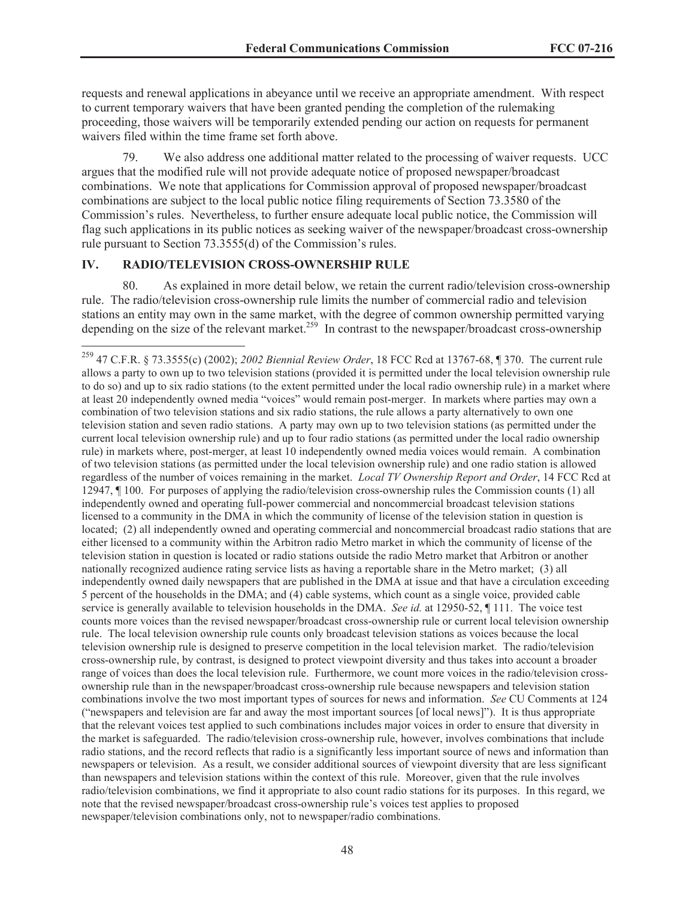requests and renewal applications in abeyance until we receive an appropriate amendment. With respect to current temporary waivers that have been granted pending the completion of the rulemaking proceeding, those waivers will be temporarily extended pending our action on requests for permanent waivers filed within the time frame set forth above.

79. We also address one additional matter related to the processing of waiver requests. UCC argues that the modified rule will not provide adequate notice of proposed newspaper/broadcast combinations. We note that applications for Commission approval of proposed newspaper/broadcast combinations are subject to the local public notice filing requirements of Section 73.3580 of the Commission's rules. Nevertheless, to further ensure adequate local public notice, the Commission will flag such applications in its public notices as seeking waiver of the newspaper/broadcast cross-ownership rule pursuant to Section 73.3555(d) of the Commission's rules.

## IV. RADIO/TELEVISION CROSS-OWNERSHIP RULE

80. As explained in more detail below, we retain the current radio/television cross-ownership rule. The radio/television cross-ownership rule limits the number of commercial radio and television stations an entity may own in the same market, with the degree of common ownership permitted varying depending on the size of the relevant market.[259] In contrast to the newspaper/broadcast cross-ownership

---

[259] 47 C.F.R. § 73.3555(c) (2002); *2002 Biennial Review Order*, 18 FCC Rcd at 13767-68, ¶ 370. The current rule allows a party to own up to two television stations (provided it is permitted under the local television ownership rule to do so) and up to six radio stations (to the extent permitted under the local radio ownership rule) in a market where at least 20 independently owned media "voices" would remain post-merger. In markets where parties may own a combination of two television stations and six radio stations, the rule allows a party alternatively to own one television station and seven radio stations. A party may own up to two television stations (as permitted under the current local television ownership rule) and up to four radio stations (as permitted under the local radio ownership rule) in markets where, post-merger, at least 10 independently owned media voices would remain. A combination of two television stations (as permitted under the local television ownership rule) and one radio station is allowed regardless of the number of voices remaining in the market. *Local TV Ownership Report and Order*, 14 FCC Rcd at 12947, ¶ 100. For purposes of applying the radio/television cross-ownership rules the Commission counts (1) all independently owned and operating full-power commercial and noncommercial broadcast television stations licensed to a community in the DMA in which the community of license of the television station in question is located; (2) all independently owned and operating commercial and noncommercial broadcast radio stations that are either licensed to a community within the Arbitron radio Metro market in which the community of license of the television station in question is located or radio stations outside the radio Metro market that Arbitron or another nationally recognized audience rating service lists as having a reportable share in the Metro market; (3) all independently owned daily newspapers that are published in the DMA at issue and that have a circulation exceeding 5 percent of the households in the DMA; and (4) cable systems, which count as a single voice, provided cable service is generally available to television households in the DMA. *See id.* at 12950-52, ¶ 111. The voice test counts more voices than the revised newspaper/broadcast cross-ownership rule or current local television ownership rule. The local television ownership rule counts only broadcast television stations as voices because the local television ownership rule is designed to preserve competition in the local television market. The radio/television cross-ownership rule, by contrast, is designed to protect viewpoint diversity and thus takes into account a broader range of voices than does the local television rule. Furthermore, we count more voices in the radio/television cross-ownership rule than in the newspaper/broadcast cross-ownership rule because newspapers and television station combinations involve the two most important types of sources for news and information. *See* CU Comments at 124 ("newspapers and television are far and away the most important sources [of local news]"). It is thus appropriate that the relevant voices test applied to such combinations includes major voices in order to ensure that diversity in the market is safeguarded. The radio/television cross-ownership rule, however, involves combinations that include radio stations, and the record reflects that radio is a significantly less important source of news and information than newspapers or television. As a result, we consider additional sources of viewpoint diversity that are less significant than newspapers and television stations within the context of this rule. Moreover, given that the rule involves radio/television combinations, we find it appropriate to also count radio stations for its purposes. In this regard, we note that the revised newspaper/broadcast cross-ownership rule's voices test applies to proposed newspaper/television combinations only, not to newspaper/radio combinations.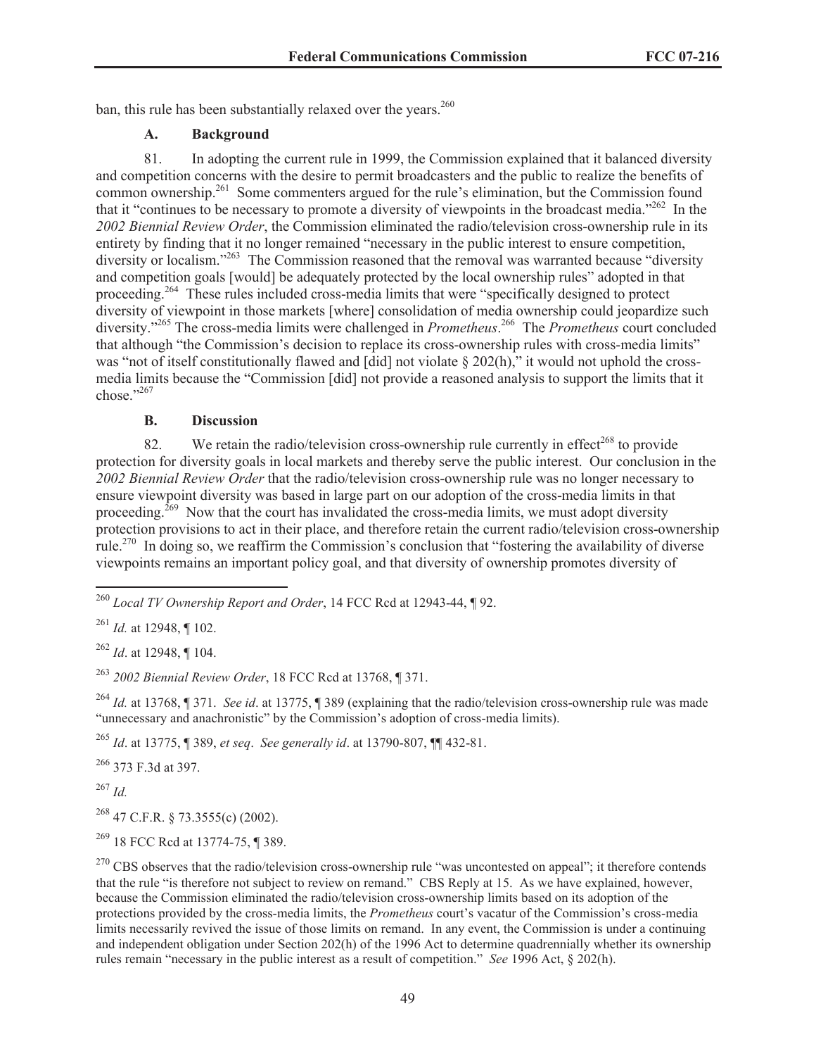ban, this rule has been substantially relaxed over the years.[260]

### A. Background

81. In adopting the current rule in 1999, the Commission explained that it balanced diversity and competition concerns with the desire to permit broadcasters and the public to realize the benefits of common ownership.[261] Some commenters argued for the rule's elimination, but the Commission found that it "continues to be necessary to promote a diversity of viewpoints in the broadcast media."[262] In the *2002 Biennial Review Order*, the Commission eliminated the radio/television cross-ownership rule in its entirety by finding that it no longer remained "necessary in the public interest to ensure competition, diversity or localism."[263] The Commission reasoned that the removal was warranted because "diversity and competition goals [would] be adequately protected by the local ownership rules" adopted in that proceeding.[264] These rules included cross-media limits that were "specifically designed to protect diversity of viewpoint in those markets [where] consolidation of media ownership could jeopardize such diversity."[265] The cross-media limits were challenged in *Prometheus*.[266] The *Prometheus* court concluded that although "the Commission's decision to replace its cross-ownership rules with cross-media limits" was "not of itself constitutionally flawed and [did] not violate § 202(h)," it would not uphold the cross-media limits because the "Commission [did] not provide a reasoned analysis to support the limits that it chose."[267]

### B. Discussion

82. We retain the radio/television cross-ownership rule currently in effect[268] to provide protection for diversity goals in local markets and thereby serve the public interest. Our conclusion in the *2002 Biennial Review Order* that the radio/television cross-ownership rule was no longer necessary to ensure viewpoint diversity was based in large part on our adoption of the cross-media limits in that proceeding.[269] Now that the court has invalidated the cross-media limits, we must adopt diversity protection provisions to act in their place, and therefore retain the current radio/television cross-ownership rule.[270] In doing so, we reaffirm the Commission's conclusion that "fostering the availability of diverse viewpoints remains an important policy goal, and that diversity of ownership promotes diversity of

---

[260] *Local TV Ownership Report and Order*, 14 FCC Rcd at 12943-44, ¶ 92.

[261] *Id.* at 12948, ¶ 102.

[262] *Id*. at 12948, ¶ 104.

[263] *2002 Biennial Review Order*, 18 FCC Rcd at 13768, ¶ 371.

[264] *Id.* at 13768, ¶ 371. *See id*. at 13775, ¶ 389 (explaining that the radio/television cross-ownership rule was made "unnecessary and anachronistic" by the Commission's adoption of cross-media limits).

[265] *Id*. at 13775, ¶ 389, *et seq*. *See generally id*. at 13790-807, ¶¶ 432-81.

[266] 373 F.3d at 397.

[267] *Id.*

[268] 47 C.F.R. § 73.3555(c) (2002).

[269] 18 FCC Rcd at 13774-75, ¶ 389.

[270] CBS observes that the radio/television cross-ownership rule "was uncontested on appeal"; it therefore contends that the rule "is therefore not subject to review on remand." CBS Reply at 15. As we have explained, however, because the Commission eliminated the radio/television cross-ownership limits based on its adoption of the protections provided by the cross-media limits, the *Prometheus* court's vacatur of the Commission's cross-media limits necessarily revived the issue of those limits on remand. In any event, the Commission is under a continuing and independent obligation under Section 202(h) of the 1996 Act to determine quadrennially whether its ownership rules remain "necessary in the public interest as a result of competition." *See* 1996 Act, § 202(h).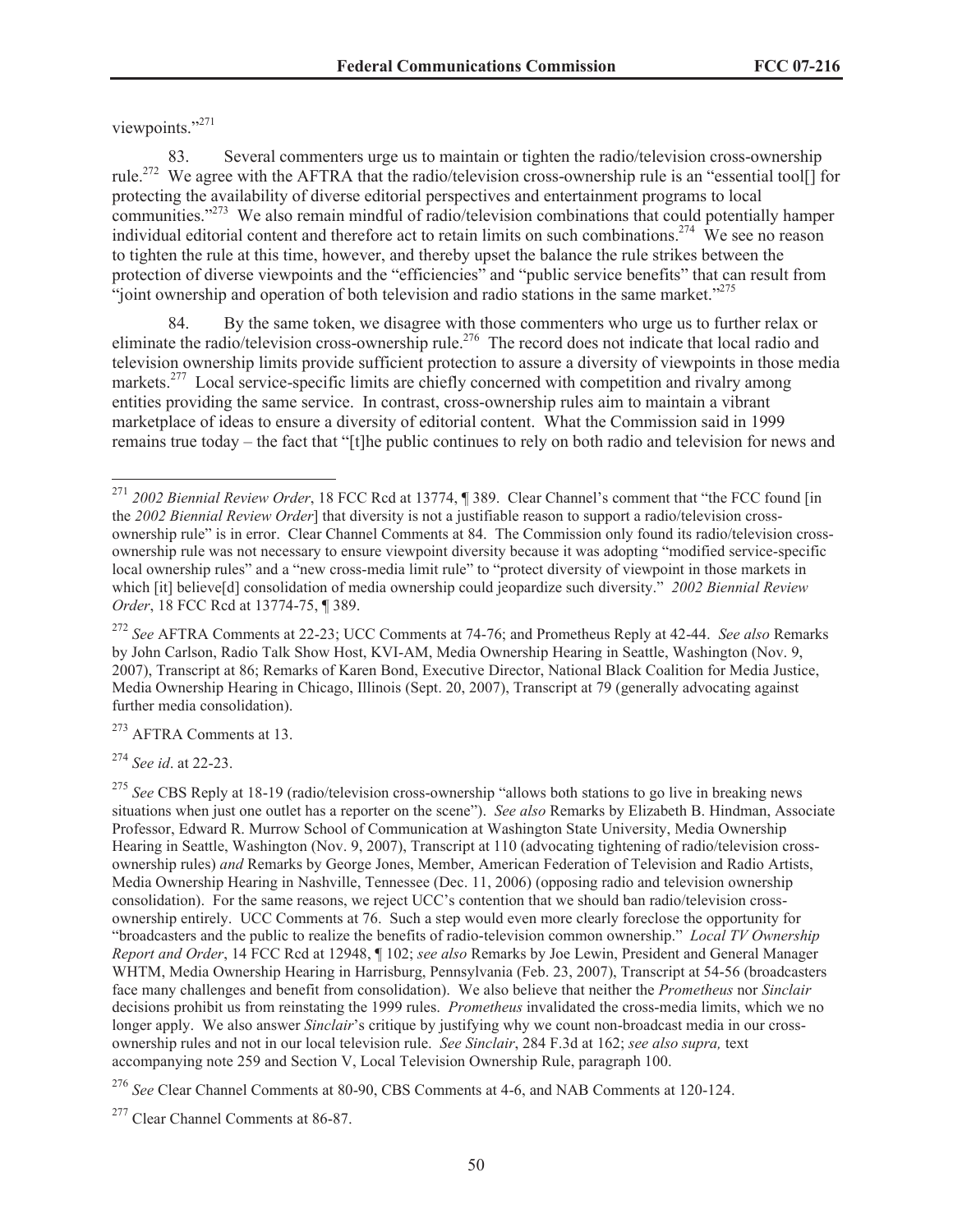viewpoints."[271]

83. Several commenters urge us to maintain or tighten the radio/television cross-ownership rule.[272] We agree with the AFTRA that the radio/television cross-ownership rule is an "essential tool[] for protecting the availability of diverse editorial perspectives and entertainment programs to local communities."[273] We also remain mindful of radio/television combinations that could potentially hamper individual editorial content and therefore act to retain limits on such combinations.[274] We see no reason to tighten the rule at this time, however, and thereby upset the balance the rule strikes between the protection of diverse viewpoints and the "efficiencies" and "public service benefits" that can result from "joint ownership and operation of both television and radio stations in the same market."[275]

84. By the same token, we disagree with those commenters who urge us to further relax or eliminate the radio/television cross-ownership rule.[276] The record does not indicate that local radio and television ownership limits provide sufficient protection to assure a diversity of viewpoints in those media markets.[277] Local service-specific limits are chiefly concerned with competition and rivalry among entities providing the same service. In contrast, cross-ownership rules aim to maintain a vibrant marketplace of ideas to ensure a diversity of editorial content. What the Commission said in 1999 remains true today – the fact that "[t]he public continues to rely on both radio and television for news and

---

[271] *2002 Biennial Review Order*, 18 FCC Rcd at 13774, ¶ 389. Clear Channel's comment that "the FCC found [in the *2002 Biennial Review Order*] that diversity is not a justifiable reason to support a radio/television cross-ownership rule" is in error. Clear Channel Comments at 84. The Commission only found its radio/television cross-ownership rule was not necessary to ensure viewpoint diversity because it was adopting "modified service-specific local ownership rules" and a "new cross-media limit rule" to "protect diversity of viewpoint in those markets in which [it] believe[d] consolidation of media ownership could jeopardize such diversity." *2002 Biennial Review Order*, 18 FCC Rcd at 13774-75, ¶ 389.

[272] *See* AFTRA Comments at 22-23; UCC Comments at 74-76; and Prometheus Reply at 42-44. *See also* Remarks by John Carlson, Radio Talk Show Host, KVI-AM, Media Ownership Hearing in Seattle, Washington (Nov. 9, 2007), Transcript at 86; Remarks of Karen Bond, Executive Director, National Black Coalition for Media Justice, Media Ownership Hearing in Chicago, Illinois (Sept. 20, 2007), Transcript at 79 (generally advocating against further media consolidation).

[273] AFTRA Comments at 13.

[274] *See id*. at 22-23.

[275] *See* CBS Reply at 18-19 (radio/television cross-ownership "allows both stations to go live in breaking news situations when just one outlet has a reporter on the scene"). *See also* Remarks by Elizabeth B. Hindman, Associate Professor, Edward R. Murrow School of Communication at Washington State University, Media Ownership Hearing in Seattle, Washington (Nov. 9, 2007), Transcript at 110 (advocating tightening of radio/television cross-ownership rules) *and* Remarks by George Jones, Member, American Federation of Television and Radio Artists, Media Ownership Hearing in Nashville, Tennessee (Dec. 11, 2006) (opposing radio and television ownership consolidation). For the same reasons, we reject UCC's contention that we should ban radio/television cross-ownership entirely. UCC Comments at 76. Such a step would even more clearly foreclose the opportunity for "broadcasters and the public to realize the benefits of radio-television common ownership." *Local TV Ownership Report and Order*, 14 FCC Rcd at 12948, ¶ 102; *see also* Remarks by Joe Lewin, President and General Manager WHTM, Media Ownership Hearing in Harrisburg, Pennsylvania (Feb. 23, 2007), Transcript at 54-56 (broadcasters face many challenges and benefit from consolidation). We also believe that neither the *Prometheus* nor *Sinclair* decisions prohibit us from reinstating the 1999 rules. *Prometheus* invalidated the cross-media limits, which we no longer apply. We also answer *Sinclair*'s critique by justifying why we count non-broadcast media in our cross-ownership rules and not in our local television rule. *See Sinclair*, 284 F.3d at 162; *see also supra,* text accompanying note 259 and Section V, Local Television Ownership Rule, paragraph 100.

[276] *See* Clear Channel Comments at 80-90, CBS Comments at 4-6, and NAB Comments at 120-124.

[277] Clear Channel Comments at 86-87.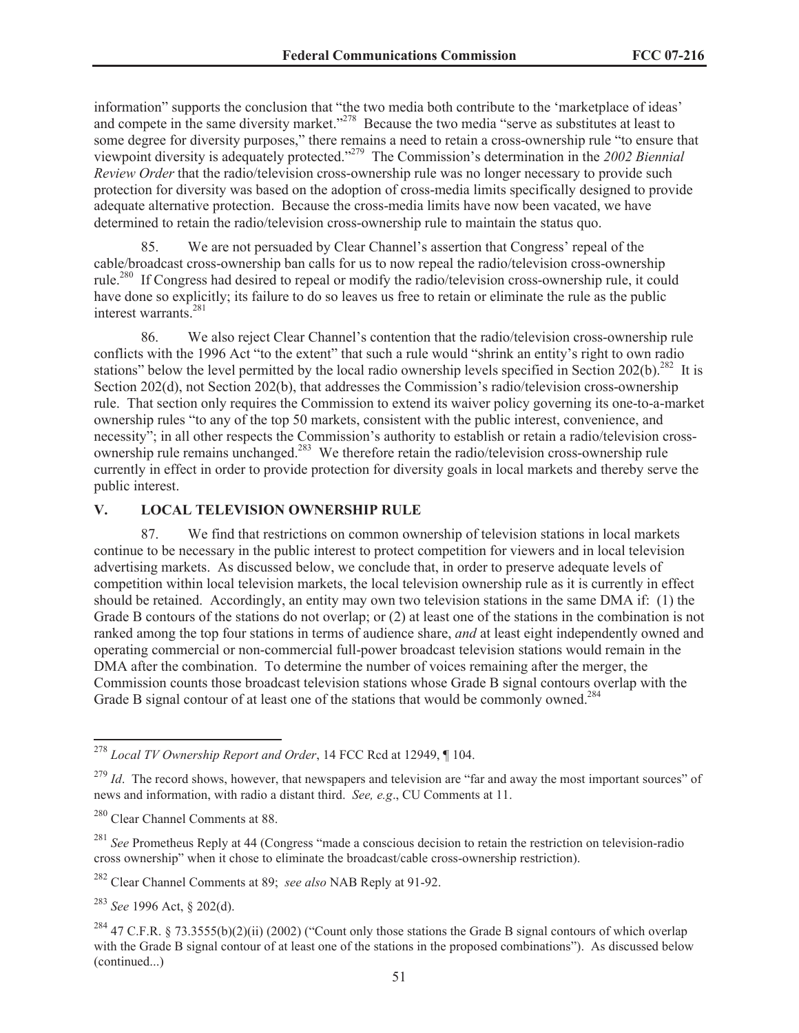information" supports the conclusion that "the two media both contribute to the 'marketplace of ideas' and compete in the same diversity market."[278] Because the two media "serve as substitutes at least to some degree for diversity purposes," there remains a need to retain a cross-ownership rule "to ensure that viewpoint diversity is adequately protected."[279] The Commission's determination in the *2002 Biennial Review Order* that the radio/television cross-ownership rule was no longer necessary to provide such protection for diversity was based on the adoption of cross-media limits specifically designed to provide adequate alternative protection. Because the cross-media limits have now been vacated, we have determined to retain the radio/television cross-ownership rule to maintain the status quo.

85. We are not persuaded by Clear Channel's assertion that Congress' repeal of the cable/broadcast cross-ownership ban calls for us to now repeal the radio/television cross-ownership rule.[280] If Congress had desired to repeal or modify the radio/television cross-ownership rule, it could have done so explicitly; its failure to do so leaves us free to retain or eliminate the rule as the public interest warrants.[281]

86. We also reject Clear Channel's contention that the radio/television cross-ownership rule conflicts with the 1996 Act "to the extent" that such a rule would "shrink an entity's right to own radio stations" below the level permitted by the local radio ownership levels specified in Section 202(b).[282] It is Section 202(d), not Section 202(b), that addresses the Commission's radio/television cross-ownership rule. That section only requires the Commission to extend its waiver policy governing its one-to-a-market ownership rules "to any of the top 50 markets, consistent with the public interest, convenience, and necessity"; in all other respects the Commission's authority to establish or retain a radio/television cross-ownership rule remains unchanged.[283] We therefore retain the radio/television cross-ownership rule currently in effect in order to provide protection for diversity goals in local markets and thereby serve the public interest.

## V. LOCAL TELEVISION OWNERSHIP RULE

87. We find that restrictions on common ownership of television stations in local markets continue to be necessary in the public interest to protect competition for viewers and in local television advertising markets. As discussed below, we conclude that, in order to preserve adequate levels of competition within local television markets, the local television ownership rule as it is currently in effect should be retained. Accordingly, an entity may own two television stations in the same DMA if: (1) the Grade B contours of the stations do not overlap; or (2) at least one of the stations in the combination is not ranked among the top four stations in terms of audience share, *and* at least eight independently owned and operating commercial or non-commercial full-power broadcast television stations would remain in the DMA after the combination. To determine the number of voices remaining after the merger, the Commission counts those broadcast television stations whose Grade B signal contours overlap with the Grade B signal contour of at least one of the stations that would be commonly owned.[284]

---

[278] *Local TV Ownership Report and Order*, 14 FCC Rcd at 12949, ¶ 104.

[279] *Id*. The record shows, however, that newspapers and television are "far and away the most important sources" of news and information, with radio a distant third. *See, e.g*., CU Comments at 11.

[280] Clear Channel Comments at 88.

[281] *See* Prometheus Reply at 44 (Congress "made a conscious decision to retain the restriction on television-radio cross ownership" when it chose to eliminate the broadcast/cable cross-ownership restriction).

[282] Clear Channel Comments at 89; *see also* NAB Reply at 91-92.

[283] *See* 1996 Act, § 202(d).

[284] 47 C.F.R. § 73.3555(b)(2)(ii) (2002) ("Count only those stations the Grade B signal contours of which overlap with the Grade B signal contour of at least one of the stations in the proposed combinations"). As discussed below (continued...)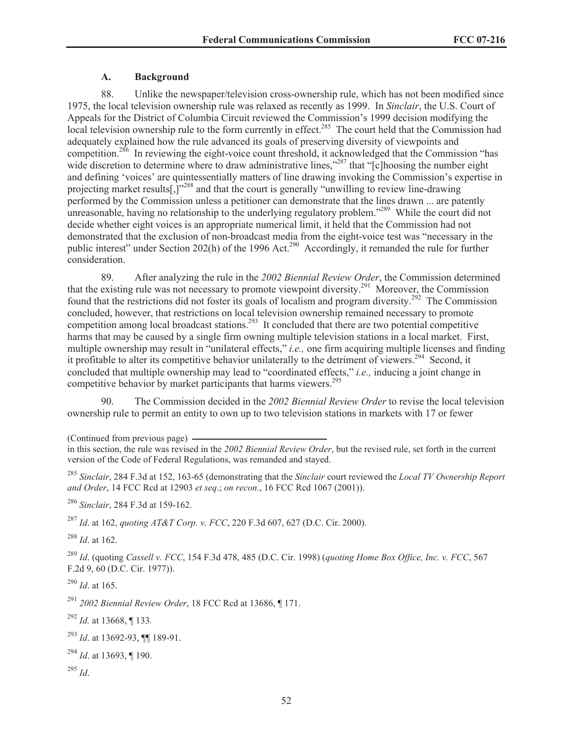### A. Background

88. Unlike the newspaper/television cross-ownership rule, which has not been modified since 1975, the local television ownership rule was relaxed as recently as 1999. In *Sinclair*, the U.S. Court of Appeals for the District of Columbia Circuit reviewed the Commission's 1999 decision modifying the local television ownership rule to the form currently in effect.[285] The court held that the Commission had adequately explained how the rule advanced its goals of preserving diversity of viewpoints and competition.[286] In reviewing the eight-voice count threshold, it acknowledged that the Commission "has wide discretion to determine where to draw administrative lines,"[287] that "[c]hoosing the number eight and defining 'voices' are quintessentially matters of line drawing invoking the Commission's expertise in projecting market results[,]"[288] and that the court is generally "unwilling to review line-drawing performed by the Commission unless a petitioner can demonstrate that the lines drawn ... are patently unreasonable, having no relationship to the underlying regulatory problem."[289] While the court did not decide whether eight voices is an appropriate numerical limit, it held that the Commission had not demonstrated that the exclusion of non-broadcast media from the eight-voice test was "necessary in the public interest" under Section 202(h) of the 1996 Act.[290] Accordingly, it remanded the rule for further consideration.

89. After analyzing the rule in the *2002 Biennial Review Order*, the Commission determined that the existing rule was not necessary to promote viewpoint diversity.[291] Moreover, the Commission found that the restrictions did not foster its goals of localism and program diversity.[292] The Commission concluded, however, that restrictions on local television ownership remained necessary to promote competition among local broadcast stations.[293] It concluded that there are two potential competitive harms that may be caused by a single firm owning multiple television stations in a local market. First, multiple ownership may result in "unilateral effects," *i.e.,* one firm acquiring multiple licenses and finding it profitable to alter its competitive behavior unilaterally to the detriment of viewers.[294] Second, it concluded that multiple ownership may lead to "coordinated effects," *i.e.,* inducing a joint change in competitive behavior by market participants that harms viewers.[295]

90. The Commission decided in the *2002 Biennial Review Order* to revise the local television ownership rule to permit an entity to own up to two television stations in markets with 17 or fewer

(Continued from previous page)

in this section, the rule was revised in the *2002 Biennial Review Order*, but the revised rule, set forth in the current version of the Code of Federal Regulations, was remanded and stayed.

[285] *Sinclair*, 284 F.3d at 152, 163-65 (demonstrating that the *Sinclair* court reviewed the *Local TV Ownership Report and Order*, 14 FCC Rcd at 12903 *et seq*.; *on recon.*, 16 FCC Rcd 1067 (2001)).

[286] *Sinclair*, 284 F.3d at 159-162.

[287] *Id*. at 162, *quoting AT&T Corp. v. FCC*, 220 F.3d 607, 627 (D.C. Cir. 2000).

[288] *Id*. at 162.

[289] *Id*. (quoting *Cassell v. FCC*, 154 F.3d 478, 485 (D.C. Cir. 1998) (*quoting Home Box Office, Inc. v. FCC*, 567 F.2d 9, 60 (D.C. Cir. 1977)).

[290] *Id*. at 165.

[291] *2002 Biennial Review Order*, 18 FCC Rcd at 13686, ¶ 171.

[292] *Id.* at 13668, ¶ 133*.*

[293] *Id*. at 13692-93, ¶¶ 189-91.

[294] *Id*. at 13693, ¶ 190.

[295] *Id*.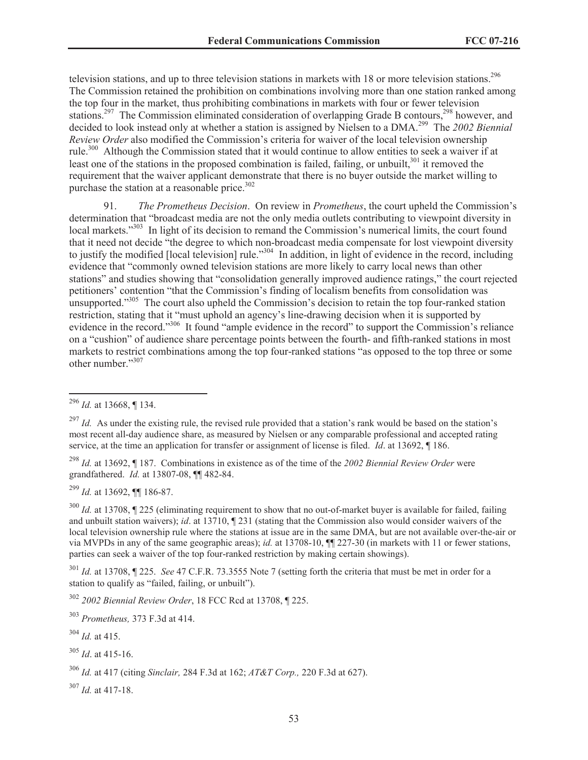television stations, and up to three television stations in markets with 18 or more television stations.[296] The Commission retained the prohibition on combinations involving more than one station ranked among the top four in the market, thus prohibiting combinations in markets with four or fewer television stations.[297] The Commission eliminated consideration of overlapping Grade B contours,[298] however, and decided to look instead only at whether a station is assigned by Nielsen to a DMA.[299] The *2002 Biennial Review Order* also modified the Commission's criteria for waiver of the local television ownership rule.[300] Although the Commission stated that it would continue to allow entities to seek a waiver if at least one of the stations in the proposed combination is failed, failing, or unbuilt,[301] it removed the requirement that the waiver applicant demonstrate that there is no buyer outside the market willing to purchase the station at a reasonable price.[302]

91. *The Prometheus Decision*. On review in *Prometheus*, the court upheld the Commission's determination that "broadcast media are not the only media outlets contributing to viewpoint diversity in local markets."[303] In light of its decision to remand the Commission's numerical limits, the court found that it need not decide "the degree to which non-broadcast media compensate for lost viewpoint diversity to justify the modified [local television] rule."[304] In addition, in light of evidence in the record, including evidence that "commonly owned television stations are more likely to carry local news than other stations" and studies showing that "consolidation generally improved audience ratings," the court rejected petitioners' contention "that the Commission's finding of localism benefits from consolidation was unsupported."[305] The court also upheld the Commission's decision to retain the top four-ranked station restriction, stating that it "must uphold an agency's line-drawing decision when it is supported by evidence in the record."[306] It found "ample evidence in the record" to support the Commission's reliance on a "cushion" of audience share percentage points between the fourth- and fifth-ranked stations in most markets to restrict combinations among the top four-ranked stations "as opposed to the top three or some other number."[307]

---

[296] *Id.* at 13668, ¶ 134.

[297] *Id.* As under the existing rule, the revised rule provided that a station's rank would be based on the station's most recent all-day audience share, as measured by Nielsen or any comparable professional and accepted rating service, at the time an application for transfer or assignment of license is filed. *Id*. at 13692, ¶ 186.

[298] *Id.* at 13692, ¶ 187. Combinations in existence as of the time of the *2002 Biennial Review Order* were grandfathered. *Id.* at 13807-08, ¶¶ 482-84.

[299] *Id.* at 13692, ¶¶ 186-87.

[300] *Id.* at 13708, ¶ 225 (eliminating requirement to show that no out-of-market buyer is available for failed, failing and unbuilt station waivers); *id*. at 13710, ¶ 231 (stating that the Commission also would consider waivers of the local television ownership rule where the stations at issue are in the same DMA, but are not available over-the-air or via MVPDs in any of the same geographic areas); *id.* at 13708-10, ¶¶ 227-30 (in markets with 11 or fewer stations, parties can seek a waiver of the top four-ranked restriction by making certain showings).

[301] *Id.* at 13708, ¶ 225. *See* 47 C.F.R. 73.3555 Note 7 (setting forth the criteria that must be met in order for a station to qualify as "failed, failing, or unbuilt").

[302] *2002 Biennial Review Order*, 18 FCC Rcd at 13708, ¶ 225.

[303] *Prometheus,* 373 F.3d at 414.

[304] *Id.* at 415.

[305] *Id*. at 415-16.

[306] *Id.* at 417 (citing *Sinclair,* 284 F.3d at 162; *AT&T Corp.,* 220 F.3d at 627).

[307] *Id.* at 417-18.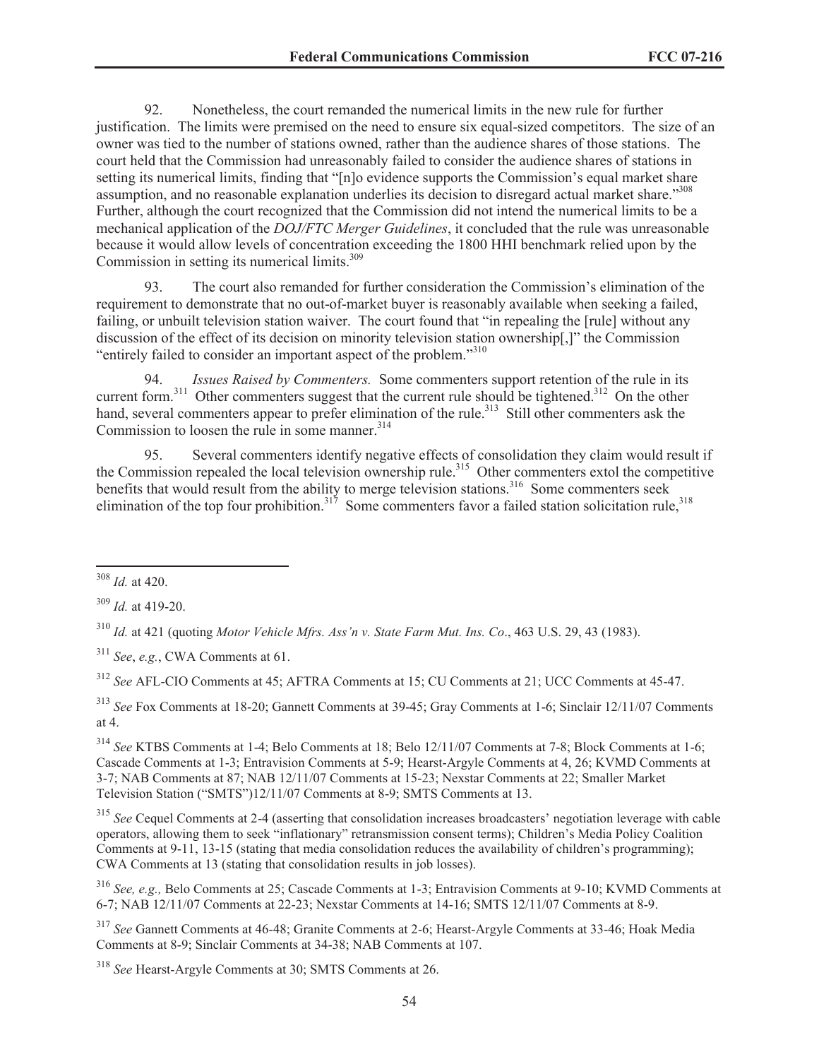92. Nonetheless, the court remanded the numerical limits in the new rule for further justification. The limits were premised on the need to ensure six equal-sized competitors. The size of an owner was tied to the number of stations owned, rather than the audience shares of those stations. The court held that the Commission had unreasonably failed to consider the audience shares of stations in setting its numerical limits, finding that "[n]o evidence supports the Commission's equal market share assumption, and no reasonable explanation underlies its decision to disregard actual market share."[308] Further, although the court recognized that the Commission did not intend the numerical limits to be a mechanical application of the *DOJ/FTC Merger Guidelines*, it concluded that the rule was unreasonable because it would allow levels of concentration exceeding the 1800 HHI benchmark relied upon by the Commission in setting its numerical limits.[309]

93. The court also remanded for further consideration the Commission's elimination of the requirement to demonstrate that no out-of-market buyer is reasonably available when seeking a failed, failing, or unbuilt television station waiver. The court found that "in repealing the [rule] without any discussion of the effect of its decision on minority television station ownership[,]" the Commission "entirely failed to consider an important aspect of the problem."[310]

94. *Issues Raised by Commenters.* Some commenters support retention of the rule in its current form.[311] Other commenters suggest that the current rule should be tightened.[312] On the other hand, several commenters appear to prefer elimination of the rule.[313] Still other commenters ask the Commission to loosen the rule in some manner.[314]

95. Several commenters identify negative effects of consolidation they claim would result if the Commission repealed the local television ownership rule.[315] Other commenters extol the competitive benefits that would result from the ability to merge television stations.[316] Some commenters seek elimination of the top four prohibition.[317] Some commenters favor a failed station solicitation rule,[318]

---

[308] *Id.* at 420.

[309] *Id.* at 419-20.

[310] *Id.* at 421 (quoting *Motor Vehicle Mfrs. Ass'n v. State Farm Mut. Ins. Co*., 463 U.S. 29, 43 (1983).

[311] *See*, *e.g.*, CWA Comments at 61.

[312] *See* AFL-CIO Comments at 45; AFTRA Comments at 15; CU Comments at 21; UCC Comments at 45-47.

[313] *See* Fox Comments at 18-20; Gannett Comments at 39-45; Gray Comments at 1-6; Sinclair 12/11/07 Comments at 4.

[314] *See* KTBS Comments at 1-4; Belo Comments at 18; Belo 12/11/07 Comments at 7-8; Block Comments at 1-6; Cascade Comments at 1-3; Entravision Comments at 5-9; Hearst-Argyle Comments at 4, 26; KVMD Comments at 3-7; NAB Comments at 87; NAB 12/11/07 Comments at 15-23; Nexstar Comments at 22; Smaller Market Television Station ("SMTS")12/11/07 Comments at 8-9; SMTS Comments at 13.

[315] *See* Cequel Comments at 2-4 (asserting that consolidation increases broadcasters' negotiation leverage with cable operators, allowing them to seek "inflationary" retransmission consent terms); Children's Media Policy Coalition Comments at 9-11, 13-15 (stating that media consolidation reduces the availability of children's programming); CWA Comments at 13 (stating that consolidation results in job losses).

[316] *See, e.g.,* Belo Comments at 25; Cascade Comments at 1-3; Entravision Comments at 9-10; KVMD Comments at 6-7; NAB 12/11/07 Comments at 22-23; Nexstar Comments at 14-16; SMTS 12/11/07 Comments at 8-9.

[317] *See* Gannett Comments at 46-48; Granite Comments at 2-6; Hearst-Argyle Comments at 33-46; Hoak Media Comments at 8-9; Sinclair Comments at 34-38; NAB Comments at 107.

[318] *See* Hearst-Argyle Comments at 30; SMTS Comments at 26.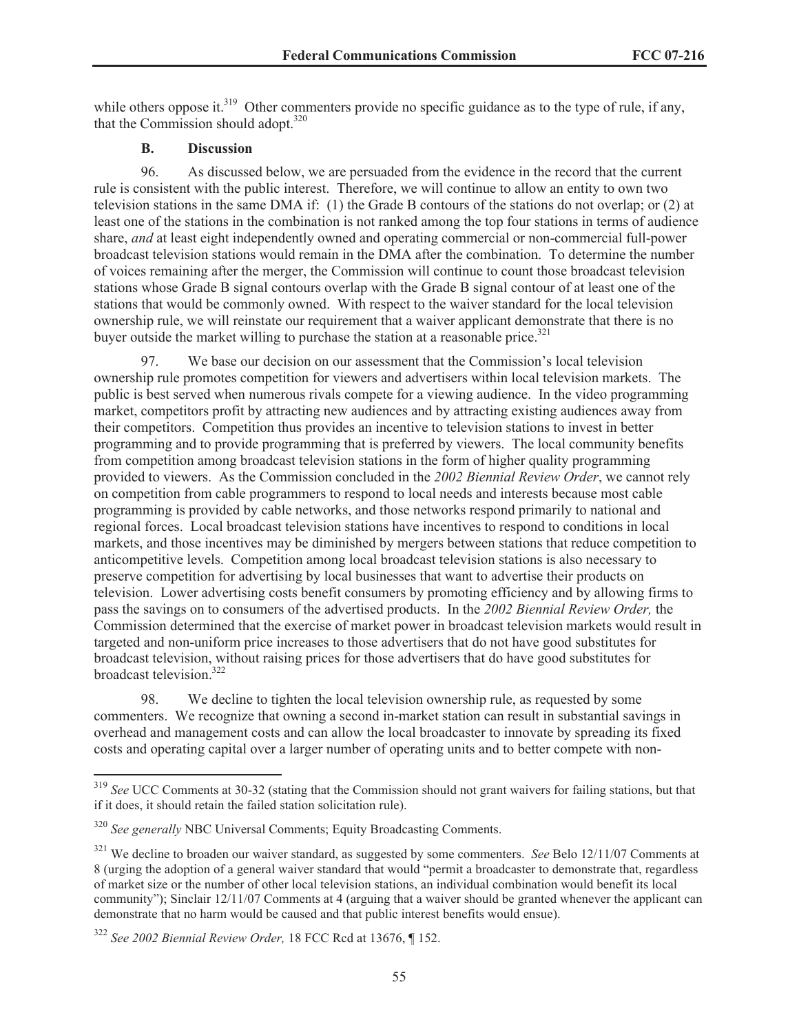while others oppose it.[319] Other commenters provide no specific guidance as to the type of rule, if any, that the Commission should adopt.[320]

### B. Discussion

96. As discussed below, we are persuaded from the evidence in the record that the current rule is consistent with the public interest. Therefore, we will continue to allow an entity to own two television stations in the same DMA if: (1) the Grade B contours of the stations do not overlap; or (2) at least one of the stations in the combination is not ranked among the top four stations in terms of audience share, *and* at least eight independently owned and operating commercial or non-commercial full-power broadcast television stations would remain in the DMA after the combination. To determine the number of voices remaining after the merger, the Commission will continue to count those broadcast television stations whose Grade B signal contours overlap with the Grade B signal contour of at least one of the stations that would be commonly owned. With respect to the waiver standard for the local television ownership rule, we will reinstate our requirement that a waiver applicant demonstrate that there is no buyer outside the market willing to purchase the station at a reasonable price.[321]

97. We base our decision on our assessment that the Commission's local television ownership rule promotes competition for viewers and advertisers within local television markets. The public is best served when numerous rivals compete for a viewing audience. In the video programming market, competitors profit by attracting new audiences and by attracting existing audiences away from their competitors. Competition thus provides an incentive to television stations to invest in better programming and to provide programming that is preferred by viewers. The local community benefits from competition among broadcast television stations in the form of higher quality programming provided to viewers. As the Commission concluded in the *2002 Biennial Review Order*, we cannot rely on competition from cable programmers to respond to local needs and interests because most cable programming is provided by cable networks, and those networks respond primarily to national and regional forces. Local broadcast television stations have incentives to respond to conditions in local markets, and those incentives may be diminished by mergers between stations that reduce competition to anticompetitive levels. Competition among local broadcast television stations is also necessary to preserve competition for advertising by local businesses that want to advertise their products on television. Lower advertising costs benefit consumers by promoting efficiency and by allowing firms to pass the savings on to consumers of the advertised products. In the *2002 Biennial Review Order,* the Commission determined that the exercise of market power in broadcast television markets would result in targeted and non-uniform price increases to those advertisers that do not have good substitutes for broadcast television, without raising prices for those advertisers that do have good substitutes for broadcast television.[322]

98. We decline to tighten the local television ownership rule, as requested by some commenters. We recognize that owning a second in-market station can result in substantial savings in overhead and management costs and can allow the local broadcaster to innovate by spreading its fixed costs and operating capital over a larger number of operating units and to better compete with non-

---

[319] *See* UCC Comments at 30-32 (stating that the Commission should not grant waivers for failing stations, but that if it does, it should retain the failed station solicitation rule).

[320] *See generally* NBC Universal Comments; Equity Broadcasting Comments.

[321] We decline to broaden our waiver standard, as suggested by some commenters. *See* Belo 12/11/07 Comments at 8 (urging the adoption of a general waiver standard that would "permit a broadcaster to demonstrate that, regardless of market size or the number of other local television stations, an individual combination would benefit its local community"); Sinclair 12/11/07 Comments at 4 (arguing that a waiver should be granted whenever the applicant can demonstrate that no harm would be caused and that public interest benefits would ensue).

[322] *See 2002 Biennial Review Order,* 18 FCC Rcd at 13676, ¶ 152.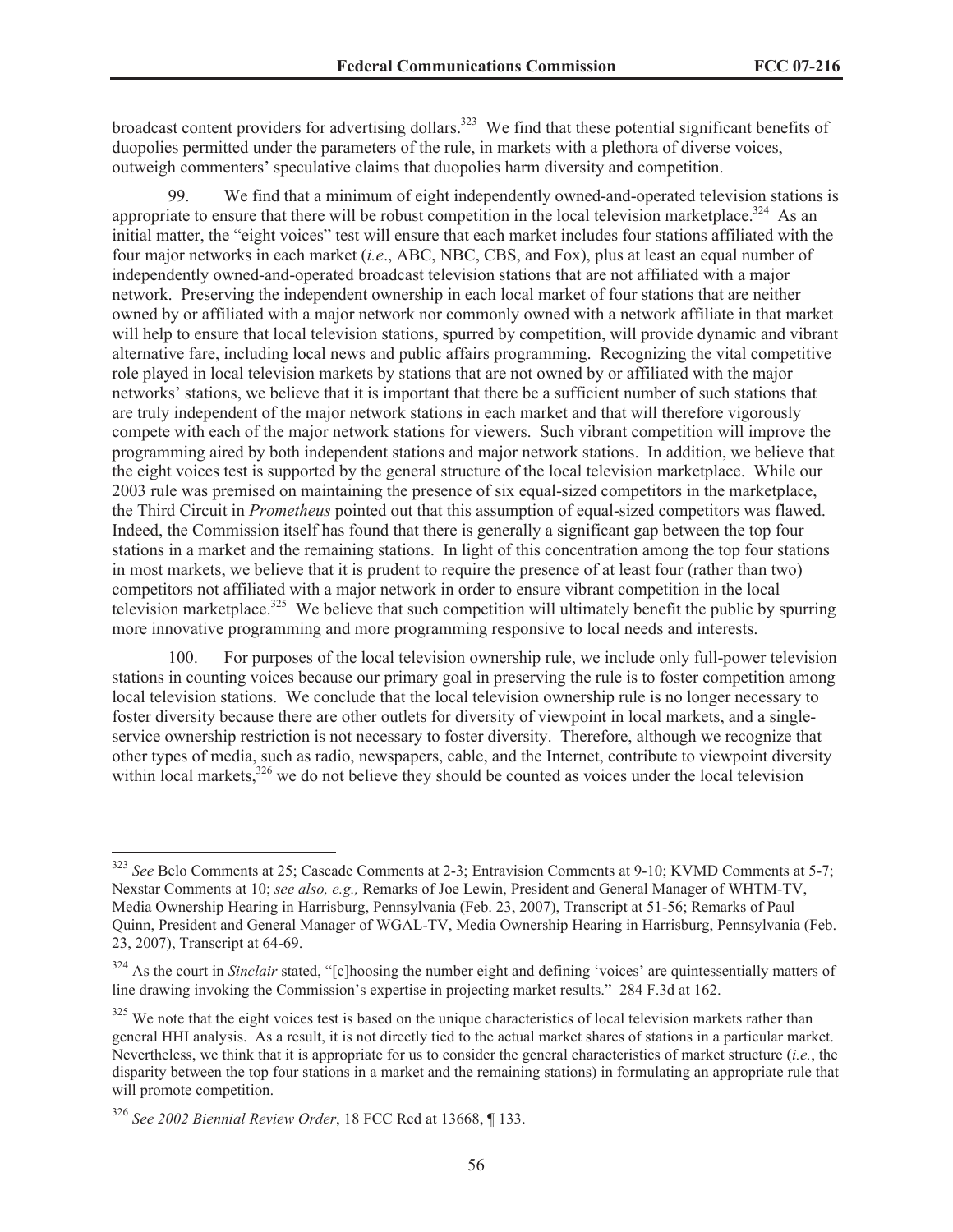broadcast content providers for advertising dollars.[323] We find that these potential significant benefits of duopolies permitted under the parameters of the rule, in markets with a plethora of diverse voices, outweigh commenters' speculative claims that duopolies harm diversity and competition.

99. We find that a minimum of eight independently owned-and-operated television stations is appropriate to ensure that there will be robust competition in the local television marketplace.[324] As an initial matter, the "eight voices" test will ensure that each market includes four stations affiliated with the four major networks in each market (*i.e*., ABC, NBC, CBS, and Fox), plus at least an equal number of independently owned-and-operated broadcast television stations that are not affiliated with a major network. Preserving the independent ownership in each local market of four stations that are neither owned by or affiliated with a major network nor commonly owned with a network affiliate in that market will help to ensure that local television stations, spurred by competition, will provide dynamic and vibrant alternative fare, including local news and public affairs programming. Recognizing the vital competitive role played in local television markets by stations that are not owned by or affiliated with the major networks' stations, we believe that it is important that there be a sufficient number of such stations that are truly independent of the major network stations in each market and that will therefore vigorously compete with each of the major network stations for viewers. Such vibrant competition will improve the programming aired by both independent stations and major network stations. In addition, we believe that the eight voices test is supported by the general structure of the local television marketplace. While our 2003 rule was premised on maintaining the presence of six equal-sized competitors in the marketplace, the Third Circuit in *Prometheus* pointed out that this assumption of equal-sized competitors was flawed. Indeed, the Commission itself has found that there is generally a significant gap between the top four stations in a market and the remaining stations. In light of this concentration among the top four stations in most markets, we believe that it is prudent to require the presence of at least four (rather than two) competitors not affiliated with a major network in order to ensure vibrant competition in the local television marketplace.[325] We believe that such competition will ultimately benefit the public by spurring more innovative programming and more programming responsive to local needs and interests.

100. For purposes of the local television ownership rule, we include only full-power television stations in counting voices because our primary goal in preserving the rule is to foster competition among local television stations. We conclude that the local television ownership rule is no longer necessary to foster diversity because there are other outlets for diversity of viewpoint in local markets, and a single-service ownership restriction is not necessary to foster diversity. Therefore, although we recognize that other types of media, such as radio, newspapers, cable, and the Internet, contribute to viewpoint diversity within local markets,[326] we do not believe they should be counted as voices under the local television

---

[323] *See* Belo Comments at 25; Cascade Comments at 2-3; Entravision Comments at 9-10; KVMD Comments at 5-7; Nexstar Comments at 10; *see also, e.g.,* Remarks of Joe Lewin, President and General Manager of WHTM-TV, Media Ownership Hearing in Harrisburg, Pennsylvania (Feb. 23, 2007), Transcript at 51-56; Remarks of Paul Quinn, President and General Manager of WGAL-TV, Media Ownership Hearing in Harrisburg, Pennsylvania (Feb. 23, 2007), Transcript at 64-69.

[324] As the court in *Sinclair* stated, "[c]hoosing the number eight and defining 'voices' are quintessentially matters of line drawing invoking the Commission's expertise in projecting market results." 284 F.3d at 162.

[325] We note that the eight voices test is based on the unique characteristics of local television markets rather than general HHI analysis. As a result, it is not directly tied to the actual market shares of stations in a particular market. Nevertheless, we think that it is appropriate for us to consider the general characteristics of market structure (*i.e.*, the disparity between the top four stations in a market and the remaining stations) in formulating an appropriate rule that will promote competition.

[326] *See 2002 Biennial Review Order*, 18 FCC Rcd at 13668, ¶ 133.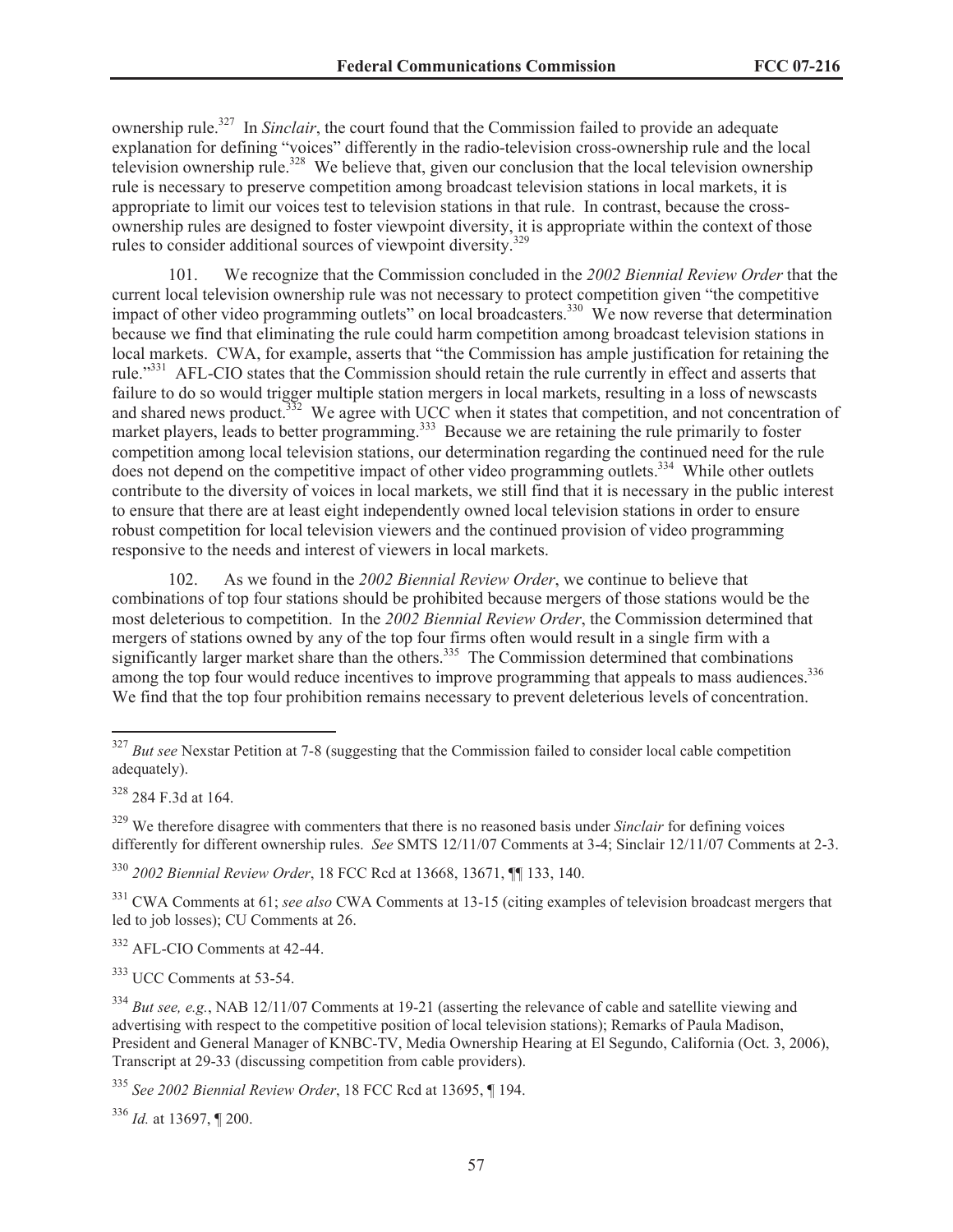ownership rule.[327] In *Sinclair*, the court found that the Commission failed to provide an adequate explanation for defining "voices" differently in the radio-television cross-ownership rule and the local television ownership rule.[328] We believe that, given our conclusion that the local television ownership rule is necessary to preserve competition among broadcast television stations in local markets, it is appropriate to limit our voices test to television stations in that rule. In contrast, because the cross-ownership rules are designed to foster viewpoint diversity, it is appropriate within the context of those rules to consider additional sources of viewpoint diversity.[329]

101. We recognize that the Commission concluded in the *2002 Biennial Review Order* that the current local television ownership rule was not necessary to protect competition given "the competitive impact of other video programming outlets" on local broadcasters.[330] We now reverse that determination because we find that eliminating the rule could harm competition among broadcast television stations in local markets. CWA, for example, asserts that "the Commission has ample justification for retaining the rule."[331] AFL-CIO states that the Commission should retain the rule currently in effect and asserts that failure to do so would trigger multiple station mergers in local markets, resulting in a loss of newscasts and shared news product.[332] We agree with UCC when it states that competition, and not concentration of market players, leads to better programming.[333] Because we are retaining the rule primarily to foster competition among local television stations, our determination regarding the continued need for the rule does not depend on the competitive impact of other video programming outlets.[334] While other outlets contribute to the diversity of voices in local markets, we still find that it is necessary in the public interest to ensure that there are at least eight independently owned local television stations in order to ensure robust competition for local television viewers and the continued provision of video programming responsive to the needs and interest of viewers in local markets.

102. As we found in the *2002 Biennial Review Order*, we continue to believe that combinations of top four stations should be prohibited because mergers of those stations would be the most deleterious to competition. In the *2002 Biennial Review Order*, the Commission determined that mergers of stations owned by any of the top four firms often would result in a single firm with a significantly larger market share than the others.[335] The Commission determined that combinations among the top four would reduce incentives to improve programming that appeals to mass audiences.[336] We find that the top four prohibition remains necessary to prevent deleterious levels of concentration.

---

[327] *But see* Nexstar Petition at 7-8 (suggesting that the Commission failed to consider local cable competition adequately).

[328] 284 F.3d at 164.

[329] We therefore disagree with commenters that there is no reasoned basis under *Sinclair* for defining voices differently for different ownership rules. *See* SMTS 12/11/07 Comments at 3-4; Sinclair 12/11/07 Comments at 2-3.

[330] *2002 Biennial Review Order*, 18 FCC Rcd at 13668, 13671, ¶¶ 133, 140.

[331] CWA Comments at 61; *see also* CWA Comments at 13-15 (citing examples of television broadcast mergers that led to job losses); CU Comments at 26.

[332] AFL-CIO Comments at 42-44.

[333] UCC Comments at 53-54.

[334] *But see, e.g.*, NAB 12/11/07 Comments at 19-21 (asserting the relevance of cable and satellite viewing and advertising with respect to the competitive position of local television stations); Remarks of Paula Madison, President and General Manager of KNBC-TV, Media Ownership Hearing at El Segundo, California (Oct. 3, 2006), Transcript at 29-33 (discussing competition from cable providers).

[335] *See 2002 Biennial Review Order*, 18 FCC Rcd at 13695, ¶ 194.

[336] *Id.* at 13697, ¶ 200.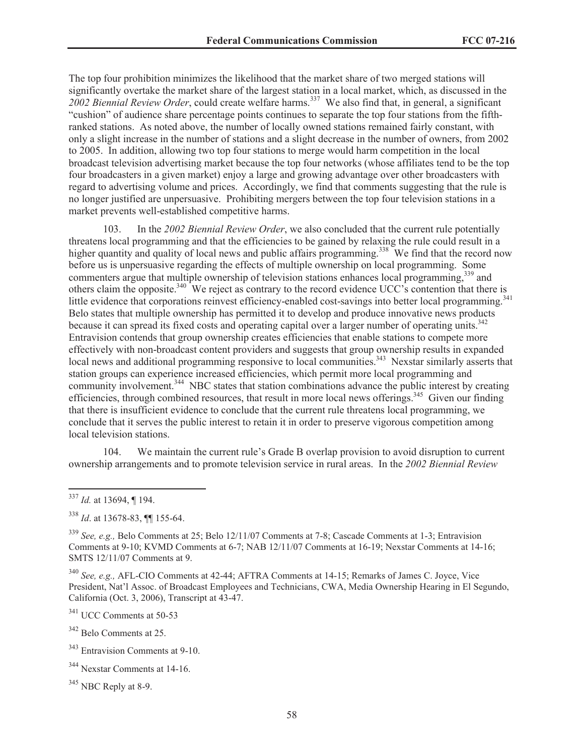The top four prohibition minimizes the likelihood that the market share of two merged stations will significantly overtake the market share of the largest station in a local market, which, as discussed in the *2002 Biennial Review Order*, could create welfare harms.[337] We also find that, in general, a significant "cushion" of audience share percentage points continues to separate the top four stations from the fifth-ranked stations. As noted above, the number of locally owned stations remained fairly constant, with only a slight increase in the number of stations and a slight decrease in the number of owners, from 2002 to 2005. In addition, allowing two top four stations to merge would harm competition in the local broadcast television advertising market because the top four networks (whose affiliates tend to be the top four broadcasters in a given market) enjoy a large and growing advantage over other broadcasters with regard to advertising volume and prices. Accordingly, we find that comments suggesting that the rule is no longer justified are unpersuasive. Prohibiting mergers between the top four television stations in a market prevents well-established competitive harms.

103. In the *2002 Biennial Review Order*, we also concluded that the current rule potentially threatens local programming and that the efficiencies to be gained by relaxing the rule could result in a higher quantity and quality of local news and public affairs programming.[338] We find that the record now before us is unpersuasive regarding the effects of multiple ownership on local programming. Some commenters argue that multiple ownership of television stations enhances local programming,[339] and others claim the opposite.[340] We reject as contrary to the record evidence UCC's contention that there is little evidence that corporations reinvest efficiency-enabled cost-savings into better local programming.[341] Belo states that multiple ownership has permitted it to develop and produce innovative news products because it can spread its fixed costs and operating capital over a larger number of operating units.[342] Entravision contends that group ownership creates efficiencies that enable stations to compete more effectively with non-broadcast content providers and suggests that group ownership results in expanded local news and additional programming responsive to local communities.[343] Nexstar similarly asserts that station groups can experience increased efficiencies, which permit more local programming and community involvement.[344] NBC states that station combinations advance the public interest by creating efficiencies, through combined resources, that result in more local news offerings.[345] Given our finding that there is insufficient evidence to conclude that the current rule threatens local programming, we conclude that it serves the public interest to retain it in order to preserve vigorous competition among local television stations.

104. We maintain the current rule's Grade B overlap provision to avoid disruption to current ownership arrangements and to promote television service in rural areas. In the *2002 Biennial Review*

---

[337] *Id.* at 13694, ¶ 194.

[338] *Id*. at 13678-83, ¶¶ 155-64.

[339] *See, e.g.,* Belo Comments at 25; Belo 12/11/07 Comments at 7-8; Cascade Comments at 1-3; Entravision Comments at 9-10; KVMD Comments at 6-7; NAB 12/11/07 Comments at 16-19; Nexstar Comments at 14-16; SMTS 12/11/07 Comments at 9.

[340] *See, e.g.,* AFL-CIO Comments at 42-44; AFTRA Comments at 14-15; Remarks of James C. Joyce, Vice President, Nat'l Assoc. of Broadcast Employees and Technicians, CWA, Media Ownership Hearing in El Segundo, California (Oct. 3, 2006), Transcript at 43-47.

[341] UCC Comments at 50-53

[342] Belo Comments at 25.

[343] Entravision Comments at 9-10.

[344] Nexstar Comments at 14-16.

[345] NBC Reply at 8-9.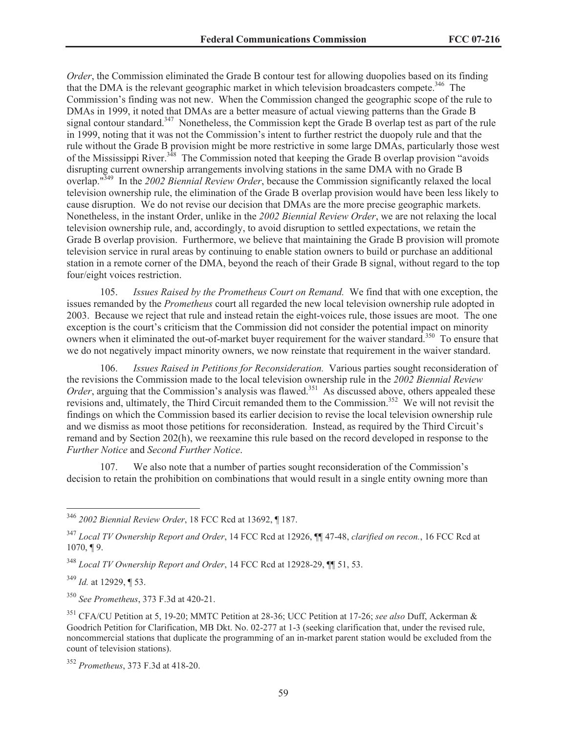*Order*, the Commission eliminated the Grade B contour test for allowing duopolies based on its finding that the DMA is the relevant geographic market in which television broadcasters compete.[346] The Commission's finding was not new. When the Commission changed the geographic scope of the rule to DMAs in 1999, it noted that DMAs are a better measure of actual viewing patterns than the Grade B signal contour standard.[347] Nonetheless, the Commission kept the Grade B overlap test as part of the rule in 1999, noting that it was not the Commission's intent to further restrict the duopoly rule and that the rule without the Grade B provision might be more restrictive in some large DMAs, particularly those west of the Mississippi River.[348] The Commission noted that keeping the Grade B overlap provision "avoids disrupting current ownership arrangements involving stations in the same DMA with no Grade B overlap."[349] In the *2002 Biennial Review Order*, because the Commission significantly relaxed the local television ownership rule, the elimination of the Grade B overlap provision would have been less likely to cause disruption. We do not revise our decision that DMAs are the more precise geographic markets. Nonetheless, in the instant Order, unlike in the *2002 Biennial Review Order*, we are not relaxing the local television ownership rule, and, accordingly, to avoid disruption to settled expectations, we retain the Grade B overlap provision. Furthermore, we believe that maintaining the Grade B provision will promote television service in rural areas by continuing to enable station owners to build or purchase an additional station in a remote corner of the DMA, beyond the reach of their Grade B signal, without regard to the top four/eight voices restriction.

105. *Issues Raised by the Prometheus Court on Remand.* We find that with one exception, the issues remanded by the *Prometheus* court all regarded the new local television ownership rule adopted in 2003. Because we reject that rule and instead retain the eight-voices rule, those issues are moot. The one exception is the court's criticism that the Commission did not consider the potential impact on minority owners when it eliminated the out-of-market buyer requirement for the waiver standard.[350] To ensure that we do not negatively impact minority owners, we now reinstate that requirement in the waiver standard.

106. *Issues Raised in Petitions for Reconsideration.* Various parties sought reconsideration of the revisions the Commission made to the local television ownership rule in the *2002 Biennial Review Order*, arguing that the Commission's analysis was flawed.[351] As discussed above, others appealed these revisions and, ultimately, the Third Circuit remanded them to the Commission.[352] We will not revisit the findings on which the Commission based its earlier decision to revise the local television ownership rule and we dismiss as moot those petitions for reconsideration. Instead, as required by the Third Circuit's remand and by Section 202(h), we reexamine this rule based on the record developed in response to the *Further Notice* and *Second Further Notice*.

107. We also note that a number of parties sought reconsideration of the Commission's decision to retain the prohibition on combinations that would result in a single entity owning more than

---

[346] *2002 Biennial Review Order*, 18 FCC Rcd at 13692, ¶ 187.

[347] *Local TV Ownership Report and Order*, 14 FCC Rcd at 12926, ¶¶ 47-48, *clarified on recon.*, 16 FCC Rcd at 1070, ¶ 9.

[348] *Local TV Ownership Report and Order*, 14 FCC Rcd at 12928-29, ¶¶ 51, 53.

[349] *Id.* at 12929, ¶ 53.

[350] *See Prometheus*, 373 F.3d at 420-21.

[351] CFA/CU Petition at 5, 19-20; MMTC Petition at 28-36; UCC Petition at 17-26; *see also* Duff, Ackerman & Goodrich Petition for Clarification, MB Dkt. No. 02-277 at 1-3 (seeking clarification that, under the revised rule, noncommercial stations that duplicate the programming of an in-market parent station would be excluded from the count of television stations).

[352] *Prometheus*, 373 F.3d at 418-20.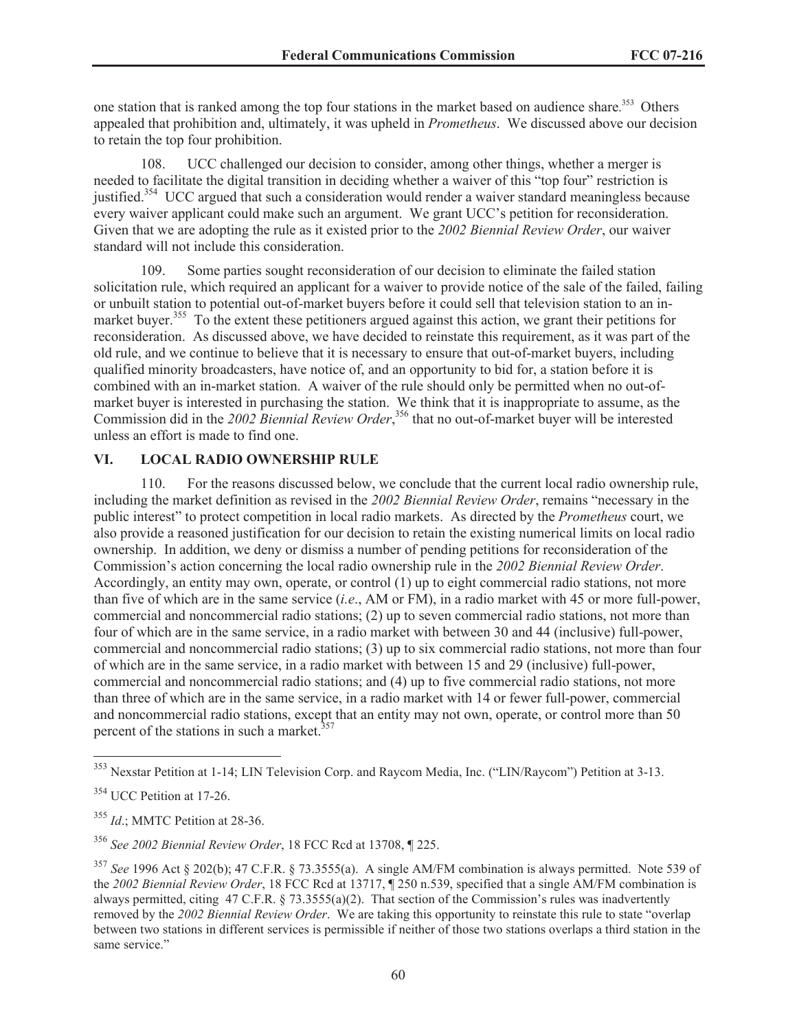one station that is ranked among the top four stations in the market based on audience share.[353] Others appealed that prohibition and, ultimately, it was upheld in *Prometheus*. We discussed above our decision to retain the top four prohibition.

108. UCC challenged our decision to consider, among other things, whether a merger is needed to facilitate the digital transition in deciding whether a waiver of this "top four" restriction is justified.[354] UCC argued that such a consideration would render a waiver standard meaningless because every waiver applicant could make such an argument. We grant UCC's petition for reconsideration. Given that we are adopting the rule as it existed prior to the *2002 Biennial Review Order*, our waiver standard will not include this consideration.

109. Some parties sought reconsideration of our decision to eliminate the failed station solicitation rule, which required an applicant for a waiver to provide notice of the sale of the failed, failing or unbuilt station to potential out-of-market buyers before it could sell that television station to an in-market buyer.[355] To the extent these petitioners argued against this action, we grant their petitions for reconsideration. As discussed above, we have decided to reinstate this requirement, as it was part of the old rule, and we continue to believe that it is necessary to ensure that out-of-market buyers, including qualified minority broadcasters, have notice of, and an opportunity to bid for, a station before it is combined with an in-market station. A waiver of the rule should only be permitted when no out-of-market buyer is interested in purchasing the station. We think that it is inappropriate to assume, as the Commission did in the *2002 Biennial Review Order*,[356] that no out-of-market buyer will be interested unless an effort is made to find one.

## VI. LOCAL RADIO OWNERSHIP RULE

110. For the reasons discussed below, we conclude that the current local radio ownership rule, including the market definition as revised in the *2002 Biennial Review Order*, remains "necessary in the public interest" to protect competition in local radio markets. As directed by the *Prometheus* court, we also provide a reasoned justification for our decision to retain the existing numerical limits on local radio ownership. In addition, we deny or dismiss a number of pending petitions for reconsideration of the Commission's action concerning the local radio ownership rule in the *2002 Biennial Review Order*. Accordingly, an entity may own, operate, or control (1) up to eight commercial radio stations, not more than five of which are in the same service (*i.e*., AM or FM), in a radio market with 45 or more full-power, commercial and noncommercial radio stations; (2) up to seven commercial radio stations, not more than four of which are in the same service, in a radio market with between 30 and 44 (inclusive) full-power, commercial and noncommercial radio stations; (3) up to six commercial radio stations, not more than four of which are in the same service, in a radio market with between 15 and 29 (inclusive) full-power, commercial and noncommercial radio stations; and (4) up to five commercial radio stations, not more than three of which are in the same service, in a radio market with 14 or fewer full-power, commercial and noncommercial radio stations, except that an entity may not own, operate, or control more than 50 percent of the stations in such a market.[357]

---

[353] Nexstar Petition at 1-14; LIN Television Corp. and Raycom Media, Inc. ("LIN/Raycom") Petition at 3-13.

[354] UCC Petition at 17-26.

[355] *Id*.; MMTC Petition at 28-36.

[356] *See 2002 Biennial Review Order*, 18 FCC Rcd at 13708, ¶ 225.

[357] *See* 1996 Act § 202(b); 47 C.F.R. § 73.3555(a). A single AM/FM combination is always permitted. Note 539 of the *2002 Biennial Review Order*, 18 FCC Rcd at 13717, ¶ 250 n.539, specified that a single AM/FM combination is always permitted, citing 47 C.F.R. § 73.3555(a)(2). That section of the Commission's rules was inadvertently removed by the *2002 Biennial Review Order*. We are taking this opportunity to reinstate this rule to state "overlap between two stations in different services is permissible if neither of those two stations overlaps a third station in the same service."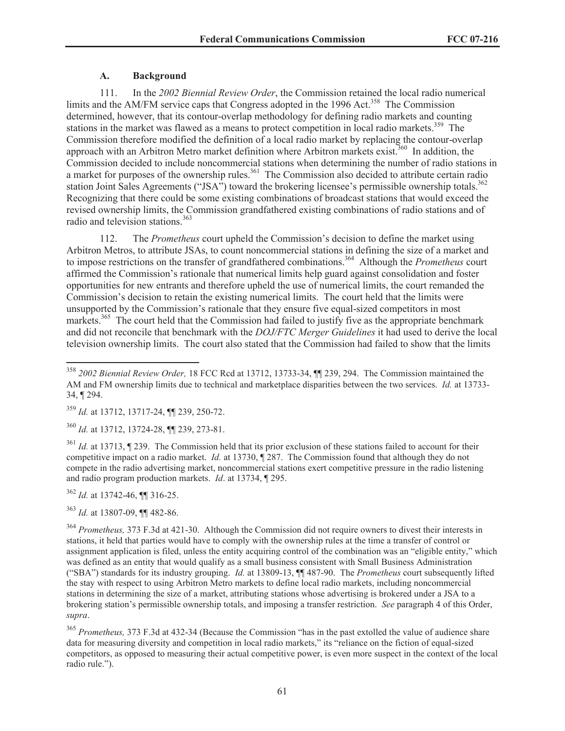### A. Background

111. In the *2002 Biennial Review Order*, the Commission retained the local radio numerical limits and the AM/FM service caps that Congress adopted in the 1996 Act.[358] The Commission determined, however, that its contour-overlap methodology for defining radio markets and counting stations in the market was flawed as a means to protect competition in local radio markets.[359] The Commission therefore modified the definition of a local radio market by replacing the contour-overlap approach with an Arbitron Metro market definition where Arbitron markets exist.[360] In addition, the Commission decided to include noncommercial stations when determining the number of radio stations in a market for purposes of the ownership rules.[361] The Commission also decided to attribute certain radio station Joint Sales Agreements ("JSA") toward the brokering licensee's permissible ownership totals.[362] Recognizing that there could be some existing combinations of broadcast stations that would exceed the revised ownership limits, the Commission grandfathered existing combinations of radio stations and of radio and television stations.[363]

112. The *Prometheus* court upheld the Commission's decision to define the market using Arbitron Metros, to attribute JSAs, to count noncommercial stations in defining the size of a market and to impose restrictions on the transfer of grandfathered combinations.[364] Although the *Prometheus* court affirmed the Commission's rationale that numerical limits help guard against consolidation and foster opportunities for new entrants and therefore upheld the use of numerical limits, the court remanded the Commission's decision to retain the existing numerical limits. The court held that the limits were unsupported by the Commission's rationale that they ensure five equal-sized competitors in most markets.[365] The court held that the Commission had failed to justify five as the appropriate benchmark and did not reconcile that benchmark with the *DOJ/FTC Merger Guidelines* it had used to derive the local television ownership limits. The court also stated that the Commission had failed to show that the limits

---

[358] *2002 Biennial Review Order,* 18 FCC Rcd at 13712, 13733-34, ¶¶ 239, 294. The Commission maintained the AM and FM ownership limits due to technical and marketplace disparities between the two services. *Id.* at 13733-34, ¶ 294.

[359] *Id.* at 13712, 13717-24, ¶¶ 239, 250-72.

[360] *Id.* at 13712, 13724-28, ¶¶ 239, 273-81.

[361] *Id.* at 13713, ¶ 239. The Commission held that its prior exclusion of these stations failed to account for their competitive impact on a radio market. *Id.* at 13730, ¶ 287. The Commission found that although they do not compete in the radio advertising market, noncommercial stations exert competitive pressure in the radio listening and radio program production markets. *Id*. at 13734, ¶ 295.

[362] *Id.* at 13742-46, ¶¶ 316-25.

[363] *Id.* at 13807-09, ¶¶ 482-86.

[364] *Prometheus,* 373 F.3d at 421-30. Although the Commission did not require owners to divest their interests in stations, it held that parties would have to comply with the ownership rules at the time a transfer of control or assignment application is filed, unless the entity acquiring control of the combination was an "eligible entity," which was defined as an entity that would qualify as a small business consistent with Small Business Administration ("SBA") standards for its industry grouping. *Id.* at 13809-13, ¶¶ 487-90. The *Prometheus* court subsequently lifted the stay with respect to using Arbitron Metro markets to define local radio markets, including noncommercial stations in determining the size of a market, attributing stations whose advertising is brokered under a JSA to a brokering station's permissible ownership totals, and imposing a transfer restriction. *See* paragraph 4 of this Order, *supra*.

[365] *Prometheus,* 373 F.3d at 432-34 (Because the Commission "has in the past extolled the value of audience share data for measuring diversity and competition in local radio markets," its "reliance on the fiction of equal-sized competitors, as opposed to measuring their actual competitive power, is even more suspect in the context of the local radio rule.").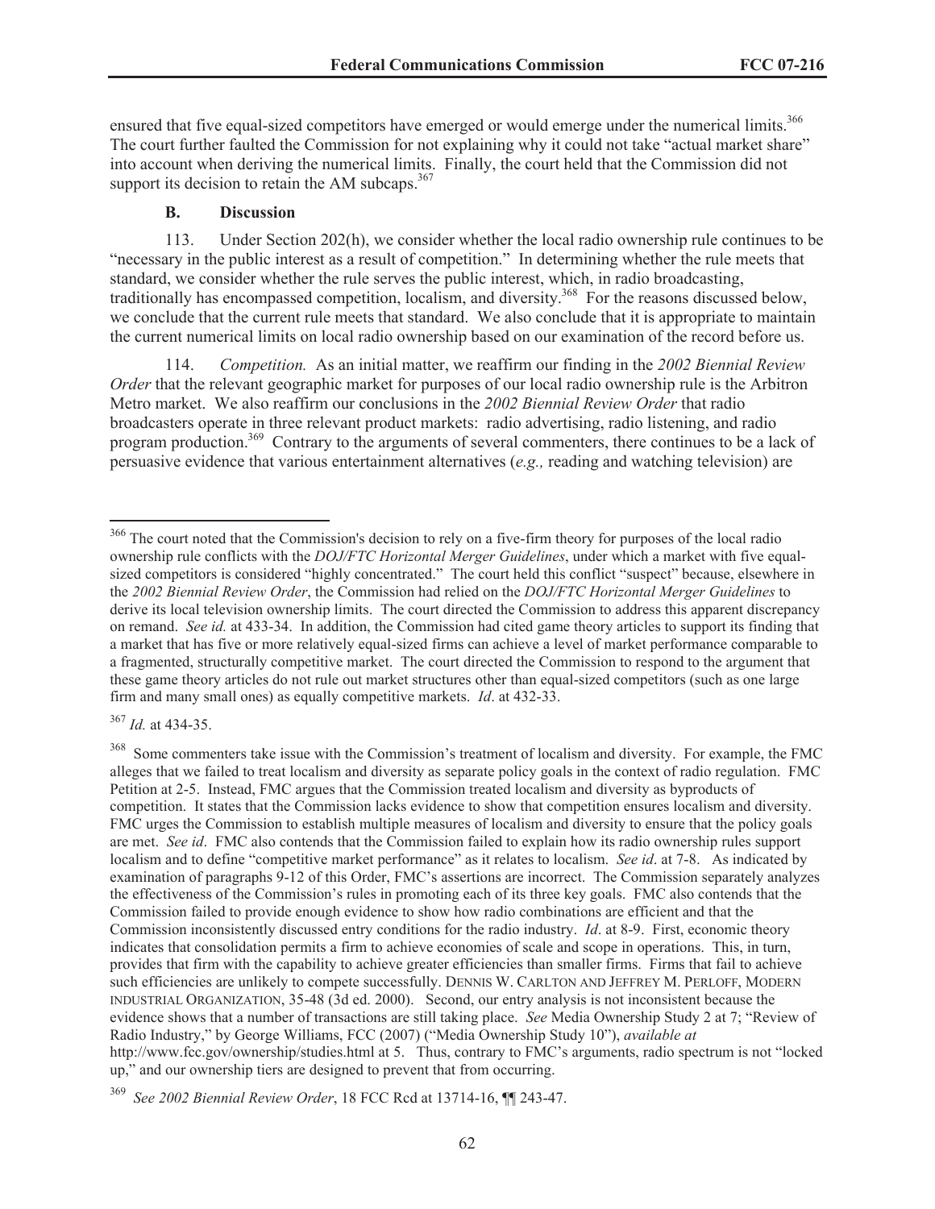ensured that five equal-sized competitors have emerged or would emerge under the numerical limits.[366] The court further faulted the Commission for not explaining why it could not take "actual market share" into account when deriving the numerical limits. Finally, the court held that the Commission did not support its decision to retain the AM subcaps.[367]

### B. Discussion

113. Under Section 202(h), we consider whether the local radio ownership rule continues to be "necessary in the public interest as a result of competition." In determining whether the rule meets that standard, we consider whether the rule serves the public interest, which, in radio broadcasting, traditionally has encompassed competition, localism, and diversity.[368] For the reasons discussed below, we conclude that the current rule meets that standard. We also conclude that it is appropriate to maintain the current numerical limits on local radio ownership based on our examination of the record before us.

114. *Competition.* As an initial matter, we reaffirm our finding in the *2002 Biennial Review Order* that the relevant geographic market for purposes of our local radio ownership rule is the Arbitron Metro market. We also reaffirm our conclusions in the *2002 Biennial Review Order* that radio broadcasters operate in three relevant product markets: radio advertising, radio listening, and radio program production.[369] Contrary to the arguments of several commenters, there continues to be a lack of persuasive evidence that various entertainment alternatives (*e.g.,* reading and watching television) are

---

[366] The court noted that the Commission's decision to rely on a five-firm theory for purposes of the local radio ownership rule conflicts with the *DOJ/FTC Horizontal Merger Guidelines*, under which a market with five equal-sized competitors is considered "highly concentrated." The court held this conflict "suspect" because, elsewhere in the *2002 Biennial Review Order*, the Commission had relied on the *DOJ/FTC Horizontal Merger Guidelines* to derive its local television ownership limits. The court directed the Commission to address this apparent discrepancy on remand. *See id.* at 433-34. In addition, the Commission had cited game theory articles to support its finding that a market that has five or more relatively equal-sized firms can achieve a level of market performance comparable to a fragmented, structurally competitive market. The court directed the Commission to respond to the argument that these game theory articles do not rule out market structures other than equal-sized competitors (such as one large firm and many small ones) as equally competitive markets. *Id*. at 432-33.

[367] *Id.* at 434-35.

[368] Some commenters take issue with the Commission's treatment of localism and diversity. For example, the FMC alleges that we failed to treat localism and diversity as separate policy goals in the context of radio regulation. FMC Petition at 2-5. Instead, FMC argues that the Commission treated localism and diversity as byproducts of competition. It states that the Commission lacks evidence to show that competition ensures localism and diversity. FMC urges the Commission to establish multiple measures of localism and diversity to ensure that the policy goals are met. *See id*. FMC also contends that the Commission failed to explain how its radio ownership rules support localism and to define "competitive market performance" as it relates to localism. *See id*. at 7-8. As indicated by examination of paragraphs 9-12 of this Order, FMC's assertions are incorrect. The Commission separately analyzes the effectiveness of the Commission's rules in promoting each of its three key goals. FMC also contends that the Commission failed to provide enough evidence to show how radio combinations are efficient and that the Commission inconsistently discussed entry conditions for the radio industry. *Id*. at 8-9. First, economic theory indicates that consolidation permits a firm to achieve economies of scale and scope in operations. This, in turn, provides that firm with the capability to achieve greater efficiencies than smaller firms. Firms that fail to achieve such efficiencies are unlikely to compete successfully. DENNIS W. CARLTON AND JEFFREY M. PERLOFF, MODERN INDUSTRIAL ORGANIZATION, 35-48 (3d ed. 2000). Second, our entry analysis is not inconsistent because the evidence shows that a number of transactions are still taking place. *See* Media Ownership Study 2 at 7; "Review of Radio Industry," by George Williams, FCC (2007) ("Media Ownership Study 10"), *available at* http://www.fcc.gov/ownership/studies.html at 5. Thus, contrary to FMC's arguments, radio spectrum is not "locked up," and our ownership tiers are designed to prevent that from occurring.

[369] *See 2002 Biennial Review Order*, 18 FCC Rcd at 13714-16, ¶¶ 243-47.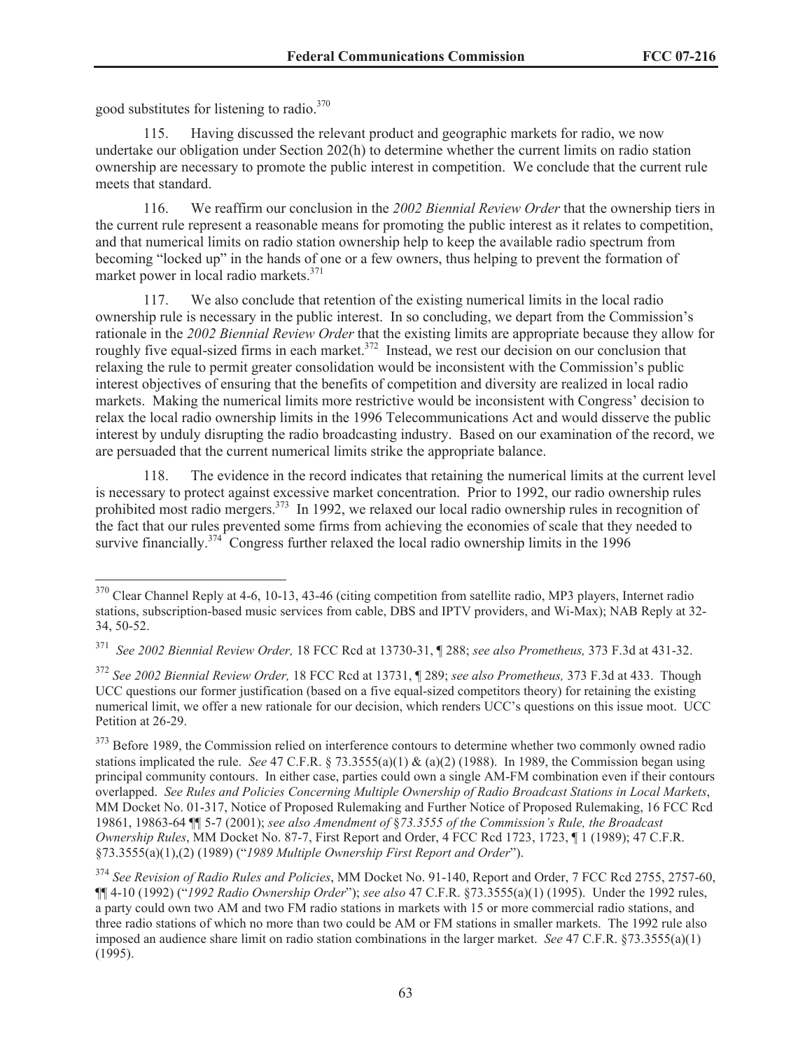good substitutes for listening to radio.[370]

115. Having discussed the relevant product and geographic markets for radio, we now undertake our obligation under Section 202(h) to determine whether the current limits on radio station ownership are necessary to promote the public interest in competition. We conclude that the current rule meets that standard.

116. We reaffirm our conclusion in the *2002 Biennial Review Order* that the ownership tiers in the current rule represent a reasonable means for promoting the public interest as it relates to competition, and that numerical limits on radio station ownership help to keep the available radio spectrum from becoming "locked up" in the hands of one or a few owners, thus helping to prevent the formation of market power in local radio markets.[371]

117. We also conclude that retention of the existing numerical limits in the local radio ownership rule is necessary in the public interest. In so concluding, we depart from the Commission's rationale in the *2002 Biennial Review Order* that the existing limits are appropriate because they allow for roughly five equal-sized firms in each market.[372] Instead, we rest our decision on our conclusion that relaxing the rule to permit greater consolidation would be inconsistent with the Commission's public interest objectives of ensuring that the benefits of competition and diversity are realized in local radio markets. Making the numerical limits more restrictive would be inconsistent with Congress' decision to relax the local radio ownership limits in the 1996 Telecommunications Act and would disserve the public interest by unduly disrupting the radio broadcasting industry. Based on our examination of the record, we are persuaded that the current numerical limits strike the appropriate balance.

118. The evidence in the record indicates that retaining the numerical limits at the current level is necessary to protect against excessive market concentration. Prior to 1992, our radio ownership rules prohibited most radio mergers.[373] In 1992, we relaxed our local radio ownership rules in recognition of the fact that our rules prevented some firms from achieving the economies of scale that they needed to survive financially.[374] Congress further relaxed the local radio ownership limits in the 1996

---

[370] Clear Channel Reply at 4-6, 10-13, 43-46 (citing competition from satellite radio, MP3 players, Internet radio stations, subscription-based music services from cable, DBS and IPTV providers, and Wi-Max); NAB Reply at 32-34, 50-52.

[371] *See 2002 Biennial Review Order,* 18 FCC Rcd at 13730-31, ¶ 288; *see also Prometheus,* 373 F.3d at 431-32.

[372] *See 2002 Biennial Review Order,* 18 FCC Rcd at 13731, ¶ 289; *see also Prometheus,* 373 F.3d at 433. Though UCC questions our former justification (based on a five equal-sized competitors theory) for retaining the existing numerical limit, we offer a new rationale for our decision, which renders UCC's questions on this issue moot. UCC Petition at 26-29.

[373] Before 1989, the Commission relied on interference contours to determine whether two commonly owned radio stations implicated the rule. *See* 47 C.F.R. § 73.3555(a)(1) & (a)(2) (1988). In 1989, the Commission began using principal community contours. In either case, parties could own a single AM-FM combination even if their contours overlapped. *See Rules and Policies Concerning Multiple Ownership of Radio Broadcast Stations in Local Markets*, MM Docket No. 01-317, Notice of Proposed Rulemaking and Further Notice of Proposed Rulemaking, 16 FCC Rcd 19861, 19863-64 ¶¶ 5-7 (2001); *see also Amendment of §73.3555 of the Commission's Rule, the Broadcast Ownership Rules*, MM Docket No. 87-7, First Report and Order, 4 FCC Rcd 1723, 1723, ¶ 1 (1989); 47 C.F.R. §73.3555(a)(1),(2) (1989) ("*1989 Multiple Ownership First Report and Order*").

[374] *See Revision of Radio Rules and Policies*, MM Docket No. 91-140, Report and Order, 7 FCC Rcd 2755, 2757-60, ¶¶ 4-10 (1992) ("*1992 Radio Ownership Order*"); *see also* 47 C.F.R. §73.3555(a)(1) (1995). Under the 1992 rules, a party could own two AM and two FM radio stations in markets with 15 or more commercial radio stations, and three radio stations of which no more than two could be AM or FM stations in smaller markets. The 1992 rule also imposed an audience share limit on radio station combinations in the larger market. *See* 47 C.F.R. §73.3555(a)(1) (1995).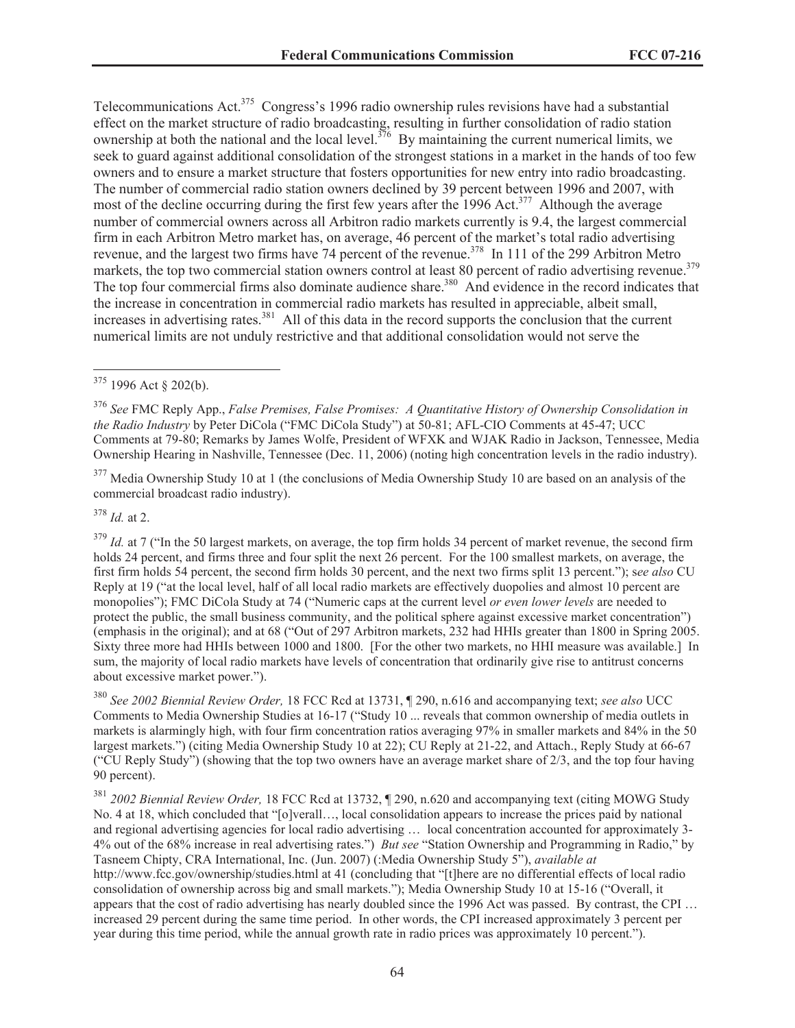Telecommunications Act.[375] Congress's 1996 radio ownership rules revisions have had a substantial effect on the market structure of radio broadcasting, resulting in further consolidation of radio station ownership at both the national and the local level.[376] By maintaining the current numerical limits, we seek to guard against additional consolidation of the strongest stations in a market in the hands of too few owners and to ensure a market structure that fosters opportunities for new entry into radio broadcasting. The number of commercial radio station owners declined by 39 percent between 1996 and 2007, with most of the decline occurring during the first few years after the 1996 Act.[377] Although the average number of commercial owners across all Arbitron radio markets currently is 9.4, the largest commercial firm in each Arbitron Metro market has, on average, 46 percent of the market's total radio advertising revenue, and the largest two firms have 74 percent of the revenue.[378] In 111 of the 299 Arbitron Metro markets, the top two commercial station owners control at least 80 percent of radio advertising revenue.[379] The top four commercial firms also dominate audience share.[380] And evidence in the record indicates that the increase in concentration in commercial radio markets has resulted in appreciable, albeit small, increases in advertising rates.[381] All of this data in the record supports the conclusion that the current numerical limits are not unduly restrictive and that additional consolidation would not serve the

---

[375] 1996 Act § 202(b).

[376] *See* FMC Reply App., *False Premises, False Promises: A Quantitative History of Ownership Consolidation in the Radio Industry* by Peter DiCola ("FMC DiCola Study") at 50-81; AFL-CIO Comments at 45-47; UCC Comments at 79-80; Remarks by James Wolfe, President of WFXK and WJAK Radio in Jackson, Tennessee, Media Ownership Hearing in Nashville, Tennessee (Dec. 11, 2006) (noting high concentration levels in the radio industry).

[377] Media Ownership Study 10 at 1 (the conclusions of Media Ownership Study 10 are based on an analysis of the commercial broadcast radio industry).

[378] *Id.* at 2.

[379] *Id.* at 7 ("In the 50 largest markets, on average, the top firm holds 34 percent of market revenue, the second firm holds 24 percent, and firms three and four split the next 26 percent. For the 100 smallest markets, on average, the first firm holds 54 percent, the second firm holds 30 percent, and the next two firms split 13 percent."); s*ee also* CU Reply at 19 ("at the local level, half of all local radio markets are effectively duopolies and almost 10 percent are monopolies"); FMC DiCola Study at 74 ("Numeric caps at the current level *or even lower levels* are needed to protect the public, the small business community, and the political sphere against excessive market concentration") (emphasis in the original); and at 68 ("Out of 297 Arbitron markets, 232 had HHIs greater than 1800 in Spring 2005. Sixty three more had HHIs between 1000 and 1800. [For the other two markets, no HHI measure was available.] In sum, the majority of local radio markets have levels of concentration that ordinarily give rise to antitrust concerns about excessive market power.").

[380] *See 2002 Biennial Review Order,* 18 FCC Rcd at 13731, ¶ 290, n.616 and accompanying text; *see also* UCC Comments to Media Ownership Studies at 16-17 ("Study 10 ... reveals that common ownership of media outlets in markets is alarmingly high, with four firm concentration ratios averaging 97% in smaller markets and 84% in the 50 largest markets.") (citing Media Ownership Study 10 at 22); CU Reply at 21-22, and Attach., Reply Study at 66-67 ("CU Reply Study") (showing that the top two owners have an average market share of 2/3, and the top four having 90 percent).

[381] *2002 Biennial Review Order,* 18 FCC Rcd at 13732, ¶ 290, n.620 and accompanying text (citing MOWG Study No. 4 at 18, which concluded that "[o]verall…, local consolidation appears to increase the prices paid by national and regional advertising agencies for local radio advertising … local concentration accounted for approximately 3-4% out of the 68% increase in real advertising rates.") *But see* "Station Ownership and Programming in Radio," by Tasneem Chipty, CRA International, Inc. (Jun. 2007) (:Media Ownership Study 5"), *available at* http://www.fcc.gov/ownership/studies.html at 41 (concluding that "[t]here are no differential effects of local radio consolidation of ownership across big and small markets."); Media Ownership Study 10 at 15-16 ("Overall, it appears that the cost of radio advertising has nearly doubled since the 1996 Act was passed. By contrast, the CPI … increased 29 percent during the same time period. In other words, the CPI increased approximately 3 percent per year during this time period, while the annual growth rate in radio prices was approximately 10 percent.").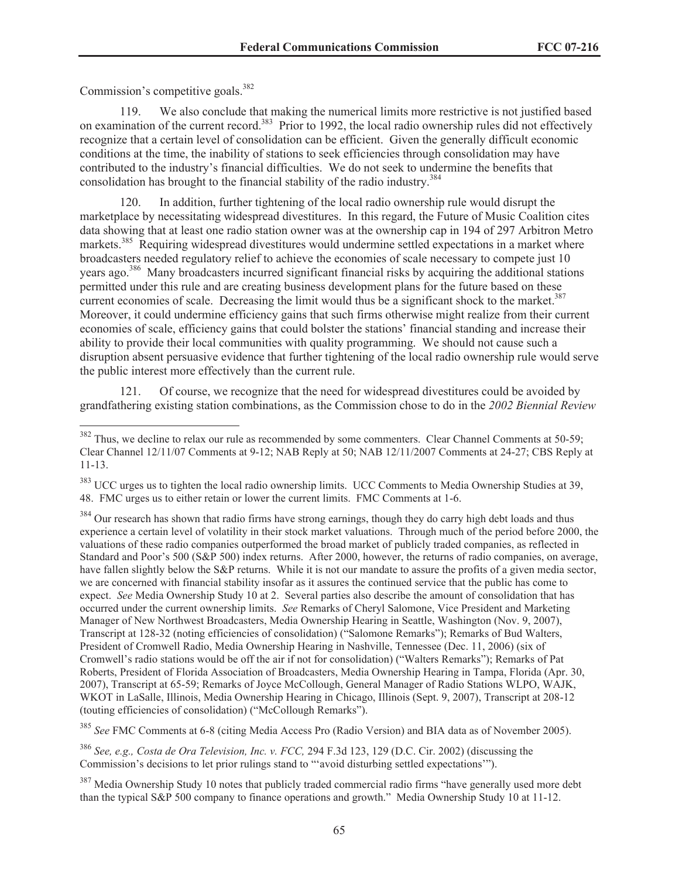Commission's competitive goals.[382]

119. We also conclude that making the numerical limits more restrictive is not justified based on examination of the current record.[383] Prior to 1992, the local radio ownership rules did not effectively recognize that a certain level of consolidation can be efficient. Given the generally difficult economic conditions at the time, the inability of stations to seek efficiencies through consolidation may have contributed to the industry's financial difficulties. We do not seek to undermine the benefits that consolidation has brought to the financial stability of the radio industry.[384]

120. In addition, further tightening of the local radio ownership rule would disrupt the marketplace by necessitating widespread divestitures. In this regard, the Future of Music Coalition cites data showing that at least one radio station owner was at the ownership cap in 194 of 297 Arbitron Metro markets.[385] Requiring widespread divestitures would undermine settled expectations in a market where broadcasters needed regulatory relief to achieve the economies of scale necessary to compete just 10 years ago.[386] Many broadcasters incurred significant financial risks by acquiring the additional stations permitted under this rule and are creating business development plans for the future based on these current economies of scale. Decreasing the limit would thus be a significant shock to the market.[387] Moreover, it could undermine efficiency gains that such firms otherwise might realize from their current economies of scale, efficiency gains that could bolster the stations' financial standing and increase their ability to provide their local communities with quality programming. We should not cause such a disruption absent persuasive evidence that further tightening of the local radio ownership rule would serve the public interest more effectively than the current rule.

121. Of course, we recognize that the need for widespread divestitures could be avoided by grandfathering existing station combinations, as the Commission chose to do in the *2002 Biennial Review*

---

[382] Thus, we decline to relax our rule as recommended by some commenters. Clear Channel Comments at 50-59; Clear Channel 12/11/07 Comments at 9-12; NAB Reply at 50; NAB 12/11/2007 Comments at 24-27; CBS Reply at 11-13.

[383] UCC urges us to tighten the local radio ownership limits. UCC Comments to Media Ownership Studies at 39, 48. FMC urges us to either retain or lower the current limits. FMC Comments at 1-6.

[384] Our research has shown that radio firms have strong earnings, though they do carry high debt loads and thus experience a certain level of volatility in their stock market valuations. Through much of the period before 2000, the valuations of these radio companies outperformed the broad market of publicly traded companies, as reflected in Standard and Poor's 500 (S&P 500) index returns. After 2000, however, the returns of radio companies, on average, have fallen slightly below the S&P returns. While it is not our mandate to assure the profits of a given media sector, we are concerned with financial stability insofar as it assures the continued service that the public has come to expect. *See* Media Ownership Study 10 at 2. Several parties also describe the amount of consolidation that has occurred under the current ownership limits. *See* Remarks of Cheryl Salomone, Vice President and Marketing Manager of New Northwest Broadcasters, Media Ownership Hearing in Seattle, Washington (Nov. 9, 2007), Transcript at 128-32 (noting efficiencies of consolidation) ("Salomone Remarks"); Remarks of Bud Walters, President of Cromwell Radio, Media Ownership Hearing in Nashville, Tennessee (Dec. 11, 2006) (six of Cromwell's radio stations would be off the air if not for consolidation) ("Walters Remarks"); Remarks of Pat Roberts, President of Florida Association of Broadcasters, Media Ownership Hearing in Tampa, Florida (Apr. 30, 2007), Transcript at 65-59; Remarks of Joyce McCollough, General Manager of Radio Stations WLPO, WAJK, WKOT in LaSalle, Illinois, Media Ownership Hearing in Chicago, Illinois (Sept. 9, 2007), Transcript at 208-12 (touting efficiencies of consolidation) ("McCollough Remarks").

[385] *See* FMC Comments at 6-8 (citing Media Access Pro (Radio Version) and BIA data as of November 2005).

[386] *See, e.g., Costa de Ora Television, Inc. v. FCC,* 294 F.3d 123, 129 (D.C. Cir. 2002) (discussing the Commission's decisions to let prior rulings stand to "'avoid disturbing settled expectations'").

[387] Media Ownership Study 10 notes that publicly traded commercial radio firms "have generally used more debt than the typical S&P 500 company to finance operations and growth." Media Ownership Study 10 at 11-12.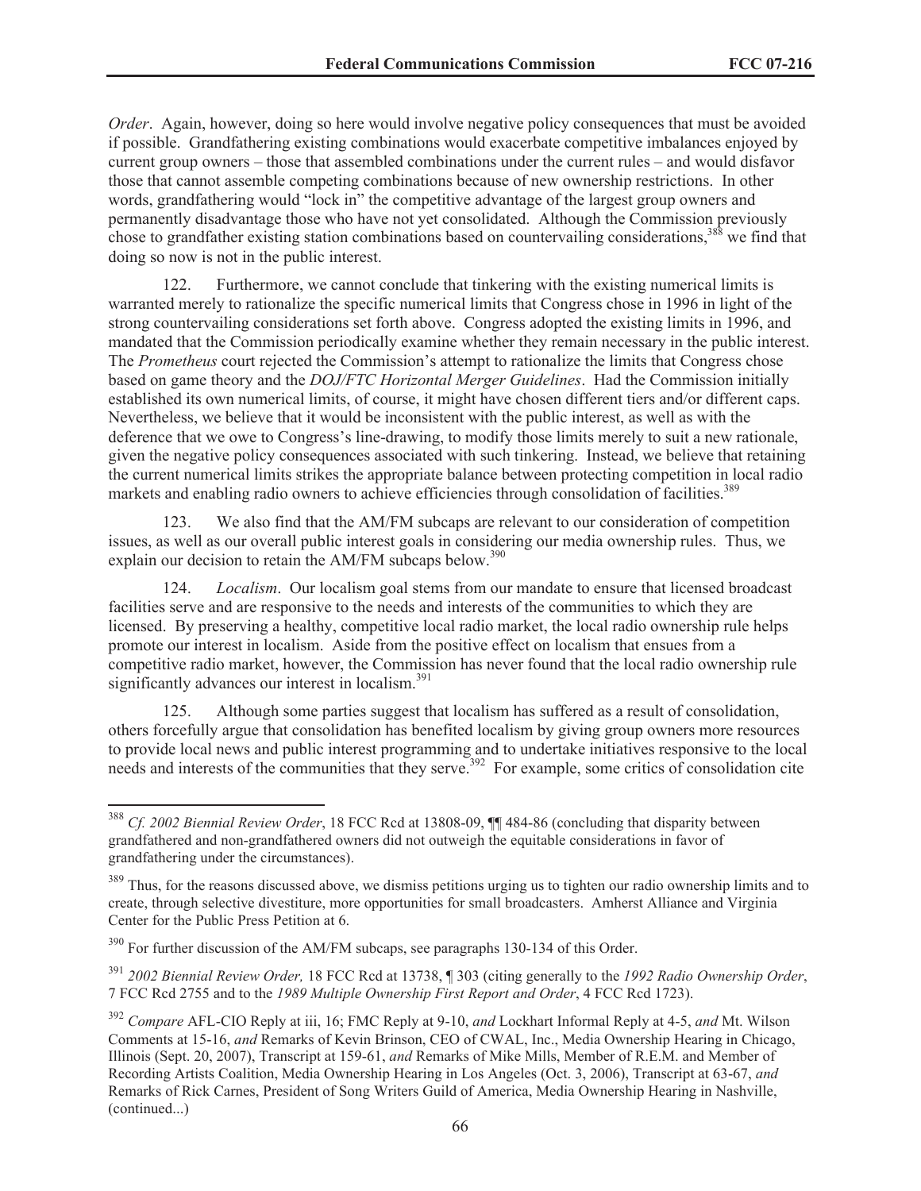*Order*. Again, however, doing so here would involve negative policy consequences that must be avoided if possible. Grandfathering existing combinations would exacerbate competitive imbalances enjoyed by current group owners – those that assembled combinations under the current rules – and would disfavor those that cannot assemble competing combinations because of new ownership restrictions. In other words, grandfathering would "lock in" the competitive advantage of the largest group owners and permanently disadvantage those who have not yet consolidated. Although the Commission previously chose to grandfather existing station combinations based on countervailing considerations,[388] we find that doing so now is not in the public interest.

122. Furthermore, we cannot conclude that tinkering with the existing numerical limits is warranted merely to rationalize the specific numerical limits that Congress chose in 1996 in light of the strong countervailing considerations set forth above. Congress adopted the existing limits in 1996, and mandated that the Commission periodically examine whether they remain necessary in the public interest. The *Prometheus* court rejected the Commission's attempt to rationalize the limits that Congress chose based on game theory and the *DOJ/FTC Horizontal Merger Guidelines*. Had the Commission initially established its own numerical limits, of course, it might have chosen different tiers and/or different caps. Nevertheless, we believe that it would be inconsistent with the public interest, as well as with the deference that we owe to Congress's line-drawing, to modify those limits merely to suit a new rationale, given the negative policy consequences associated with such tinkering. Instead, we believe that retaining the current numerical limits strikes the appropriate balance between protecting competition in local radio markets and enabling radio owners to achieve efficiencies through consolidation of facilities.[389]

123. We also find that the AM/FM subcaps are relevant to our consideration of competition issues, as well as our overall public interest goals in considering our media ownership rules. Thus, we explain our decision to retain the AM/FM subcaps below.[390]

124. *Localism*. Our localism goal stems from our mandate to ensure that licensed broadcast facilities serve and are responsive to the needs and interests of the communities to which they are licensed. By preserving a healthy, competitive local radio market, the local radio ownership rule helps promote our interest in localism. Aside from the positive effect on localism that ensues from a competitive radio market, however, the Commission has never found that the local radio ownership rule significantly advances our interest in localism.[391]

125. Although some parties suggest that localism has suffered as a result of consolidation, others forcefully argue that consolidation has benefited localism by giving group owners more resources to provide local news and public interest programming and to undertake initiatives responsive to the local needs and interests of the communities that they serve.[392] For example, some critics of consolidation cite

---

[388] *Cf. 2002 Biennial Review Order*, 18 FCC Rcd at 13808-09, ¶¶ 484-86 (concluding that disparity between grandfathered and non-grandfathered owners did not outweigh the equitable considerations in favor of grandfathering under the circumstances).

[389] Thus, for the reasons discussed above, we dismiss petitions urging us to tighten our radio ownership limits and to create, through selective divestiture, more opportunities for small broadcasters. Amherst Alliance and Virginia Center for the Public Press Petition at 6.

[390] For further discussion of the AM/FM subcaps, see paragraphs 130-134 of this Order.

[391] *2002 Biennial Review Order,* 18 FCC Rcd at 13738, ¶ 303 (citing generally to the *1992 Radio Ownership Order*, 7 FCC Rcd 2755 and to the *1989 Multiple Ownership First Report and Order*, 4 FCC Rcd 1723).

[392] *Compare* AFL-CIO Reply at iii, 16; FMC Reply at 9-10, *and* Lockhart Informal Reply at 4-5, *and* Mt. Wilson Comments at 15-16, *and* Remarks of Kevin Brinson, CEO of CWAL, Inc., Media Ownership Hearing in Chicago, Illinois (Sept. 20, 2007), Transcript at 159-61, *and* Remarks of Mike Mills, Member of R.E.M. and Member of Recording Artists Coalition, Media Ownership Hearing in Los Angeles (Oct. 3, 2006), Transcript at 63-67, *and* Remarks of Rick Carnes, President of Song Writers Guild of America, Media Ownership Hearing in Nashville, (continued...)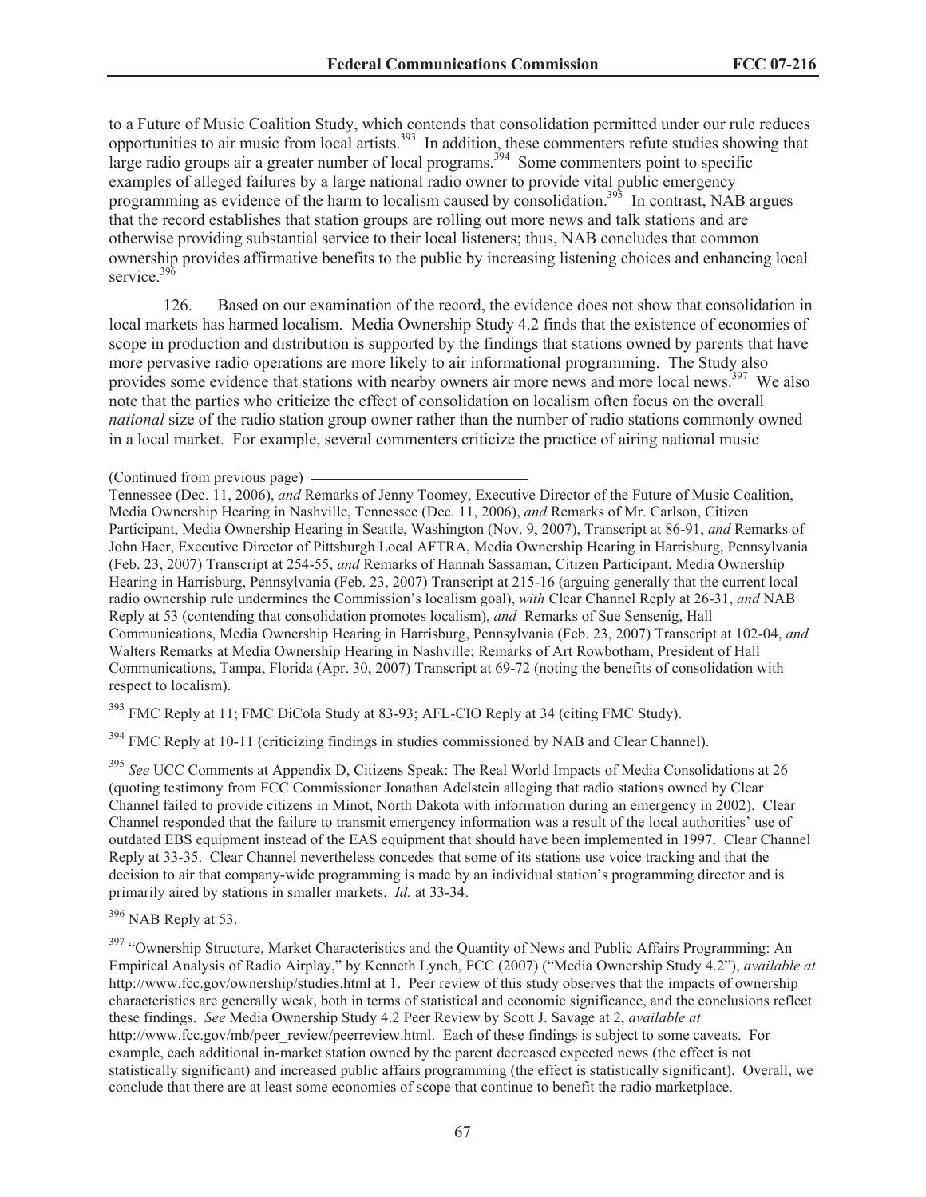to a Future of Music Coalition Study, which contends that consolidation permitted under our rule reduces opportunities to air music from local artists.[393] In addition, these commenters refute studies showing that large radio groups air a greater number of local programs.[394] Some commenters point to specific examples of alleged failures by a large national radio owner to provide vital public emergency programming as evidence of the harm to localism caused by consolidation.[395] In contrast, NAB argues that the record establishes that station groups are rolling out more news and talk stations and are otherwise providing substantial service to their local listeners; thus, NAB concludes that common ownership provides affirmative benefits to the public by increasing listening choices and enhancing local service.[396]

126. Based on our examination of the record, the evidence does not show that consolidation in local markets has harmed localism. Media Ownership Study 4.2 finds that the existence of economies of scope in production and distribution is supported by the findings that stations owned by parents that have more pervasive radio operations are more likely to air informational programming. The Study also provides some evidence that stations with nearby owners air more news and more local news.[397] We also note that the parties who criticize the effect of consolidation on localism often focus on the overall *national* size of the radio station group owner rather than the number of radio stations commonly owned in a local market. For example, several commenters criticize the practice of airing national music

(Continued from previous page)

Tennessee (Dec. 11, 2006), *and* Remarks of Jenny Toomey, Executive Director of the Future of Music Coalition, Media Ownership Hearing in Nashville, Tennessee (Dec. 11, 2006), *and* Remarks of Mr. Carlson, Citizen Participant, Media Ownership Hearing in Seattle, Washington (Nov. 9, 2007), Transcript at 86-91, *and* Remarks of John Haer, Executive Director of Pittsburgh Local AFTRA, Media Ownership Hearing in Harrisburg, Pennsylvania (Feb. 23, 2007) Transcript at 254-55, *and* Remarks of Hannah Sassaman, Citizen Participant, Media Ownership Hearing in Harrisburg, Pennsylvania (Feb. 23, 2007) Transcript at 215-16 (arguing generally that the current local radio ownership rule undermines the Commission's localism goal), *with* Clear Channel Reply at 26-31, *and* NAB Reply at 53 (contending that consolidation promotes localism), *and* Remarks of Sue Sensenig, Hall Communications, Media Ownership Hearing in Harrisburg, Pennsylvania (Feb. 23, 2007) Transcript at 102-04, *and* Walters Remarks at Media Ownership Hearing in Nashville; Remarks of Art Rowbotham, President of Hall Communications, Tampa, Florida (Apr. 30, 2007) Transcript at 69-72 (noting the benefits of consolidation with respect to localism).

[393] FMC Reply at 11; FMC DiCola Study at 83-93; AFL-CIO Reply at 34 (citing FMC Study).

[394] FMC Reply at 10-11 (criticizing findings in studies commissioned by NAB and Clear Channel).

[395] *See* UCC Comments at Appendix D, Citizens Speak: The Real World Impacts of Media Consolidations at 26 (quoting testimony from FCC Commissioner Jonathan Adelstein alleging that radio stations owned by Clear Channel failed to provide citizens in Minot, North Dakota with information during an emergency in 2002). Clear Channel responded that the failure to transmit emergency information was a result of the local authorities' use of outdated EBS equipment instead of the EAS equipment that should have been implemented in 1997. Clear Channel Reply at 33-35. Clear Channel nevertheless concedes that some of its stations use voice tracking and that the decision to air that company-wide programming is made by an individual station's programming director and is primarily aired by stations in smaller markets. *Id.* at 33-34.

[396] NAB Reply at 53.

[397] "Ownership Structure, Market Characteristics and the Quantity of News and Public Affairs Programming: An Empirical Analysis of Radio Airplay," by Kenneth Lynch, FCC (2007) ("Media Ownership Study 4.2"), *available at* http://www.fcc.gov/ownership/studies.html at 1. Peer review of this study observes that the impacts of ownership characteristics are generally weak, both in terms of statistical and economic significance, and the conclusions reflect these findings. *See* Media Ownership Study 4.2 Peer Review by Scott J. Savage at 2, *available at* http://www.fcc.gov/mb/peer_review/peerreview.html. Each of these findings is subject to some caveats. For example, each additional in-market station owned by the parent decreased expected news (the effect is not statistically significant) and increased public affairs programming (the effect is statistically significant). Overall, we conclude that there are at least some economies of scope that continue to benefit the radio marketplace.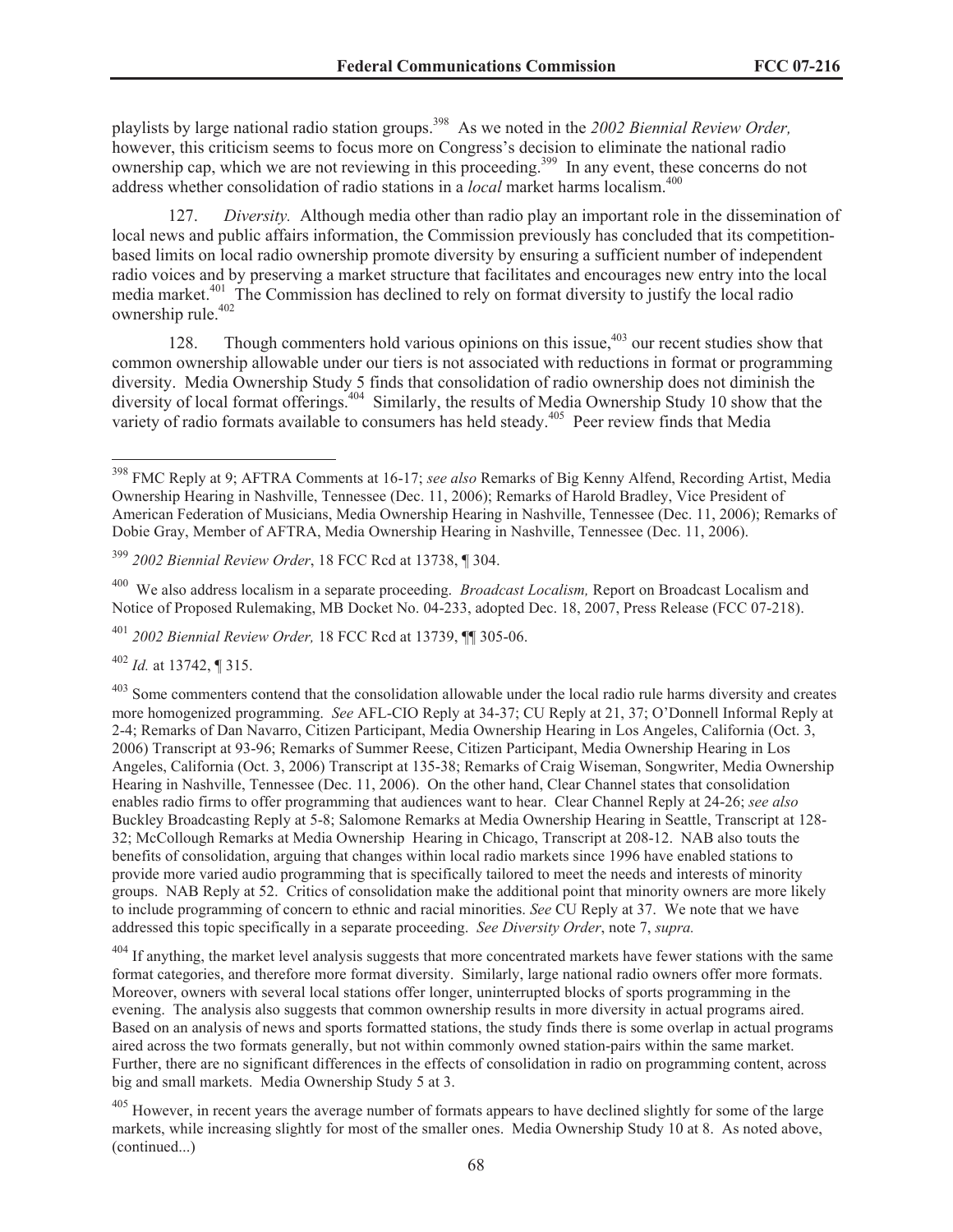playlists by large national radio station groups.[398] As we noted in the *2002 Biennial Review Order,* however, this criticism seems to focus more on Congress's decision to eliminate the national radio ownership cap, which we are not reviewing in this proceeding.[399] In any event, these concerns do not address whether consolidation of radio stations in a *local* market harms localism.[400]

127. *Diversity.* Although media other than radio play an important role in the dissemination of local news and public affairs information, the Commission previously has concluded that its competition-based limits on local radio ownership promote diversity by ensuring a sufficient number of independent radio voices and by preserving a market structure that facilitates and encourages new entry into the local media market.[401] The Commission has declined to rely on format diversity to justify the local radio ownership rule.[402]

128. Though commenters hold various opinions on this issue,[403] our recent studies show that common ownership allowable under our tiers is not associated with reductions in format or programming diversity. Media Ownership Study 5 finds that consolidation of radio ownership does not diminish the diversity of local format offerings.[404] Similarly, the results of Media Ownership Study 10 show that the variety of radio formats available to consumers has held steady.[405] Peer review finds that Media

---

[398] FMC Reply at 9; AFTRA Comments at 16-17; *see also* Remarks of Big Kenny Alfend, Recording Artist, Media Ownership Hearing in Nashville, Tennessee (Dec. 11, 2006); Remarks of Harold Bradley, Vice President of American Federation of Musicians, Media Ownership Hearing in Nashville, Tennessee (Dec. 11, 2006); Remarks of Dobie Gray, Member of AFTRA, Media Ownership Hearing in Nashville, Tennessee (Dec. 11, 2006).

[399] *2002 Biennial Review Order*, 18 FCC Rcd at 13738, ¶ 304.

[400] We also address localism in a separate proceeding. *Broadcast Localism,* Report on Broadcast Localism and Notice of Proposed Rulemaking, MB Docket No. 04-233, adopted Dec. 18, 2007, Press Release (FCC 07-218).

[401] *2002 Biennial Review Order,* 18 FCC Rcd at 13739, ¶¶ 305-06.

[402] *Id.* at 13742, ¶ 315.

[403] Some commenters contend that the consolidation allowable under the local radio rule harms diversity and creates more homogenized programming. *See* AFL-CIO Reply at 34-37; CU Reply at 21, 37; O'Donnell Informal Reply at 2-4; Remarks of Dan Navarro, Citizen Participant, Media Ownership Hearing in Los Angeles, California (Oct. 3, 2006) Transcript at 93-96; Remarks of Summer Reese, Citizen Participant, Media Ownership Hearing in Los Angeles, California (Oct. 3, 2006) Transcript at 135-38; Remarks of Craig Wiseman, Songwriter, Media Ownership Hearing in Nashville, Tennessee (Dec. 11, 2006). On the other hand, Clear Channel states that consolidation enables radio firms to offer programming that audiences want to hear. Clear Channel Reply at 24-26; *see also* Buckley Broadcasting Reply at 5-8; Salomone Remarks at Media Ownership Hearing in Seattle, Transcript at 128-32; McCollough Remarks at Media Ownership Hearing in Chicago, Transcript at 208-12. NAB also touts the benefits of consolidation, arguing that changes within local radio markets since 1996 have enabled stations to provide more varied audio programming that is specifically tailored to meet the needs and interests of minority groups. NAB Reply at 52. Critics of consolidation make the additional point that minority owners are more likely to include programming of concern to ethnic and racial minorities. *See* CU Reply at 37. We note that we have addressed this topic specifically in a separate proceeding. *See Diversity Order*, note 7, *supra.*

[404] If anything, the market level analysis suggests that more concentrated markets have fewer stations with the same format categories, and therefore more format diversity. Similarly, large national radio owners offer more formats. Moreover, owners with several local stations offer longer, uninterrupted blocks of sports programming in the evening. The analysis also suggests that common ownership results in more diversity in actual programs aired. Based on an analysis of news and sports formatted stations, the study finds there is some overlap in actual programs aired across the two formats generally, but not within commonly owned station-pairs within the same market. Further, there are no significant differences in the effects of consolidation in radio on programming content, across big and small markets. Media Ownership Study 5 at 3.

[405] However, in recent years the average number of formats appears to have declined slightly for some of the large markets, while increasing slightly for most of the smaller ones. Media Ownership Study 10 at 8. As noted above, (continued...)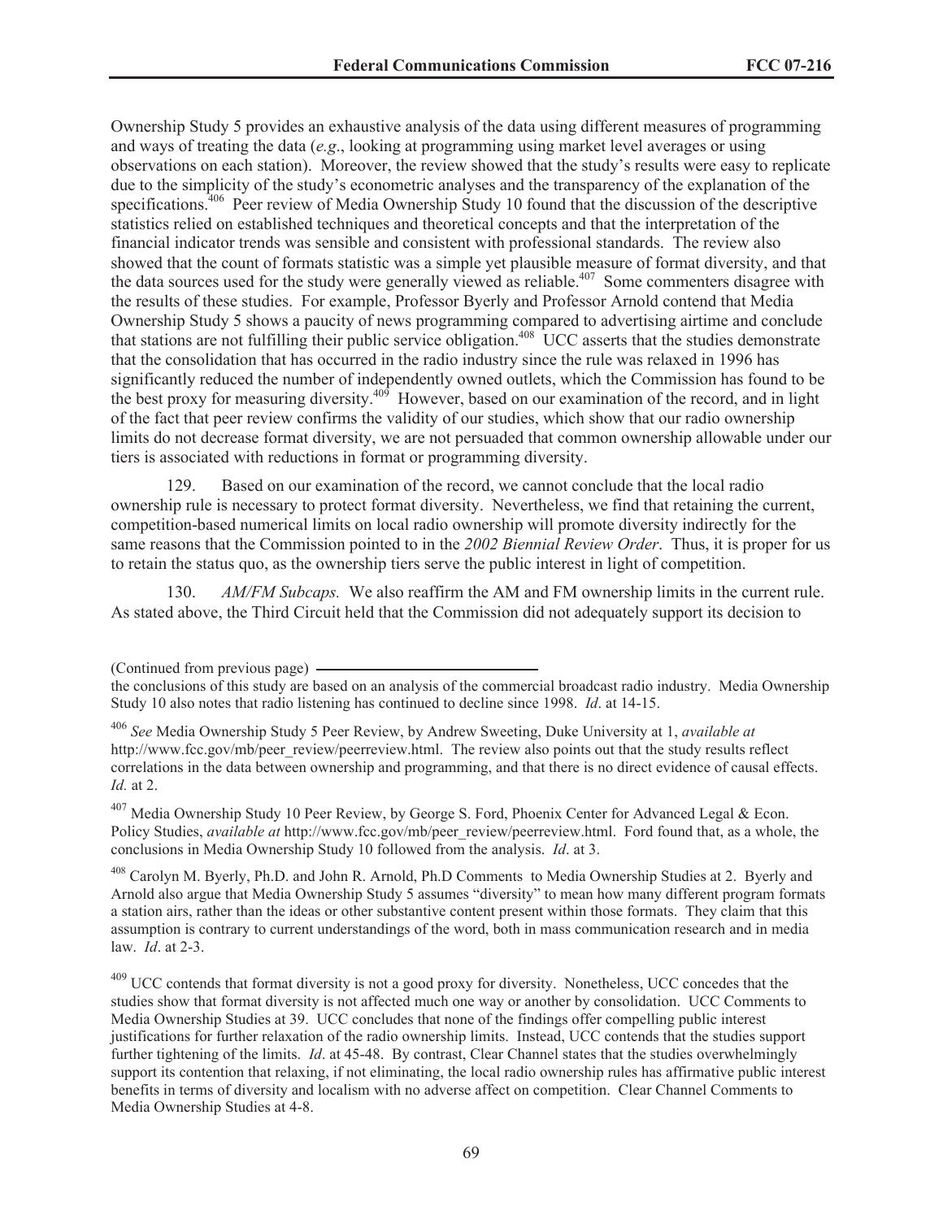Ownership Study 5 provides an exhaustive analysis of the data using different measures of programming and ways of treating the data (*e.g*., looking at programming using market level averages or using observations on each station). Moreover, the review showed that the study's results were easy to replicate due to the simplicity of the study's econometric analyses and the transparency of the explanation of the specifications.[406] Peer review of Media Ownership Study 10 found that the discussion of the descriptive statistics relied on established techniques and theoretical concepts and that the interpretation of the financial indicator trends was sensible and consistent with professional standards. The review also showed that the count of formats statistic was a simple yet plausible measure of format diversity, and that the data sources used for the study were generally viewed as reliable.[407] Some commenters disagree with the results of these studies. For example, Professor Byerly and Professor Arnold contend that Media Ownership Study 5 shows a paucity of news programming compared to advertising airtime and conclude that stations are not fulfilling their public service obligation.[408] UCC asserts that the studies demonstrate that the consolidation that has occurred in the radio industry since the rule was relaxed in 1996 has significantly reduced the number of independently owned outlets, which the Commission has found to be the best proxy for measuring diversity.[409] However, based on our examination of the record, and in light of the fact that peer review confirms the validity of our studies, which show that our radio ownership limits do not decrease format diversity, we are not persuaded that common ownership allowable under our tiers is associated with reductions in format or programming diversity.

129. Based on our examination of the record, we cannot conclude that the local radio ownership rule is necessary to protect format diversity. Nevertheless, we find that retaining the current, competition-based numerical limits on local radio ownership will promote diversity indirectly for the same reasons that the Commission pointed to in the *2002 Biennial Review Order*. Thus, it is proper for us to retain the status quo, as the ownership tiers serve the public interest in light of competition.

130. *AM/FM Subcaps.* We also reaffirm the AM and FM ownership limits in the current rule. As stated above, the Third Circuit held that the Commission did not adequately support its decision to

---

(Continued from previous page)

the conclusions of this study are based on an analysis of the commercial broadcast radio industry. Media Ownership Study 10 also notes that radio listening has continued to decline since 1998. *Id*. at 14-15.

[406] *See* Media Ownership Study 5 Peer Review, by Andrew Sweeting, Duke University at 1, *available at* http://www.fcc.gov/mb/peer_review/peerreview.html. The review also points out that the study results reflect correlations in the data between ownership and programming, and that there is no direct evidence of causal effects. *Id.* at 2.

[407] Media Ownership Study 10 Peer Review, by George S. Ford, Phoenix Center for Advanced Legal & Econ. Policy Studies, *available at* http://www.fcc.gov/mb/peer_review/peerreview.html. Ford found that, as a whole, the conclusions in Media Ownership Study 10 followed from the analysis. *Id*. at 3.

[408] Carolyn M. Byerly, Ph.D. and John R. Arnold, Ph.D Comments to Media Ownership Studies at 2. Byerly and Arnold also argue that Media Ownership Study 5 assumes "diversity" to mean how many different program formats a station airs, rather than the ideas or other substantive content present within those formats. They claim that this assumption is contrary to current understandings of the word, both in mass communication research and in media law. *Id*. at 2-3.

[409] UCC contends that format diversity is not a good proxy for diversity. Nonetheless, UCC concedes that the studies show that format diversity is not affected much one way or another by consolidation. UCC Comments to Media Ownership Studies at 39. UCC concludes that none of the findings offer compelling public interest justifications for further relaxation of the radio ownership limits. Instead, UCC contends that the studies support further tightening of the limits. *Id*. at 45-48. By contrast, Clear Channel states that the studies overwhelmingly support its contention that relaxing, if not eliminating, the local radio ownership rules has affirmative public interest benefits in terms of diversity and localism with no adverse affect on competition. Clear Channel Comments to Media Ownership Studies at 4-8.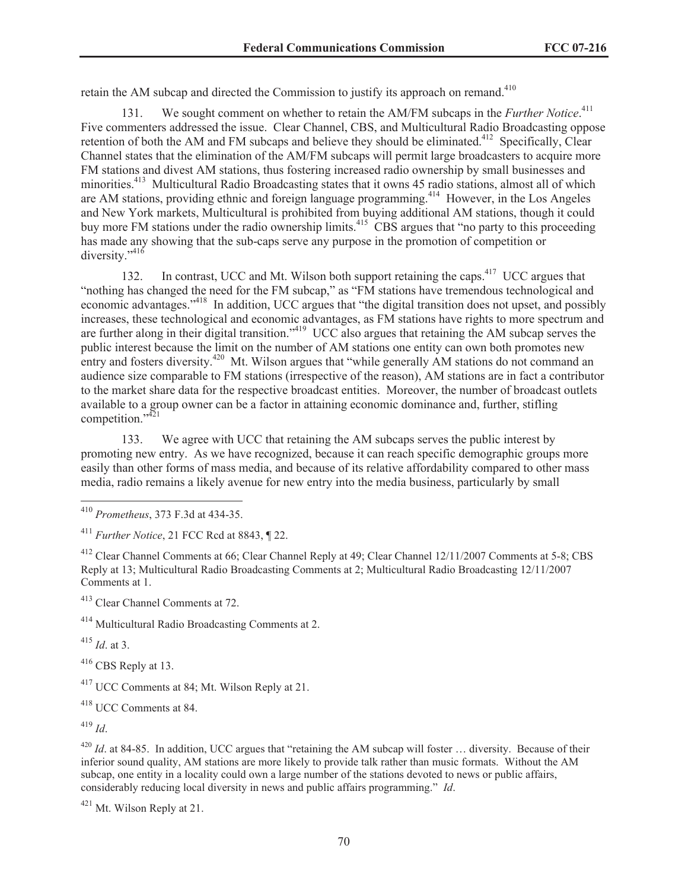retain the AM subcap and directed the Commission to justify its approach on remand.[410]

131. We sought comment on whether to retain the AM/FM subcaps in the *Further Notice*.[411] Five commenters addressed the issue. Clear Channel, CBS, and Multicultural Radio Broadcasting oppose retention of both the AM and FM subcaps and believe they should be eliminated.[412] Specifically, Clear Channel states that the elimination of the AM/FM subcaps will permit large broadcasters to acquire more FM stations and divest AM stations, thus fostering increased radio ownership by small businesses and minorities.[413] Multicultural Radio Broadcasting states that it owns 45 radio stations, almost all of which are AM stations, providing ethnic and foreign language programming.[414] However, in the Los Angeles and New York markets, Multicultural is prohibited from buying additional AM stations, though it could buy more FM stations under the radio ownership limits.[415] CBS argues that "no party to this proceeding has made any showing that the sub-caps serve any purpose in the promotion of competition or diversity."[416]

132. In contrast, UCC and Mt. Wilson both support retaining the caps.[417] UCC argues that "nothing has changed the need for the FM subcap," as "FM stations have tremendous technological and economic advantages."[418] In addition, UCC argues that "the digital transition does not upset, and possibly increases, these technological and economic advantages, as FM stations have rights to more spectrum and are further along in their digital transition."[419] UCC also argues that retaining the AM subcap serves the public interest because the limit on the number of AM stations one entity can own both promotes new entry and fosters diversity.[420] Mt. Wilson argues that "while generally AM stations do not command an audience size comparable to FM stations (irrespective of the reason), AM stations are in fact a contributor to the market share data for the respective broadcast entities. Moreover, the number of broadcast outlets available to a group owner can be a factor in attaining economic dominance and, further, stifling competition."[421]

133. We agree with UCC that retaining the AM subcaps serves the public interest by promoting new entry. As we have recognized, because it can reach specific demographic groups more easily than other forms of mass media, and because of its relative affordability compared to other mass media, radio remains a likely avenue for new entry into the media business, particularly by small

---

[410] *Prometheus*, 373 F.3d at 434-35.

[411] *Further Notice*, 21 FCC Rcd at 8843, ¶ 22.

[412] Clear Channel Comments at 66; Clear Channel Reply at 49; Clear Channel 12/11/2007 Comments at 5-8; CBS Reply at 13; Multicultural Radio Broadcasting Comments at 2; Multicultural Radio Broadcasting 12/11/2007 Comments at 1.

[413] Clear Channel Comments at 72.

[414] Multicultural Radio Broadcasting Comments at 2.

[415] *Id*. at 3.

[416] CBS Reply at 13.

[417] UCC Comments at 84; Mt. Wilson Reply at 21.

[418] UCC Comments at 84.

[419] *Id*.

[420] *Id*. at 84-85. In addition, UCC argues that "retaining the AM subcap will foster … diversity. Because of their inferior sound quality, AM stations are more likely to provide talk rather than music formats. Without the AM subcap, one entity in a locality could own a large number of the stations devoted to news or public affairs, considerably reducing local diversity in news and public affairs programming." *Id*.

[421] Mt. Wilson Reply at 21.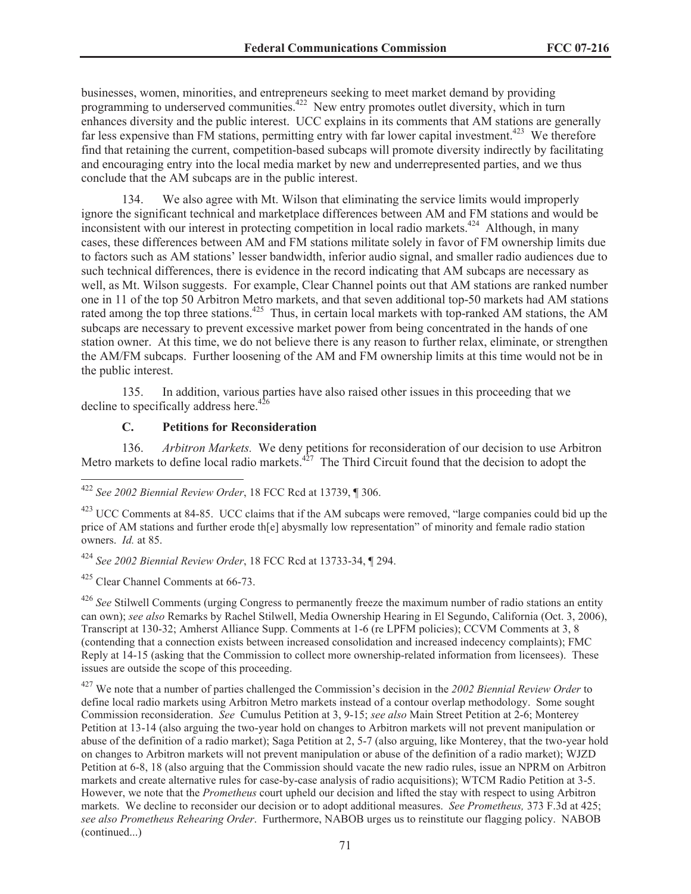businesses, women, minorities, and entrepreneurs seeking to meet market demand by providing programming to underserved communities.[422] New entry promotes outlet diversity, which in turn enhances diversity and the public interest. UCC explains in its comments that AM stations are generally far less expensive than FM stations, permitting entry with far lower capital investment.[423] We therefore find that retaining the current, competition-based subcaps will promote diversity indirectly by facilitating and encouraging entry into the local media market by new and underrepresented parties, and we thus conclude that the AM subcaps are in the public interest.

134. We also agree with Mt. Wilson that eliminating the service limits would improperly ignore the significant technical and marketplace differences between AM and FM stations and would be inconsistent with our interest in protecting competition in local radio markets.[424] Although, in many cases, these differences between AM and FM stations militate solely in favor of FM ownership limits due to factors such as AM stations' lesser bandwidth, inferior audio signal, and smaller radio audiences due to such technical differences, there is evidence in the record indicating that AM subcaps are necessary as well, as Mt. Wilson suggests. For example, Clear Channel points out that AM stations are ranked number one in 11 of the top 50 Arbitron Metro markets, and that seven additional top-50 markets had AM stations rated among the top three stations.[425] Thus, in certain local markets with top-ranked AM stations, the AM subcaps are necessary to prevent excessive market power from being concentrated in the hands of one station owner. At this time, we do not believe there is any reason to further relax, eliminate, or strengthen the AM/FM subcaps. Further loosening of the AM and FM ownership limits at this time would not be in the public interest.

135. In addition, various parties have also raised other issues in this proceeding that we decline to specifically address here.[426]

### C. Petitions for Reconsideration

136. *Arbitron Markets.* We deny petitions for reconsideration of our decision to use Arbitron Metro markets to define local radio markets.[427] The Third Circuit found that the decision to adopt the

---

[422] *See 2002 Biennial Review Order*, 18 FCC Rcd at 13739, ¶ 306.

[423] UCC Comments at 84-85. UCC claims that if the AM subcaps were removed, "large companies could bid up the price of AM stations and further erode th[e] abysmally low representation" of minority and female radio station owners. *Id.* at 85.

[424] *See 2002 Biennial Review Order*, 18 FCC Rcd at 13733-34, ¶ 294.

[425] Clear Channel Comments at 66-73.

[426] *See* Stilwell Comments (urging Congress to permanently freeze the maximum number of radio stations an entity can own); *see also* Remarks by Rachel Stilwell, Media Ownership Hearing in El Segundo, California (Oct. 3, 2006), Transcript at 130-32; Amherst Alliance Supp. Comments at 1-6 (re LPFM policies); CCVM Comments at 3, 8 (contending that a connection exists between increased consolidation and increased indecency complaints); FMC Reply at 14-15 (asking that the Commission to collect more ownership-related information from licensees). These issues are outside the scope of this proceeding.

[427] We note that a number of parties challenged the Commission's decision in the *2002 Biennial Review Order* to define local radio markets using Arbitron Metro markets instead of a contour overlap methodology. Some sought Commission reconsideration. *See* Cumulus Petition at 3, 9-15; *see also* Main Street Petition at 2-6; Monterey Petition at 13-14 (also arguing the two-year hold on changes to Arbitron markets will not prevent manipulation or abuse of the definition of a radio market); Saga Petition at 2, 5-7 (also arguing, like Monterey, that the two-year hold on changes to Arbitron markets will not prevent manipulation or abuse of the definition of a radio market); WJZD Petition at 6-8, 18 (also arguing that the Commission should vacate the new radio rules, issue an NPRM on Arbitron markets and create alternative rules for case-by-case analysis of radio acquisitions); WTCM Radio Petition at 3-5. However, we note that the *Prometheus* court upheld our decision and lifted the stay with respect to using Arbitron markets. We decline to reconsider our decision or to adopt additional measures. *See Prometheus,* 373 F.3d at 425; *see also Prometheus Rehearing Order*. Furthermore, NABOB urges us to reinstitute our flagging policy. NABOB (continued...)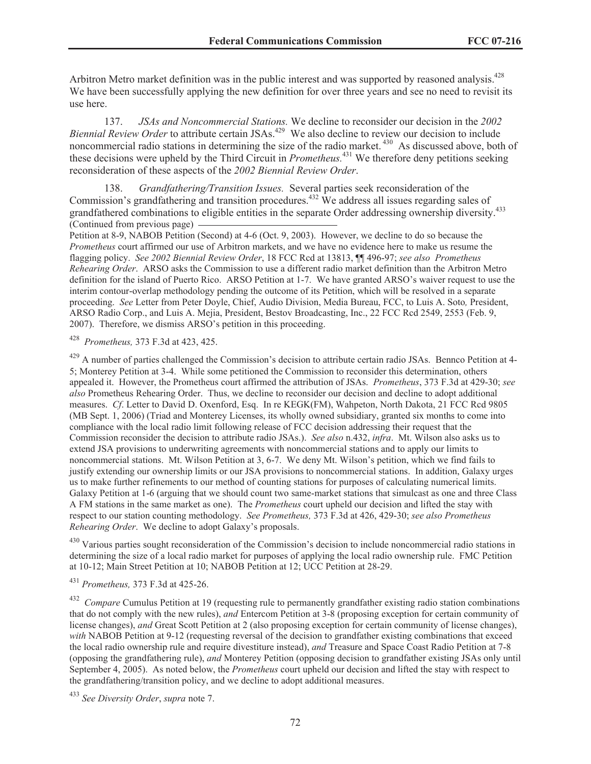Arbitron Metro market definition was in the public interest and was supported by reasoned analysis.[428] We have been successfully applying the new definition for over three years and see no need to revisit its use here.

137. *JSAs and Noncommercial Stations.* We decline to reconsider our decision in the *2002 Biennial Review Order* to attribute certain JSAs.[429] We also decline to review our decision to include noncommercial radio stations in determining the size of the radio market.[430] As discussed above, both of these decisions were upheld by the Third Circuit in *Prometheus.*[431] We therefore deny petitions seeking reconsideration of these aspects of the *2002 Biennial Review Order*.

138. *Grandfathering/Transition Issues.* Several parties seek reconsideration of the Commission's grandfathering and transition procedures.[432] We address all issues regarding sales of grandfathered combinations to eligible entities in the separate Order addressing ownership diversity.[433]

(Continued from previous page)

Petition at 8-9, NABOB Petition (Second) at 4-6 (Oct. 9, 2003). However, we decline to do so because the *Prometheus* court affirmed our use of Arbitron markets, and we have no evidence here to make us resume the flagging policy. *See 2002 Biennial Review Order*, 18 FCC Rcd at 13813, ¶¶ 496-97; *see also Prometheus Rehearing Order*. ARSO asks the Commission to use a different radio market definition than the Arbitron Metro definition for the island of Puerto Rico. ARSO Petition at 1-7. We have granted ARSO's waiver request to use the interim contour-overlap methodology pending the outcome of its Petition, which will be resolved in a separate proceeding. *See* Letter from Peter Doyle, Chief, Audio Division, Media Bureau, FCC, to Luis A. Soto*,* President, ARSO Radio Corp., and Luis A. Mejia, President, Bestov Broadcasting, Inc., 22 FCC Rcd 2549, 2553 (Feb. 9, 2007). Therefore, we dismiss ARSO's petition in this proceeding.

[428] *Prometheus,* 373 F.3d at 423, 425.

[429] A number of parties challenged the Commission's decision to attribute certain radio JSAs. Bennco Petition at 4-5; Monterey Petition at 3-4. While some petitioned the Commission to reconsider this determination, others appealed it. However, the Prometheus court affirmed the attribution of JSAs. *Prometheus*, 373 F.3d at 429-30; *see also* Prometheus Rehearing Order. Thus, we decline to reconsider our decision and decline to adopt additional measures. *Cf*. Letter to David D. Oxenford, Esq. In re KEGK(FM), Wahpeton, North Dakota, 21 FCC Rcd 9805 (MB Sept. 1, 2006) (Triad and Monterey Licenses, its wholly owned subsidiary, granted six months to come into compliance with the local radio limit following release of FCC decision addressing their request that the Commission reconsider the decision to attribute radio JSAs.). *See also* n.432, *infra*. Mt. Wilson also asks us to extend JSA provisions to underwriting agreements with noncommercial stations and to apply our limits to noncommercial stations. Mt. Wilson Petition at 3, 6-7. We deny Mt. Wilson's petition, which we find fails to justify extending our ownership limits or our JSA provisions to noncommercial stations. In addition, Galaxy urges us to make further refinements to our method of counting stations for purposes of calculating numerical limits. Galaxy Petition at 1-6 (arguing that we should count two same-market stations that simulcast as one and three Class A FM stations in the same market as one). The *Prometheus* court upheld our decision and lifted the stay with respect to our station counting methodology. *See Prometheus,* 373 F.3d at 426, 429-30; *see also Prometheus Rehearing Order*. We decline to adopt Galaxy's proposals.

[430] Various parties sought reconsideration of the Commission's decision to include noncommercial radio stations in determining the size of a local radio market for purposes of applying the local radio ownership rule. FMC Petition at 10-12; Main Street Petition at 10; NABOB Petition at 12; UCC Petition at 28-29.

[431] *Prometheus,* 373 F.3d at 425-26.

[432] *Compare* Cumulus Petition at 19 (requesting rule to permanently grandfather existing radio station combinations that do not comply with the new rules), *and* Entercom Petition at 3-8 (proposing exception for certain community of license changes), *and* Great Scott Petition at 2 (also proposing exception for certain community of license changes), *with* NABOB Petition at 9-12 (requesting reversal of the decision to grandfather existing combinations that exceed the local radio ownership rule and require divestiture instead), *and* Treasure and Space Coast Radio Petition at 7-8 (opposing the grandfathering rule), *and* Monterey Petition (opposing decision to grandfather existing JSAs only until September 4, 2005). As noted below, the *Prometheus* court upheld our decision and lifted the stay with respect to the grandfathering/transition policy, and we decline to adopt additional measures.

[433] *See Diversity Order*, *supra* note 7.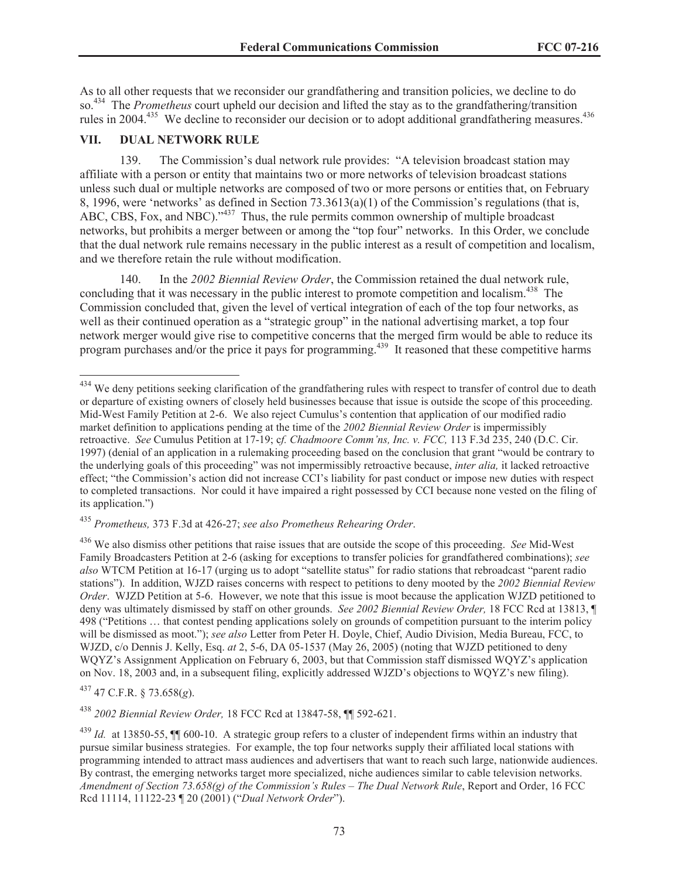As to all other requests that we reconsider our grandfathering and transition policies, we decline to do so.[434] The *Prometheus* court upheld our decision and lifted the stay as to the grandfathering/transition rules in 2004.[435] We decline to reconsider our decision or to adopt additional grandfathering measures.[436]

## VII. DUAL NETWORK RULE

139. The Commission's dual network rule provides: "A television broadcast station may affiliate with a person or entity that maintains two or more networks of television broadcast stations unless such dual or multiple networks are composed of two or more persons or entities that, on February 8, 1996, were 'networks' as defined in Section 73.3613(a)(1) of the Commission's regulations (that is, ABC, CBS, Fox, and NBC)."[437] Thus, the rule permits common ownership of multiple broadcast networks, but prohibits a merger between or among the "top four" networks. In this Order, we conclude that the dual network rule remains necessary in the public interest as a result of competition and localism, and we therefore retain the rule without modification.

140. In the *2002 Biennial Review Order*, the Commission retained the dual network rule, concluding that it was necessary in the public interest to promote competition and localism.[438] The Commission concluded that, given the level of vertical integration of each of the top four networks, as well as their continued operation as a "strategic group" in the national advertising market, a top four network merger would give rise to competitive concerns that the merged firm would be able to reduce its program purchases and/or the price it pays for programming.[439] It reasoned that these competitive harms

---

[434] We deny petitions seeking clarification of the grandfathering rules with respect to transfer of control due to death or departure of existing owners of closely held businesses because that issue is outside the scope of this proceeding. Mid-West Family Petition at 2-6. We also reject Cumulus's contention that application of our modified radio market definition to applications pending at the time of the *2002 Biennial Review Order* is impermissibly retroactive. *See* Cumulus Petition at 17-19; c*f. Chadmoore Comm'ns, Inc. v. FCC,* 113 F.3d 235, 240 (D.C. Cir. 1997) (denial of an application in a rulemaking proceeding based on the conclusion that grant "would be contrary to the underlying goals of this proceeding" was not impermissibly retroactive because, *inter alia,* it lacked retroactive effect; "the Commission's action did not increase CCI's liability for past conduct or impose new duties with respect to completed transactions. Nor could it have impaired a right possessed by CCI because none vested on the filing of its application.")

[435] *Prometheus,* 373 F.3d at 426-27; *see also Prometheus Rehearing Order*.

[436] We also dismiss other petitions that raise issues that are outside the scope of this proceeding. *See* Mid-West Family Broadcasters Petition at 2-6 (asking for exceptions to transfer policies for grandfathered combinations); *see also* WTCM Petition at 16-17 (urging us to adopt "satellite status" for radio stations that rebroadcast "parent radio stations"). In addition, WJZD raises concerns with respect to petitions to deny mooted by the *2002 Biennial Review Order*. WJZD Petition at 5-6. However, we note that this issue is moot because the application WJZD petitioned to deny was ultimately dismissed by staff on other grounds. *See 2002 Biennial Review Order,* 18 FCC Rcd at 13813, ¶ 498 ("Petitions … that contest pending applications solely on grounds of competition pursuant to the interim policy will be dismissed as moot."); *see also* Letter from Peter H. Doyle, Chief, Audio Division, Media Bureau, FCC, to WJZD, c/o Dennis J. Kelly, Esq. *at* 2, 5-6, DA 05-1537 (May 26, 2005) (noting that WJZD petitioned to deny WQYZ's Assignment Application on February 6, 2003, but that Commission staff dismissed WQYZ's application on Nov. 18, 2003 and, in a subsequent filing, explicitly addressed WJZD's objections to WQYZ's new filing).

[437] 47 C.F.R. § 73.658(*g*).

[438] *2002 Biennial Review Order,* 18 FCC Rcd at 13847-58, ¶¶ 592-621.

[439] *Id.* at 13850-55, ¶¶ 600-10. A strategic group refers to a cluster of independent firms within an industry that pursue similar business strategies. For example, the top four networks supply their affiliated local stations with programming intended to attract mass audiences and advertisers that want to reach such large, nationwide audiences. By contrast, the emerging networks target more specialized, niche audiences similar to cable television networks. *Amendment of Section 73.658(g) of the Commission's Rules – The Dual Network Rule*, Report and Order, 16 FCC Rcd 11114, 11122-23 ¶ 20 (2001) ("*Dual Network Order*").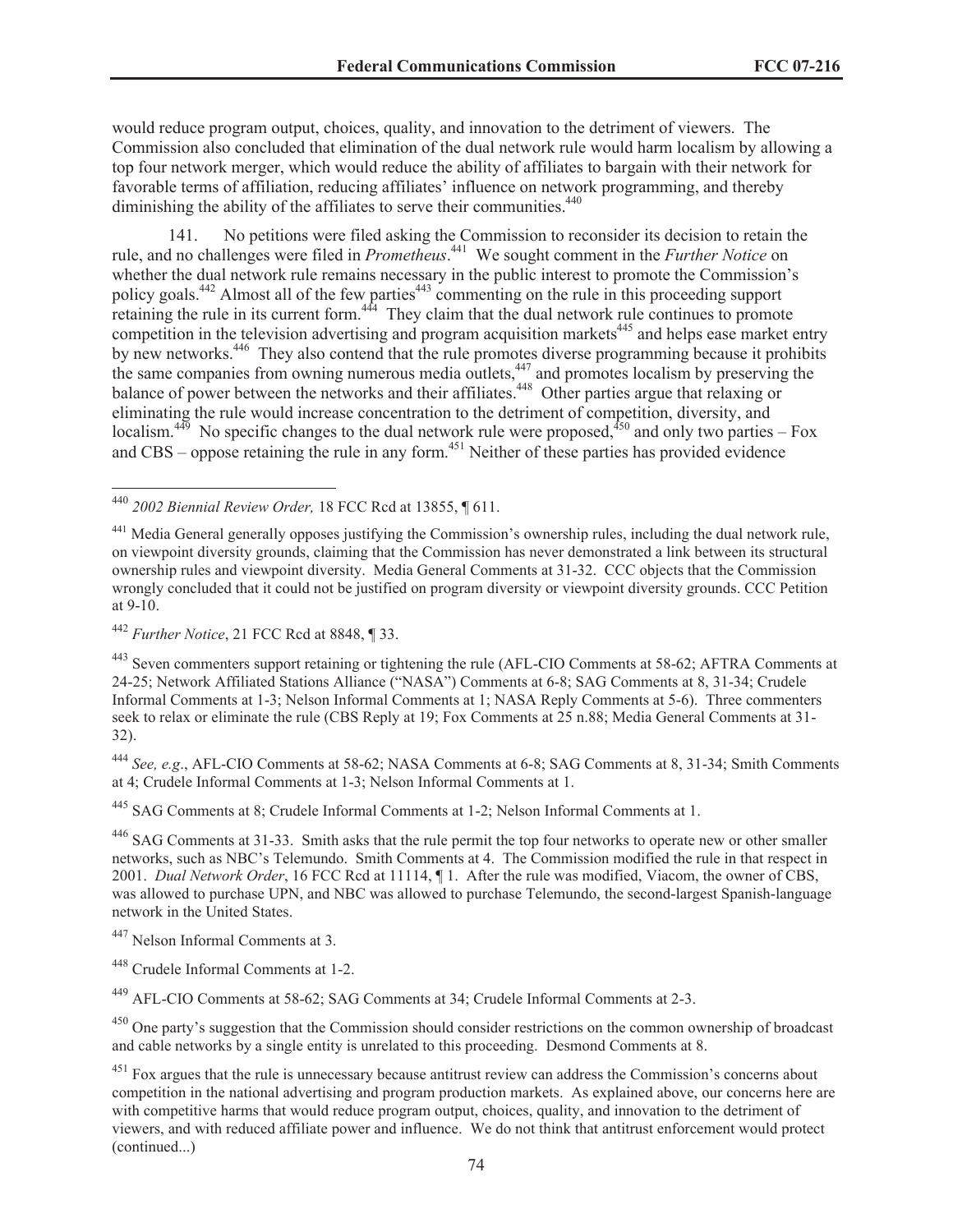would reduce program output, choices, quality, and innovation to the detriment of viewers. The Commission also concluded that elimination of the dual network rule would harm localism by allowing a top four network merger, which would reduce the ability of affiliates to bargain with their network for favorable terms of affiliation, reducing affiliates' influence on network programming, and thereby diminishing the ability of the affiliates to serve their communities.[440]

141. No petitions were filed asking the Commission to reconsider its decision to retain the rule, and no challenges were filed in *Prometheus*.[441] We sought comment in the *Further Notice* on whether the dual network rule remains necessary in the public interest to promote the Commission's policy goals.[442] Almost all of the few parties[443] commenting on the rule in this proceeding support retaining the rule in its current form.[444] They claim that the dual network rule continues to promote competition in the television advertising and program acquisition markets[445] and helps ease market entry by new networks.[446] They also contend that the rule promotes diverse programming because it prohibits the same companies from owning numerous media outlets,[447] and promotes localism by preserving the balance of power between the networks and their affiliates.[448] Other parties argue that relaxing or eliminating the rule would increase concentration to the detriment of competition, diversity, and localism.[449] No specific changes to the dual network rule were proposed,[450] and only two parties – Fox and CBS – oppose retaining the rule in any form.[451] Neither of these parties has provided evidence

---

[440] *2002 Biennial Review Order,* 18 FCC Rcd at 13855, ¶ 611.

[441] Media General generally opposes justifying the Commission's ownership rules, including the dual network rule, on viewpoint diversity grounds, claiming that the Commission has never demonstrated a link between its structural ownership rules and viewpoint diversity. Media General Comments at 31-32. CCC objects that the Commission wrongly concluded that it could not be justified on program diversity or viewpoint diversity grounds. CCC Petition at 9-10.

[442] *Further Notice*, 21 FCC Rcd at 8848, ¶ 33.

[443] Seven commenters support retaining or tightening the rule (AFL-CIO Comments at 58-62; AFTRA Comments at 24-25; Network Affiliated Stations Alliance ("NASA") Comments at 6-8; SAG Comments at 8, 31-34; Crudele Informal Comments at 1-3; Nelson Informal Comments at 1; NASA Reply Comments at 5-6). Three commenters seek to relax or eliminate the rule (CBS Reply at 19; Fox Comments at 25 n.88; Media General Comments at 31-32).

[444] *See, e.g*., AFL-CIO Comments at 58-62; NASA Comments at 6-8; SAG Comments at 8, 31-34; Smith Comments at 4; Crudele Informal Comments at 1-3; Nelson Informal Comments at 1.

[445] SAG Comments at 8; Crudele Informal Comments at 1-2; Nelson Informal Comments at 1.

[446] SAG Comments at 31-33. Smith asks that the rule permit the top four networks to operate new or other smaller networks, such as NBC's Telemundo. Smith Comments at 4. The Commission modified the rule in that respect in 2001. *Dual Network Order*, 16 FCC Rcd at 11114, ¶ 1. After the rule was modified, Viacom, the owner of CBS, was allowed to purchase UPN, and NBC was allowed to purchase Telemundo, the second-largest Spanish-language network in the United States.

[447] Nelson Informal Comments at 3.

[448] Crudele Informal Comments at 1-2.

[449] AFL-CIO Comments at 58-62; SAG Comments at 34; Crudele Informal Comments at 2-3.

[450] One party's suggestion that the Commission should consider restrictions on the common ownership of broadcast and cable networks by a single entity is unrelated to this proceeding. Desmond Comments at 8.

[451] Fox argues that the rule is unnecessary because antitrust review can address the Commission's concerns about competition in the national advertising and program production markets. As explained above, our concerns here are with competitive harms that would reduce program output, choices, quality, and innovation to the detriment of viewers, and with reduced affiliate power and influence. We do not think that antitrust enforcement would protect (continued...)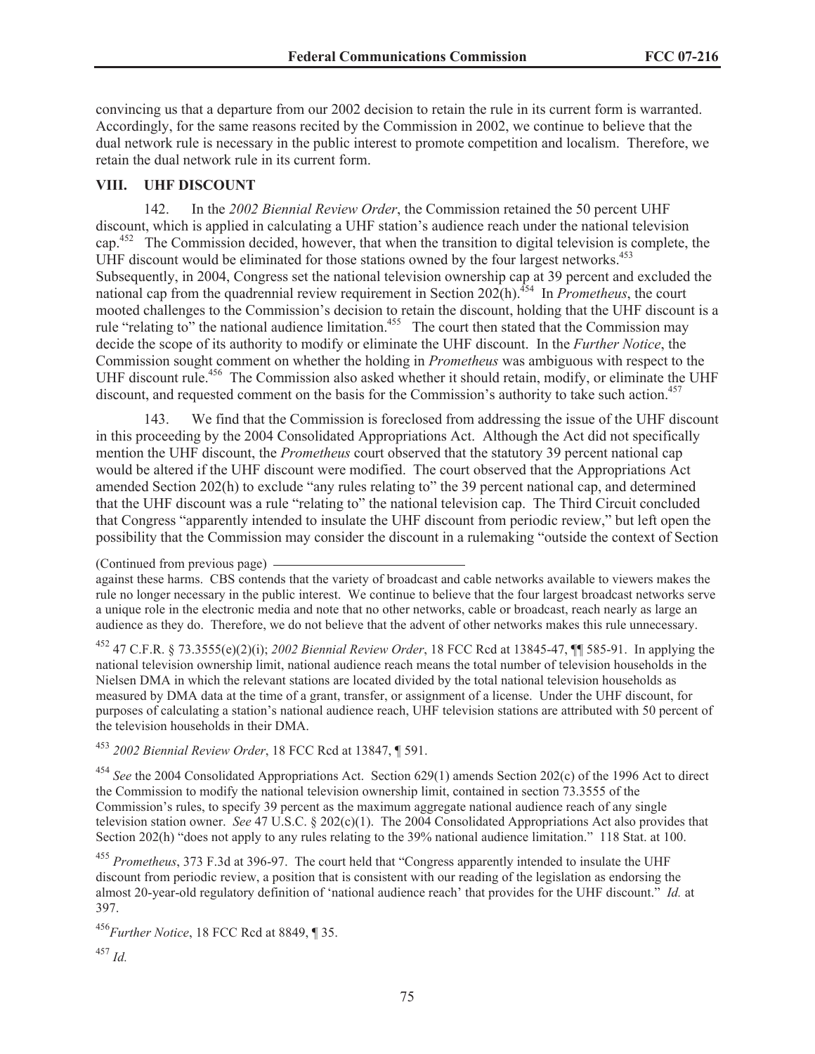convincing us that a departure from our 2002 decision to retain the rule in its current form is warranted. Accordingly, for the same reasons recited by the Commission in 2002, we continue to believe that the dual network rule is necessary in the public interest to promote competition and localism. Therefore, we retain the dual network rule in its current form.

## VIII. UHF DISCOUNT

142. In the *2002 Biennial Review Order*, the Commission retained the 50 percent UHF discount, which is applied in calculating a UHF station's audience reach under the national television cap.[452] The Commission decided, however, that when the transition to digital television is complete, the UHF discount would be eliminated for those stations owned by the four largest networks.[453] Subsequently, in 2004, Congress set the national television ownership cap at 39 percent and excluded the national cap from the quadrennial review requirement in Section 202(h).[454] In *Prometheus*, the court mooted challenges to the Commission's decision to retain the discount, holding that the UHF discount is a rule "relating to" the national audience limitation.[455] The court then stated that the Commission may decide the scope of its authority to modify or eliminate the UHF discount. In the *Further Notice*, the Commission sought comment on whether the holding in *Prometheus* was ambiguous with respect to the UHF discount rule.[456] The Commission also asked whether it should retain, modify, or eliminate the UHF discount, and requested comment on the basis for the Commission's authority to take such action.[457]

143. We find that the Commission is foreclosed from addressing the issue of the UHF discount in this proceeding by the 2004 Consolidated Appropriations Act. Although the Act did not specifically mention the UHF discount, the *Prometheus* court observed that the statutory 39 percent national cap would be altered if the UHF discount were modified. The court observed that the Appropriations Act amended Section 202(h) to exclude "any rules relating to" the 39 percent national cap, and determined that the UHF discount was a rule "relating to" the national television cap. The Third Circuit concluded that Congress "apparently intended to insulate the UHF discount from periodic review," but left open the possibility that the Commission may consider the discount in a rulemaking "outside the context of Section

(Continued from previous page)

against these harms. CBS contends that the variety of broadcast and cable networks available to viewers makes the rule no longer necessary in the public interest. We continue to believe that the four largest broadcast networks serve a unique role in the electronic media and note that no other networks, cable or broadcast, reach nearly as large an audience as they do. Therefore, we do not believe that the advent of other networks makes this rule unnecessary.

[452] 47 C.F.R. § 73.3555(e)(2)(i); *2002 Biennial Review Order*, 18 FCC Rcd at 13845-47, ¶¶ 585-91. In applying the national television ownership limit, national audience reach means the total number of television households in the Nielsen DMA in which the relevant stations are located divided by the total national television households as measured by DMA data at the time of a grant, transfer, or assignment of a license. Under the UHF discount, for purposes of calculating a station's national audience reach, UHF television stations are attributed with 50 percent of the television households in their DMA.

[453] *2002 Biennial Review Order*, 18 FCC Rcd at 13847, ¶ 591.

[454] *See* the 2004 Consolidated Appropriations Act. Section 629(1) amends Section 202(c) of the 1996 Act to direct the Commission to modify the national television ownership limit, contained in section 73.3555 of the Commission's rules, to specify 39 percent as the maximum aggregate national audience reach of any single television station owner. *See* 47 U.S.C. § 202(c)(1). The 2004 Consolidated Appropriations Act also provides that Section 202(h) "does not apply to any rules relating to the 39% national audience limitation." 118 Stat. at 100.

[455] *Prometheus*, 373 F.3d at 396-97. The court held that "Congress apparently intended to insulate the UHF discount from periodic review, a position that is consistent with our reading of the legislation as endorsing the almost 20-year-old regulatory definition of 'national audience reach' that provides for the UHF discount." *Id.* at 397.

[456] *Further Notice*, 18 FCC Rcd at 8849, ¶ 35.

[457] *Id.*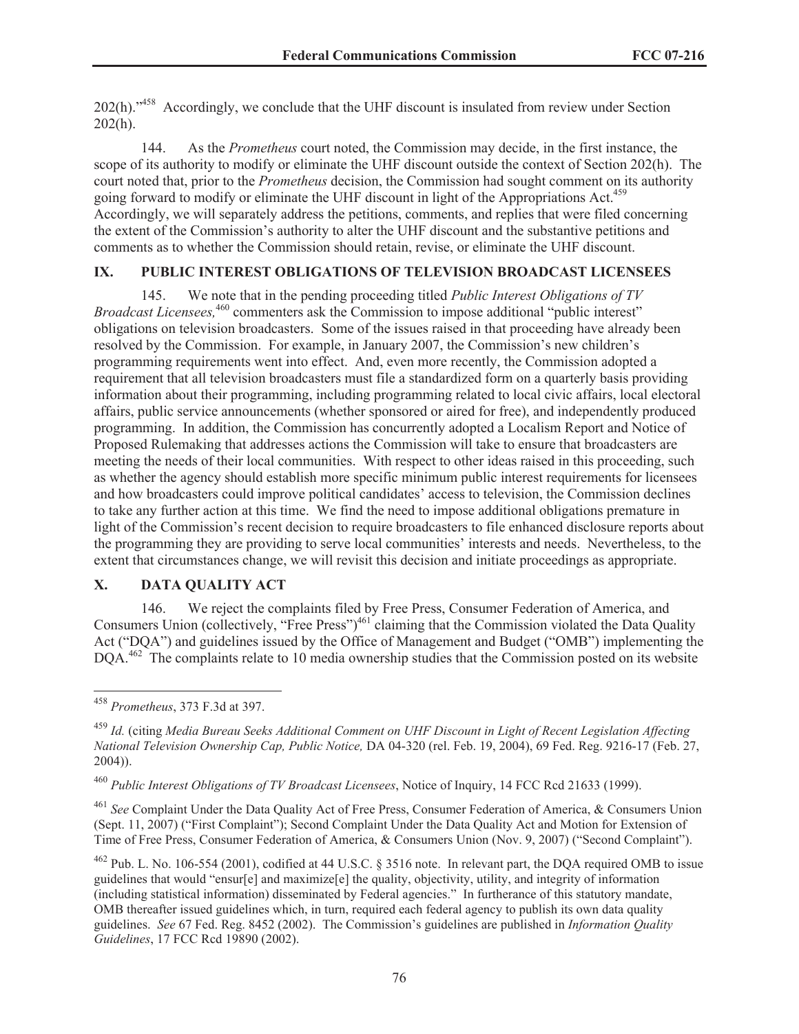202(h).”[458] Accordingly, we conclude that the UHF discount is insulated from review under Section 202(h).

144. As the *Prometheus* court noted, the Commission may decide, in the first instance, the scope of its authority to modify or eliminate the UHF discount outside the context of Section 202(h). The court noted that, prior to the *Prometheus* decision, the Commission had sought comment on its authority going forward to modify or eliminate the UHF discount in light of the Appropriations Act.[459] Accordingly, we will separately address the petitions, comments, and replies that were filed concerning the extent of the Commission's authority to alter the UHF discount and the substantive petitions and comments as to whether the Commission should retain, revise, or eliminate the UHF discount.

## IX. PUBLIC INTEREST OBLIGATIONS OF TELEVISION BROADCAST LICENSEES

145. We note that in the pending proceeding titled *Public Interest Obligations of TV Broadcast Licensees,*[460] commenters ask the Commission to impose additional "public interest" obligations on television broadcasters. Some of the issues raised in that proceeding have already been resolved by the Commission. For example, in January 2007, the Commission's new children's programming requirements went into effect. And, even more recently, the Commission adopted a requirement that all television broadcasters must file a standardized form on a quarterly basis providing information about their programming, including programming related to local civic affairs, local electoral affairs, public service announcements (whether sponsored or aired for free), and independently produced programming. In addition, the Commission has concurrently adopted a Localism Report and Notice of Proposed Rulemaking that addresses actions the Commission will take to ensure that broadcasters are meeting the needs of their local communities. With respect to other ideas raised in this proceeding, such as whether the agency should establish more specific minimum public interest requirements for licensees and how broadcasters could improve political candidates' access to television, the Commission declines to take any further action at this time. We find the need to impose additional obligations premature in light of the Commission's recent decision to require broadcasters to file enhanced disclosure reports about the programming they are providing to serve local communities' interests and needs. Nevertheless, to the extent that circumstances change, we will revisit this decision and initiate proceedings as appropriate.

## X. DATA QUALITY ACT

146. We reject the complaints filed by Free Press, Consumer Federation of America, and Consumers Union (collectively, "Free Press")[461] claiming that the Commission violated the Data Quality Act ("DQA") and guidelines issued by the Office of Management and Budget ("OMB") implementing the DQA.[462] The complaints relate to 10 media ownership studies that the Commission posted on its website

---

[458] *Prometheus*, 373 F.3d at 397.

[459] *Id.* (citing *Media Bureau Seeks Additional Comment on UHF Discount in Light of Recent Legislation Affecting National Television Ownership Cap, Public Notice,* DA 04-320 (rel. Feb. 19, 2004), 69 Fed. Reg. 9216-17 (Feb. 27, 2004)).

[460] *Public Interest Obligations of TV Broadcast Licensees*, Notice of Inquiry, 14 FCC Rcd 21633 (1999).

[461] *See* Complaint Under the Data Quality Act of Free Press, Consumer Federation of America, & Consumers Union (Sept. 11, 2007) ("First Complaint"); Second Complaint Under the Data Quality Act and Motion for Extension of Time of Free Press, Consumer Federation of America, & Consumers Union (Nov. 9, 2007) ("Second Complaint").

[462] Pub. L. No. 106-554 (2001), codified at 44 U.S.C. § 3516 note. In relevant part, the DQA required OMB to issue guidelines that would "ensur[e] and maximize[e] the quality, objectivity, utility, and integrity of information (including statistical information) disseminated by Federal agencies." In furtherance of this statutory mandate, OMB thereafter issued guidelines which, in turn, required each federal agency to publish its own data quality guidelines. *See* 67 Fed. Reg. 8452 (2002). The Commission's guidelines are published in *Information Quality Guidelines*, 17 FCC Rcd 19890 (2002).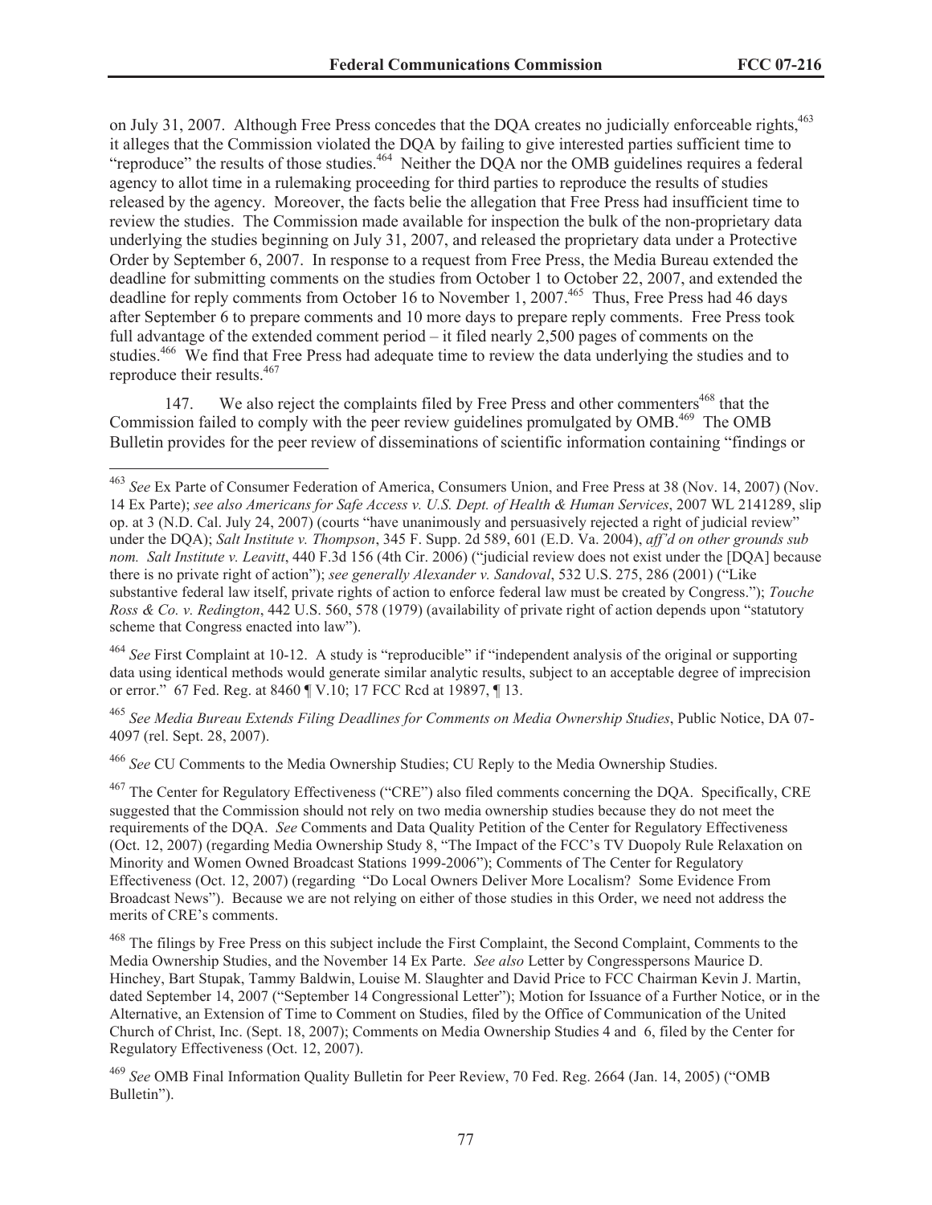on July 31, 2007. Although Free Press concedes that the DQA creates no judicially enforceable rights,[463] it alleges that the Commission violated the DQA by failing to give interested parties sufficient time to "reproduce" the results of those studies.[464] Neither the DQA nor the OMB guidelines requires a federal agency to allot time in a rulemaking proceeding for third parties to reproduce the results of studies released by the agency. Moreover, the facts belie the allegation that Free Press had insufficient time to review the studies. The Commission made available for inspection the bulk of the non-proprietary data underlying the studies beginning on July 31, 2007, and released the proprietary data under a Protective Order by September 6, 2007. In response to a request from Free Press, the Media Bureau extended the deadline for submitting comments on the studies from October 1 to October 22, 2007, and extended the deadline for reply comments from October 16 to November 1, 2007.[465] Thus, Free Press had 46 days after September 6 to prepare comments and 10 more days to prepare reply comments. Free Press took full advantage of the extended comment period – it filed nearly 2,500 pages of comments on the studies.[466] We find that Free Press had adequate time to review the data underlying the studies and to reproduce their results.[467]

147. We also reject the complaints filed by Free Press and other commenters[468] that the Commission failed to comply with the peer review guidelines promulgated by OMB.[469] The OMB Bulletin provides for the peer review of disseminations of scientific information containing "findings or

---

[463] *See* Ex Parte of Consumer Federation of America, Consumers Union, and Free Press at 38 (Nov. 14, 2007) (Nov. 14 Ex Parte); *see also Americans for Safe Access v. U.S. Dept. of Health & Human Services*, 2007 WL 2141289, slip op. at 3 (N.D. Cal. July 24, 2007) (courts "have unanimously and persuasively rejected a right of judicial review" under the DQA); *Salt Institute v. Thompson*, 345 F. Supp. 2d 589, 601 (E.D. Va. 2004), *aff'd on other grounds sub nom. Salt Institute v. Leavitt*, 440 F.3d 156 (4th Cir. 2006) ("judicial review does not exist under the [DQA] because there is no private right of action"); *see generally Alexander v. Sandoval*, 532 U.S. 275, 286 (2001) ("Like substantive federal law itself, private rights of action to enforce federal law must be created by Congress."); *Touche Ross & Co. v. Redington*, 442 U.S. 560, 578 (1979) (availability of private right of action depends upon "statutory scheme that Congress enacted into law").

[464] *See* First Complaint at 10-12. A study is "reproducible" if "independent analysis of the original or supporting data using identical methods would generate similar analytic results, subject to an acceptable degree of imprecision or error." 67 Fed. Reg. at 8460 ¶ V.10; 17 FCC Rcd at 19897, ¶ 13.

[465] *See Media Bureau Extends Filing Deadlines for Comments on Media Ownership Studies*, Public Notice, DA 07-4097 (rel. Sept. 28, 2007).

[466] *See* CU Comments to the Media Ownership Studies; CU Reply to the Media Ownership Studies.

[467] The Center for Regulatory Effectiveness ("CRE") also filed comments concerning the DQA. Specifically, CRE suggested that the Commission should not rely on two media ownership studies because they do not meet the requirements of the DQA. *See* Comments and Data Quality Petition of the Center for Regulatory Effectiveness (Oct. 12, 2007) (regarding Media Ownership Study 8, "The Impact of the FCC's TV Duopoly Rule Relaxation on Minority and Women Owned Broadcast Stations 1999-2006"); Comments of The Center for Regulatory Effectiveness (Oct. 12, 2007) (regarding "Do Local Owners Deliver More Localism? Some Evidence From Broadcast News"). Because we are not relying on either of those studies in this Order, we need not address the merits of CRE's comments.

[468] The filings by Free Press on this subject include the First Complaint, the Second Complaint, Comments to the Media Ownership Studies, and the November 14 Ex Parte. *See also* Letter by Congresspersons Maurice D. Hinchey, Bart Stupak, Tammy Baldwin, Louise M. Slaughter and David Price to FCC Chairman Kevin J. Martin, dated September 14, 2007 ("September 14 Congressional Letter"); Motion for Issuance of a Further Notice, or in the Alternative, an Extension of Time to Comment on Studies, filed by the Office of Communication of the United Church of Christ, Inc. (Sept. 18, 2007); Comments on Media Ownership Studies 4 and 6, filed by the Center for Regulatory Effectiveness (Oct. 12, 2007).

[469] *See* OMB Final Information Quality Bulletin for Peer Review, 70 Fed. Reg. 2664 (Jan. 14, 2005) ("OMB Bulletin").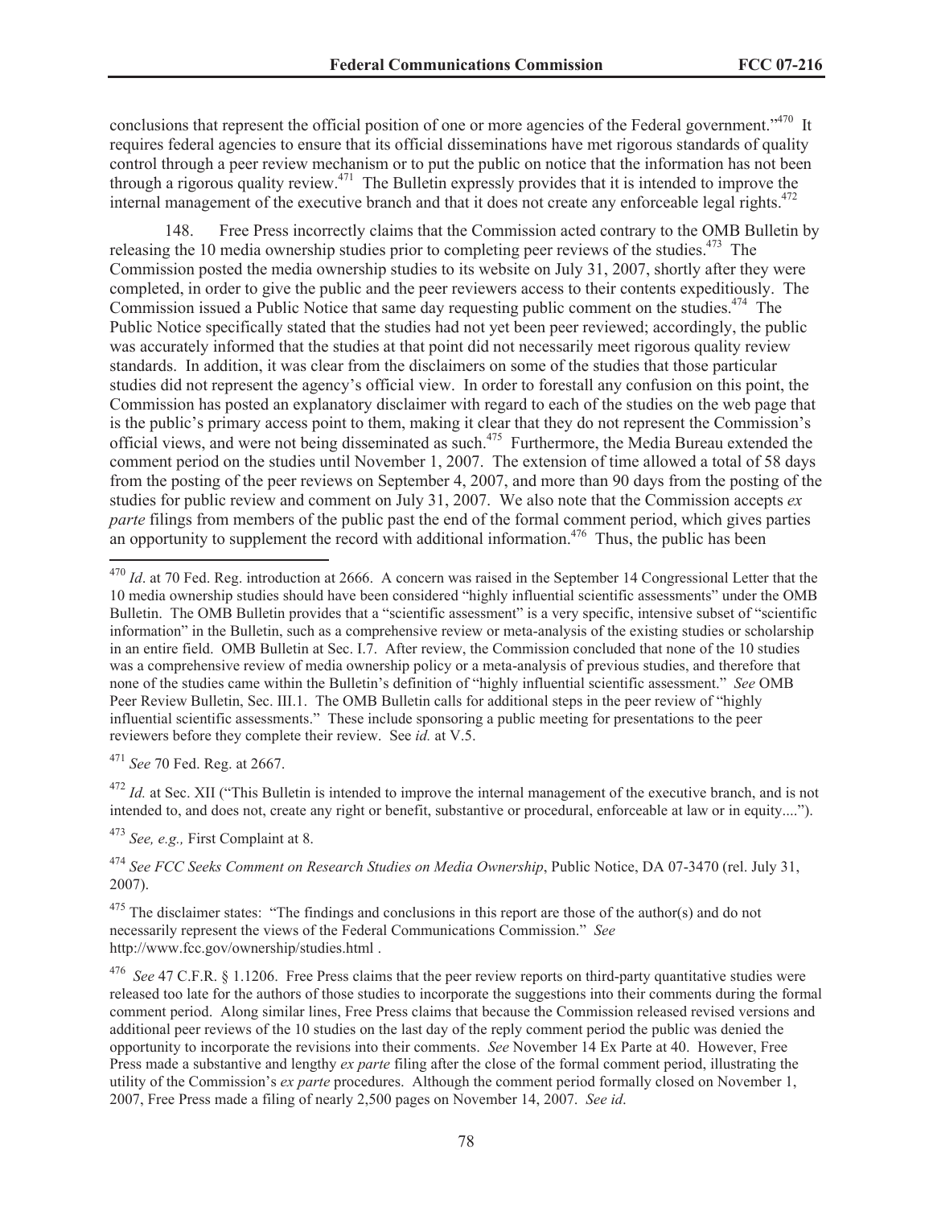conclusions that represent the official position of one or more agencies of the Federal government."[470] It requires federal agencies to ensure that its official disseminations have met rigorous standards of quality control through a peer review mechanism or to put the public on notice that the information has not been through a rigorous quality review.[471] The Bulletin expressly provides that it is intended to improve the internal management of the executive branch and that it does not create any enforceable legal rights.[472]

148. Free Press incorrectly claims that the Commission acted contrary to the OMB Bulletin by releasing the 10 media ownership studies prior to completing peer reviews of the studies.[473] The Commission posted the media ownership studies to its website on July 31, 2007, shortly after they were completed, in order to give the public and the peer reviewers access to their contents expeditiously. The Commission issued a Public Notice that same day requesting public comment on the studies.[474] The Public Notice specifically stated that the studies had not yet been peer reviewed; accordingly, the public was accurately informed that the studies at that point did not necessarily meet rigorous quality review standards. In addition, it was clear from the disclaimers on some of the studies that those particular studies did not represent the agency's official view. In order to forestall any confusion on this point, the Commission has posted an explanatory disclaimer with regard to each of the studies on the web page that is the public's primary access point to them, making it clear that they do not represent the Commission's official views, and were not being disseminated as such.[475] Furthermore, the Media Bureau extended the comment period on the studies until November 1, 2007. The extension of time allowed a total of 58 days from the posting of the peer reviews on September 4, 2007, and more than 90 days from the posting of the studies for public review and comment on July 31, 2007. We also note that the Commission accepts *ex parte* filings from members of the public past the end of the formal comment period, which gives parties an opportunity to supplement the record with additional information.[476] Thus, the public has been

---

[470] *Id*. at 70 Fed. Reg. introduction at 2666. A concern was raised in the September 14 Congressional Letter that the 10 media ownership studies should have been considered "highly influential scientific assessments" under the OMB Bulletin. The OMB Bulletin provides that a "scientific assessment" is a very specific, intensive subset of "scientific information" in the Bulletin, such as a comprehensive review or meta-analysis of the existing studies or scholarship in an entire field. OMB Bulletin at Sec. I.7. After review, the Commission concluded that none of the 10 studies was a comprehensive review of media ownership policy or a meta-analysis of previous studies, and therefore that none of the studies came within the Bulletin's definition of "highly influential scientific assessment." *See* OMB Peer Review Bulletin, Sec. III.1. The OMB Bulletin calls for additional steps in the peer review of "highly influential scientific assessments." These include sponsoring a public meeting for presentations to the peer reviewers before they complete their review. See *id.* at V.5.

[471] *See* 70 Fed. Reg. at 2667.

[472] *Id.* at Sec. XII ("This Bulletin is intended to improve the internal management of the executive branch, and is not intended to, and does not, create any right or benefit, substantive or procedural, enforceable at law or in equity....").

[473] *See, e.g.,* First Complaint at 8.

[474] *See FCC Seeks Comment on Research Studies on Media Ownership*, Public Notice, DA 07-3470 (rel. July 31, 2007).

[475] The disclaimer states: "The findings and conclusions in this report are those of the author(s) and do not necessarily represent the views of the Federal Communications Commission." *See* http://www.fcc.gov/ownership/studies.html .

[476] *See* 47 C.F.R. § 1.1206. Free Press claims that the peer review reports on third-party quantitative studies were released too late for the authors of those studies to incorporate the suggestions into their comments during the formal comment period. Along similar lines, Free Press claims that because the Commission released revised versions and additional peer reviews of the 10 studies on the last day of the reply comment period the public was denied the opportunity to incorporate the revisions into their comments. *See* November 14 Ex Parte at 40. However, Free Press made a substantive and lengthy *ex parte* filing after the close of the formal comment period, illustrating the utility of the Commission's *ex parte* procedures. Although the comment period formally closed on November 1, 2007, Free Press made a filing of nearly 2,500 pages on November 14, 2007. *See id.*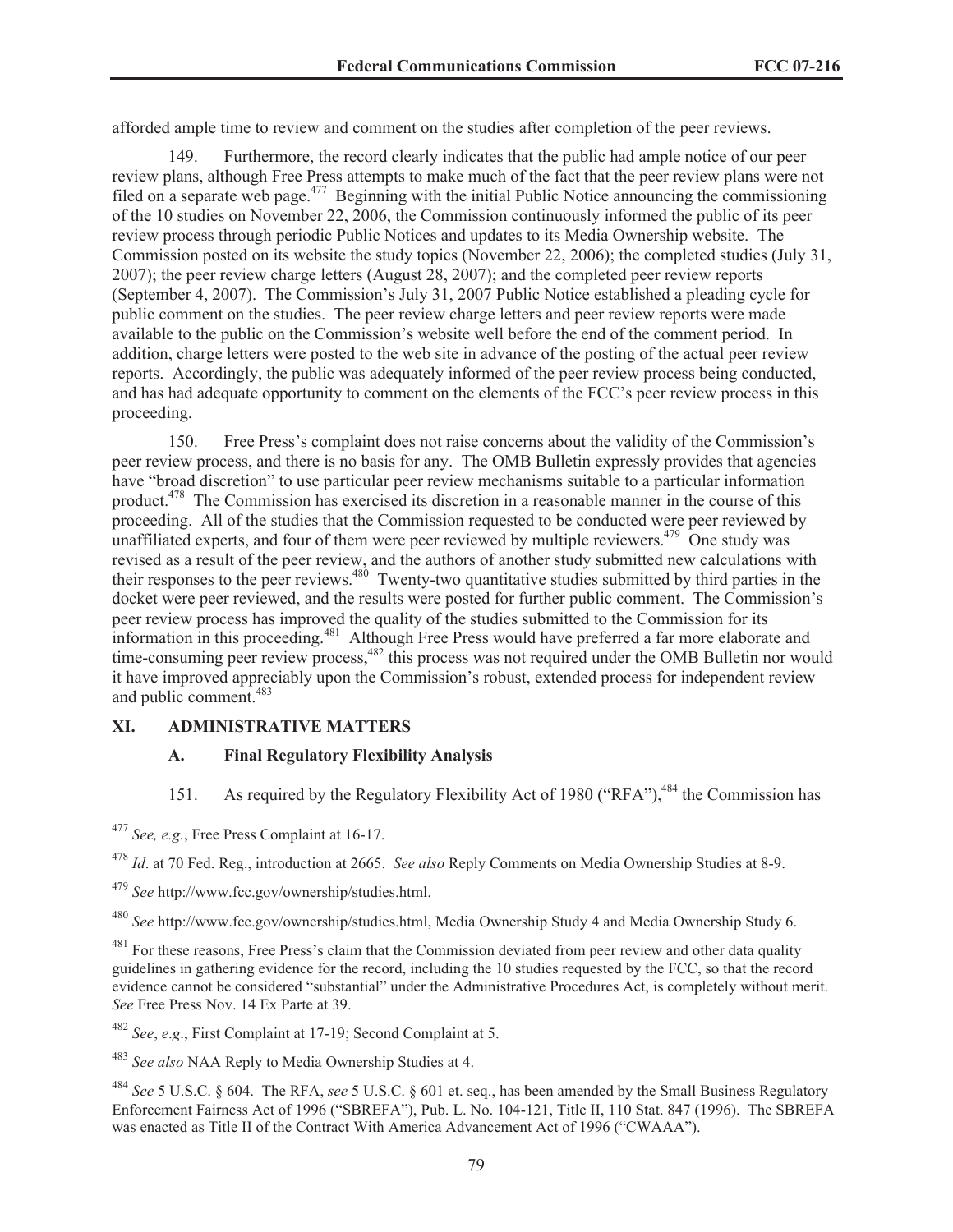afforded ample time to review and comment on the studies after completion of the peer reviews.

149. Furthermore, the record clearly indicates that the public had ample notice of our peer review plans, although Free Press attempts to make much of the fact that the peer review plans were not filed on a separate web page.[477] Beginning with the initial Public Notice announcing the commissioning of the 10 studies on November 22, 2006, the Commission continuously informed the public of its peer review process through periodic Public Notices and updates to its Media Ownership website. The Commission posted on its website the study topics (November 22, 2006); the completed studies (July 31, 2007); the peer review charge letters (August 28, 2007); and the completed peer review reports (September 4, 2007). The Commission's July 31, 2007 Public Notice established a pleading cycle for public comment on the studies. The peer review charge letters and peer review reports were made available to the public on the Commission's website well before the end of the comment period. In addition, charge letters were posted to the web site in advance of the posting of the actual peer review reports. Accordingly, the public was adequately informed of the peer review process being conducted, and has had adequate opportunity to comment on the elements of the FCC's peer review process in this proceeding.

150. Free Press's complaint does not raise concerns about the validity of the Commission's peer review process, and there is no basis for any. The OMB Bulletin expressly provides that agencies have "broad discretion" to use particular peer review mechanisms suitable to a particular information product.[478] The Commission has exercised its discretion in a reasonable manner in the course of this proceeding. All of the studies that the Commission requested to be conducted were peer reviewed by unaffiliated experts, and four of them were peer reviewed by multiple reviewers.[479] One study was revised as a result of the peer review, and the authors of another study submitted new calculations with their responses to the peer reviews.[480] Twenty-two quantitative studies submitted by third parties in the docket were peer reviewed, and the results were posted for further public comment. The Commission's peer review process has improved the quality of the studies submitted to the Commission for its information in this proceeding.[481] Although Free Press would have preferred a far more elaborate and time-consuming peer review process,[482] this process was not required under the OMB Bulletin nor would it have improved appreciably upon the Commission's robust, extended process for independent review and public comment.[483]

## XI. ADMINISTRATIVE MATTERS

### A. Final Regulatory Flexibility Analysis

151. As required by the Regulatory Flexibility Act of 1980 ("RFA"),[484] the Commission has

---

[477] *See, e.g.*, Free Press Complaint at 16-17.

[478] *Id*. at 70 Fed. Reg., introduction at 2665. *See also* Reply Comments on Media Ownership Studies at 8-9.

[479] *See* http://www.fcc.gov/ownership/studies.html.

[480] *See* http://www.fcc.gov/ownership/studies.html, Media Ownership Study 4 and Media Ownership Study 6.

[481] For these reasons, Free Press's claim that the Commission deviated from peer review and other data quality guidelines in gathering evidence for the record, including the 10 studies requested by the FCC, so that the record evidence cannot be considered "substantial" under the Administrative Procedures Act, is completely without merit. *See* Free Press Nov. 14 Ex Parte at 39.

[482] *See*, *e.g*., First Complaint at 17-19; Second Complaint at 5.

[483] *See also* NAA Reply to Media Ownership Studies at 4.

[484] *See* 5 U.S.C. § 604. The RFA, *see* 5 U.S.C. § 601 et. seq., has been amended by the Small Business Regulatory Enforcement Fairness Act of 1996 ("SBREFA"), Pub. L. No. 104-121, Title II, 110 Stat. 847 (1996). The SBREFA was enacted as Title II of the Contract With America Advancement Act of 1996 ("CWAAA").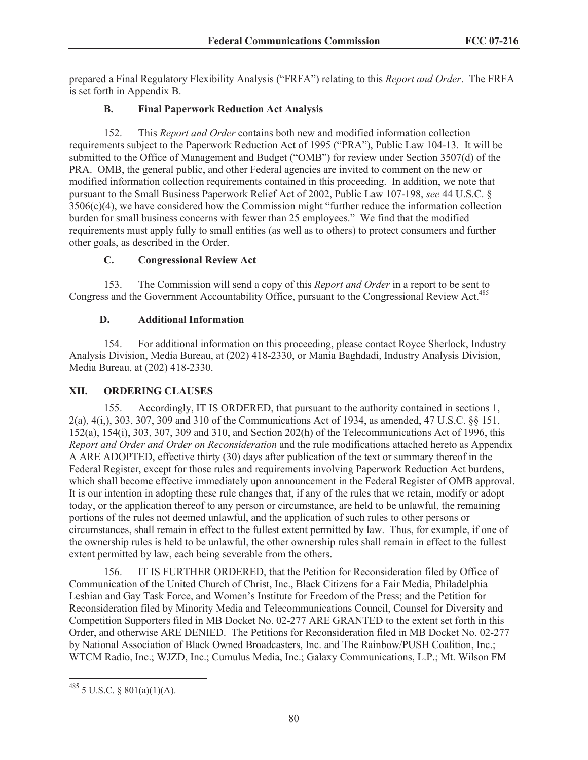prepared a Final Regulatory Flexibility Analysis ("FRFA") relating to this *Report and Order*. The FRFA is set forth in Appendix B.

### B. Final Paperwork Reduction Act Analysis

152. This *Report and Order* contains both new and modified information collection requirements subject to the Paperwork Reduction Act of 1995 ("PRA"), Public Law 104-13. It will be submitted to the Office of Management and Budget ("OMB") for review under Section 3507(d) of the PRA. OMB, the general public, and other Federal agencies are invited to comment on the new or modified information collection requirements contained in this proceeding. In addition, we note that pursuant to the Small Business Paperwork Relief Act of 2002, Public Law 107-198, *see* 44 U.S.C. § 3506(c)(4), we have considered how the Commission might "further reduce the information collection burden for small business concerns with fewer than 25 employees." We find that the modified requirements must apply fully to small entities (as well as to others) to protect consumers and further other goals, as described in the Order.

### C. Congressional Review Act

153. The Commission will send a copy of this *Report and Order* in a report to be sent to Congress and the Government Accountability Office, pursuant to the Congressional Review Act.[485]

### D. Additional Information

154. For additional information on this proceeding, please contact Royce Sherlock, Industry Analysis Division, Media Bureau, at (202) 418-2330, or Mania Baghdadi, Industry Analysis Division, Media Bureau, at (202) 418-2330.

## XII. ORDERING CLAUSES

155. Accordingly, IT IS ORDERED, that pursuant to the authority contained in sections 1, 2(a), 4(i,), 303, 307, 309 and 310 of the Communications Act of 1934, as amended, 47 U.S.C. §§ 151, 152(a), 154(i), 303, 307, 309 and 310, and Section 202(h) of the Telecommunications Act of 1996, this *Report and Order and Order on Reconsideration* and the rule modifications attached hereto as Appendix A ARE ADOPTED, effective thirty (30) days after publication of the text or summary thereof in the Federal Register, except for those rules and requirements involving Paperwork Reduction Act burdens, which shall become effective immediately upon announcement in the Federal Register of OMB approval. It is our intention in adopting these rule changes that, if any of the rules that we retain, modify or adopt today, or the application thereof to any person or circumstance, are held to be unlawful, the remaining portions of the rules not deemed unlawful, and the application of such rules to other persons or circumstances, shall remain in effect to the fullest extent permitted by law. Thus, for example, if one of the ownership rules is held to be unlawful, the other ownership rules shall remain in effect to the fullest extent permitted by law, each being severable from the others.

156. IT IS FURTHER ORDERED, that the Petition for Reconsideration filed by Office of Communication of the United Church of Christ, Inc., Black Citizens for a Fair Media, Philadelphia Lesbian and Gay Task Force, and Women's Institute for Freedom of the Press; and the Petition for Reconsideration filed by Minority Media and Telecommunications Council, Counsel for Diversity and Competition Supporters filed in MB Docket No. 02-277 ARE GRANTED to the extent set forth in this Order, and otherwise ARE DENIED. The Petitions for Reconsideration filed in MB Docket No. 02-277 by National Association of Black Owned Broadcasters, Inc. and The Rainbow/PUSH Coalition, Inc.; WTCM Radio, Inc.; WJZD, Inc.; Cumulus Media, Inc.; Galaxy Communications, L.P.; Mt. Wilson FM

---

[485] 5 U.S.C. § 801(a)(1)(A).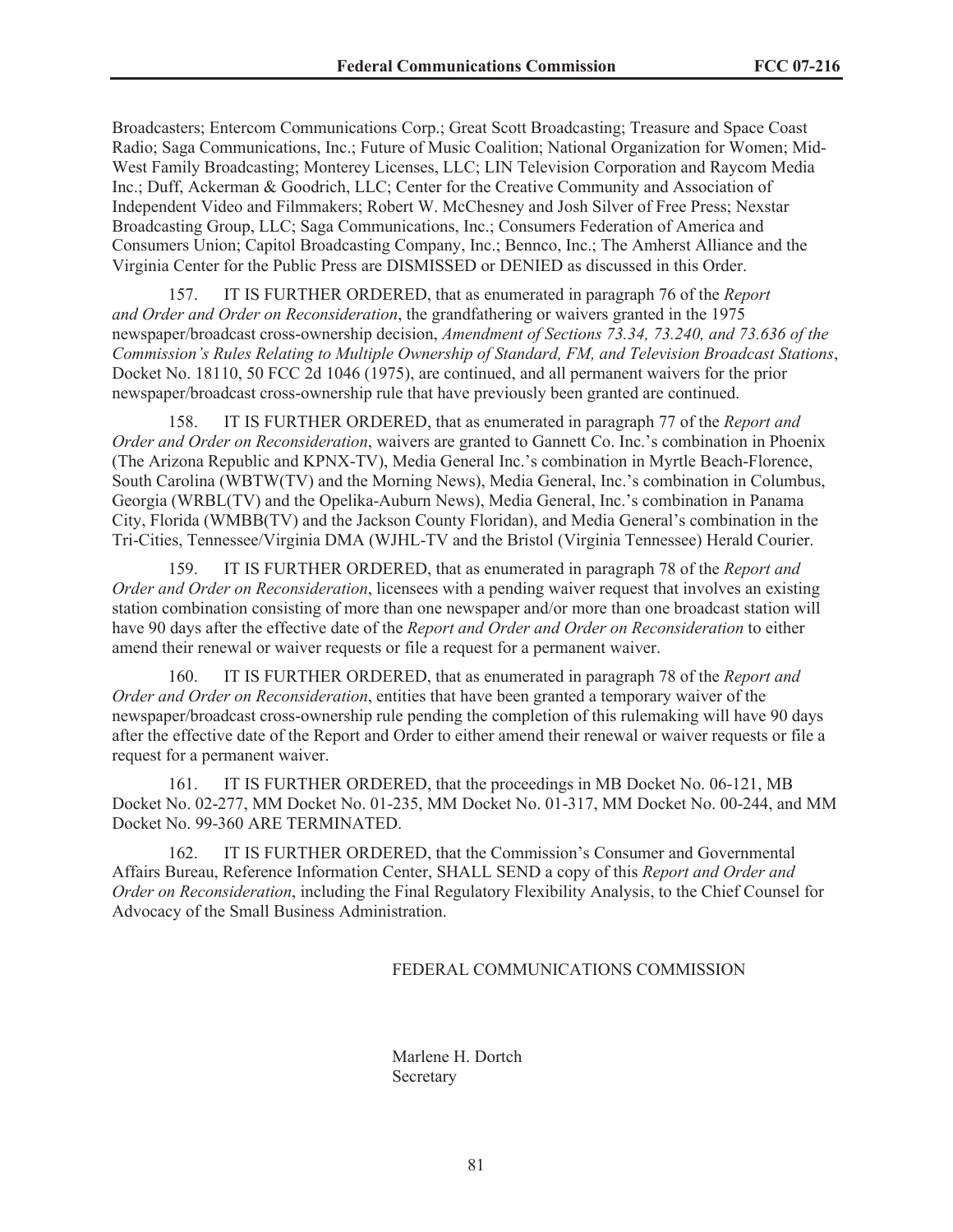Broadcasters; Entercom Communications Corp.; Great Scott Broadcasting; Treasure and Space Coast Radio; Saga Communications, Inc.; Future of Music Coalition; National Organization for Women; Mid-West Family Broadcasting; Monterey Licenses, LLC; LIN Television Corporation and Raycom Media Inc.; Duff, Ackerman & Goodrich, LLC; Center for the Creative Community and Association of Independent Video and Filmmakers; Robert W. McChesney and Josh Silver of Free Press; Nexstar Broadcasting Group, LLC; Saga Communications, Inc.; Consumers Federation of America and Consumers Union; Capitol Broadcasting Company, Inc.; Bennco, Inc.; The Amherst Alliance and the Virginia Center for the Public Press are DISMISSED or DENIED as discussed in this Order.

157. IT IS FURTHER ORDERED, that as enumerated in paragraph 76 of the *Report and Order and Order on Reconsideration*, the grandfathering or waivers granted in the 1975 newspaper/broadcast cross-ownership decision, *Amendment of Sections 73.34, 73.240, and 73.636 of the Commission's Rules Relating to Multiple Ownership of Standard, FM, and Television Broadcast Stations*, Docket No. 18110, 50 FCC 2d 1046 (1975), are continued, and all permanent waivers for the prior newspaper/broadcast cross-ownership rule that have previously been granted are continued.

158. IT IS FURTHER ORDERED, that as enumerated in paragraph 77 of the *Report and Order and Order on Reconsideration*, waivers are granted to Gannett Co. Inc.'s combination in Phoenix (The Arizona Republic and KPNX-TV), Media General Inc.'s combination in Myrtle Beach-Florence, South Carolina (WBTW(TV) and the Morning News), Media General, Inc.'s combination in Columbus, Georgia (WRBL(TV) and the Opelika-Auburn News), Media General, Inc.'s combination in Panama City, Florida (WMBB(TV) and the Jackson County Floridan), and Media General's combination in the Tri-Cities, Tennessee/Virginia DMA (WJHL-TV and the Bristol (Virginia Tennessee) Herald Courier.

159. IT IS FURTHER ORDERED, that as enumerated in paragraph 78 of the *Report and Order and Order on Reconsideration*, licensees with a pending waiver request that involves an existing station combination consisting of more than one newspaper and/or more than one broadcast station will have 90 days after the effective date of the *Report and Order and Order on Reconsideration* to either amend their renewal or waiver requests or file a request for a permanent waiver.

160. IT IS FURTHER ORDERED, that as enumerated in paragraph 78 of the *Report and Order and Order on Reconsideration*, entities that have been granted a temporary waiver of the newspaper/broadcast cross-ownership rule pending the completion of this rulemaking will have 90 days after the effective date of the Report and Order to either amend their renewal or waiver requests or file a request for a permanent waiver.

161. IT IS FURTHER ORDERED, that the proceedings in MB Docket No. 06-121, MB Docket No. 02-277, MM Docket No. 01-235, MM Docket No. 01-317, MM Docket No. 00-244, and MM Docket No. 99-360 ARE TERMINATED.

162. IT IS FURTHER ORDERED, that the Commission's Consumer and Governmental Affairs Bureau, Reference Information Center, SHALL SEND a copy of this *Report and Order and Order on Reconsideration*, including the Final Regulatory Flexibility Analysis, to the Chief Counsel for Advocacy of the Small Business Administration.

FEDERAL COMMUNICATIONS COMMISSION

Marlene H. Dortch
Secretary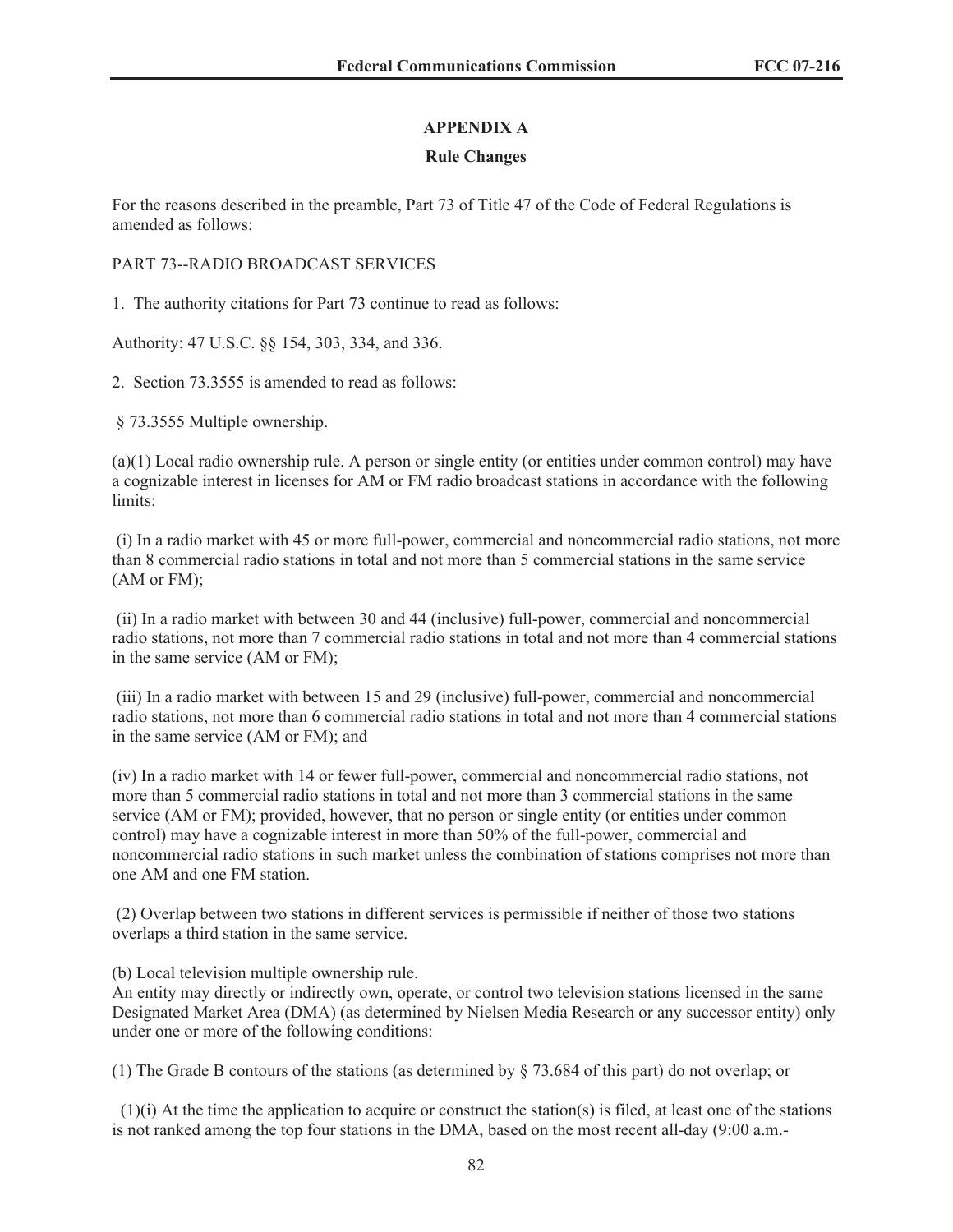## APPENDIX A

### Rule Changes

For the reasons described in the preamble, Part 73 of Title 47 of the Code of Federal Regulations is amended as follows:

PART 73--RADIO BROADCAST SERVICES

1. The authority citations for Part 73 continue to read as follows:

Authority: 47 U.S.C. §§ 154, 303, 334, and 336.

2. Section 73.3555 is amended to read as follows:

§ 73.3555 Multiple ownership.

(a)(1) Local radio ownership rule. A person or single entity (or entities under common control) may have a cognizable interest in licenses for AM or FM radio broadcast stations in accordance with the following limits:

(i) In a radio market with 45 or more full-power, commercial and noncommercial radio stations, not more than 8 commercial radio stations in total and not more than 5 commercial stations in the same service (AM or FM);

(ii) In a radio market with between 30 and 44 (inclusive) full-power, commercial and noncommercial radio stations, not more than 7 commercial radio stations in total and not more than 4 commercial stations in the same service (AM or FM);

(iii) In a radio market with between 15 and 29 (inclusive) full-power, commercial and noncommercial radio stations, not more than 6 commercial radio stations in total and not more than 4 commercial stations in the same service (AM or FM); and

(iv) In a radio market with 14 or fewer full-power, commercial and noncommercial radio stations, not more than 5 commercial radio stations in total and not more than 3 commercial stations in the same service (AM or FM); provided, however, that no person or single entity (or entities under common control) may have a cognizable interest in more than 50% of the full-power, commercial and noncommercial radio stations in such market unless the combination of stations comprises not more than one AM and one FM station.

(2) Overlap between two stations in different services is permissible if neither of those two stations overlaps a third station in the same service.

(b) Local television multiple ownership rule.
An entity may directly or indirectly own, operate, or control two television stations licensed in the same Designated Market Area (DMA) (as determined by Nielsen Media Research or any successor entity) only under one or more of the following conditions:

(1) The Grade B contours of the stations (as determined by § 73.684 of this part) do not overlap; or

(1)(i) At the time the application to acquire or construct the station(s) is filed, at least one of the stations is not ranked among the top four stations in the DMA, based on the most recent all-day (9:00 a.m.-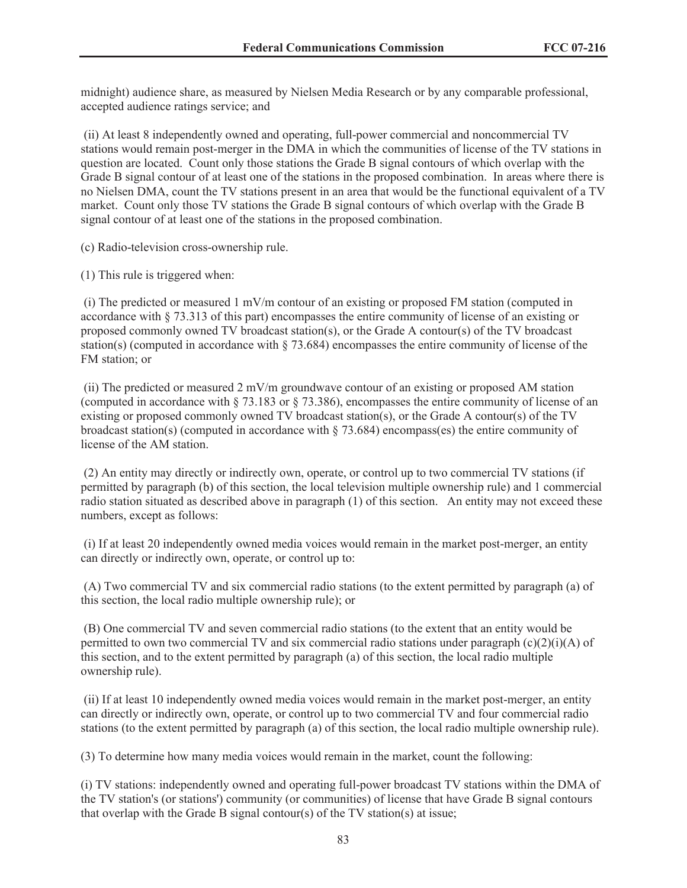midnight) audience share, as measured by Nielsen Media Research or by any comparable professional, accepted audience ratings service; and

(ii) At least 8 independently owned and operating, full-power commercial and noncommercial TV stations would remain post-merger in the DMA in which the communities of license of the TV stations in question are located. Count only those stations the Grade B signal contours of which overlap with the Grade B signal contour of at least one of the stations in the proposed combination. In areas where there is no Nielsen DMA, count the TV stations present in an area that would be the functional equivalent of a TV market. Count only those TV stations the Grade B signal contours of which overlap with the Grade B signal contour of at least one of the stations in the proposed combination.

(c) Radio-television cross-ownership rule.

(1) This rule is triggered when:

(i) The predicted or measured 1 mV/m contour of an existing or proposed FM station (computed in accordance with § 73.313 of this part) encompasses the entire community of license of an existing or proposed commonly owned TV broadcast station(s), or the Grade A contour(s) of the TV broadcast station(s) (computed in accordance with § 73.684) encompasses the entire community of license of the FM station; or

(ii) The predicted or measured 2 mV/m groundwave contour of an existing or proposed AM station (computed in accordance with § 73.183 or § 73.386), encompasses the entire community of license of an existing or proposed commonly owned TV broadcast station(s), or the Grade A contour(s) of the TV broadcast station(s) (computed in accordance with § 73.684) encompass(es) the entire community of license of the AM station.

(2) An entity may directly or indirectly own, operate, or control up to two commercial TV stations (if permitted by paragraph (b) of this section, the local television multiple ownership rule) and 1 commercial radio station situated as described above in paragraph (1) of this section. An entity may not exceed these numbers, except as follows:

(i) If at least 20 independently owned media voices would remain in the market post-merger, an entity can directly or indirectly own, operate, or control up to:

(A) Two commercial TV and six commercial radio stations (to the extent permitted by paragraph (a) of this section, the local radio multiple ownership rule); or

(B) One commercial TV and seven commercial radio stations (to the extent that an entity would be permitted to own two commercial TV and six commercial radio stations under paragraph (c)(2)(i)(A) of this section, and to the extent permitted by paragraph (a) of this section, the local radio multiple ownership rule).

(ii) If at least 10 independently owned media voices would remain in the market post-merger, an entity can directly or indirectly own, operate, or control up to two commercial TV and four commercial radio stations (to the extent permitted by paragraph (a) of this section, the local radio multiple ownership rule).

(3) To determine how many media voices would remain in the market, count the following:

(i) TV stations: independently owned and operating full-power broadcast TV stations within the DMA of the TV station's (or stations') community (or communities) of license that have Grade B signal contours that overlap with the Grade B signal contour(s) of the TV station(s) at issue;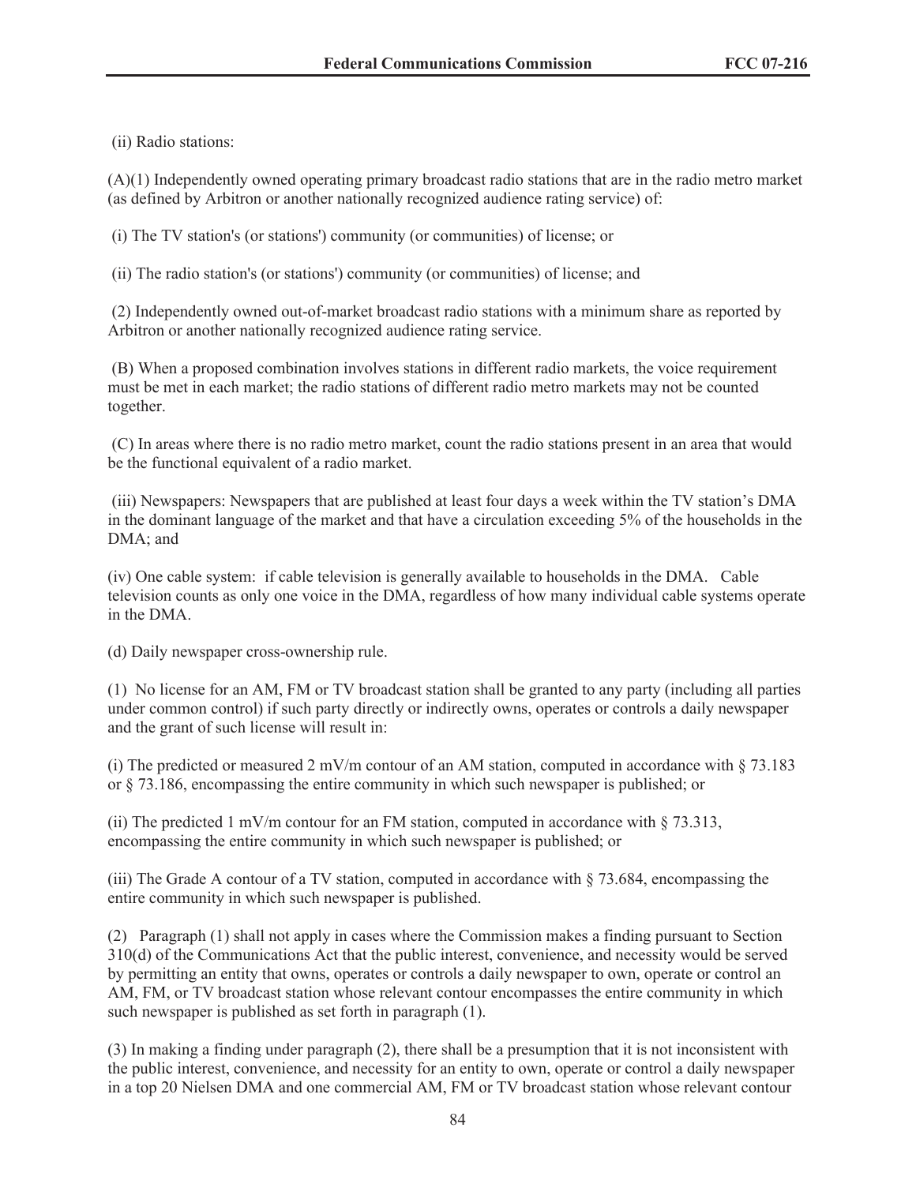(ii) Radio stations:

(A)(1) Independently owned operating primary broadcast radio stations that are in the radio metro market (as defined by Arbitron or another nationally recognized audience rating service) of:

(i) The TV station's (or stations') community (or communities) of license; or

(ii) The radio station's (or stations') community (or communities) of license; and

(2) Independently owned out-of-market broadcast radio stations with a minimum share as reported by Arbitron or another nationally recognized audience rating service.

(B) When a proposed combination involves stations in different radio markets, the voice requirement must be met in each market; the radio stations of different radio metro markets may not be counted together.

(C) In areas where there is no radio metro market, count the radio stations present in an area that would be the functional equivalent of a radio market.

(iii) Newspapers: Newspapers that are published at least four days a week within the TV station's DMA in the dominant language of the market and that have a circulation exceeding 5% of the households in the DMA; and

(iv) One cable system: if cable television is generally available to households in the DMA. Cable television counts as only one voice in the DMA, regardless of how many individual cable systems operate in the DMA.

(d) Daily newspaper cross-ownership rule.

(1) No license for an AM, FM or TV broadcast station shall be granted to any party (including all parties under common control) if such party directly or indirectly owns, operates or controls a daily newspaper and the grant of such license will result in:

(i) The predicted or measured 2 mV/m contour of an AM station, computed in accordance with § 73.183 or § 73.186, encompassing the entire community in which such newspaper is published; or

(ii) The predicted 1 mV/m contour for an FM station, computed in accordance with § 73.313, encompassing the entire community in which such newspaper is published; or

(iii) The Grade A contour of a TV station, computed in accordance with § 73.684, encompassing the entire community in which such newspaper is published.

(2) Paragraph (1) shall not apply in cases where the Commission makes a finding pursuant to Section 310(d) of the Communications Act that the public interest, convenience, and necessity would be served by permitting an entity that owns, operates or controls a daily newspaper to own, operate or control an AM, FM, or TV broadcast station whose relevant contour encompasses the entire community in which such newspaper is published as set forth in paragraph (1).

(3) In making a finding under paragraph (2), there shall be a presumption that it is not inconsistent with the public interest, convenience, and necessity for an entity to own, operate or control a daily newspaper in a top 20 Nielsen DMA and one commercial AM, FM or TV broadcast station whose relevant contour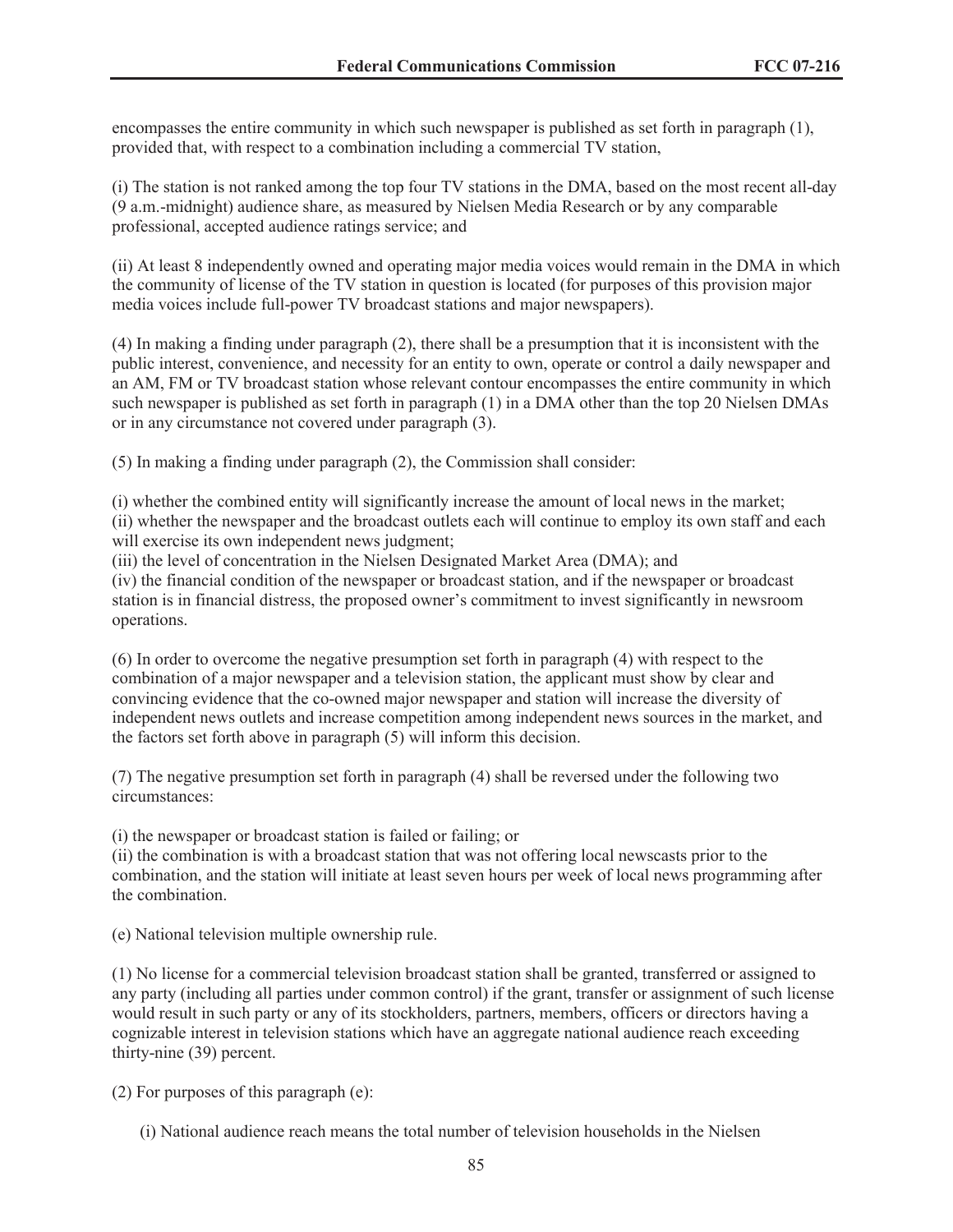encompasses the entire community in which such newspaper is published as set forth in paragraph (1), provided that, with respect to a combination including a commercial TV station,

(i) The station is not ranked among the top four TV stations in the DMA, based on the most recent all-day (9 a.m.-midnight) audience share, as measured by Nielsen Media Research or by any comparable professional, accepted audience ratings service; and

(ii) At least 8 independently owned and operating major media voices would remain in the DMA in which the community of license of the TV station in question is located (for purposes of this provision major media voices include full-power TV broadcast stations and major newspapers).

(4) In making a finding under paragraph (2), there shall be a presumption that it is inconsistent with the public interest, convenience, and necessity for an entity to own, operate or control a daily newspaper and an AM, FM or TV broadcast station whose relevant contour encompasses the entire community in which such newspaper is published as set forth in paragraph (1) in a DMA other than the top 20 Nielsen DMAs or in any circumstance not covered under paragraph (3).

(5) In making a finding under paragraph (2), the Commission shall consider:

(i) whether the combined entity will significantly increase the amount of local news in the market;
(ii) whether the newspaper and the broadcast outlets each will continue to employ its own staff and each will exercise its own independent news judgment;
(iii) the level of concentration in the Nielsen Designated Market Area (DMA); and
(iv) the financial condition of the newspaper or broadcast station, and if the newspaper or broadcast station is in financial distress, the proposed owner's commitment to invest significantly in newsroom operations.

(6) In order to overcome the negative presumption set forth in paragraph (4) with respect to the combination of a major newspaper and a television station, the applicant must show by clear and convincing evidence that the co-owned major newspaper and station will increase the diversity of independent news outlets and increase competition among independent news sources in the market, and the factors set forth above in paragraph (5) will inform this decision.

(7) The negative presumption set forth in paragraph (4) shall be reversed under the following two circumstances:

(i) the newspaper or broadcast station is failed or failing; or
(ii) the combination is with a broadcast station that was not offering local newscasts prior to the combination, and the station will initiate at least seven hours per week of local news programming after the combination.

(e) National television multiple ownership rule.

(1) No license for a commercial television broadcast station shall be granted, transferred or assigned to any party (including all parties under common control) if the grant, transfer or assignment of such license would result in such party or any of its stockholders, partners, members, officers or directors having a cognizable interest in television stations which have an aggregate national audience reach exceeding thirty-nine (39) percent.

(2) For purposes of this paragraph (e):

(i) National audience reach means the total number of television households in the Nielsen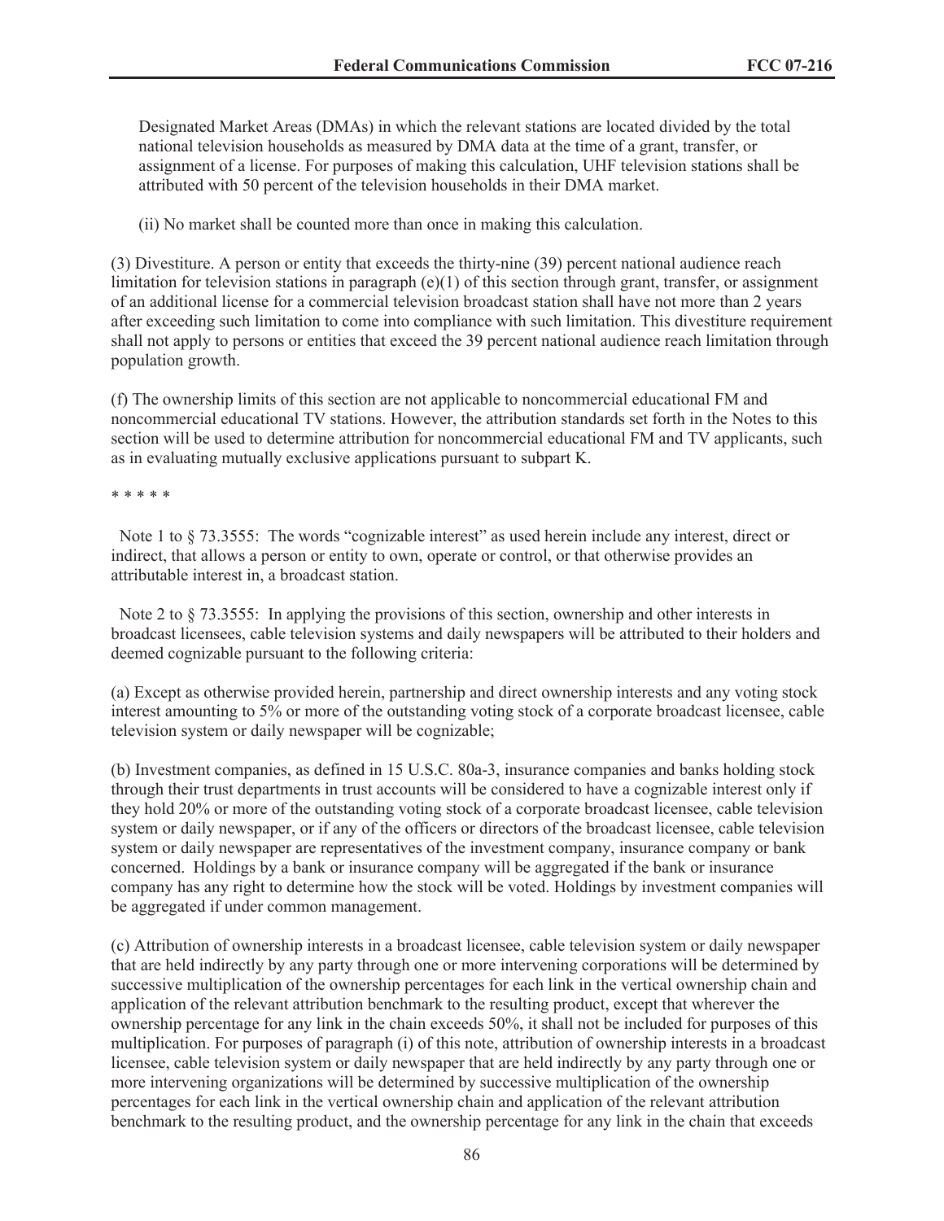Designated Market Areas (DMAs) in which the relevant stations are located divided by the total national television households as measured by DMA data at the time of a grant, transfer, or assignment of a license. For purposes of making this calculation, UHF television stations shall be attributed with 50 percent of the television households in their DMA market.

(ii) No market shall be counted more than once in making this calculation.

(3) Divestiture. A person or entity that exceeds the thirty-nine (39) percent national audience reach limitation for television stations in paragraph (e)(1) of this section through grant, transfer, or assignment of an additional license for a commercial television broadcast station shall have not more than 2 years after exceeding such limitation to come into compliance with such limitation. This divestiture requirement shall not apply to persons or entities that exceed the 39 percent national audience reach limitation through population growth.

(f) The ownership limits of this section are not applicable to noncommercial educational FM and noncommercial educational TV stations. However, the attribution standards set forth in the Notes to this section will be used to determine attribution for noncommercial educational FM and TV applicants, such as in evaluating mutually exclusive applications pursuant to subpart K.

* * * * *

Note 1 to § 73.3555: The words "cognizable interest" as used herein include any interest, direct or indirect, that allows a person or entity to own, operate or control, or that otherwise provides an attributable interest in, a broadcast station.

Note 2 to § 73.3555: In applying the provisions of this section, ownership and other interests in broadcast licensees, cable television systems and daily newspapers will be attributed to their holders and deemed cognizable pursuant to the following criteria:

(a) Except as otherwise provided herein, partnership and direct ownership interests and any voting stock interest amounting to 5% or more of the outstanding voting stock of a corporate broadcast licensee, cable television system or daily newspaper will be cognizable;

(b) Investment companies, as defined in 15 U.S.C. 80a-3, insurance companies and banks holding stock through their trust departments in trust accounts will be considered to have a cognizable interest only if they hold 20% or more of the outstanding voting stock of a corporate broadcast licensee, cable television system or daily newspaper, or if any of the officers or directors of the broadcast licensee, cable television system or daily newspaper are representatives of the investment company, insurance company or bank concerned. Holdings by a bank or insurance company will be aggregated if the bank or insurance company has any right to determine how the stock will be voted. Holdings by investment companies will be aggregated if under common management.

(c) Attribution of ownership interests in a broadcast licensee, cable television system or daily newspaper that are held indirectly by any party through one or more intervening corporations will be determined by successive multiplication of the ownership percentages for each link in the vertical ownership chain and application of the relevant attribution benchmark to the resulting product, except that wherever the ownership percentage for any link in the chain exceeds 50%, it shall not be included for purposes of this multiplication. For purposes of paragraph (i) of this note, attribution of ownership interests in a broadcast licensee, cable television system or daily newspaper that are held indirectly by any party through one or more intervening organizations will be determined by successive multiplication of the ownership percentages for each link in the vertical ownership chain and application of the relevant attribution benchmark to the resulting product, and the ownership percentage for any link in the chain that exceeds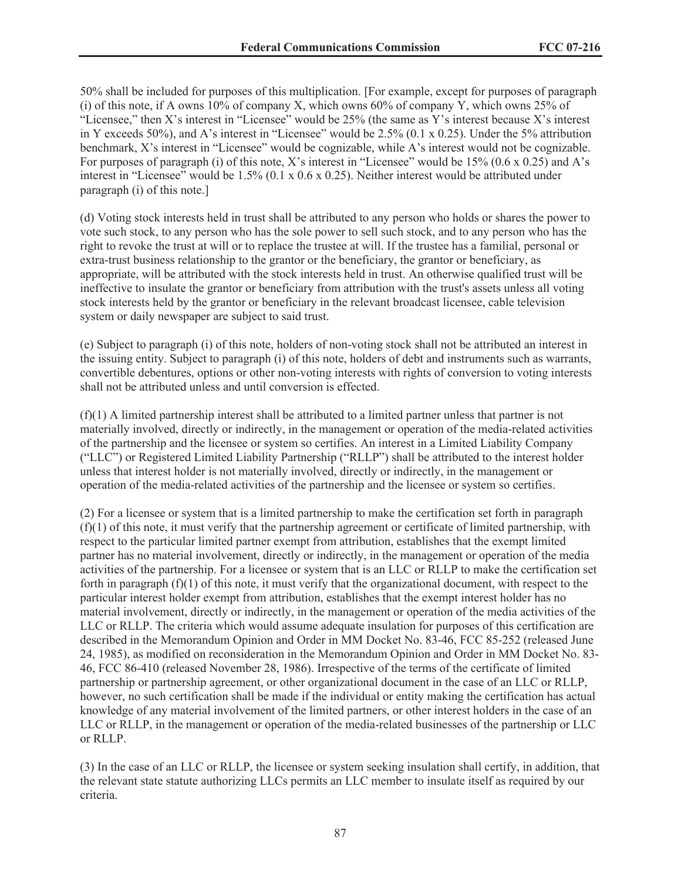50% shall be included for purposes of this multiplication. [For example, except for purposes of paragraph (i) of this note, if A owns 10% of company X, which owns 60% of company Y, which owns 25% of "Licensee," then X's interest in "Licensee" would be 25% (the same as Y's interest because X's interest in Y exceeds 50%), and A's interest in "Licensee" would be 2.5% (0.1 x 0.25). Under the 5% attribution benchmark, X's interest in "Licensee" would be cognizable, while A's interest would not be cognizable. For purposes of paragraph (i) of this note, X's interest in "Licensee" would be 15% (0.6 x 0.25) and A's interest in "Licensee" would be 1.5% (0.1 x 0.6 x 0.25). Neither interest would be attributed under paragraph (i) of this note.]

(d) Voting stock interests held in trust shall be attributed to any person who holds or shares the power to vote such stock, to any person who has the sole power to sell such stock, and to any person who has the right to revoke the trust at will or to replace the trustee at will. If the trustee has a familial, personal or extra-trust business relationship to the grantor or the beneficiary, the grantor or beneficiary, as appropriate, will be attributed with the stock interests held in trust. An otherwise qualified trust will be ineffective to insulate the grantor or beneficiary from attribution with the trust's assets unless all voting stock interests held by the grantor or beneficiary in the relevant broadcast licensee, cable television system or daily newspaper are subject to said trust.

(e) Subject to paragraph (i) of this note, holders of non-voting stock shall not be attributed an interest in the issuing entity. Subject to paragraph (i) of this note, holders of debt and instruments such as warrants, convertible debentures, options or other non-voting interests with rights of conversion to voting interests shall not be attributed unless and until conversion is effected.

(f)(1) A limited partnership interest shall be attributed to a limited partner unless that partner is not materially involved, directly or indirectly, in the management or operation of the media-related activities of the partnership and the licensee or system so certifies. An interest in a Limited Liability Company ("LLC") or Registered Limited Liability Partnership ("RLLP") shall be attributed to the interest holder unless that interest holder is not materially involved, directly or indirectly, in the management or operation of the media-related activities of the partnership and the licensee or system so certifies.

(2) For a licensee or system that is a limited partnership to make the certification set forth in paragraph (f)(1) of this note, it must verify that the partnership agreement or certificate of limited partnership, with respect to the particular limited partner exempt from attribution, establishes that the exempt limited partner has no material involvement, directly or indirectly, in the management or operation of the media activities of the partnership. For a licensee or system that is an LLC or RLLP to make the certification set forth in paragraph (f)(1) of this note, it must verify that the organizational document, with respect to the particular interest holder exempt from attribution, establishes that the exempt interest holder has no material involvement, directly or indirectly, in the management or operation of the media activities of the LLC or RLLP. The criteria which would assume adequate insulation for purposes of this certification are described in the Memorandum Opinion and Order in MM Docket No. 83-46, FCC 85-252 (released June 24, 1985), as modified on reconsideration in the Memorandum Opinion and Order in MM Docket No. 83-46, FCC 86-410 (released November 28, 1986). Irrespective of the terms of the certificate of limited partnership or partnership agreement, or other organizational document in the case of an LLC or RLLP, however, no such certification shall be made if the individual or entity making the certification has actual knowledge of any material involvement of the limited partners, or other interest holders in the case of an LLC or RLLP, in the management or operation of the media-related businesses of the partnership or LLC or RLLP.

(3) In the case of an LLC or RLLP, the licensee or system seeking insulation shall certify, in addition, that the relevant state statute authorizing LLCs permits an LLC member to insulate itself as required by our criteria.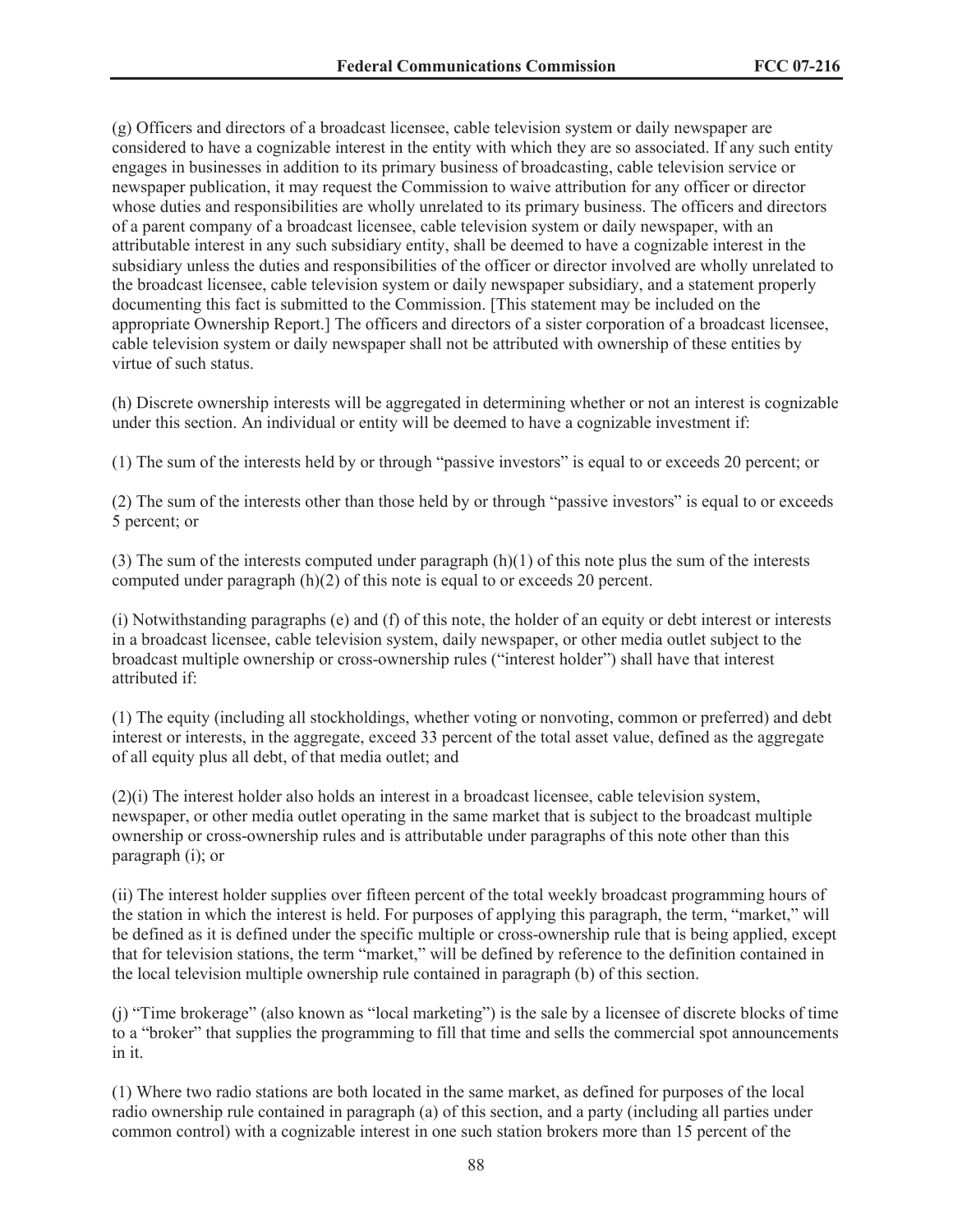(g) Officers and directors of a broadcast licensee, cable television system or daily newspaper are considered to have a cognizable interest in the entity with which they are so associated. If any such entity engages in businesses in addition to its primary business of broadcasting, cable television service or newspaper publication, it may request the Commission to waive attribution for any officer or director whose duties and responsibilities are wholly unrelated to its primary business. The officers and directors of a parent company of a broadcast licensee, cable television system or daily newspaper, with an attributable interest in any such subsidiary entity, shall be deemed to have a cognizable interest in the subsidiary unless the duties and responsibilities of the officer or director involved are wholly unrelated to the broadcast licensee, cable television system or daily newspaper subsidiary, and a statement properly documenting this fact is submitted to the Commission. [This statement may be included on the appropriate Ownership Report.] The officers and directors of a sister corporation of a broadcast licensee, cable television system or daily newspaper shall not be attributed with ownership of these entities by virtue of such status.

(h) Discrete ownership interests will be aggregated in determining whether or not an interest is cognizable under this section. An individual or entity will be deemed to have a cognizable investment if:

(1) The sum of the interests held by or through "passive investors" is equal to or exceeds 20 percent; or

(2) The sum of the interests other than those held by or through "passive investors" is equal to or exceeds 5 percent; or

(3) The sum of the interests computed under paragraph (h)(1) of this note plus the sum of the interests computed under paragraph (h)(2) of this note is equal to or exceeds 20 percent.

(i) Notwithstanding paragraphs (e) and (f) of this note, the holder of an equity or debt interest or interests in a broadcast licensee, cable television system, daily newspaper, or other media outlet subject to the broadcast multiple ownership or cross-ownership rules ("interest holder") shall have that interest attributed if:

(1) The equity (including all stockholdings, whether voting or nonvoting, common or preferred) and debt interest or interests, in the aggregate, exceed 33 percent of the total asset value, defined as the aggregate of all equity plus all debt, of that media outlet; and

(2)(i) The interest holder also holds an interest in a broadcast licensee, cable television system, newspaper, or other media outlet operating in the same market that is subject to the broadcast multiple ownership or cross-ownership rules and is attributable under paragraphs of this note other than this paragraph (i); or

(ii) The interest holder supplies over fifteen percent of the total weekly broadcast programming hours of the station in which the interest is held. For purposes of applying this paragraph, the term, "market," will be defined as it is defined under the specific multiple or cross-ownership rule that is being applied, except that for television stations, the term "market," will be defined by reference to the definition contained in the local television multiple ownership rule contained in paragraph (b) of this section.

(j) "Time brokerage" (also known as "local marketing") is the sale by a licensee of discrete blocks of time to a "broker" that supplies the programming to fill that time and sells the commercial spot announcements in it.

(1) Where two radio stations are both located in the same market, as defined for purposes of the local radio ownership rule contained in paragraph (a) of this section, and a party (including all parties under common control) with a cognizable interest in one such station brokers more than 15 percent of the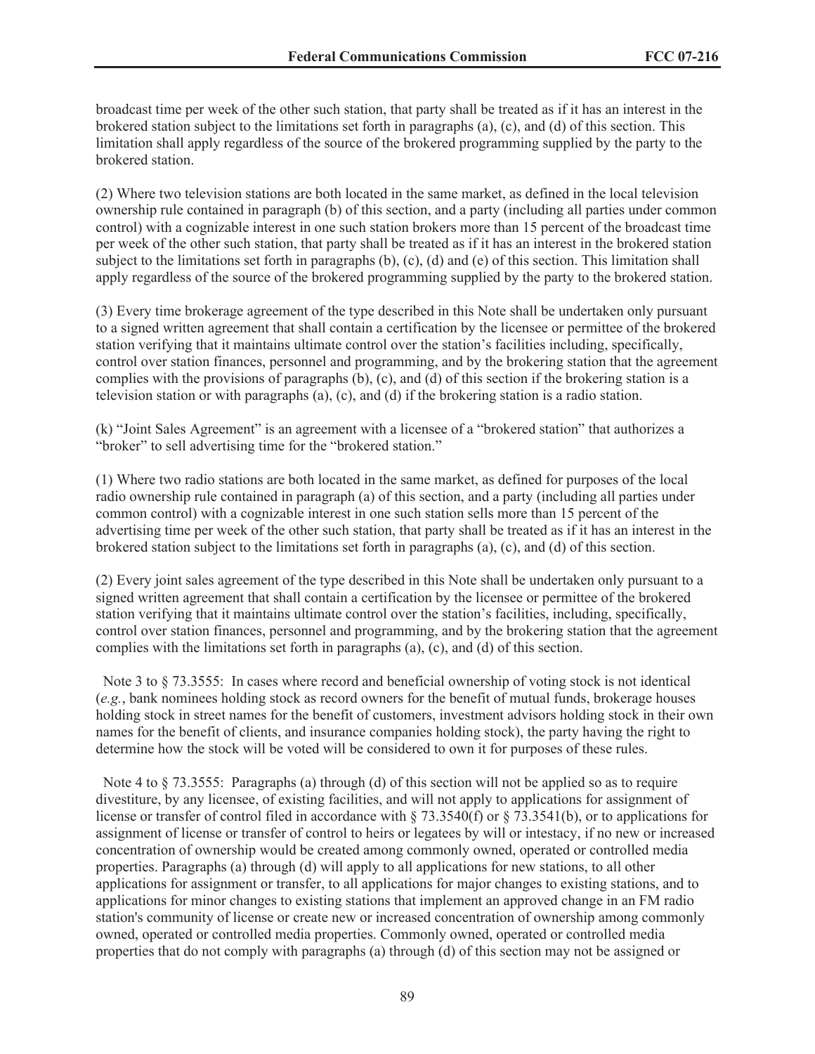broadcast time per week of the other such station, that party shall be treated as if it has an interest in the brokered station subject to the limitations set forth in paragraphs (a), (c), and (d) of this section. This limitation shall apply regardless of the source of the brokered programming supplied by the party to the brokered station.

(2) Where two television stations are both located in the same market, as defined in the local television ownership rule contained in paragraph (b) of this section, and a party (including all parties under common control) with a cognizable interest in one such station brokers more than 15 percent of the broadcast time per week of the other such station, that party shall be treated as if it has an interest in the brokered station subject to the limitations set forth in paragraphs (b), (c), (d) and (e) of this section. This limitation shall apply regardless of the source of the brokered programming supplied by the party to the brokered station.

(3) Every time brokerage agreement of the type described in this Note shall be undertaken only pursuant to a signed written agreement that shall contain a certification by the licensee or permittee of the brokered station verifying that it maintains ultimate control over the station's facilities including, specifically, control over station finances, personnel and programming, and by the brokering station that the agreement complies with the provisions of paragraphs (b), (c), and (d) of this section if the brokering station is a television station or with paragraphs (a), (c), and (d) if the brokering station is a radio station.

(k) "Joint Sales Agreement" is an agreement with a licensee of a "brokered station" that authorizes a "broker" to sell advertising time for the "brokered station."

(1) Where two radio stations are both located in the same market, as defined for purposes of the local radio ownership rule contained in paragraph (a) of this section, and a party (including all parties under common control) with a cognizable interest in one such station sells more than 15 percent of the advertising time per week of the other such station, that party shall be treated as if it has an interest in the brokered station subject to the limitations set forth in paragraphs (a), (c), and (d) of this section.

(2) Every joint sales agreement of the type described in this Note shall be undertaken only pursuant to a signed written agreement that shall contain a certification by the licensee or permittee of the brokered station verifying that it maintains ultimate control over the station's facilities, including, specifically, control over station finances, personnel and programming, and by the brokering station that the agreement complies with the limitations set forth in paragraphs (a), (c), and (d) of this section.

Note 3 to § 73.3555: In cases where record and beneficial ownership of voting stock is not identical (*e.g.*, bank nominees holding stock as record owners for the benefit of mutual funds, brokerage houses holding stock in street names for the benefit of customers, investment advisors holding stock in their own names for the benefit of clients, and insurance companies holding stock), the party having the right to determine how the stock will be voted will be considered to own it for purposes of these rules.

Note 4 to § 73.3555: Paragraphs (a) through (d) of this section will not be applied so as to require divestiture, by any licensee, of existing facilities, and will not apply to applications for assignment of license or transfer of control filed in accordance with § 73.3540(f) or § 73.3541(b), or to applications for assignment of license or transfer of control to heirs or legatees by will or intestacy, if no new or increased concentration of ownership would be created among commonly owned, operated or controlled media properties. Paragraphs (a) through (d) will apply to all applications for new stations, to all other applications for assignment or transfer, to all applications for major changes to existing stations, and to applications for minor changes to existing stations that implement an approved change in an FM radio station's community of license or create new or increased concentration of ownership among commonly owned, operated or controlled media properties. Commonly owned, operated or controlled media properties that do not comply with paragraphs (a) through (d) of this section may not be assigned or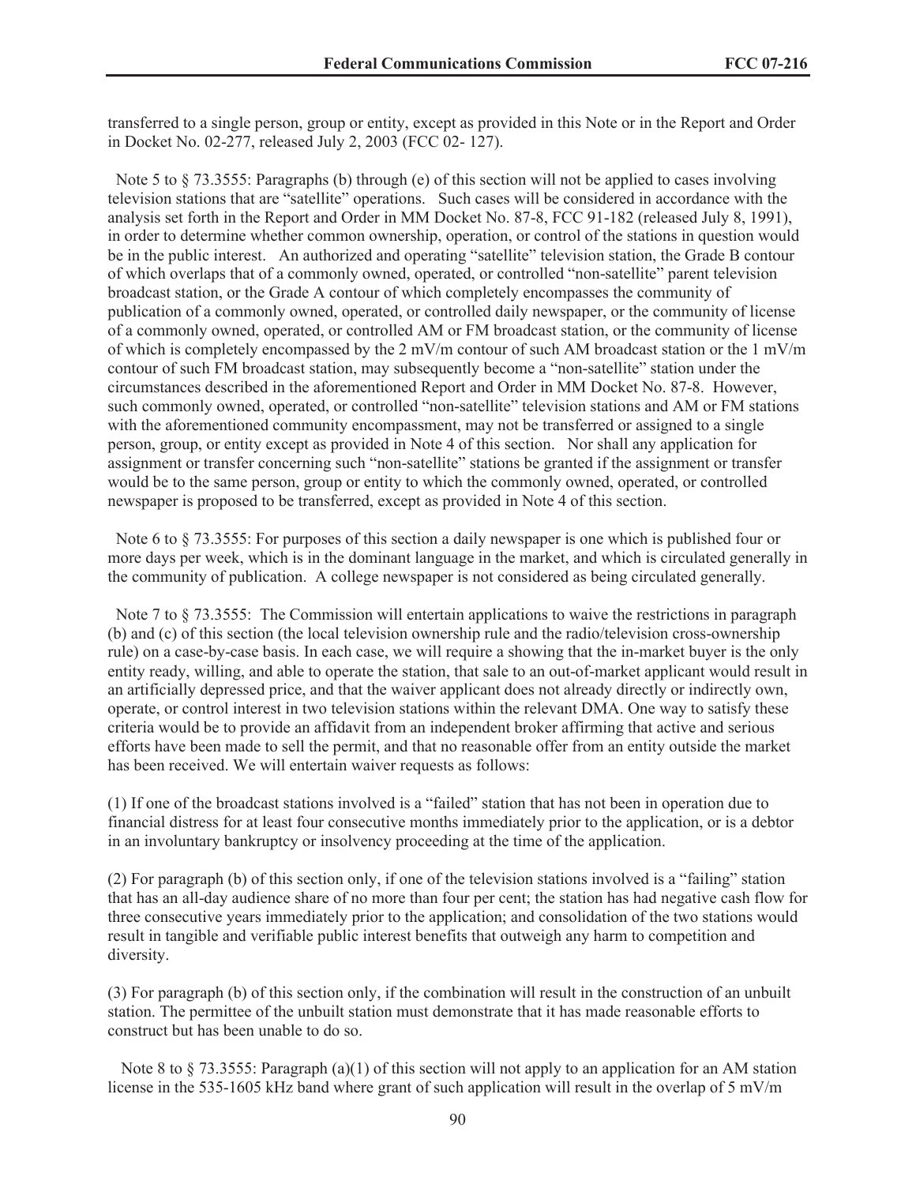transferred to a single person, group or entity, except as provided in this Note or in the Report and Order in Docket No. 02-277, released July 2, 2003 (FCC 02- 127).

Note 5 to § 73.3555: Paragraphs (b) through (e) of this section will not be applied to cases involving television stations that are "satellite" operations. Such cases will be considered in accordance with the analysis set forth in the Report and Order in MM Docket No. 87-8, FCC 91-182 (released July 8, 1991), in order to determine whether common ownership, operation, or control of the stations in question would be in the public interest. An authorized and operating "satellite" television station, the Grade B contour of which overlaps that of a commonly owned, operated, or controlled "non-satellite" parent television broadcast station, or the Grade A contour of which completely encompasses the community of publication of a commonly owned, operated, or controlled daily newspaper, or the community of license of a commonly owned, operated, or controlled AM or FM broadcast station, or the community of license of which is completely encompassed by the 2 mV/m contour of such AM broadcast station or the 1 mV/m contour of such FM broadcast station, may subsequently become a "non-satellite" station under the circumstances described in the aforementioned Report and Order in MM Docket No. 87-8. However, such commonly owned, operated, or controlled "non-satellite" television stations and AM or FM stations with the aforementioned community encompassment, may not be transferred or assigned to a single person, group, or entity except as provided in Note 4 of this section. Nor shall any application for assignment or transfer concerning such "non-satellite" stations be granted if the assignment or transfer would be to the same person, group or entity to which the commonly owned, operated, or controlled newspaper is proposed to be transferred, except as provided in Note 4 of this section.

Note 6 to § 73.3555: For purposes of this section a daily newspaper is one which is published four or more days per week, which is in the dominant language in the market, and which is circulated generally in the community of publication. A college newspaper is not considered as being circulated generally.

Note 7 to § 73.3555: The Commission will entertain applications to waive the restrictions in paragraph (b) and (c) of this section (the local television ownership rule and the radio/television cross-ownership rule) on a case-by-case basis. In each case, we will require a showing that the in-market buyer is the only entity ready, willing, and able to operate the station, that sale to an out-of-market applicant would result in an artificially depressed price, and that the waiver applicant does not already directly or indirectly own, operate, or control interest in two television stations within the relevant DMA. One way to satisfy these criteria would be to provide an affidavit from an independent broker affirming that active and serious efforts have been made to sell the permit, and that no reasonable offer from an entity outside the market has been received. We will entertain waiver requests as follows:

(1) If one of the broadcast stations involved is a "failed" station that has not been in operation due to financial distress for at least four consecutive months immediately prior to the application, or is a debtor in an involuntary bankruptcy or insolvency proceeding at the time of the application.

(2) For paragraph (b) of this section only, if one of the television stations involved is a "failing" station that has an all-day audience share of no more than four per cent; the station has had negative cash flow for three consecutive years immediately prior to the application; and consolidation of the two stations would result in tangible and verifiable public interest benefits that outweigh any harm to competition and diversity.

(3) For paragraph (b) of this section only, if the combination will result in the construction of an unbuilt station. The permittee of the unbuilt station must demonstrate that it has made reasonable efforts to construct but has been unable to do so.

Note 8 to § 73.3555: Paragraph (a)(1) of this section will not apply to an application for an AM station license in the 535-1605 kHz band where grant of such application will result in the overlap of 5 mV/m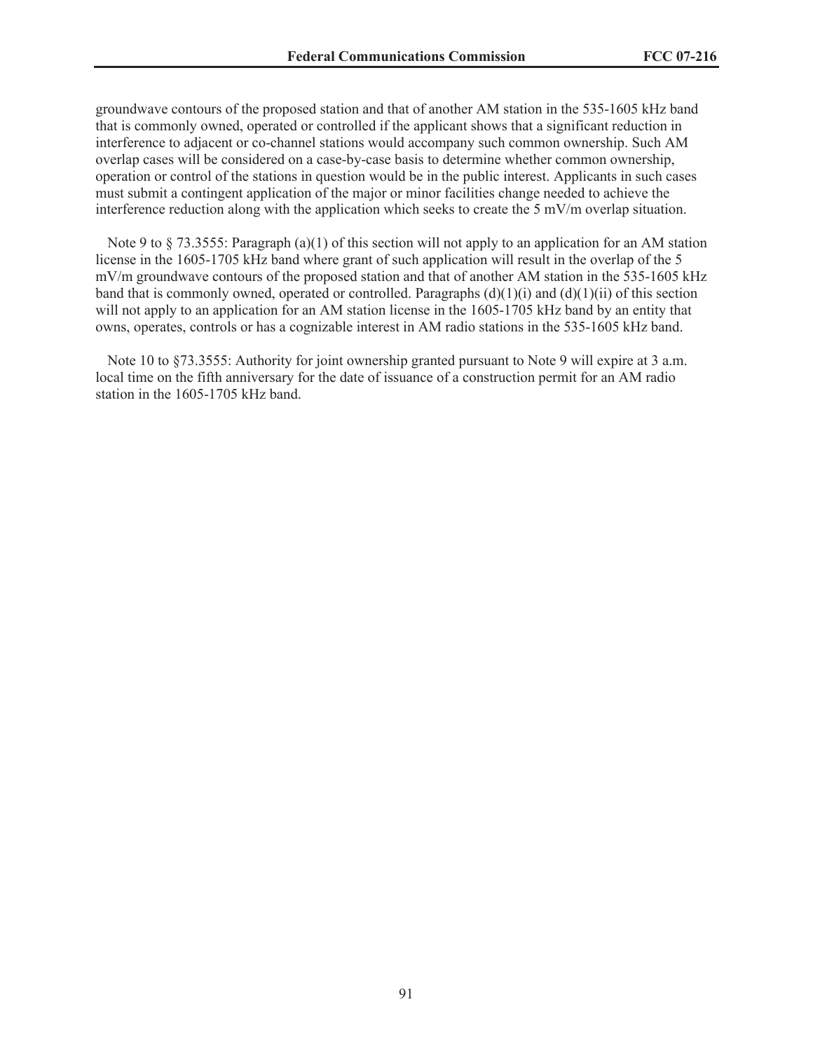groundwave contours of the proposed station and that of another AM station in the 535-1605 kHz band that is commonly owned, operated or controlled if the applicant shows that a significant reduction in interference to adjacent or co-channel stations would accompany such common ownership. Such AM overlap cases will be considered on a case-by-case basis to determine whether common ownership, operation or control of the stations in question would be in the public interest. Applicants in such cases must submit a contingent application of the major or minor facilities change needed to achieve the interference reduction along with the application which seeks to create the 5 mV/m overlap situation.

Note 9 to § 73.3555: Paragraph (a)(1) of this section will not apply to an application for an AM station license in the 1605-1705 kHz band where grant of such application will result in the overlap of the 5 mV/m groundwave contours of the proposed station and that of another AM station in the 535-1605 kHz band that is commonly owned, operated or controlled. Paragraphs (d)(1)(i) and (d)(1)(ii) of this section will not apply to an application for an AM station license in the 1605-1705 kHz band by an entity that owns, operates, controls or has a cognizable interest in AM radio stations in the 535-1605 kHz band.

Note 10 to §73.3555: Authority for joint ownership granted pursuant to Note 9 will expire at 3 a.m. local time on the fifth anniversary for the date of issuance of a construction permit for an AM radio station in the 1605-1705 kHz band.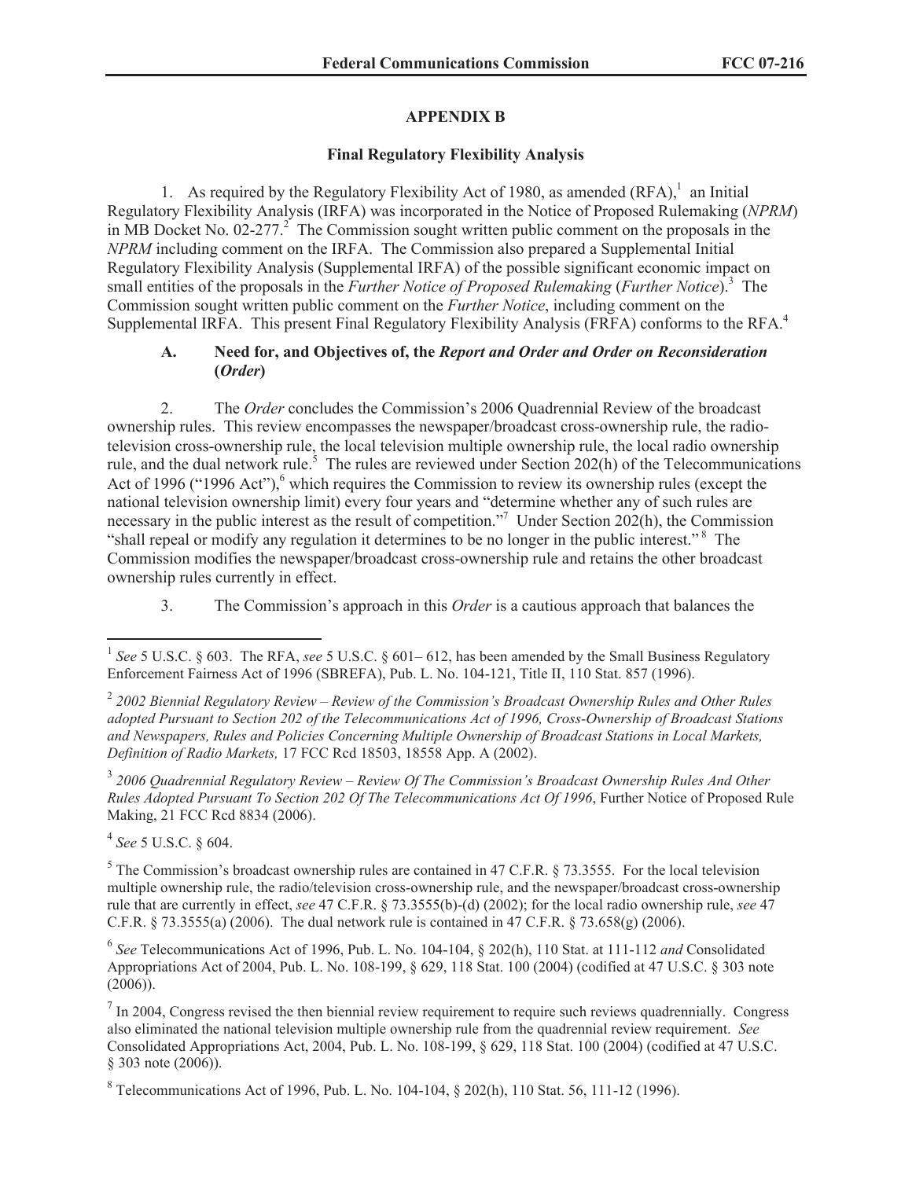## APPENDIX B

### Final Regulatory Flexibility Analysis

1. As required by the Regulatory Flexibility Act of 1980, as amended (RFA),[1] an Initial Regulatory Flexibility Analysis (IRFA) was incorporated in the Notice of Proposed Rulemaking (*NPRM*) in MB Docket No. 02-277.[2] The Commission sought written public comment on the proposals in the *NPRM* including comment on the IRFA. The Commission also prepared a Supplemental Initial Regulatory Flexibility Analysis (Supplemental IRFA) of the possible significant economic impact on small entities of the proposals in the *Further Notice of Proposed Rulemaking* (*Further Notice*).[3] The Commission sought written public comment on the *Further Notice*, including comment on the Supplemental IRFA. This present Final Regulatory Flexibility Analysis (FRFA) conforms to the RFA.[4]

#### A. Need for, and Objectives of, the *Report and Order and Order on Reconsideration* (*Order*)

2. The *Order* concludes the Commission's 2006 Quadrennial Review of the broadcast ownership rules. This review encompasses the newspaper/broadcast cross-ownership rule, the radio-television cross-ownership rule, the local television multiple ownership rule, the local radio ownership rule, and the dual network rule.[5] The rules are reviewed under Section 202(h) of the Telecommunications Act of 1996 ("1996 Act"),[6] which requires the Commission to review its ownership rules (except the national television ownership limit) every four years and "determine whether any of such rules are necessary in the public interest as the result of competition."[7] Under Section 202(h), the Commission "shall repeal or modify any regulation it determines to be no longer in the public interest."[8] The Commission modifies the newspaper/broadcast cross-ownership rule and retains the other broadcast ownership rules currently in effect.

3. The Commission's approach in this *Order* is a cautious approach that balances the

---

[1] *See* 5 U.S.C. § 603. The RFA, *see* 5 U.S.C. § 601– 612, has been amended by the Small Business Regulatory Enforcement Fairness Act of 1996 (SBREFA), Pub. L. No. 104-121, Title II, 110 Stat. 857 (1996).

[2] *2002 Biennial Regulatory Review – Review of the Commission's Broadcast Ownership Rules and Other Rules adopted Pursuant to Section 202 of the Telecommunications Act of 1996, Cross-Ownership of Broadcast Stations and Newspapers, Rules and Policies Concerning Multiple Ownership of Broadcast Stations in Local Markets, Definition of Radio Markets,* 17 FCC Rcd 18503, 18558 App. A (2002).

[3] *2006 Quadrennial Regulatory Review – Review Of The Commission's Broadcast Ownership Rules And Other Rules Adopted Pursuant To Section 202 Of The Telecommunications Act Of 1996*, Further Notice of Proposed Rule Making, 21 FCC Rcd 8834 (2006).

[4] *See* 5 U.S.C. § 604.

[5] The Commission's broadcast ownership rules are contained in 47 C.F.R. § 73.3555. For the local television multiple ownership rule, the radio/television cross-ownership rule, and the newspaper/broadcast cross-ownership rule that are currently in effect, *see* 47 C.F.R. § 73.3555(b)-(d) (2002); for the local radio ownership rule, *see* 47 C.F.R. § 73.3555(a) (2006). The dual network rule is contained in 47 C.F.R. § 73.658(g) (2006).

[6] *See* Telecommunications Act of 1996, Pub. L. No. 104-104, § 202(h), 110 Stat. at 111-112 *and* Consolidated Appropriations Act of 2004, Pub. L. No. 108-199, § 629, 118 Stat. 100 (2004) (codified at 47 U.S.C. § 303 note (2006)).

[7] In 2004, Congress revised the then biennial review requirement to require such reviews quadrennially. Congress also eliminated the national television multiple ownership rule from the quadrennial review requirement. *See* Consolidated Appropriations Act, 2004, Pub. L. No. 108-199, § 629, 118 Stat. 100 (2004) (codified at 47 U.S.C. § 303 note (2006)).

[8] Telecommunications Act of 1996, Pub. L. No. 104-104, § 202(h), 110 Stat. 56, 111-12 (1996).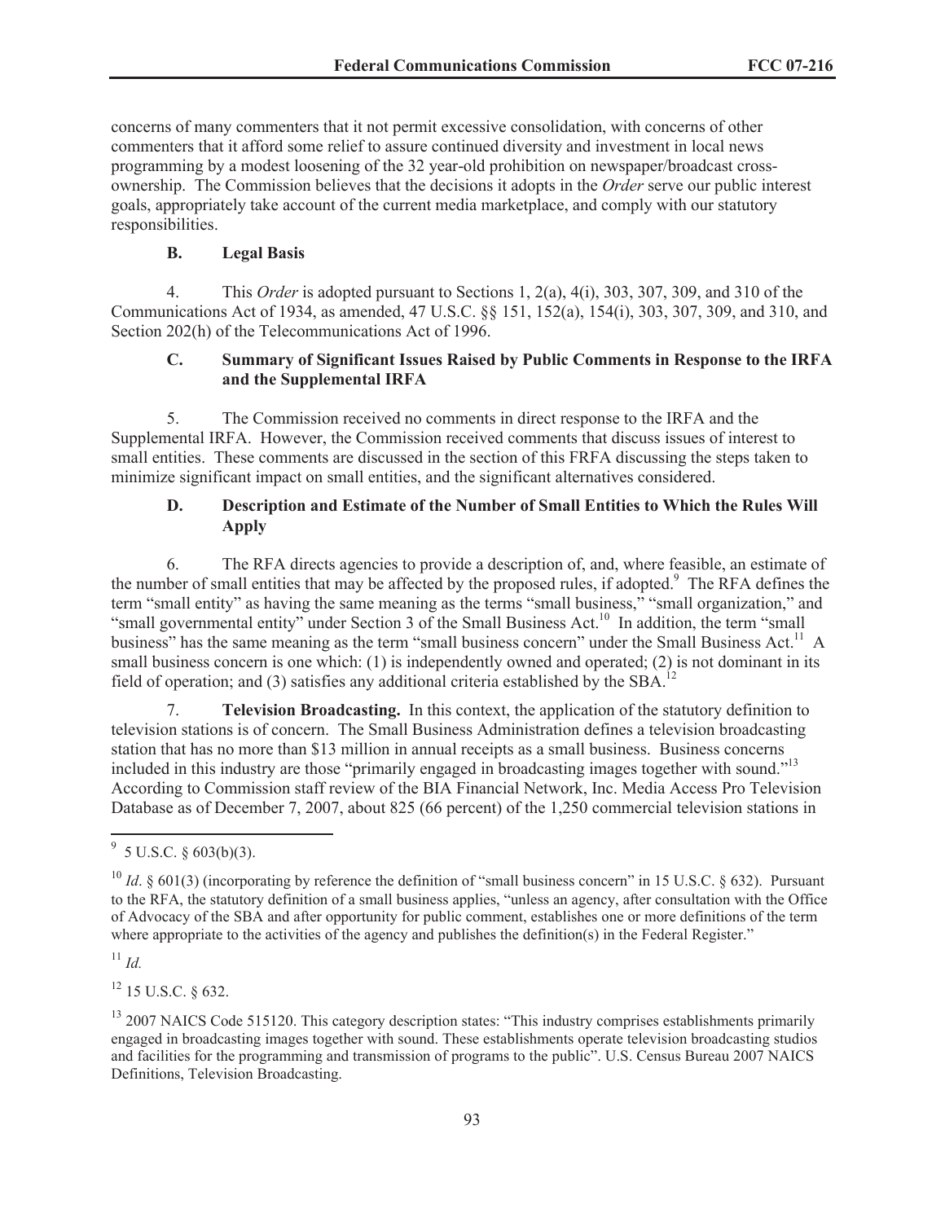concerns of many commenters that it not permit excessive consolidation, with concerns of other commenters that it afford some relief to assure continued diversity and investment in local news programming by a modest loosening of the 32 year-old prohibition on newspaper/broadcast cross-ownership. The Commission believes that the decisions it adopts in the *Order* serve our public interest goals, appropriately take account of the current media marketplace, and comply with our statutory responsibilities.

### B. Legal Basis

4. This *Order* is adopted pursuant to Sections 1, 2(a), 4(i), 303, 307, 309, and 310 of the Communications Act of 1934, as amended, 47 U.S.C. §§ 151, 152(a), 154(i), 303, 307, 309, and 310, and Section 202(h) of the Telecommunications Act of 1996.

### C. Summary of Significant Issues Raised by Public Comments in Response to the IRFA and the Supplemental IRFA

5. The Commission received no comments in direct response to the IRFA and the Supplemental IRFA. However, the Commission received comments that discuss issues of interest to small entities. These comments are discussed in the section of this FRFA discussing the steps taken to minimize significant impact on small entities, and the significant alternatives considered.

### D. Description and Estimate of the Number of Small Entities to Which the Rules Will Apply

6. The RFA directs agencies to provide a description of, and, where feasible, an estimate of the number of small entities that may be affected by the proposed rules, if adopted.[9] The RFA defines the term "small entity" as having the same meaning as the terms "small business," "small organization," and "small governmental entity" under Section 3 of the Small Business Act.[10] In addition, the term "small business" has the same meaning as the term "small business concern" under the Small Business Act.[11] A small business concern is one which: (1) is independently owned and operated; (2) is not dominant in its field of operation; and (3) satisfies any additional criteria established by the SBA.[12]

7. **Television Broadcasting.** In this context, the application of the statutory definition to television stations is of concern. The Small Business Administration defines a television broadcasting station that has no more than $13 million in annual receipts as a small business. Business concerns included in this industry are those "primarily engaged in broadcasting images together with sound."[13] According to Commission staff review of the BIA Financial Network, Inc. Media Access Pro Television Database as of December 7, 2007, about 825 (66 percent) of the 1,250 commercial television stations in

---

[9] 5 U.S.C. § 603(b)(3).

[10] *Id*. § 601(3) (incorporating by reference the definition of "small business concern" in 15 U.S.C. § 632). Pursuant to the RFA, the statutory definition of a small business applies, "unless an agency, after consultation with the Office of Advocacy of the SBA and after opportunity for public comment, establishes one or more definitions of the term where appropriate to the activities of the agency and publishes the definition(s) in the Federal Register."

[11] *Id.*

[12] 15 U.S.C. § 632.

[13] 2007 NAICS Code 515120. This category description states: "This industry comprises establishments primarily engaged in broadcasting images together with sound. These establishments operate television broadcasting studios and facilities for the programming and transmission of programs to the public". U.S. Census Bureau 2007 NAICS Definitions, Television Broadcasting.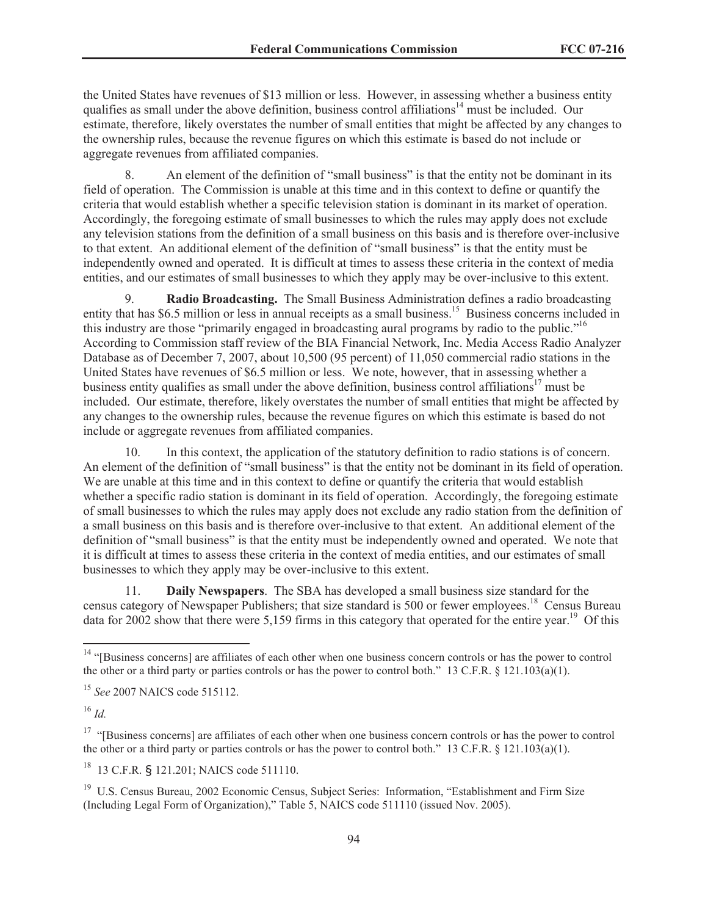the United States have revenues of $13 million or less. However, in assessing whether a business entity qualifies as small under the above definition, business control affiliations[14] must be included. Our estimate, therefore, likely overstates the number of small entities that might be affected by any changes to the ownership rules, because the revenue figures on which this estimate is based do not include or aggregate revenues from affiliated companies.

8. An element of the definition of "small business" is that the entity not be dominant in its field of operation. The Commission is unable at this time and in this context to define or quantify the criteria that would establish whether a specific television station is dominant in its market of operation. Accordingly, the foregoing estimate of small businesses to which the rules may apply does not exclude any television stations from the definition of a small business on this basis and is therefore over-inclusive to that extent. An additional element of the definition of "small business" is that the entity must be independently owned and operated. It is difficult at times to assess these criteria in the context of media entities, and our estimates of small businesses to which they apply may be over-inclusive to this extent.

9. **Radio Broadcasting.** The Small Business Administration defines a radio broadcasting entity that has $6.5 million or less in annual receipts as a small business.[15] Business concerns included in this industry are those "primarily engaged in broadcasting aural programs by radio to the public."[16] According to Commission staff review of the BIA Financial Network, Inc. Media Access Radio Analyzer Database as of December 7, 2007, about 10,500 (95 percent) of 11,050 commercial radio stations in the United States have revenues of $6.5 million or less. We note, however, that in assessing whether a business entity qualifies as small under the above definition, business control affiliations[17] must be included. Our estimate, therefore, likely overstates the number of small entities that might be affected by any changes to the ownership rules, because the revenue figures on which this estimate is based do not include or aggregate revenues from affiliated companies.

10. In this context, the application of the statutory definition to radio stations is of concern. An element of the definition of "small business" is that the entity not be dominant in its field of operation. We are unable at this time and in this context to define or quantify the criteria that would establish whether a specific radio station is dominant in its field of operation. Accordingly, the foregoing estimate of small businesses to which the rules may apply does not exclude any radio station from the definition of a small business on this basis and is therefore over-inclusive to that extent. An additional element of the definition of "small business" is that the entity must be independently owned and operated. We note that it is difficult at times to assess these criteria in the context of media entities, and our estimates of small businesses to which they apply may be over-inclusive to this extent.

11. **Daily Newspapers**. The SBA has developed a small business size standard for the census category of Newspaper Publishers; that size standard is 500 or fewer employees.[18] Census Bureau data for 2002 show that there were 5,159 firms in this category that operated for the entire year.[19] Of this

---

[14] "[Business concerns] are affiliates of each other when one business concern controls or has the power to control the other or a third party or parties controls or has the power to control both." 13 C.F.R. § 121.103(a)(1).

[15] *See* 2007 NAICS code 515112.

[16] *Id.*

[17] "[Business concerns] are affiliates of each other when one business concern controls or has the power to control the other or a third party or parties controls or has the power to control both." 13 C.F.R. § 121.103(a)(1).

[18] 13 C.F.R. § 121.201; NAICS code 511110.

[19] U.S. Census Bureau, 2002 Economic Census, Subject Series: Information, "Establishment and Firm Size (Including Legal Form of Organization)," Table 5, NAICS code 511110 (issued Nov. 2005).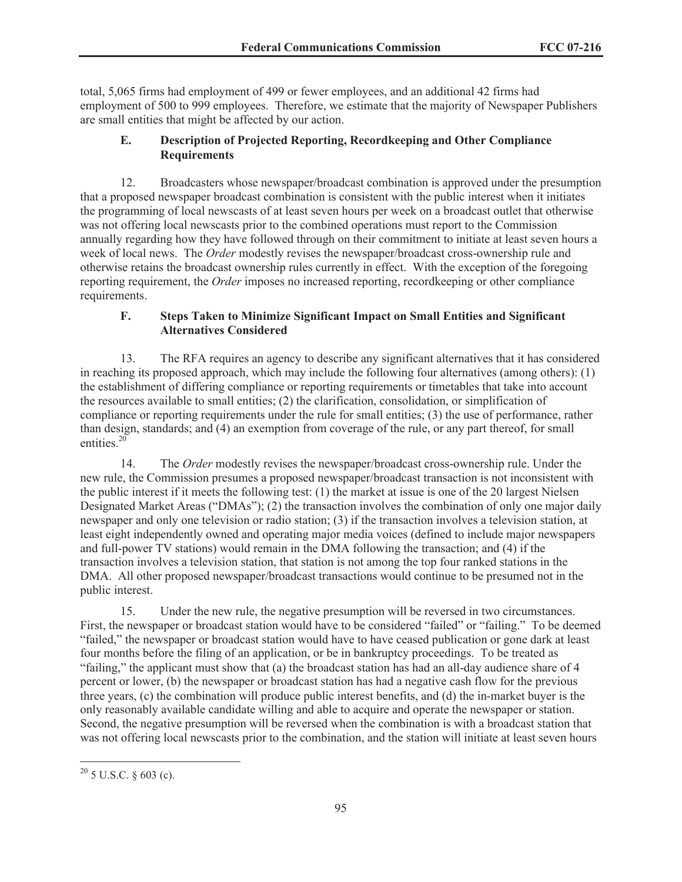total, 5,065 firms had employment of 499 or fewer employees, and an additional 42 firms had employment of 500 to 999 employees. Therefore, we estimate that the majority of Newspaper Publishers are small entities that might be affected by our action.

### E. Description of Projected Reporting, Recordkeeping and Other Compliance Requirements

12. Broadcasters whose newspaper/broadcast combination is approved under the presumption that a proposed newspaper broadcast combination is consistent with the public interest when it initiates the programming of local newscasts of at least seven hours per week on a broadcast outlet that otherwise was not offering local newscasts prior to the combined operations must report to the Commission annually regarding how they have followed through on their commitment to initiate at least seven hours a week of local news. The *Order* modestly revises the newspaper/broadcast cross-ownership rule and otherwise retains the broadcast ownership rules currently in effect. With the exception of the foregoing reporting requirement, the *Order* imposes no increased reporting, recordkeeping or other compliance requirements.

### F. Steps Taken to Minimize Significant Impact on Small Entities and Significant Alternatives Considered

13. The RFA requires an agency to describe any significant alternatives that it has considered in reaching its proposed approach, which may include the following four alternatives (among others): (1) the establishment of differing compliance or reporting requirements or timetables that take into account the resources available to small entities; (2) the clarification, consolidation, or simplification of compliance or reporting requirements under the rule for small entities; (3) the use of performance, rather than design, standards; and (4) an exemption from coverage of the rule, or any part thereof, for small entities.[20]

14. The *Order* modestly revises the newspaper/broadcast cross-ownership rule. Under the new rule, the Commission presumes a proposed newspaper/broadcast transaction is not inconsistent with the public interest if it meets the following test: (1) the market at issue is one of the 20 largest Nielsen Designated Market Areas ("DMAs"); (2) the transaction involves the combination of only one major daily newspaper and only one television or radio station; (3) if the transaction involves a television station, at least eight independently owned and operating major media voices (defined to include major newspapers and full-power TV stations) would remain in the DMA following the transaction; and (4) if the transaction involves a television station, that station is not among the top four ranked stations in the DMA. All other proposed newspaper/broadcast transactions would continue to be presumed not in the public interest.

15. Under the new rule, the negative presumption will be reversed in two circumstances. First, the newspaper or broadcast station would have to be considered "failed" or "failing." To be deemed "failed," the newspaper or broadcast station would have to have ceased publication or gone dark at least four months before the filing of an application, or be in bankruptcy proceedings. To be treated as "failing," the applicant must show that (a) the broadcast station has had an all-day audience share of 4 percent or lower, (b) the newspaper or broadcast station has had a negative cash flow for the previous three years, (c) the combination will produce public interest benefits, and (d) the in-market buyer is the only reasonably available candidate willing and able to acquire and operate the newspaper or station. Second, the negative presumption will be reversed when the combination is with a broadcast station that was not offering local newscasts prior to the combination, and the station will initiate at least seven hours

[20] 5 U.S.C. § 603 (c).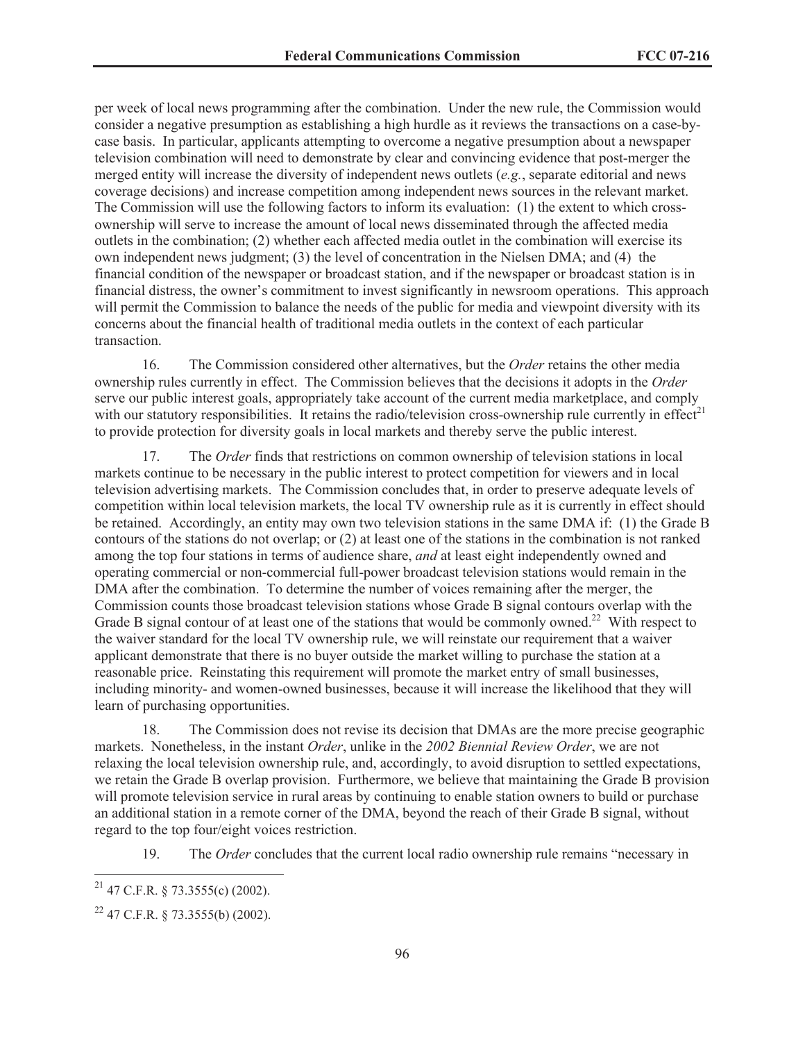per week of local news programming after the combination. Under the new rule, the Commission would consider a negative presumption as establishing a high hurdle as it reviews the transactions on a case-by-case basis. In particular, applicants attempting to overcome a negative presumption about a newspaper television combination will need to demonstrate by clear and convincing evidence that post-merger the merged entity will increase the diversity of independent news outlets (*e.g.*, separate editorial and news coverage decisions) and increase competition among independent news sources in the relevant market. The Commission will use the following factors to inform its evaluation: (1) the extent to which cross-ownership will serve to increase the amount of local news disseminated through the affected media outlets in the combination; (2) whether each affected media outlet in the combination will exercise its own independent news judgment; (3) the level of concentration in the Nielsen DMA; and (4) the financial condition of the newspaper or broadcast station, and if the newspaper or broadcast station is in financial distress, the owner's commitment to invest significantly in newsroom operations. This approach will permit the Commission to balance the needs of the public for media and viewpoint diversity with its concerns about the financial health of traditional media outlets in the context of each particular transaction.

16. The Commission considered other alternatives, but the *Order* retains the other media ownership rules currently in effect. The Commission believes that the decisions it adopts in the *Order* serve our public interest goals, appropriately take account of the current media marketplace, and comply with our statutory responsibilities. It retains the radio/television cross-ownership rule currently in effect[21] to provide protection for diversity goals in local markets and thereby serve the public interest.

17. The *Order* finds that restrictions on common ownership of television stations in local markets continue to be necessary in the public interest to protect competition for viewers and in local television advertising markets. The Commission concludes that, in order to preserve adequate levels of competition within local television markets, the local TV ownership rule as it is currently in effect should be retained. Accordingly, an entity may own two television stations in the same DMA if: (1) the Grade B contours of the stations do not overlap; or (2) at least one of the stations in the combination is not ranked among the top four stations in terms of audience share, *and* at least eight independently owned and operating commercial or non-commercial full-power broadcast television stations would remain in the DMA after the combination. To determine the number of voices remaining after the merger, the Commission counts those broadcast television stations whose Grade B signal contours overlap with the Grade B signal contour of at least one of the stations that would be commonly owned.[22] With respect to the waiver standard for the local TV ownership rule, we will reinstate our requirement that a waiver applicant demonstrate that there is no buyer outside the market willing to purchase the station at a reasonable price. Reinstating this requirement will promote the market entry of small businesses, including minority- and women-owned businesses, because it will increase the likelihood that they will learn of purchasing opportunities.

18. The Commission does not revise its decision that DMAs are the more precise geographic markets. Nonetheless, in the instant *Order*, unlike in the *2002 Biennial Review Order*, we are not relaxing the local television ownership rule, and, accordingly, to avoid disruption to settled expectations, we retain the Grade B overlap provision. Furthermore, we believe that maintaining the Grade B provision will promote television service in rural areas by continuing to enable station owners to build or purchase an additional station in a remote corner of the DMA, beyond the reach of their Grade B signal, without regard to the top four/eight voices restriction.

19. The *Order* concludes that the current local radio ownership rule remains "necessary in

---

[21] 47 C.F.R. § 73.3555(c) (2002).

[22] 47 C.F.R. § 73.3555(b) (2002).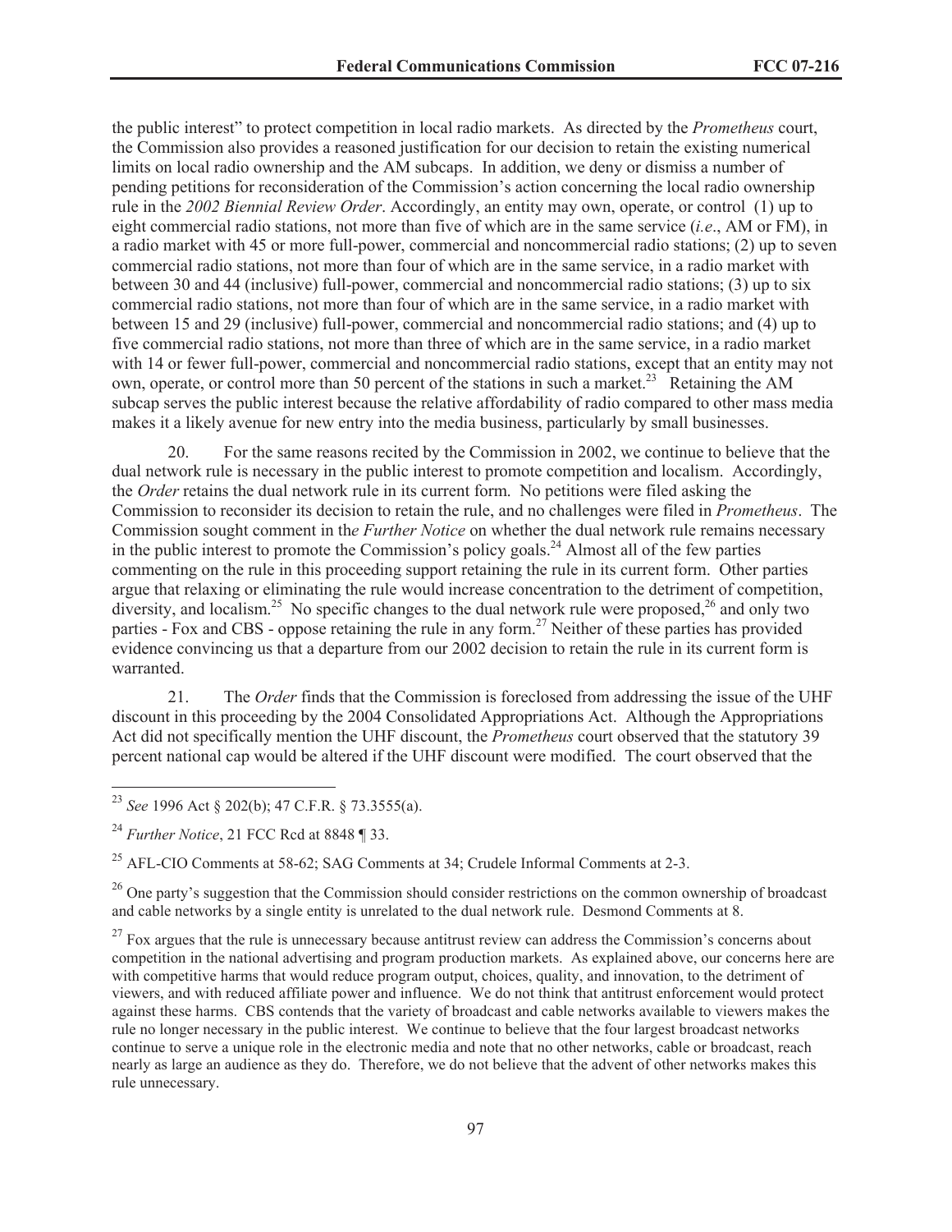the public interest" to protect competition in local radio markets. As directed by the *Prometheus* court, the Commission also provides a reasoned justification for our decision to retain the existing numerical limits on local radio ownership and the AM subcaps. In addition, we deny or dismiss a number of pending petitions for reconsideration of the Commission's action concerning the local radio ownership rule in the *2002 Biennial Review Order*. Accordingly, an entity may own, operate, or control (1) up to eight commercial radio stations, not more than five of which are in the same service (*i.e*., AM or FM), in a radio market with 45 or more full-power, commercial and noncommercial radio stations; (2) up to seven commercial radio stations, not more than four of which are in the same service, in a radio market with between 30 and 44 (inclusive) full-power, commercial and noncommercial radio stations; (3) up to six commercial radio stations, not more than four of which are in the same service, in a radio market with between 15 and 29 (inclusive) full-power, commercial and noncommercial radio stations; and (4) up to five commercial radio stations, not more than three of which are in the same service, in a radio market with 14 or fewer full-power, commercial and noncommercial radio stations, except that an entity may not own, operate, or control more than 50 percent of the stations in such a market.[23] Retaining the AM subcap serves the public interest because the relative affordability of radio compared to other mass media makes it a likely avenue for new entry into the media business, particularly by small businesses.

20. For the same reasons recited by the Commission in 2002, we continue to believe that the dual network rule is necessary in the public interest to promote competition and localism. Accordingly, the *Order* retains the dual network rule in its current form. No petitions were filed asking the Commission to reconsider its decision to retain the rule, and no challenges were filed in *Prometheus*. The Commission sought comment in th*e Further Notice* on whether the dual network rule remains necessary in the public interest to promote the Commission's policy goals.[24] Almost all of the few parties commenting on the rule in this proceeding support retaining the rule in its current form. Other parties argue that relaxing or eliminating the rule would increase concentration to the detriment of competition, diversity, and localism.[25] No specific changes to the dual network rule were proposed,[26] and only two parties - Fox and CBS - oppose retaining the rule in any form.[27] Neither of these parties has provided evidence convincing us that a departure from our 2002 decision to retain the rule in its current form is warranted.

21. The *Order* finds that the Commission is foreclosed from addressing the issue of the UHF discount in this proceeding by the 2004 Consolidated Appropriations Act. Although the Appropriations Act did not specifically mention the UHF discount, the *Prometheus* court observed that the statutory 39 percent national cap would be altered if the UHF discount were modified. The court observed that the

---

[23] *See* 1996 Act § 202(b); 47 C.F.R. § 73.3555(a).

[24] *Further Notice*, 21 FCC Rcd at 8848 ¶ 33.

[25] AFL-CIO Comments at 58-62; SAG Comments at 34; Crudele Informal Comments at 2-3.

[26] One party's suggestion that the Commission should consider restrictions on the common ownership of broadcast and cable networks by a single entity is unrelated to the dual network rule. Desmond Comments at 8.

[27] Fox argues that the rule is unnecessary because antitrust review can address the Commission's concerns about competition in the national advertising and program production markets. As explained above, our concerns here are with competitive harms that would reduce program output, choices, quality, and innovation, to the detriment of viewers, and with reduced affiliate power and influence. We do not think that antitrust enforcement would protect against these harms. CBS contends that the variety of broadcast and cable networks available to viewers makes the rule no longer necessary in the public interest. We continue to believe that the four largest broadcast networks continue to serve a unique role in the electronic media and note that no other networks, cable or broadcast, reach nearly as large an audience as they do. Therefore, we do not believe that the advent of other networks makes this rule unnecessary.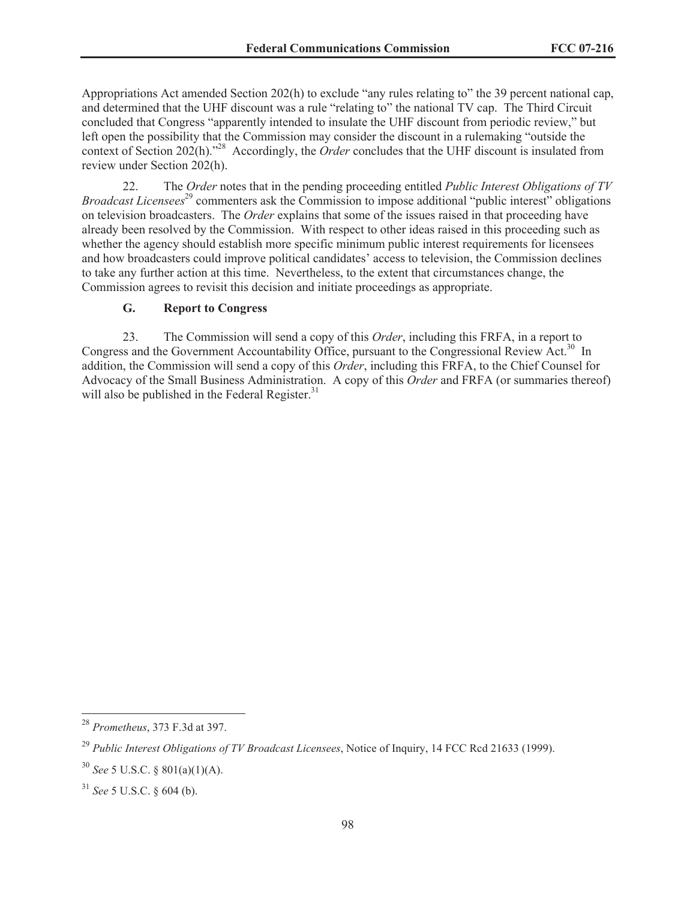Appropriations Act amended Section 202(h) to exclude "any rules relating to" the 39 percent national cap, and determined that the UHF discount was a rule "relating to" the national TV cap. The Third Circuit concluded that Congress "apparently intended to insulate the UHF discount from periodic review," but left open the possibility that the Commission may consider the discount in a rulemaking "outside the context of Section 202(h)."[28] Accordingly, the *Order* concludes that the UHF discount is insulated from review under Section 202(h).

22. The *Order* notes that in the pending proceeding entitled *Public Interest Obligations of TV Broadcast Licensees*[29] commenters ask the Commission to impose additional "public interest" obligations on television broadcasters. The *Order* explains that some of the issues raised in that proceeding have already been resolved by the Commission. With respect to other ideas raised in this proceeding such as whether the agency should establish more specific minimum public interest requirements for licensees and how broadcasters could improve political candidates' access to television, the Commission declines to take any further action at this time. Nevertheless, to the extent that circumstances change, the Commission agrees to revisit this decision and initiate proceedings as appropriate.

### G. Report to Congress

23. The Commission will send a copy of this *Order*, including this FRFA, in a report to Congress and the Government Accountability Office, pursuant to the Congressional Review Act.[30] In addition, the Commission will send a copy of this *Order*, including this FRFA, to the Chief Counsel for Advocacy of the Small Business Administration. A copy of this *Order* and FRFA (or summaries thereof) will also be published in the Federal Register.[31]

---

[28] *Prometheus*, 373 F.3d at 397.

[29] *Public Interest Obligations of TV Broadcast Licensees*, Notice of Inquiry, 14 FCC Rcd 21633 (1999).

[30] *See* 5 U.S.C. § 801(a)(1)(A).

[31] *See* 5 U.S.C. § 604 (b).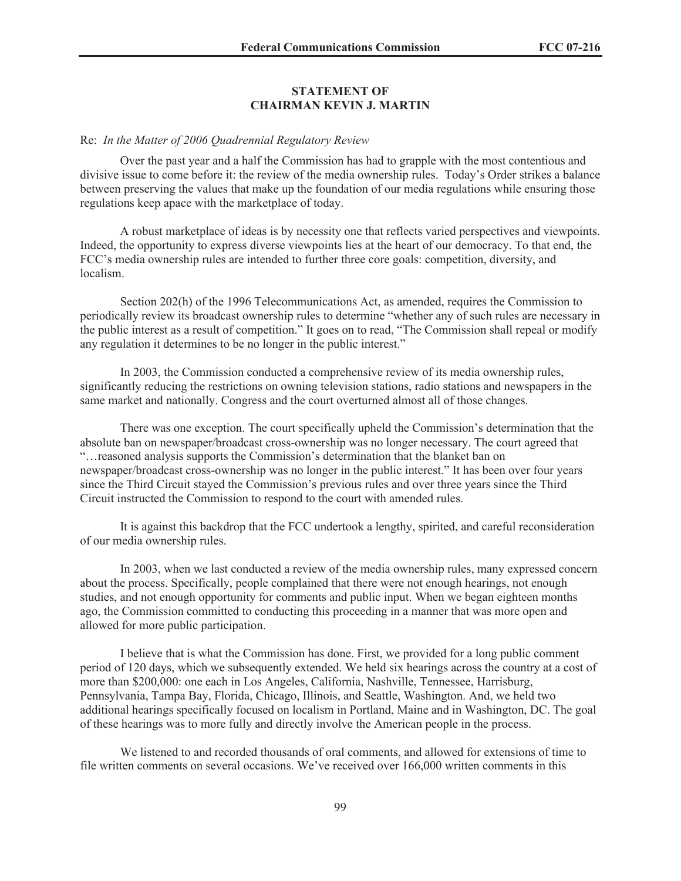## STATEMENT OF CHAIRMAN KEVIN J. MARTIN

Re: *In the Matter of 2006 Quadrennial Regulatory Review*

Over the past year and a half the Commission has had to grapple with the most contentious and divisive issue to come before it: the review of the media ownership rules. Today's Order strikes a balance between preserving the values that make up the foundation of our media regulations while ensuring those regulations keep apace with the marketplace of today.

A robust marketplace of ideas is by necessity one that reflects varied perspectives and viewpoints. Indeed, the opportunity to express diverse viewpoints lies at the heart of our democracy. To that end, the FCC's media ownership rules are intended to further three core goals: competition, diversity, and localism.

Section 202(h) of the 1996 Telecommunications Act, as amended, requires the Commission to periodically review its broadcast ownership rules to determine "whether any of such rules are necessary in the public interest as a result of competition." It goes on to read, "The Commission shall repeal or modify any regulation it determines to be no longer in the public interest."

In 2003, the Commission conducted a comprehensive review of its media ownership rules, significantly reducing the restrictions on owning television stations, radio stations and newspapers in the same market and nationally. Congress and the court overturned almost all of those changes.

There was one exception. The court specifically upheld the Commission's determination that the absolute ban on newspaper/broadcast cross-ownership was no longer necessary. The court agreed that "…reasoned analysis supports the Commission's determination that the blanket ban on newspaper/broadcast cross-ownership was no longer in the public interest." It has been over four years since the Third Circuit stayed the Commission's previous rules and over three years since the Third Circuit instructed the Commission to respond to the court with amended rules.

It is against this backdrop that the FCC undertook a lengthy, spirited, and careful reconsideration of our media ownership rules.

In 2003, when we last conducted a review of the media ownership rules, many expressed concern about the process. Specifically, people complained that there were not enough hearings, not enough studies, and not enough opportunity for comments and public input. When we began eighteen months ago, the Commission committed to conducting this proceeding in a manner that was more open and allowed for more public participation.

I believe that is what the Commission has done. First, we provided for a long public comment period of 120 days, which we subsequently extended. We held six hearings across the country at a cost of more than $200,000: one each in Los Angeles, California, Nashville, Tennessee, Harrisburg, Pennsylvania, Tampa Bay, Florida, Chicago, Illinois, and Seattle, Washington. And, we held two additional hearings specifically focused on localism in Portland, Maine and in Washington, DC. The goal of these hearings was to more fully and directly involve the American people in the process.

We listened to and recorded thousands of oral comments, and allowed for extensions of time to file written comments on several occasions. We've received over 166,000 written comments in this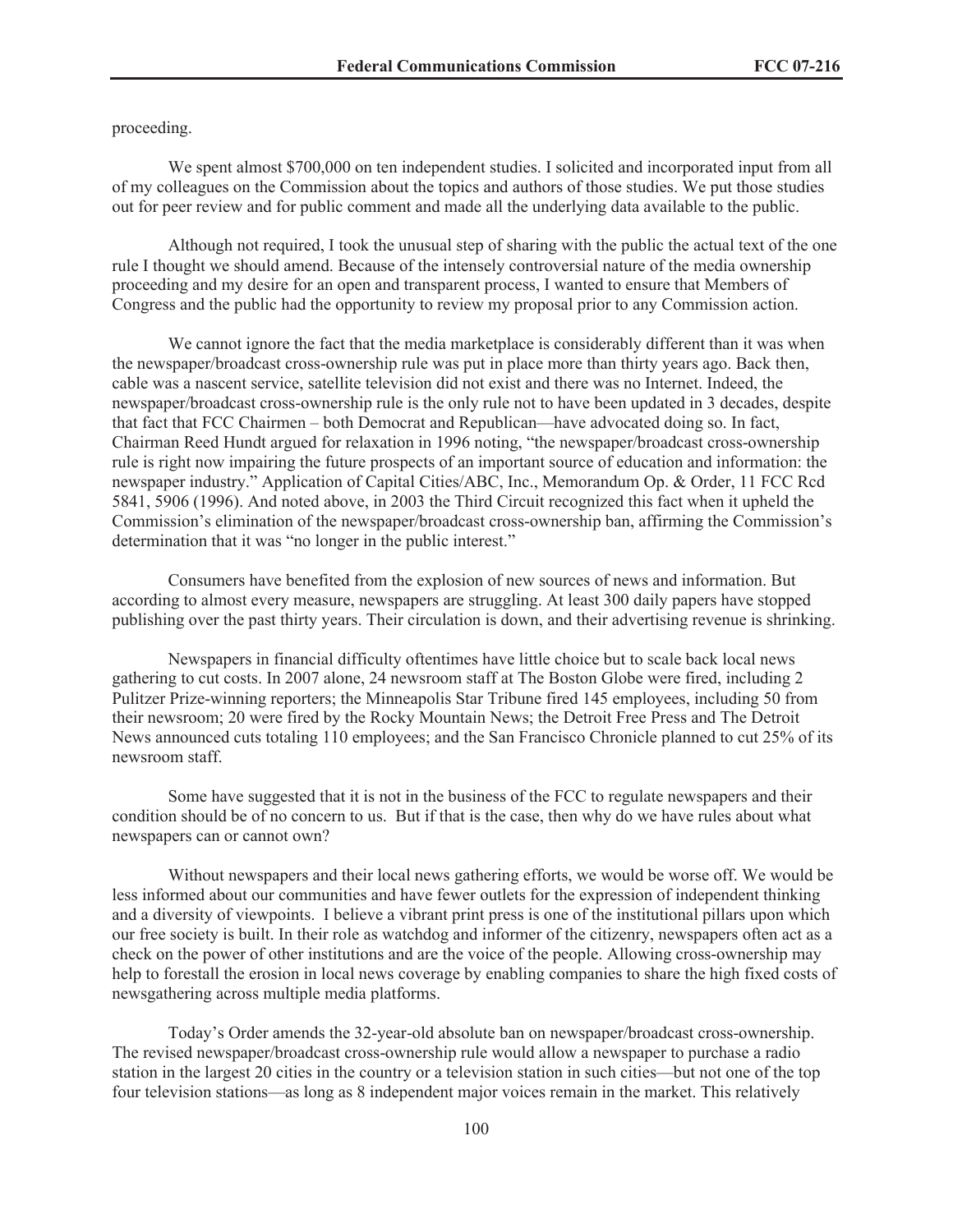proceeding.

We spent almost $700,000 on ten independent studies. I solicited and incorporated input from all of my colleagues on the Commission about the topics and authors of those studies. We put those studies out for peer review and for public comment and made all the underlying data available to the public.

Although not required, I took the unusual step of sharing with the public the actual text of the one rule I thought we should amend. Because of the intensely controversial nature of the media ownership proceeding and my desire for an open and transparent process, I wanted to ensure that Members of Congress and the public had the opportunity to review my proposal prior to any Commission action.

We cannot ignore the fact that the media marketplace is considerably different than it was when the newspaper/broadcast cross-ownership rule was put in place more than thirty years ago. Back then, cable was a nascent service, satellite television did not exist and there was no Internet. Indeed, the newspaper/broadcast cross-ownership rule is the only rule not to have been updated in 3 decades, despite that fact that FCC Chairmen – both Democrat and Republican—have advocated doing so. In fact, Chairman Reed Hundt argued for relaxation in 1996 noting, "the newspaper/broadcast cross-ownership rule is right now impairing the future prospects of an important source of education and information: the newspaper industry." Application of Capital Cities/ABC, Inc., Memorandum Op. & Order, 11 FCC Rcd 5841, 5906 (1996). And noted above, in 2003 the Third Circuit recognized this fact when it upheld the Commission's elimination of the newspaper/broadcast cross-ownership ban, affirming the Commission's determination that it was "no longer in the public interest."

Consumers have benefited from the explosion of new sources of news and information. But according to almost every measure, newspapers are struggling. At least 300 daily papers have stopped publishing over the past thirty years. Their circulation is down, and their advertising revenue is shrinking.

Newspapers in financial difficulty oftentimes have little choice but to scale back local news gathering to cut costs. In 2007 alone, 24 newsroom staff at The Boston Globe were fired, including 2 Pulitzer Prize-winning reporters; the Minneapolis Star Tribune fired 145 employees, including 50 from their newsroom; 20 were fired by the Rocky Mountain News; the Detroit Free Press and The Detroit News announced cuts totaling 110 employees; and the San Francisco Chronicle planned to cut 25% of its newsroom staff.

Some have suggested that it is not in the business of the FCC to regulate newspapers and their condition should be of no concern to us. But if that is the case, then why do we have rules about what newspapers can or cannot own?

Without newspapers and their local news gathering efforts, we would be worse off. We would be less informed about our communities and have fewer outlets for the expression of independent thinking and a diversity of viewpoints. I believe a vibrant print press is one of the institutional pillars upon which our free society is built. In their role as watchdog and informer of the citizenry, newspapers often act as a check on the power of other institutions and are the voice of the people. Allowing cross-ownership may help to forestall the erosion in local news coverage by enabling companies to share the high fixed costs of newsgathering across multiple media platforms.

Today's Order amends the 32-year-old absolute ban on newspaper/broadcast cross-ownership. The revised newspaper/broadcast cross-ownership rule would allow a newspaper to purchase a radio station in the largest 20 cities in the country or a television station in such cities—but not one of the top four television stations—as long as 8 independent major voices remain in the market. This relatively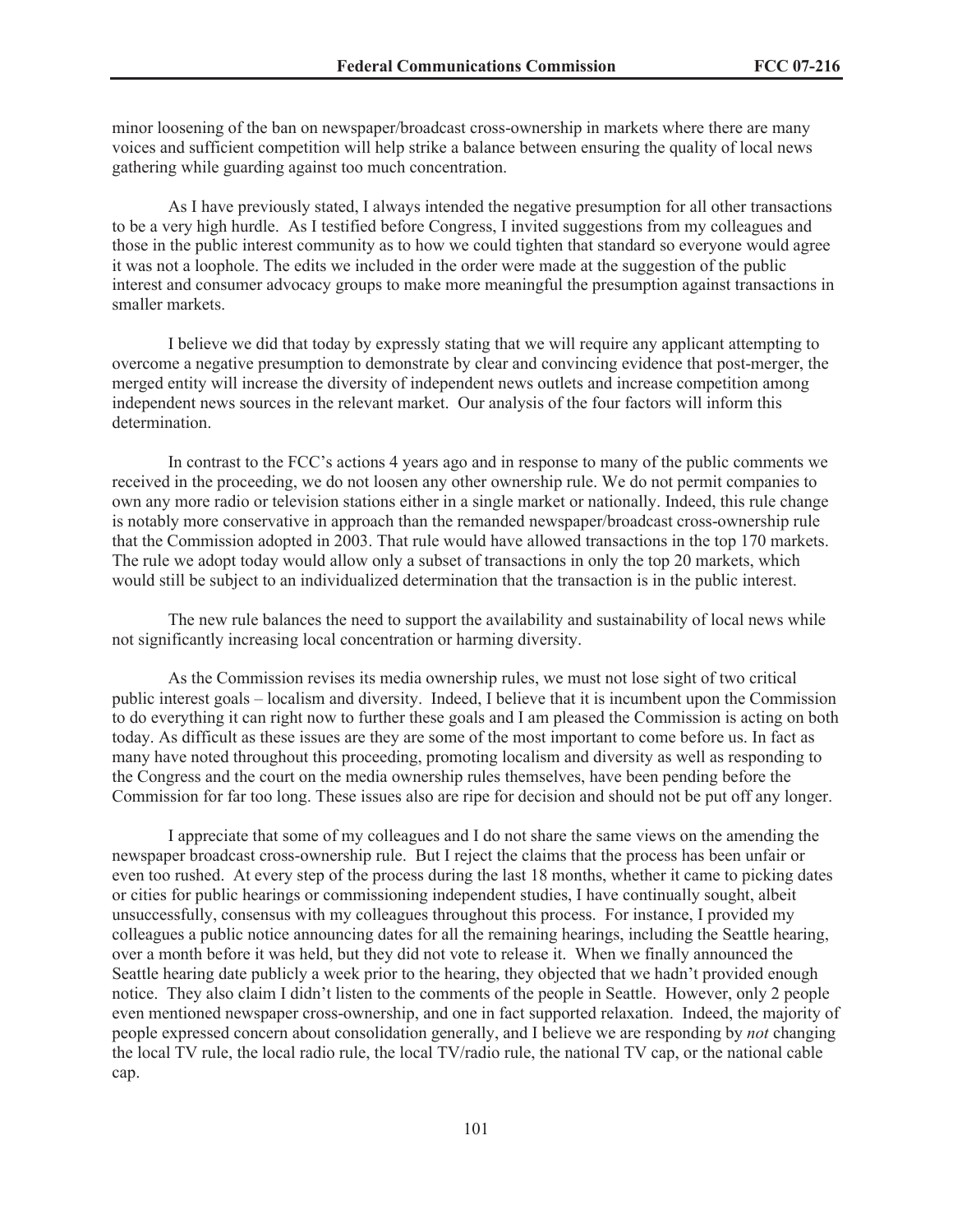minor loosening of the ban on newspaper/broadcast cross-ownership in markets where there are many voices and sufficient competition will help strike a balance between ensuring the quality of local news gathering while guarding against too much concentration.

As I have previously stated, I always intended the negative presumption for all other transactions to be a very high hurdle. As I testified before Congress, I invited suggestions from my colleagues and those in the public interest community as to how we could tighten that standard so everyone would agree it was not a loophole. The edits we included in the order were made at the suggestion of the public interest and consumer advocacy groups to make more meaningful the presumption against transactions in smaller markets.

I believe we did that today by expressly stating that we will require any applicant attempting to overcome a negative presumption to demonstrate by clear and convincing evidence that post-merger, the merged entity will increase the diversity of independent news outlets and increase competition among independent news sources in the relevant market. Our analysis of the four factors will inform this determination.

In contrast to the FCC's actions 4 years ago and in response to many of the public comments we received in the proceeding, we do not loosen any other ownership rule. We do not permit companies to own any more radio or television stations either in a single market or nationally. Indeed, this rule change is notably more conservative in approach than the remanded newspaper/broadcast cross-ownership rule that the Commission adopted in 2003. That rule would have allowed transactions in the top 170 markets. The rule we adopt today would allow only a subset of transactions in only the top 20 markets, which would still be subject to an individualized determination that the transaction is in the public interest.

The new rule balances the need to support the availability and sustainability of local news while not significantly increasing local concentration or harming diversity.

As the Commission revises its media ownership rules, we must not lose sight of two critical public interest goals – localism and diversity. Indeed, I believe that it is incumbent upon the Commission to do everything it can right now to further these goals and I am pleased the Commission is acting on both today. As difficult as these issues are they are some of the most important to come before us. In fact as many have noted throughout this proceeding, promoting localism and diversity as well as responding to the Congress and the court on the media ownership rules themselves, have been pending before the Commission for far too long. These issues also are ripe for decision and should not be put off any longer.

I appreciate that some of my colleagues and I do not share the same views on the amending the newspaper broadcast cross-ownership rule. But I reject the claims that the process has been unfair or even too rushed. At every step of the process during the last 18 months, whether it came to picking dates or cities for public hearings or commissioning independent studies, I have continually sought, albeit unsuccessfully, consensus with my colleagues throughout this process. For instance, I provided my colleagues a public notice announcing dates for all the remaining hearings, including the Seattle hearing, over a month before it was held, but they did not vote to release it. When we finally announced the Seattle hearing date publicly a week prior to the hearing, they objected that we hadn't provided enough notice. They also claim I didn't listen to the comments of the people in Seattle. However, only 2 people even mentioned newspaper cross-ownership, and one in fact supported relaxation. Indeed, the majority of people expressed concern about consolidation generally, and I believe we are responding by *not* changing the local TV rule, the local radio rule, the local TV/radio rule, the national TV cap, or the national cable cap.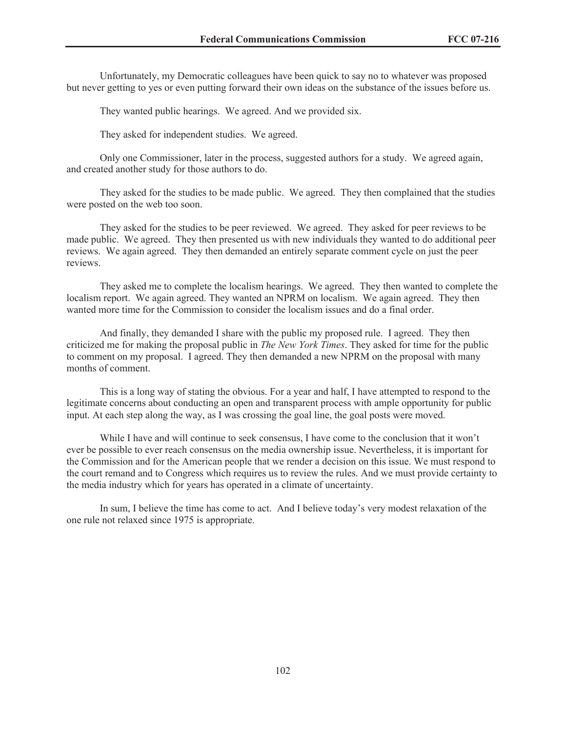Unfortunately, my Democratic colleagues have been quick to say no to whatever was proposed but never getting to yes or even putting forward their own ideas on the substance of the issues before us.

They wanted public hearings. We agreed. And we provided six.

They asked for independent studies. We agreed.

Only one Commissioner, later in the process, suggested authors for a study. We agreed again, and created another study for those authors to do.

They asked for the studies to be made public. We agreed. They then complained that the studies were posted on the web too soon.

They asked for the studies to be peer reviewed. We agreed. They asked for peer reviews to be made public. We agreed. They then presented us with new individuals they wanted to do additional peer reviews. We again agreed. They then demanded an entirely separate comment cycle on just the peer reviews.

They asked me to complete the localism hearings. We agreed. They then wanted to complete the localism report. We again agreed. They wanted an NPRM on localism. We again agreed. They then wanted more time for the Commission to consider the localism issues and do a final order.

And finally, they demanded I share with the public my proposed rule. I agreed. They then criticized me for making the proposal public in *The New York Times*. They asked for time for the public to comment on my proposal. I agreed. They then demanded a new NPRM on the proposal with many months of comment.

This is a long way of stating the obvious. For a year and half, I have attempted to respond to the legitimate concerns about conducting an open and transparent process with ample opportunity for public input. At each step along the way, as I was crossing the goal line, the goal posts were moved.

While I have and will continue to seek consensus, I have come to the conclusion that it won't ever be possible to ever reach consensus on the media ownership issue. Nevertheless, it is important for the Commission and for the American people that we render a decision on this issue. We must respond to the court remand and to Congress which requires us to review the rules. And we must provide certainty to the media industry which for years has operated in a climate of uncertainty.

In sum, I believe the time has come to act. And I believe today's very modest relaxation of the one rule not relaxed since 1975 is appropriate.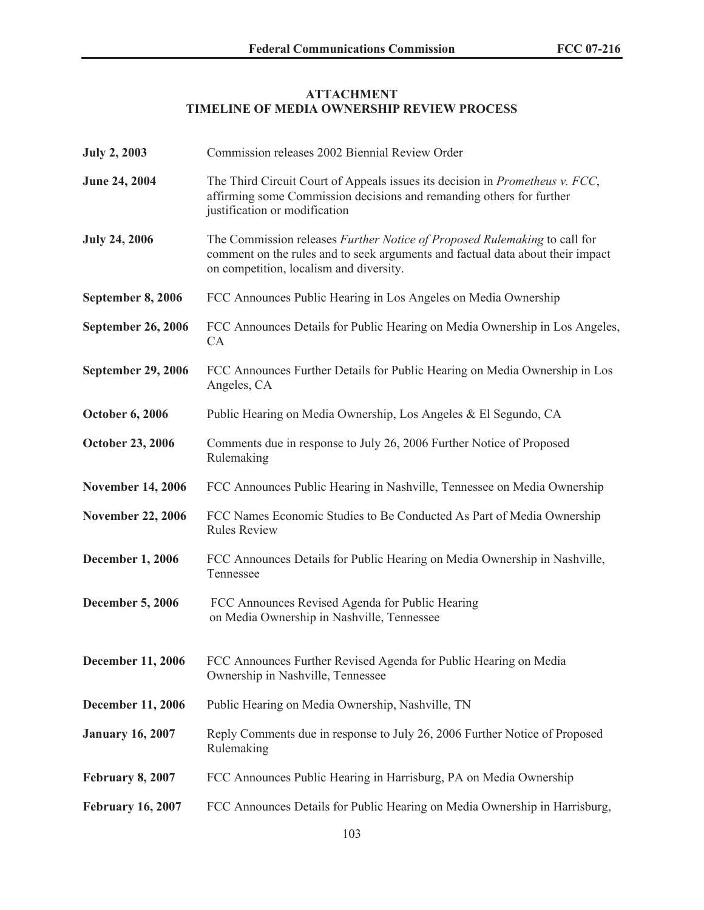## ATTACHMENT
## TIMELINE OF MEDIA OWNERSHIP REVIEW PROCESS

| | |
|---|---|
| **July 2, 2003** | Commission releases 2002 Biennial Review Order |
| **June 24, 2004** | The Third Circuit Court of Appeals issues its decision in *Prometheus v. FCC*, affirming some Commission decisions and remanding others for further justification or modification |
| **July 24, 2006** | The Commission releases *Further Notice of Proposed Rulemaking* to call for comment on the rules and to seek arguments and factual data about their impact on competition, localism and diversity. |
| **September 8, 2006** | FCC Announces Public Hearing in Los Angeles on Media Ownership |
| **September 26, 2006** | FCC Announces Details for Public Hearing on Media Ownership in Los Angeles, CA |
| **September 29, 2006** | FCC Announces Further Details for Public Hearing on Media Ownership in Los Angeles, CA |
| **October 6, 2006** | Public Hearing on Media Ownership, Los Angeles & El Segundo, CA |
| **October 23, 2006** | Comments due in response to July 26, 2006 Further Notice of Proposed Rulemaking |
| **November 14, 2006** | FCC Announces Public Hearing in Nashville, Tennessee on Media Ownership |
| **November 22, 2006** | FCC Names Economic Studies to Be Conducted As Part of Media Ownership Rules Review |
| **December 1, 2006** | FCC Announces Details for Public Hearing on Media Ownership in Nashville, Tennessee |
| **December 5, 2006** | FCC Announces Revised Agenda for Public Hearing on Media Ownership in Nashville, Tennessee |
| **December 11, 2006** | FCC Announces Further Revised Agenda for Public Hearing on Media Ownership in Nashville, Tennessee |
| **December 11, 2006** | Public Hearing on Media Ownership, Nashville, TN |
| **January 16, 2007** | Reply Comments due in response to July 26, 2006 Further Notice of Proposed Rulemaking |
| **February 8, 2007** | FCC Announces Public Hearing in Harrisburg, PA on Media Ownership |
| **February 16, 2007** | FCC Announces Details for Public Hearing on Media Ownership in Harrisburg, |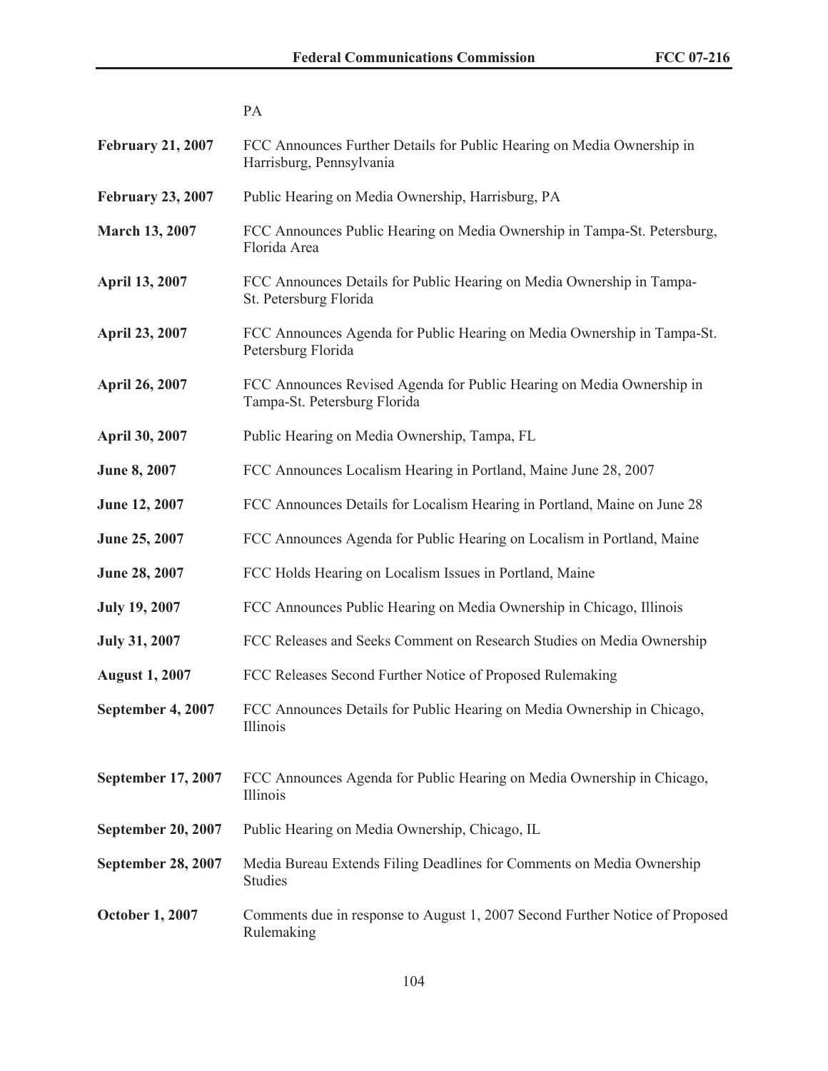| | |
|---|---|
| | PA |
| **February 21, 2007** | FCC Announces Further Details for Public Hearing on Media Ownership in Harrisburg, Pennsylvania |
| **February 23, 2007** | Public Hearing on Media Ownership, Harrisburg, PA |
| **March 13, 2007** | FCC Announces Public Hearing on Media Ownership in Tampa-St. Petersburg, Florida Area |
| **April 13, 2007** | FCC Announces Details for Public Hearing on Media Ownership in Tampa-St. Petersburg Florida |
| **April 23, 2007** | FCC Announces Agenda for Public Hearing on Media Ownership in Tampa-St. Petersburg Florida |
| **April 26, 2007** | FCC Announces Revised Agenda for Public Hearing on Media Ownership in Tampa-St. Petersburg Florida |
| **April 30, 2007** | Public Hearing on Media Ownership, Tampa, FL |
| **June 8, 2007** | FCC Announces Localism Hearing in Portland, Maine June 28, 2007 |
| **June 12, 2007** | FCC Announces Details for Localism Hearing in Portland, Maine on June 28 |
| **June 25, 2007** | FCC Announces Agenda for Public Hearing on Localism in Portland, Maine |
| **June 28, 2007** | FCC Holds Hearing on Localism Issues in Portland, Maine |
| **July 19, 2007** | FCC Announces Public Hearing on Media Ownership in Chicago, Illinois |
| **July 31, 2007** | FCC Releases and Seeks Comment on Research Studies on Media Ownership |
| **August 1, 2007** | FCC Releases Second Further Notice of Proposed Rulemaking |
| **September 4, 2007** | FCC Announces Details for Public Hearing on Media Ownership in Chicago, Illinois |
| **September 17, 2007** | FCC Announces Agenda for Public Hearing on Media Ownership in Chicago, Illinois |
| **September 20, 2007** | Public Hearing on Media Ownership, Chicago, IL |
| **September 28, 2007** | Media Bureau Extends Filing Deadlines for Comments on Media Ownership Studies |
| **October 1, 2007** | Comments due in response to August 1, 2007 Second Further Notice of Proposed Rulemaking |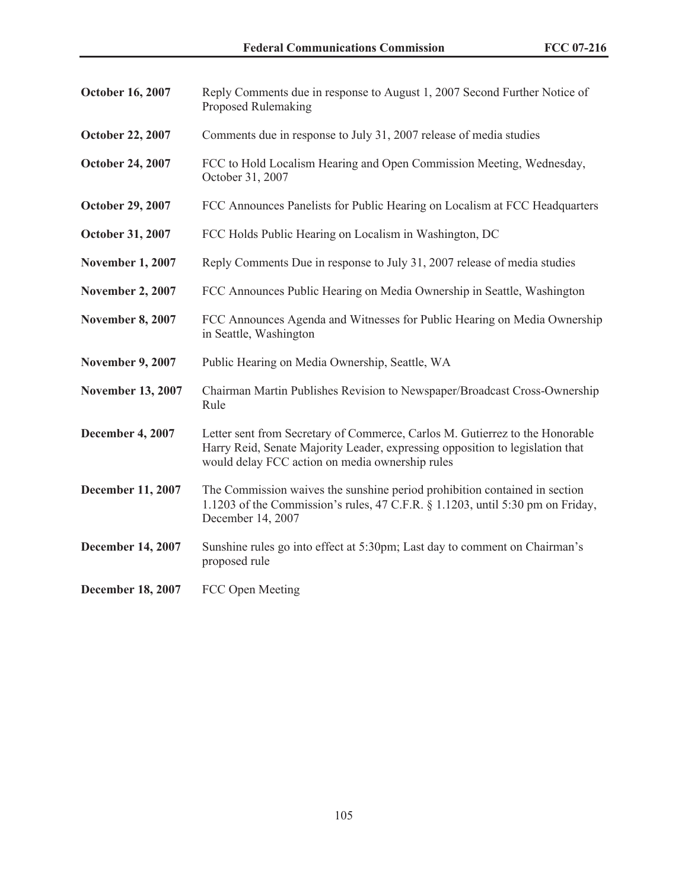| | |
|---|---|
| **October 16, 2007** | Reply Comments due in response to August 1, 2007 Second Further Notice of Proposed Rulemaking |
| **October 22, 2007** | Comments due in response to July 31, 2007 release of media studies |
| **October 24, 2007** | FCC to Hold Localism Hearing and Open Commission Meeting, Wednesday, October 31, 2007 |
| **October 29, 2007** | FCC Announces Panelists for Public Hearing on Localism at FCC Headquarters |
| **October 31, 2007** | FCC Holds Public Hearing on Localism in Washington, DC |
| **November 1, 2007** | Reply Comments Due in response to July 31, 2007 release of media studies |
| **November 2, 2007** | FCC Announces Public Hearing on Media Ownership in Seattle, Washington |
| **November 8, 2007** | FCC Announces Agenda and Witnesses for Public Hearing on Media Ownership in Seattle, Washington |
| **November 9, 2007** | Public Hearing on Media Ownership, Seattle, WA |
| **November 13, 2007** | Chairman Martin Publishes Revision to Newspaper/Broadcast Cross-Ownership Rule |
| **December 4, 2007** | Letter sent from Secretary of Commerce, Carlos M. Gutierrez to the Honorable Harry Reid, Senate Majority Leader, expressing opposition to legislation that would delay FCC action on media ownership rules |
| **December 11, 2007** | The Commission waives the sunshine period prohibition contained in section 1.1203 of the Commission's rules, 47 C.F.R. § 1.1203, until 5:30 pm on Friday, December 14, 2007 |
| **December 14, 2007** | Sunshine rules go into effect at 5:30pm; Last day to comment on Chairman's proposed rule |
| **December 18, 2007** | FCC Open Meeting |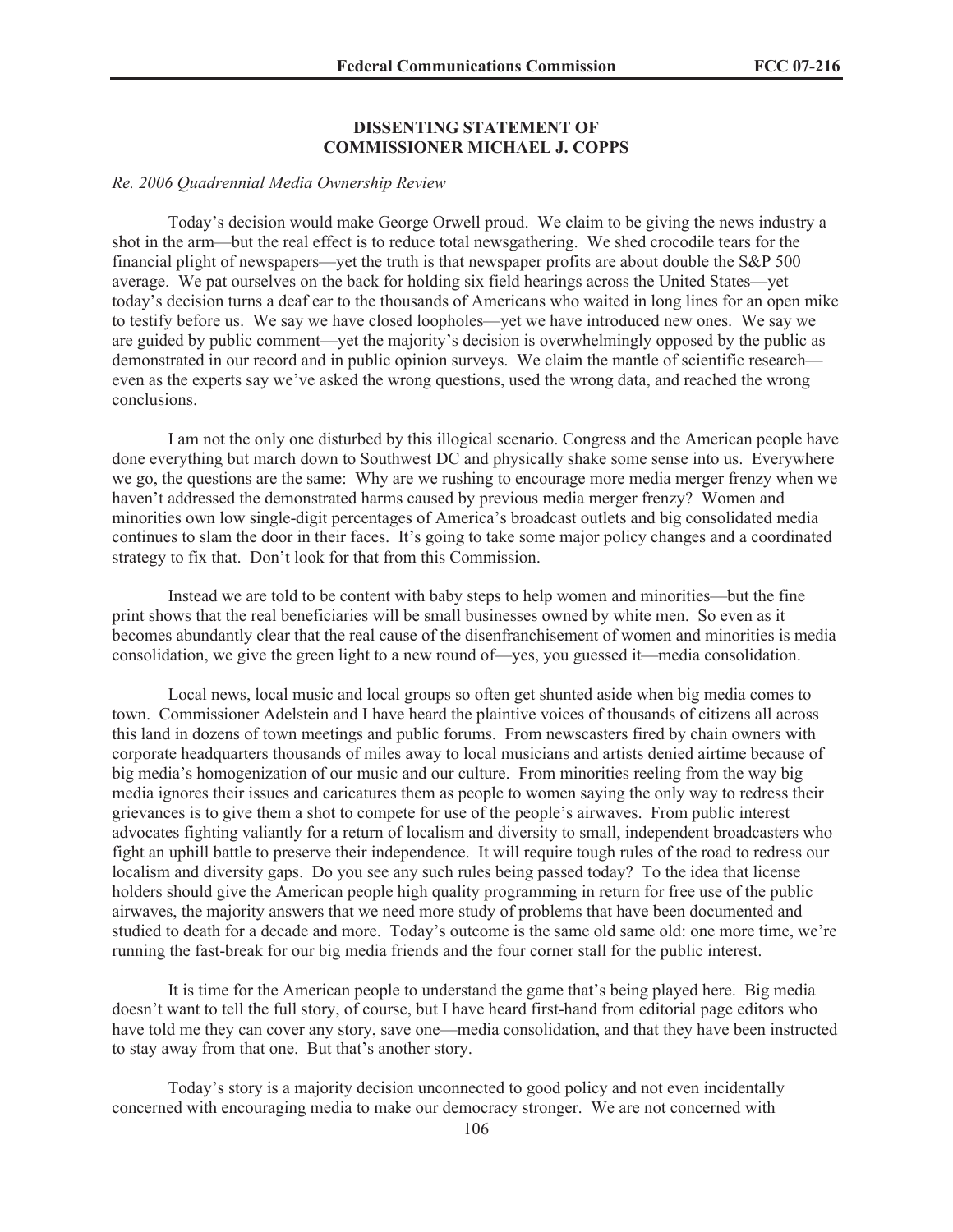**DISSENTING STATEMENT OF**
**COMMISSIONER MICHAEL J. COPPS**

*Re. 2006 Quadrennial Media Ownership Review*

Today's decision would make George Orwell proud. We claim to be giving the news industry a shot in the arm—but the real effect is to reduce total newsgathering. We shed crocodile tears for the financial plight of newspapers—yet the truth is that newspaper profits are about double the S&P 500 average. We pat ourselves on the back for holding six field hearings across the United States—yet today's decision turns a deaf ear to the thousands of Americans who waited in long lines for an open mike to testify before us. We say we have closed loopholes—yet we have introduced new ones. We say we are guided by public comment—yet the majority's decision is overwhelmingly opposed by the public as demonstrated in our record and in public opinion surveys. We claim the mantle of scientific research—even as the experts say we've asked the wrong questions, used the wrong data, and reached the wrong conclusions.

I am not the only one disturbed by this illogical scenario. Congress and the American people have done everything but march down to Southwest DC and physically shake some sense into us. Everywhere we go, the questions are the same: Why are we rushing to encourage more media merger frenzy when we haven't addressed the demonstrated harms caused by previous media merger frenzy? Women and minorities own low single-digit percentages of America's broadcast outlets and big consolidated media continues to slam the door in their faces. It's going to take some major policy changes and a coordinated strategy to fix that. Don't look for that from this Commission.

Instead we are told to be content with baby steps to help women and minorities—but the fine print shows that the real beneficiaries will be small businesses owned by white men. So even as it becomes abundantly clear that the real cause of the disenfranchisement of women and minorities is media consolidation, we give the green light to a new round of—yes, you guessed it—media consolidation.

Local news, local music and local groups so often get shunted aside when big media comes to town. Commissioner Adelstein and I have heard the plaintive voices of thousands of citizens all across this land in dozens of town meetings and public forums. From newscasters fired by chain owners with corporate headquarters thousands of miles away to local musicians and artists denied airtime because of big media's homogenization of our music and our culture. From minorities reeling from the way big media ignores their issues and caricatures them as people to women saying the only way to redress their grievances is to give them a shot to compete for use of the people's airwaves. From public interest advocates fighting valiantly for a return of localism and diversity to small, independent broadcasters who fight an uphill battle to preserve their independence. It will require tough rules of the road to redress our localism and diversity gaps. Do you see any such rules being passed today? To the idea that license holders should give the American people high quality programming in return for free use of the public airwaves, the majority answers that we need more study of problems that have been documented and studied to death for a decade and more. Today's outcome is the same old same old: one more time, we're running the fast-break for our big media friends and the four corner stall for the public interest.

It is time for the American people to understand the game that's being played here. Big media doesn't want to tell the full story, of course, but I have heard first-hand from editorial page editors who have told me they can cover any story, save one—media consolidation, and that they have been instructed to stay away from that one. But that's another story.

Today's story is a majority decision unconnected to good policy and not even incidentally concerned with encouraging media to make our democracy stronger. We are not concerned with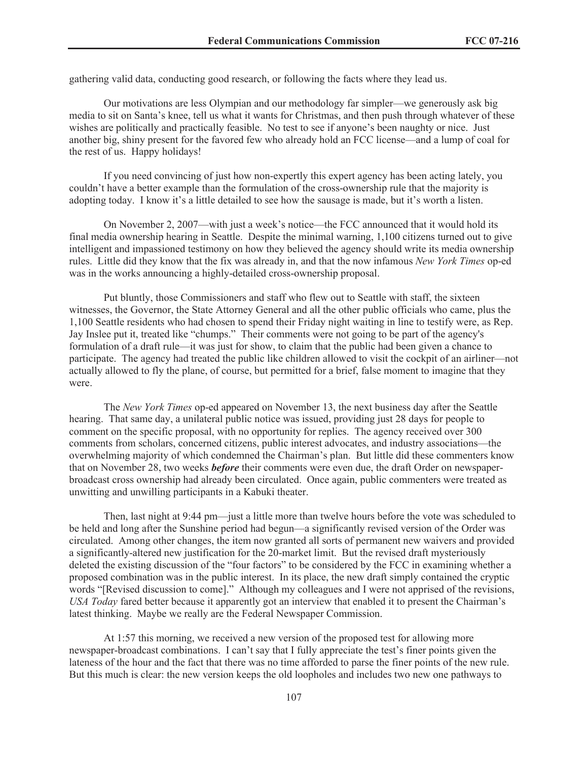gathering valid data, conducting good research, or following the facts where they lead us.

Our motivations are less Olympian and our methodology far simpler—we generously ask big media to sit on Santa's knee, tell us what it wants for Christmas, and then push through whatever of these wishes are politically and practically feasible. No test to see if anyone's been naughty or nice. Just another big, shiny present for the favored few who already hold an FCC license—and a lump of coal for the rest of us. Happy holidays!

If you need convincing of just how non-expertly this expert agency has been acting lately, you couldn't have a better example than the formulation of the cross-ownership rule that the majority is adopting today. I know it's a little detailed to see how the sausage is made, but it's worth a listen.

On November 2, 2007—with just a week's notice—the FCC announced that it would hold its final media ownership hearing in Seattle. Despite the minimal warning, 1,100 citizens turned out to give intelligent and impassioned testimony on how they believed the agency should write its media ownership rules. Little did they know that the fix was already in, and that the now infamous *New York Times* op-ed was in the works announcing a highly-detailed cross-ownership proposal.

Put bluntly, those Commissioners and staff who flew out to Seattle with staff, the sixteen witnesses, the Governor, the State Attorney General and all the other public officials who came, plus the 1,100 Seattle residents who had chosen to spend their Friday night waiting in line to testify were, as Rep. Jay Inslee put it, treated like "chumps." Their comments were not going to be part of the agency's formulation of a draft rule—it was just for show, to claim that the public had been given a chance to participate. The agency had treated the public like children allowed to visit the cockpit of an airliner—not actually allowed to fly the plane, of course, but permitted for a brief, false moment to imagine that they were.

The *New York Times* op-ed appeared on November 13, the next business day after the Seattle hearing. That same day, a unilateral public notice was issued, providing just 28 days for people to comment on the specific proposal, with no opportunity for replies. The agency received over 300 comments from scholars, concerned citizens, public interest advocates, and industry associations—the overwhelming majority of which condemned the Chairman's plan. But little did these commenters know that on November 28, two weeks ***before*** their comments were even due, the draft Order on newspaper-broadcast cross ownership had already been circulated. Once again, public commenters were treated as unwitting and unwilling participants in a Kabuki theater.

Then, last night at 9:44 pm—just a little more than twelve hours before the vote was scheduled to be held and long after the Sunshine period had begun—a significantly revised version of the Order was circulated. Among other changes, the item now granted all sorts of permanent new waivers and provided a significantly-altered new justification for the 20-market limit. But the revised draft mysteriously deleted the existing discussion of the "four factors" to be considered by the FCC in examining whether a proposed combination was in the public interest. In its place, the new draft simply contained the cryptic words "[Revised discussion to come]." Although my colleagues and I were not apprised of the revisions, *USA Today* fared better because it apparently got an interview that enabled it to present the Chairman's latest thinking. Maybe we really are the Federal Newspaper Commission.

At 1:57 this morning, we received a new version of the proposed test for allowing more newspaper-broadcast combinations. I can't say that I fully appreciate the test's finer points given the lateness of the hour and the fact that there was no time afforded to parse the finer points of the new rule. But this much is clear: the new version keeps the old loopholes and includes two new one pathways to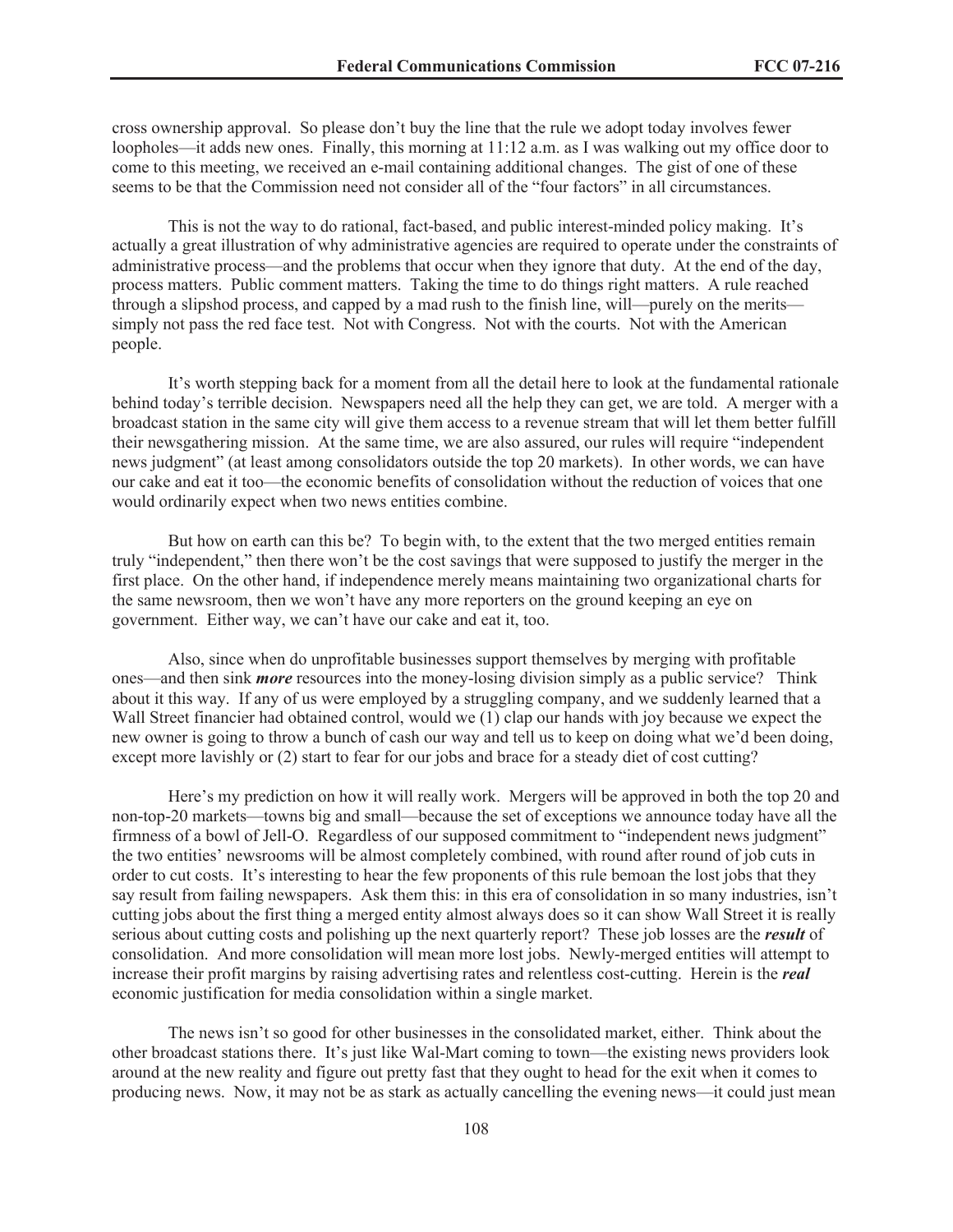cross ownership approval. So please don't buy the line that the rule we adopt today involves fewer loopholes—it adds new ones. Finally, this morning at 11:12 a.m. as I was walking out my office door to come to this meeting, we received an e-mail containing additional changes. The gist of one of these seems to be that the Commission need not consider all of the "four factors" in all circumstances.

This is not the way to do rational, fact-based, and public interest-minded policy making. It's actually a great illustration of why administrative agencies are required to operate under the constraints of administrative process—and the problems that occur when they ignore that duty. At the end of the day, process matters. Public comment matters. Taking the time to do things right matters. A rule reached through a slipshod process, and capped by a mad rush to the finish line, will—purely on the merits—simply not pass the red face test. Not with Congress. Not with the courts. Not with the American people.

It's worth stepping back for a moment from all the detail here to look at the fundamental rationale behind today's terrible decision. Newspapers need all the help they can get, we are told. A merger with a broadcast station in the same city will give them access to a revenue stream that will let them better fulfill their newsgathering mission. At the same time, we are also assured, our rules will require "independent news judgment" (at least among consolidators outside the top 20 markets). In other words, we can have our cake and eat it too—the economic benefits of consolidation without the reduction of voices that one would ordinarily expect when two news entities combine.

But how on earth can this be? To begin with, to the extent that the two merged entities remain truly "independent," then there won't be the cost savings that were supposed to justify the merger in the first place. On the other hand, if independence merely means maintaining two organizational charts for the same newsroom, then we won't have any more reporters on the ground keeping an eye on government. Either way, we can't have our cake and eat it, too.

Also, since when do unprofitable businesses support themselves by merging with profitable ones—and then sink ***more*** resources into the money-losing division simply as a public service? Think about it this way. If any of us were employed by a struggling company, and we suddenly learned that a Wall Street financier had obtained control, would we (1) clap our hands with joy because we expect the new owner is going to throw a bunch of cash our way and tell us to keep on doing what we'd been doing, except more lavishly or (2) start to fear for our jobs and brace for a steady diet of cost cutting?

Here's my prediction on how it will really work. Mergers will be approved in both the top 20 and non-top-20 markets—towns big and small—because the set of exceptions we announce today have all the firmness of a bowl of Jell-O. Regardless of our supposed commitment to "independent news judgment" the two entities' newsrooms will be almost completely combined, with round after round of job cuts in order to cut costs. It's interesting to hear the few proponents of this rule bemoan the lost jobs that they say result from failing newspapers. Ask them this: in this era of consolidation in so many industries, isn't cutting jobs about the first thing a merged entity almost always does so it can show Wall Street it is really serious about cutting costs and polishing up the next quarterly report? These job losses are the ***result*** of consolidation. And more consolidation will mean more lost jobs. Newly-merged entities will attempt to increase their profit margins by raising advertising rates and relentless cost-cutting. Herein is the ***real*** economic justification for media consolidation within a single market.

The news isn't so good for other businesses in the consolidated market, either. Think about the other broadcast stations there. It's just like Wal-Mart coming to town—the existing news providers look around at the new reality and figure out pretty fast that they ought to head for the exit when it comes to producing news. Now, it may not be as stark as actually cancelling the evening news—it could just mean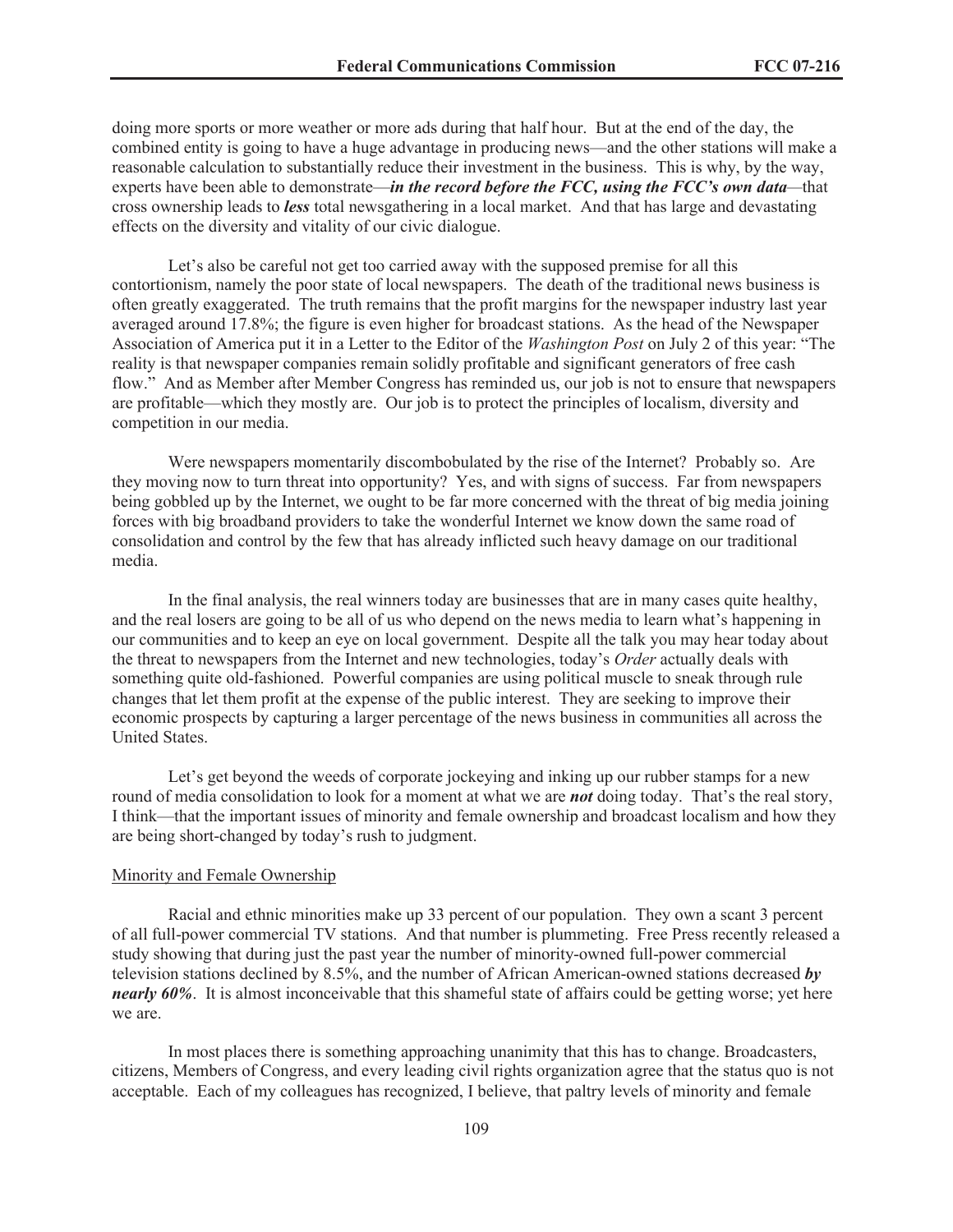doing more sports or more weather or more ads during that half hour. But at the end of the day, the combined entity is going to have a huge advantage in producing news—and the other stations will make a reasonable calculation to substantially reduce their investment in the business. This is why, by the way, experts have been able to demonstrate—***in the record before the FCC, using the FCC's own data***—that cross ownership leads to ***less*** total newsgathering in a local market. And that has large and devastating effects on the diversity and vitality of our civic dialogue.

Let's also be careful not get too carried away with the supposed premise for all this contortionism, namely the poor state of local newspapers. The death of the traditional news business is often greatly exaggerated. The truth remains that the profit margins for the newspaper industry last year averaged around 17.8%; the figure is even higher for broadcast stations. As the head of the Newspaper Association of America put it in a Letter to the Editor of the *Washington Post* on July 2 of this year: "The reality is that newspaper companies remain solidly profitable and significant generators of free cash flow." And as Member after Member Congress has reminded us, our job is not to ensure that newspapers are profitable—which they mostly are. Our job is to protect the principles of localism, diversity and competition in our media.

Were newspapers momentarily discombobulated by the rise of the Internet? Probably so. Are they moving now to turn threat into opportunity? Yes, and with signs of success. Far from newspapers being gobbled up by the Internet, we ought to be far more concerned with the threat of big media joining forces with big broadband providers to take the wonderful Internet we know down the same road of consolidation and control by the few that has already inflicted such heavy damage on our traditional media.

In the final analysis, the real winners today are businesses that are in many cases quite healthy, and the real losers are going to be all of us who depend on the news media to learn what's happening in our communities and to keep an eye on local government. Despite all the talk you may hear today about the threat to newspapers from the Internet and new technologies, today's *Order* actually deals with something quite old-fashioned. Powerful companies are using political muscle to sneak through rule changes that let them profit at the expense of the public interest. They are seeking to improve their economic prospects by capturing a larger percentage of the news business in communities all across the United States.

Let's get beyond the weeds of corporate jockeying and inking up our rubber stamps for a new round of media consolidation to look for a moment at what we are ***not*** doing today. That's the real story, I think—that the important issues of minority and female ownership and broadcast localism and how they are being short-changed by today's rush to judgment.

Minority and Female Ownership

Racial and ethnic minorities make up 33 percent of our population. They own a scant 3 percent of all full-power commercial TV stations. And that number is plummeting. Free Press recently released a study showing that during just the past year the number of minority-owned full-power commercial television stations declined by 8.5%, and the number of African American-owned stations decreased ***by nearly 60%***. It is almost inconceivable that this shameful state of affairs could be getting worse; yet here we are.

In most places there is something approaching unanimity that this has to change. Broadcasters, citizens, Members of Congress, and every leading civil rights organization agree that the status quo is not acceptable. Each of my colleagues has recognized, I believe, that paltry levels of minority and female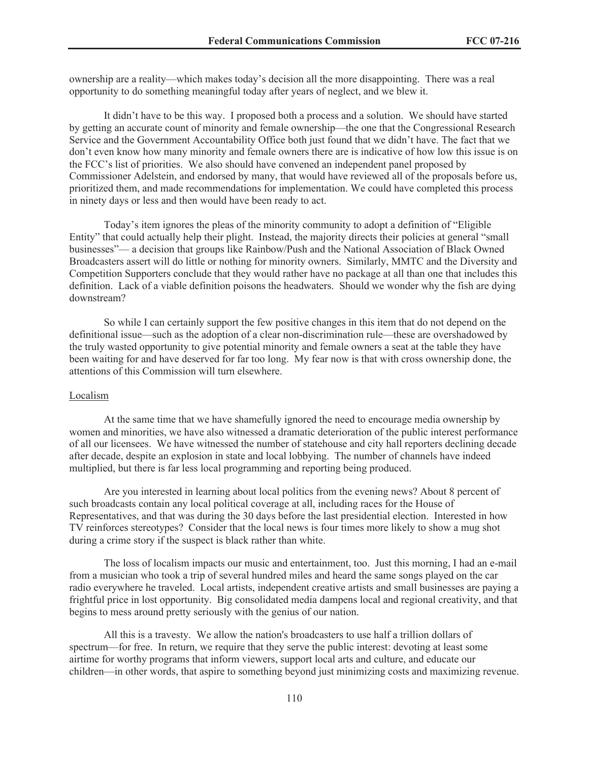ownership are a reality—which makes today's decision all the more disappointing. There was a real opportunity to do something meaningful today after years of neglect, and we blew it.

It didn't have to be this way. I proposed both a process and a solution. We should have started by getting an accurate count of minority and female ownership—the one that the Congressional Research Service and the Government Accountability Office both just found that we didn't have. The fact that we don't even know how many minority and female owners there are is indicative of how low this issue is on the FCC's list of priorities. We also should have convened an independent panel proposed by Commissioner Adelstein, and endorsed by many, that would have reviewed all of the proposals before us, prioritized them, and made recommendations for implementation. We could have completed this process in ninety days or less and then would have been ready to act.

Today's item ignores the pleas of the minority community to adopt a definition of "Eligible Entity" that could actually help their plight. Instead, the majority directs their policies at general "small businesses"— a decision that groups like Rainbow/Push and the National Association of Black Owned Broadcasters assert will do little or nothing for minority owners. Similarly, MMTC and the Diversity and Competition Supporters conclude that they would rather have no package at all than one that includes this definition. Lack of a viable definition poisons the headwaters. Should we wonder why the fish are dying downstream?

So while I can certainly support the few positive changes in this item that do not depend on the definitional issue—such as the adoption of a clear non-discrimination rule—these are overshadowed by the truly wasted opportunity to give potential minority and female owners a seat at the table they have been waiting for and have deserved for far too long. My fear now is that with cross ownership done, the attentions of this Commission will turn elsewhere.

Localism

At the same time that we have shamefully ignored the need to encourage media ownership by women and minorities, we have also witnessed a dramatic deterioration of the public interest performance of all our licensees. We have witnessed the number of statehouse and city hall reporters declining decade after decade, despite an explosion in state and local lobbying. The number of channels have indeed multiplied, but there is far less local programming and reporting being produced.

Are you interested in learning about local politics from the evening news? About 8 percent of such broadcasts contain any local political coverage at all, including races for the House of Representatives, and that was during the 30 days before the last presidential election. Interested in how TV reinforces stereotypes? Consider that the local news is four times more likely to show a mug shot during a crime story if the suspect is black rather than white.

The loss of localism impacts our music and entertainment, too. Just this morning, I had an e-mail from a musician who took a trip of several hundred miles and heard the same songs played on the car radio everywhere he traveled. Local artists, independent creative artists and small businesses are paying a frightful price in lost opportunity. Big consolidated media dampens local and regional creativity, and that begins to mess around pretty seriously with the genius of our nation.

All this is a travesty. We allow the nation's broadcasters to use half a trillion dollars of spectrum—for free. In return, we require that they serve the public interest: devoting at least some airtime for worthy programs that inform viewers, support local arts and culture, and educate our children—in other words, that aspire to something beyond just minimizing costs and maximizing revenue.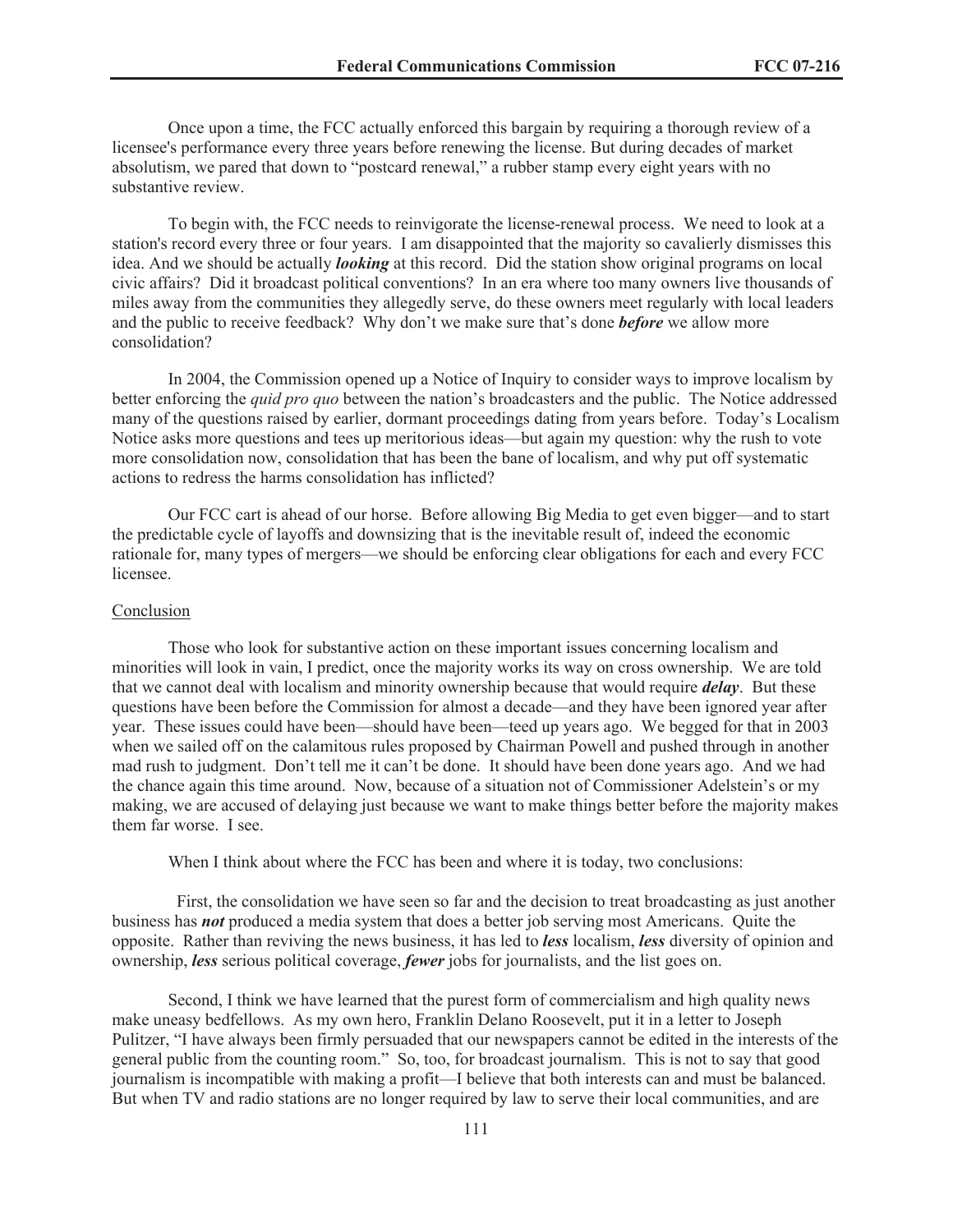Once upon a time, the FCC actually enforced this bargain by requiring a thorough review of a licensee's performance every three years before renewing the license. But during decades of market absolutism, we pared that down to "postcard renewal," a rubber stamp every eight years with no substantive review.

To begin with, the FCC needs to reinvigorate the license-renewal process. We need to look at a station's record every three or four years. I am disappointed that the majority so cavalierly dismisses this idea. And we should be actually ***looking*** at this record. Did the station show original programs on local civic affairs? Did it broadcast political conventions? In an era where too many owners live thousands of miles away from the communities they allegedly serve, do these owners meet regularly with local leaders and the public to receive feedback? Why don't we make sure that's done ***before*** we allow more consolidation?

In 2004, the Commission opened up a Notice of Inquiry to consider ways to improve localism by better enforcing the *quid pro quo* between the nation's broadcasters and the public. The Notice addressed many of the questions raised by earlier, dormant proceedings dating from years before. Today's Localism Notice asks more questions and tees up meritorious ideas—but again my question: why the rush to vote more consolidation now, consolidation that has been the bane of localism, and why put off systematic actions to redress the harms consolidation has inflicted?

Our FCC cart is ahead of our horse. Before allowing Big Media to get even bigger—and to start the predictable cycle of layoffs and downsizing that is the inevitable result of, indeed the economic rationale for, many types of mergers—we should be enforcing clear obligations for each and every FCC licensee.

<u>Conclusion</u>

Those who look for substantive action on these important issues concerning localism and minorities will look in vain, I predict, once the majority works its way on cross ownership. We are told that we cannot deal with localism and minority ownership because that would require ***delay***. But these questions have been before the Commission for almost a decade—and they have been ignored year after year. These issues could have been—should have been—teed up years ago. We begged for that in 2003 when we sailed off on the calamitous rules proposed by Chairman Powell and pushed through in another mad rush to judgment. Don't tell me it can't be done. It should have been done years ago. And we had the chance again this time around. Now, because of a situation not of Commissioner Adelstein's or my making, we are accused of delaying just because we want to make things better before the majority makes them far worse. I see.

When I think about where the FCC has been and where it is today, two conclusions:

First, the consolidation we have seen so far and the decision to treat broadcasting as just another business has ***not*** produced a media system that does a better job serving most Americans. Quite the opposite. Rather than reviving the news business, it has led to ***less*** localism, ***less*** diversity of opinion and ownership, ***less*** serious political coverage, ***fewer*** jobs for journalists, and the list goes on.

Second, I think we have learned that the purest form of commercialism and high quality news make uneasy bedfellows. As my own hero, Franklin Delano Roosevelt, put it in a letter to Joseph Pulitzer, "I have always been firmly persuaded that our newspapers cannot be edited in the interests of the general public from the counting room." So, too, for broadcast journalism. This is not to say that good journalism is incompatible with making a profit—I believe that both interests can and must be balanced. But when TV and radio stations are no longer required by law to serve their local communities, and are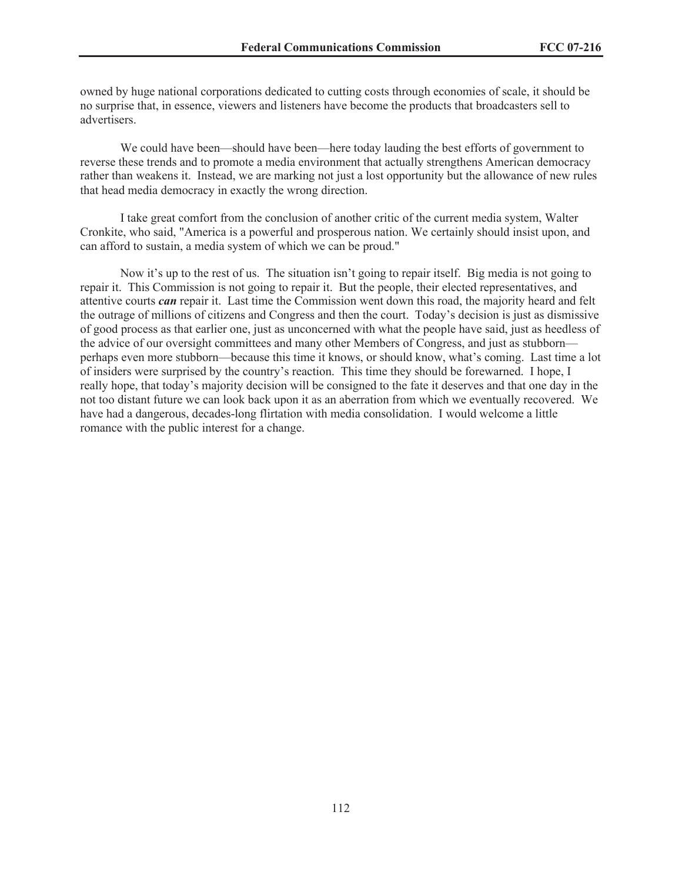owned by huge national corporations dedicated to cutting costs through economies of scale, it should be no surprise that, in essence, viewers and listeners have become the products that broadcasters sell to advertisers.

We could have been—should have been—here today lauding the best efforts of government to reverse these trends and to promote a media environment that actually strengthens American democracy rather than weakens it. Instead, we are marking not just a lost opportunity but the allowance of new rules that head media democracy in exactly the wrong direction.

I take great comfort from the conclusion of another critic of the current media system, Walter Cronkite, who said, "America is a powerful and prosperous nation. We certainly should insist upon, and can afford to sustain, a media system of which we can be proud."

Now it's up to the rest of us. The situation isn't going to repair itself. Big media is not going to repair it. This Commission is not going to repair it. But the people, their elected representatives, and attentive courts ***can*** repair it. Last time the Commission went down this road, the majority heard and felt the outrage of millions of citizens and Congress and then the court. Today's decision is just as dismissive of good process as that earlier one, just as unconcerned with what the people have said, just as heedless of the advice of our oversight committees and many other Members of Congress, and just as stubborn—perhaps even more stubborn—because this time it knows, or should know, what's coming. Last time a lot of insiders were surprised by the country's reaction. This time they should be forewarned. I hope, I really hope, that today's majority decision will be consigned to the fate it deserves and that one day in the not too distant future we can look back upon it as an aberration from which we eventually recovered. We have had a dangerous, decades-long flirtation with media consolidation. I would welcome a little romance with the public interest for a change.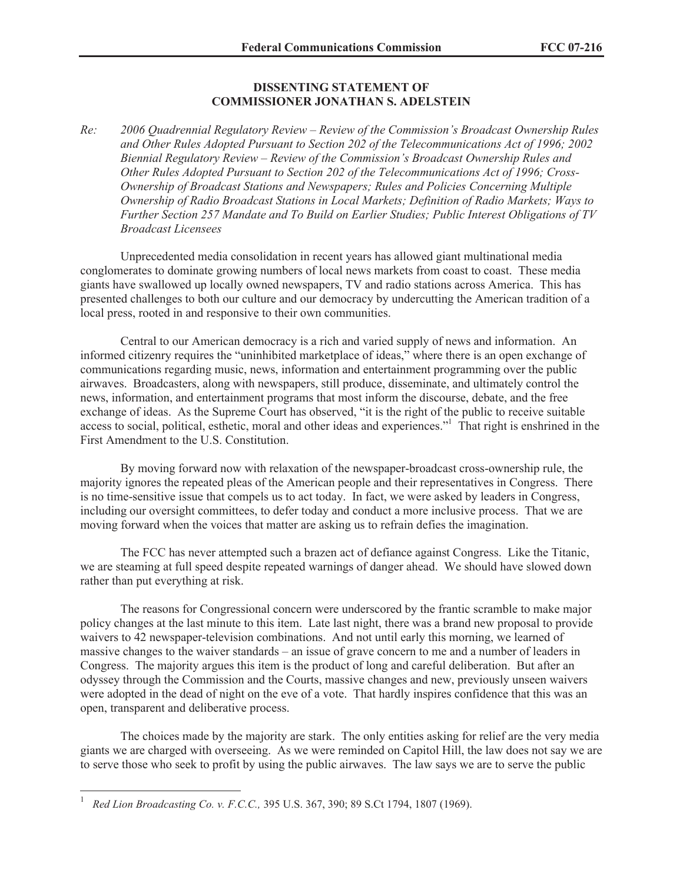**DISSENTING STATEMENT OF**
**COMMISSIONER JONATHAN S. ADELSTEIN**

*Re: 2006 Quadrennial Regulatory Review – Review of the Commission's Broadcast Ownership Rules and Other Rules Adopted Pursuant to Section 202 of the Telecommunications Act of 1996; 2002 Biennial Regulatory Review – Review of the Commission's Broadcast Ownership Rules and Other Rules Adopted Pursuant to Section 202 of the Telecommunications Act of 1996; Cross-Ownership of Broadcast Stations and Newspapers; Rules and Policies Concerning Multiple Ownership of Radio Broadcast Stations in Local Markets; Definition of Radio Markets; Ways to Further Section 257 Mandate and To Build on Earlier Studies; Public Interest Obligations of TV Broadcast Licensees*

Unprecedented media consolidation in recent years has allowed giant multinational media conglomerates to dominate growing numbers of local news markets from coast to coast. These media giants have swallowed up locally owned newspapers, TV and radio stations across America. This has presented challenges to both our culture and our democracy by undercutting the American tradition of a local press, rooted in and responsive to their own communities.

Central to our American democracy is a rich and varied supply of news and information. An informed citizenry requires the "uninhibited marketplace of ideas," where there is an open exchange of communications regarding music, news, information and entertainment programming over the public airwaves. Broadcasters, along with newspapers, still produce, disseminate, and ultimately control the news, information, and entertainment programs that most inform the discourse, debate, and the free exchange of ideas. As the Supreme Court has observed, "it is the right of the public to receive suitable access to social, political, esthetic, moral and other ideas and experiences."[1] That right is enshrined in the First Amendment to the U.S. Constitution.

By moving forward now with relaxation of the newspaper-broadcast cross-ownership rule, the majority ignores the repeated pleas of the American people and their representatives in Congress. There is no time-sensitive issue that compels us to act today. In fact, we were asked by leaders in Congress, including our oversight committees, to defer today and conduct a more inclusive process. That we are moving forward when the voices that matter are asking us to refrain defies the imagination.

The FCC has never attempted such a brazen act of defiance against Congress. Like the Titanic, we are steaming at full speed despite repeated warnings of danger ahead. We should have slowed down rather than put everything at risk.

The reasons for Congressional concern were underscored by the frantic scramble to make major policy changes at the last minute to this item. Late last night, there was a brand new proposal to provide waivers to 42 newspaper-television combinations. And not until early this morning, we learned of massive changes to the waiver standards – an issue of grave concern to me and a number of leaders in Congress. The majority argues this item is the product of long and careful deliberation. But after an odyssey through the Commission and the Courts, massive changes and new, previously unseen waivers were adopted in the dead of night on the eve of a vote. That hardly inspires confidence that this was an open, transparent and deliberative process.

The choices made by the majority are stark. The only entities asking for relief are the very media giants we are charged with overseeing. As we were reminded on Capitol Hill, the law does not say we are to serve those who seek to profit by using the public airwaves. The law says we are to serve the public

---

[1] *Red Lion Broadcasting Co. v. F.C.C.,* 395 U.S. 367, 390; 89 S.Ct 1794, 1807 (1969).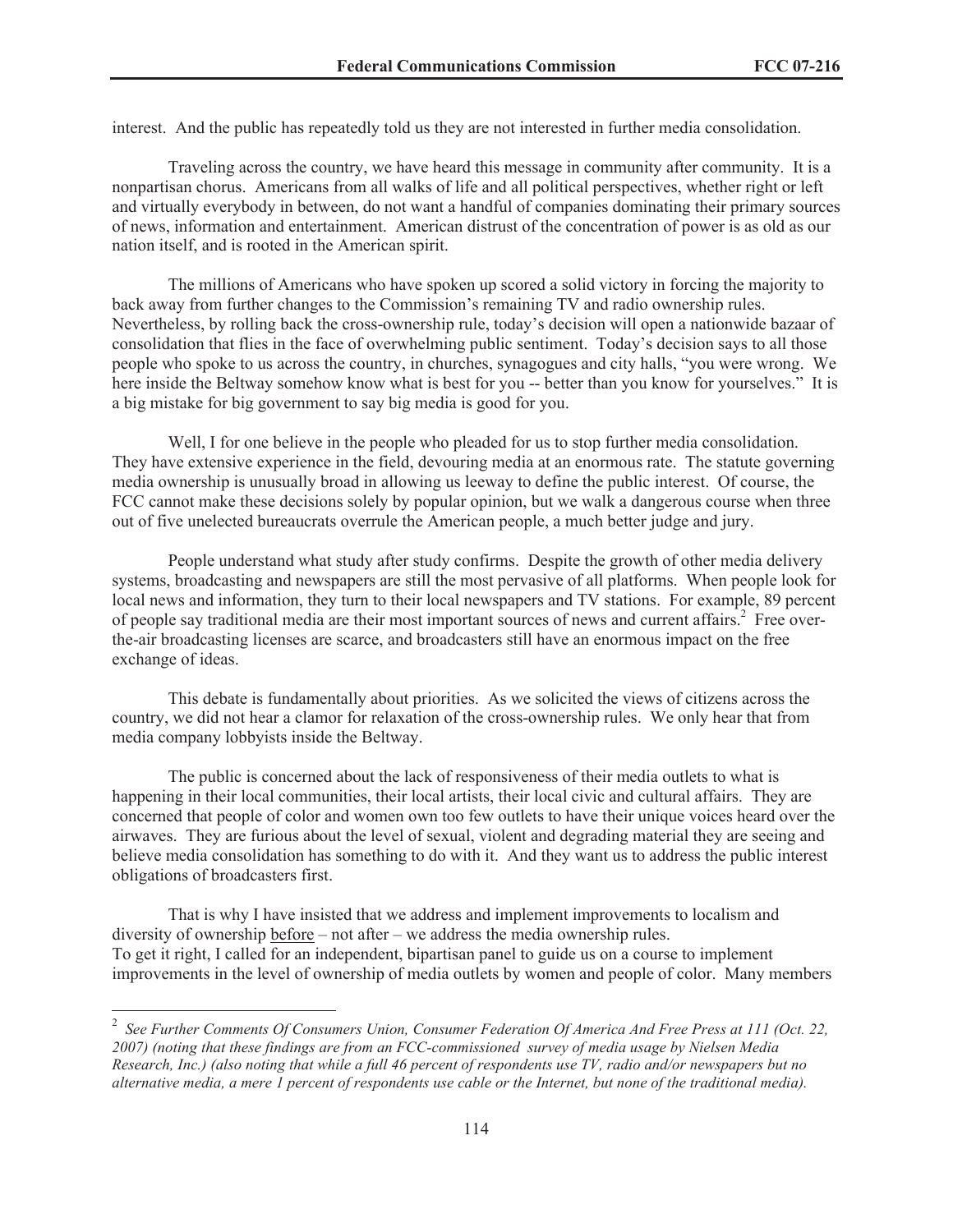interest. And the public has repeatedly told us they are not interested in further media consolidation.

Traveling across the country, we have heard this message in community after community. It is a nonpartisan chorus. Americans from all walks of life and all political perspectives, whether right or left and virtually everybody in between, do not want a handful of companies dominating their primary sources of news, information and entertainment. American distrust of the concentration of power is as old as our nation itself, and is rooted in the American spirit.

The millions of Americans who have spoken up scored a solid victory in forcing the majority to back away from further changes to the Commission's remaining TV and radio ownership rules. Nevertheless, by rolling back the cross-ownership rule, today's decision will open a nationwide bazaar of consolidation that flies in the face of overwhelming public sentiment. Today's decision says to all those people who spoke to us across the country, in churches, synagogues and city halls, "you were wrong. We here inside the Beltway somehow know what is best for you -- better than you know for yourselves." It is a big mistake for big government to say big media is good for you.

Well, I for one believe in the people who pleaded for us to stop further media consolidation. They have extensive experience in the field, devouring media at an enormous rate. The statute governing media ownership is unusually broad in allowing us leeway to define the public interest. Of course, the FCC cannot make these decisions solely by popular opinion, but we walk a dangerous course when three out of five unelected bureaucrats overrule the American people, a much better judge and jury.

People understand what study after study confirms. Despite the growth of other media delivery systems, broadcasting and newspapers are still the most pervasive of all platforms. When people look for local news and information, they turn to their local newspapers and TV stations. For example, 89 percent of people say traditional media are their most important sources of news and current affairs.[2] Free over-the-air broadcasting licenses are scarce, and broadcasters still have an enormous impact on the free exchange of ideas.

This debate is fundamentally about priorities. As we solicited the views of citizens across the country, we did not hear a clamor for relaxation of the cross-ownership rules. We only hear that from media company lobbyists inside the Beltway.

The public is concerned about the lack of responsiveness of their media outlets to what is happening in their local communities, their local artists, their local civic and cultural affairs. They are concerned that people of color and women own too few outlets to have their unique voices heard over the airwaves. They are furious about the level of sexual, violent and degrading material they are seeing and believe media consolidation has something to do with it. And they want us to address the public interest obligations of broadcasters first.

That is why I have insisted that we address and implement improvements to localism and diversity of ownership before – not after – we address the media ownership rules.
To get it right, I called for an independent, bipartisan panel to guide us on a course to implement improvements in the level of ownership of media outlets by women and people of color. Many members

---

[2] *See Further Comments Of Consumers Union, Consumer Federation Of America And Free Press at 111 (Oct. 22, 2007) (noting that these findings are from an FCC-commissioned survey of media usage by Nielsen Media Research, Inc.) (also noting that while a full 46 percent of respondents use TV, radio and/or newspapers but no alternative media, a mere 1 percent of respondents use cable or the Internet, but none of the traditional media).*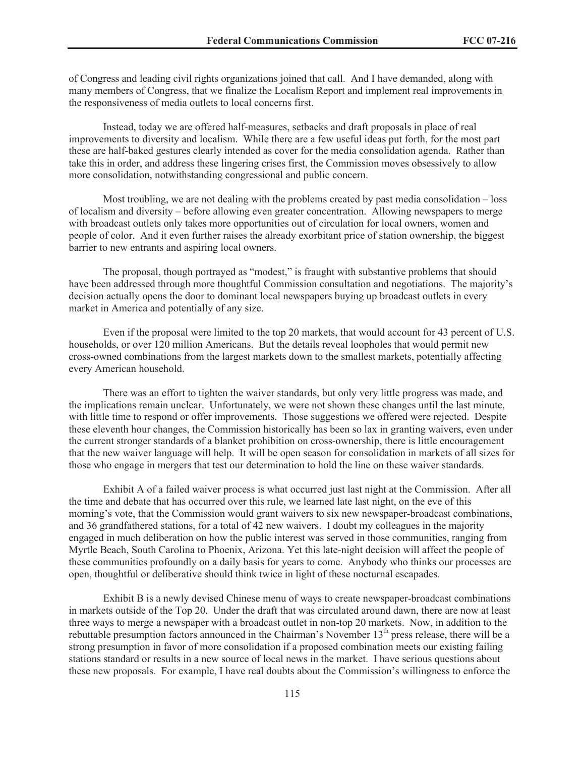of Congress and leading civil rights organizations joined that call. And I have demanded, along with many members of Congress, that we finalize the Localism Report and implement real improvements in the responsiveness of media outlets to local concerns first.

Instead, today we are offered half-measures, setbacks and draft proposals in place of real improvements to diversity and localism. While there are a few useful ideas put forth, for the most part these are half-baked gestures clearly intended as cover for the media consolidation agenda. Rather than take this in order, and address these lingering crises first, the Commission moves obsessively to allow more consolidation, notwithstanding congressional and public concern.

Most troubling, we are not dealing with the problems created by past media consolidation – loss of localism and diversity – before allowing even greater concentration. Allowing newspapers to merge with broadcast outlets only takes more opportunities out of circulation for local owners, women and people of color. And it even further raises the already exorbitant price of station ownership, the biggest barrier to new entrants and aspiring local owners.

The proposal, though portrayed as "modest," is fraught with substantive problems that should have been addressed through more thoughtful Commission consultation and negotiations. The majority's decision actually opens the door to dominant local newspapers buying up broadcast outlets in every market in America and potentially of any size.

Even if the proposal were limited to the top 20 markets, that would account for 43 percent of U.S. households, or over 120 million Americans. But the details reveal loopholes that would permit new cross-owned combinations from the largest markets down to the smallest markets, potentially affecting every American household.

There was an effort to tighten the waiver standards, but only very little progress was made, and the implications remain unclear. Unfortunately, we were not shown these changes until the last minute, with little time to respond or offer improvements. Those suggestions we offered were rejected. Despite these eleventh hour changes, the Commission historically has been so lax in granting waivers, even under the current stronger standards of a blanket prohibition on cross-ownership, there is little encouragement that the new waiver language will help. It will be open season for consolidation in markets of all sizes for those who engage in mergers that test our determination to hold the line on these waiver standards.

Exhibit A of a failed waiver process is what occurred just last night at the Commission. After all the time and debate that has occurred over this rule, we learned late last night, on the eve of this morning's vote, that the Commission would grant waivers to six new newspaper-broadcast combinations, and 36 grandfathered stations, for a total of 42 new waivers. I doubt my colleagues in the majority engaged in much deliberation on how the public interest was served in those communities, ranging from Myrtle Beach, South Carolina to Phoenix, Arizona. Yet this late-night decision will affect the people of these communities profoundly on a daily basis for years to come. Anybody who thinks our processes are open, thoughtful or deliberative should think twice in light of these nocturnal escapades.

Exhibit B is a newly devised Chinese menu of ways to create newspaper-broadcast combinations in markets outside of the Top 20. Under the draft that was circulated around dawn, there are now at least three ways to merge a newspaper with a broadcast outlet in non-top 20 markets. Now, in addition to the rebuttable presumption factors announced in the Chairman's November 13th press release, there will be a strong presumption in favor of more consolidation if a proposed combination meets our existing failing stations standard or results in a new source of local news in the market. I have serious questions about these new proposals. For example, I have real doubts about the Commission's willingness to enforce the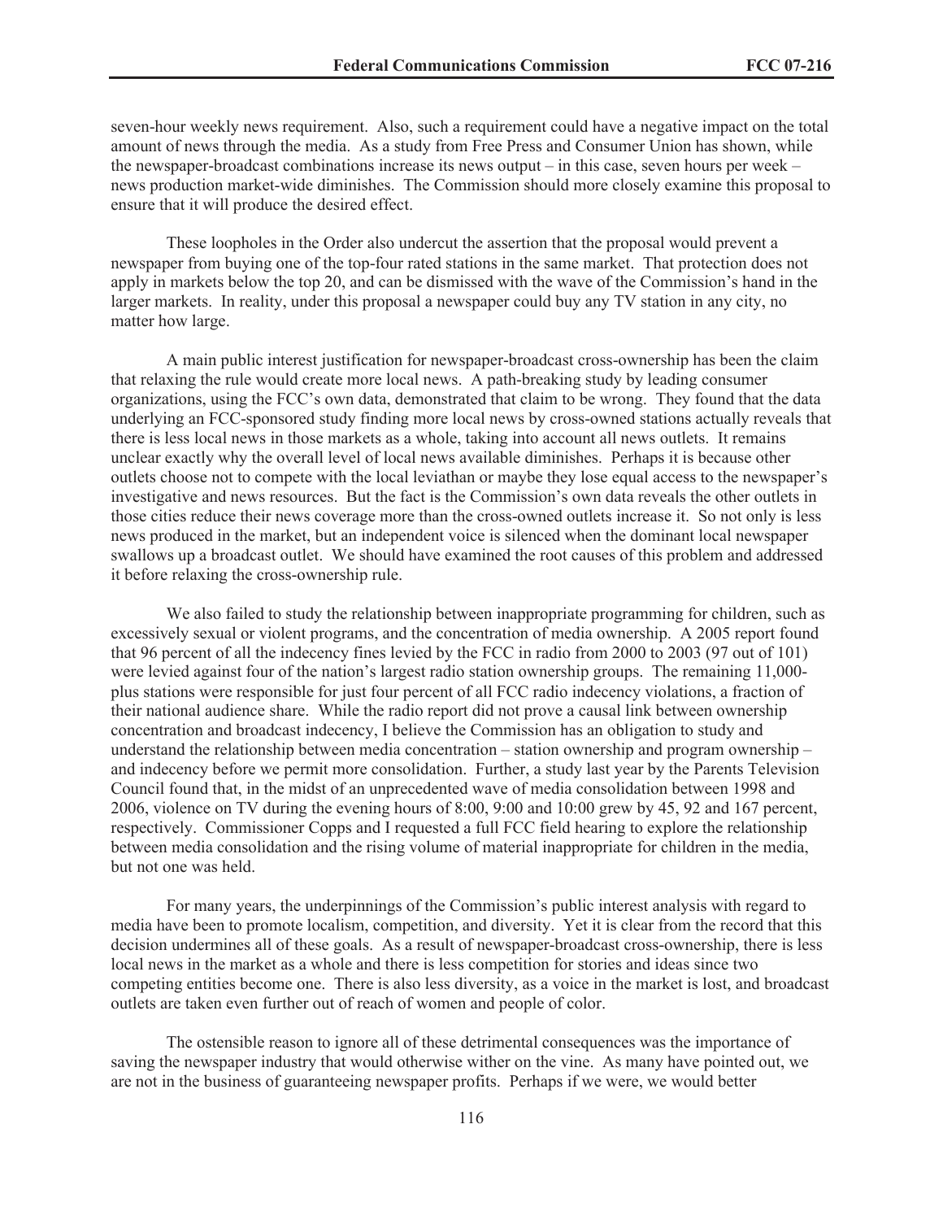seven-hour weekly news requirement. Also, such a requirement could have a negative impact on the total amount of news through the media. As a study from Free Press and Consumer Union has shown, while the newspaper-broadcast combinations increase its news output – in this case, seven hours per week – news production market-wide diminishes. The Commission should more closely examine this proposal to ensure that it will produce the desired effect.

These loopholes in the Order also undercut the assertion that the proposal would prevent a newspaper from buying one of the top-four rated stations in the same market. That protection does not apply in markets below the top 20, and can be dismissed with the wave of the Commission's hand in the larger markets. In reality, under this proposal a newspaper could buy any TV station in any city, no matter how large.

A main public interest justification for newspaper-broadcast cross-ownership has been the claim that relaxing the rule would create more local news. A path-breaking study by leading consumer organizations, using the FCC's own data, demonstrated that claim to be wrong. They found that the data underlying an FCC-sponsored study finding more local news by cross-owned stations actually reveals that there is less local news in those markets as a whole, taking into account all news outlets. It remains unclear exactly why the overall level of local news available diminishes. Perhaps it is because other outlets choose not to compete with the local leviathan or maybe they lose equal access to the newspaper's investigative and news resources. But the fact is the Commission's own data reveals the other outlets in those cities reduce their news coverage more than the cross-owned outlets increase it. So not only is less news produced in the market, but an independent voice is silenced when the dominant local newspaper swallows up a broadcast outlet. We should have examined the root causes of this problem and addressed it before relaxing the cross-ownership rule.

We also failed to study the relationship between inappropriate programming for children, such as excessively sexual or violent programs, and the concentration of media ownership. A 2005 report found that 96 percent of all the indecency fines levied by the FCC in radio from 2000 to 2003 (97 out of 101) were levied against four of the nation's largest radio station ownership groups. The remaining 11,000-plus stations were responsible for just four percent of all FCC radio indecency violations, a fraction of their national audience share. While the radio report did not prove a causal link between ownership concentration and broadcast indecency, I believe the Commission has an obligation to study and understand the relationship between media concentration – station ownership and program ownership – and indecency before we permit more consolidation. Further, a study last year by the Parents Television Council found that, in the midst of an unprecedented wave of media consolidation between 1998 and 2006, violence on TV during the evening hours of 8:00, 9:00 and 10:00 grew by 45, 92 and 167 percent, respectively. Commissioner Copps and I requested a full FCC field hearing to explore the relationship between media consolidation and the rising volume of material inappropriate for children in the media, but not one was held.

For many years, the underpinnings of the Commission's public interest analysis with regard to media have been to promote localism, competition, and diversity. Yet it is clear from the record that this decision undermines all of these goals. As a result of newspaper-broadcast cross-ownership, there is less local news in the market as a whole and there is less competition for stories and ideas since two competing entities become one. There is also less diversity, as a voice in the market is lost, and broadcast outlets are taken even further out of reach of women and people of color.

The ostensible reason to ignore all of these detrimental consequences was the importance of saving the newspaper industry that would otherwise wither on the vine. As many have pointed out, we are not in the business of guaranteeing newspaper profits. Perhaps if we were, we would better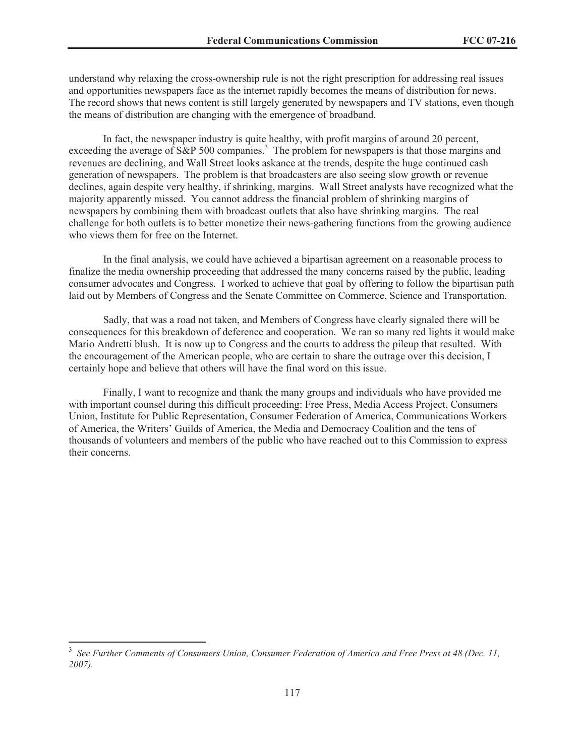understand why relaxing the cross-ownership rule is not the right prescription for addressing real issues and opportunities newspapers face as the internet rapidly becomes the means of distribution for news. The record shows that news content is still largely generated by newspapers and TV stations, even though the means of distribution are changing with the emergence of broadband.

In fact, the newspaper industry is quite healthy, with profit margins of around 20 percent, exceeding the average of S&P 500 companies.[3] The problem for newspapers is that those margins and revenues are declining, and Wall Street looks askance at the trends, despite the huge continued cash generation of newspapers. The problem is that broadcasters are also seeing slow growth or revenue declines, again despite very healthy, if shrinking, margins. Wall Street analysts have recognized what the majority apparently missed. You cannot address the financial problem of shrinking margins of newspapers by combining them with broadcast outlets that also have shrinking margins. The real challenge for both outlets is to better monetize their news-gathering functions from the growing audience who views them for free on the Internet.

In the final analysis, we could have achieved a bipartisan agreement on a reasonable process to finalize the media ownership proceeding that addressed the many concerns raised by the public, leading consumer advocates and Congress. I worked to achieve that goal by offering to follow the bipartisan path laid out by Members of Congress and the Senate Committee on Commerce, Science and Transportation.

Sadly, that was a road not taken, and Members of Congress have clearly signaled there will be consequences for this breakdown of deference and cooperation. We ran so many red lights it would make Mario Andretti blush. It is now up to Congress and the courts to address the pileup that resulted. With the encouragement of the American people, who are certain to share the outrage over this decision, I certainly hope and believe that others will have the final word on this issue.

Finally, I want to recognize and thank the many groups and individuals who have provided me with important counsel during this difficult proceeding: Free Press, Media Access Project, Consumers Union, Institute for Public Representation, Consumer Federation of America, Communications Workers of America, the Writers' Guilds of America, the Media and Democracy Coalition and the tens of thousands of volunteers and members of the public who have reached out to this Commission to express their concerns.

---

[3] *See Further Comments of Consumers Union, Consumer Federation of America and Free Press at 48 (Dec. 11, 2007).*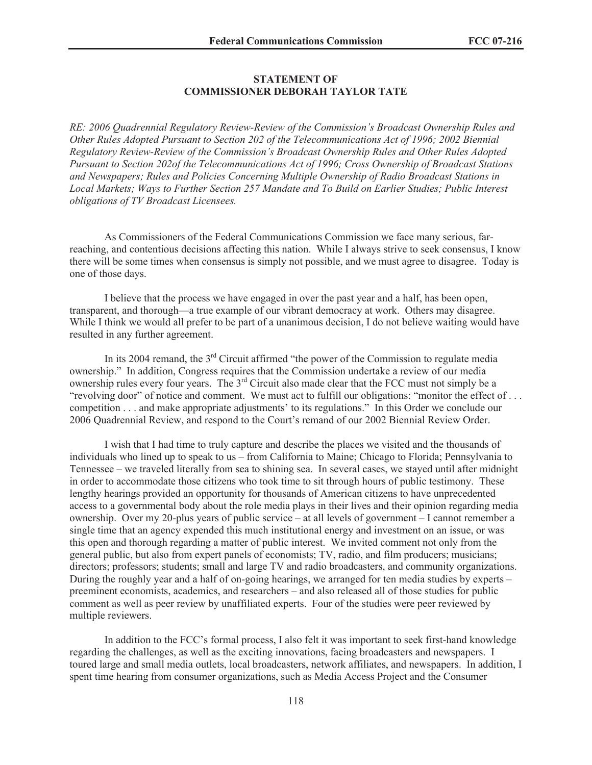## STATEMENT OF COMMISSIONER DEBORAH TAYLOR TATE

*RE: 2006 Quadrennial Regulatory Review-Review of the Commission's Broadcast Ownership Rules and Other Rules Adopted Pursuant to Section 202 of the Telecommunications Act of 1996; 2002 Biennial Regulatory Review-Review of the Commission's Broadcast Ownership Rules and Other Rules Adopted Pursuant to Section 202of the Telecommunications Act of 1996; Cross Ownership of Broadcast Stations and Newspapers; Rules and Policies Concerning Multiple Ownership of Radio Broadcast Stations in Local Markets; Ways to Further Section 257 Mandate and To Build on Earlier Studies; Public Interest obligations of TV Broadcast Licensees.*

As Commissioners of the Federal Communications Commission we face many serious, far-reaching, and contentious decisions affecting this nation. While I always strive to seek consensus, I know there will be some times when consensus is simply not possible, and we must agree to disagree. Today is one of those days.

I believe that the process we have engaged in over the past year and a half, has been open, transparent, and thorough—a true example of our vibrant democracy at work. Others may disagree. While I think we would all prefer to be part of a unanimous decision, I do not believe waiting would have resulted in any further agreement.

In its 2004 remand, the 3rd Circuit affirmed "the power of the Commission to regulate media ownership." In addition, Congress requires that the Commission undertake a review of our media ownership rules every four years. The 3rd Circuit also made clear that the FCC must not simply be a "revolving door" of notice and comment. We must act to fulfill our obligations: "monitor the effect of . . . competition . . . and make appropriate adjustments' to its regulations." In this Order we conclude our 2006 Quadrennial Review, and respond to the Court's remand of our 2002 Biennial Review Order.

I wish that I had time to truly capture and describe the places we visited and the thousands of individuals who lined up to speak to us – from California to Maine; Chicago to Florida; Pennsylvania to Tennessee – we traveled literally from sea to shining sea. In several cases, we stayed until after midnight in order to accommodate those citizens who took time to sit through hours of public testimony. These lengthy hearings provided an opportunity for thousands of American citizens to have unprecedented access to a governmental body about the role media plays in their lives and their opinion regarding media ownership. Over my 20-plus years of public service – at all levels of government – I cannot remember a single time that an agency expended this much institutional energy and investment on an issue, or was this open and thorough regarding a matter of public interest. We invited comment not only from the general public, but also from expert panels of economists; TV, radio, and film producers; musicians; directors; professors; students; small and large TV and radio broadcasters, and community organizations. During the roughly year and a half of on-going hearings, we arranged for ten media studies by experts – preeminent economists, academics, and researchers – and also released all of those studies for public comment as well as peer review by unaffiliated experts. Four of the studies were peer reviewed by multiple reviewers.

In addition to the FCC's formal process, I also felt it was important to seek first-hand knowledge regarding the challenges, as well as the exciting innovations, facing broadcasters and newspapers. I toured large and small media outlets, local broadcasters, network affiliates, and newspapers. In addition, I spent time hearing from consumer organizations, such as Media Access Project and the Consumer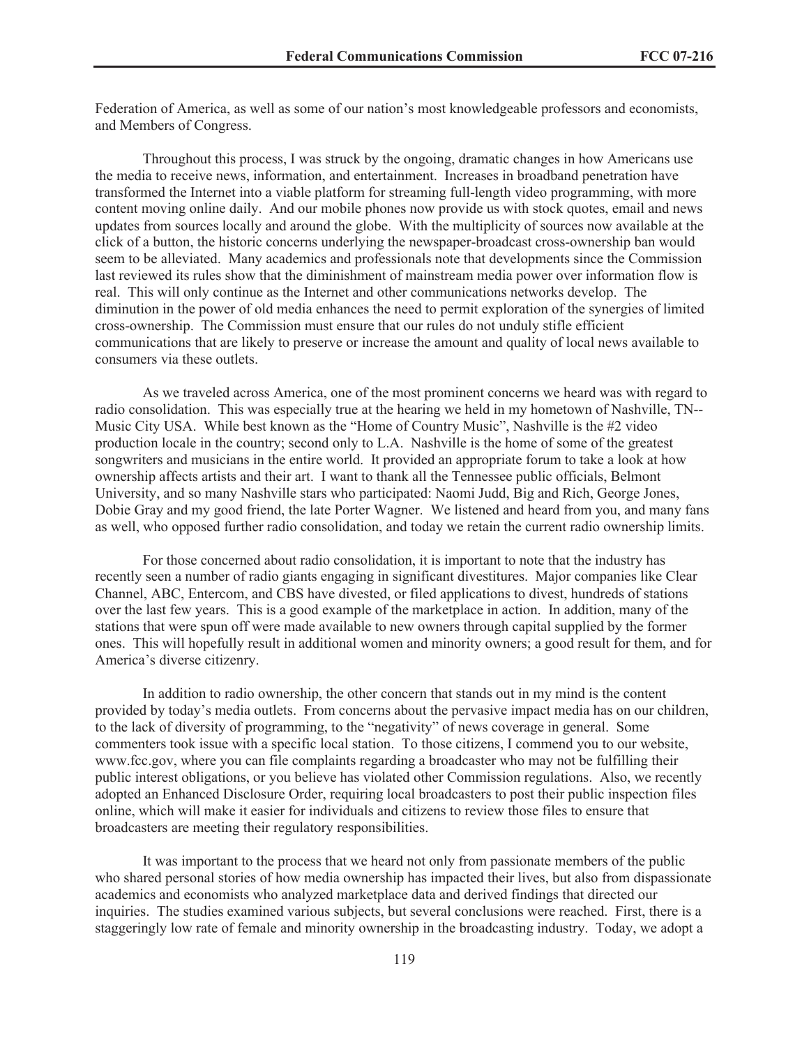Federation of America, as well as some of our nation's most knowledgeable professors and economists, and Members of Congress.

Throughout this process, I was struck by the ongoing, dramatic changes in how Americans use the media to receive news, information, and entertainment. Increases in broadband penetration have transformed the Internet into a viable platform for streaming full-length video programming, with more content moving online daily. And our mobile phones now provide us with stock quotes, email and news updates from sources locally and around the globe. With the multiplicity of sources now available at the click of a button, the historic concerns underlying the newspaper-broadcast cross-ownership ban would seem to be alleviated. Many academics and professionals note that developments since the Commission last reviewed its rules show that the diminishment of mainstream media power over information flow is real. This will only continue as the Internet and other communications networks develop. The diminution in the power of old media enhances the need to permit exploration of the synergies of limited cross-ownership. The Commission must ensure that our rules do not unduly stifle efficient communications that are likely to preserve or increase the amount and quality of local news available to consumers via these outlets.

As we traveled across America, one of the most prominent concerns we heard was with regard to radio consolidation. This was especially true at the hearing we held in my hometown of Nashville, TN--Music City USA. While best known as the "Home of Country Music", Nashville is the #2 video production locale in the country; second only to L.A. Nashville is the home of some of the greatest songwriters and musicians in the entire world. It provided an appropriate forum to take a look at how ownership affects artists and their art. I want to thank all the Tennessee public officials, Belmont University, and so many Nashville stars who participated: Naomi Judd, Big and Rich, George Jones, Dobie Gray and my good friend, the late Porter Wagner. We listened and heard from you, and many fans as well, who opposed further radio consolidation, and today we retain the current radio ownership limits.

For those concerned about radio consolidation, it is important to note that the industry has recently seen a number of radio giants engaging in significant divestitures. Major companies like Clear Channel, ABC, Entercom, and CBS have divested, or filed applications to divest, hundreds of stations over the last few years. This is a good example of the marketplace in action. In addition, many of the stations that were spun off were made available to new owners through capital supplied by the former ones. This will hopefully result in additional women and minority owners; a good result for them, and for America's diverse citizenry.

In addition to radio ownership, the other concern that stands out in my mind is the content provided by today's media outlets. From concerns about the pervasive impact media has on our children, to the lack of diversity of programming, to the "negativity" of news coverage in general. Some commenters took issue with a specific local station. To those citizens, I commend you to our website, www.fcc.gov, where you can file complaints regarding a broadcaster who may not be fulfilling their public interest obligations, or you believe has violated other Commission regulations. Also, we recently adopted an Enhanced Disclosure Order, requiring local broadcasters to post their public inspection files online, which will make it easier for individuals and citizens to review those files to ensure that broadcasters are meeting their regulatory responsibilities.

It was important to the process that we heard not only from passionate members of the public who shared personal stories of how media ownership has impacted their lives, but also from dispassionate academics and economists who analyzed marketplace data and derived findings that directed our inquiries. The studies examined various subjects, but several conclusions were reached. First, there is a staggeringly low rate of female and minority ownership in the broadcasting industry. Today, we adopt a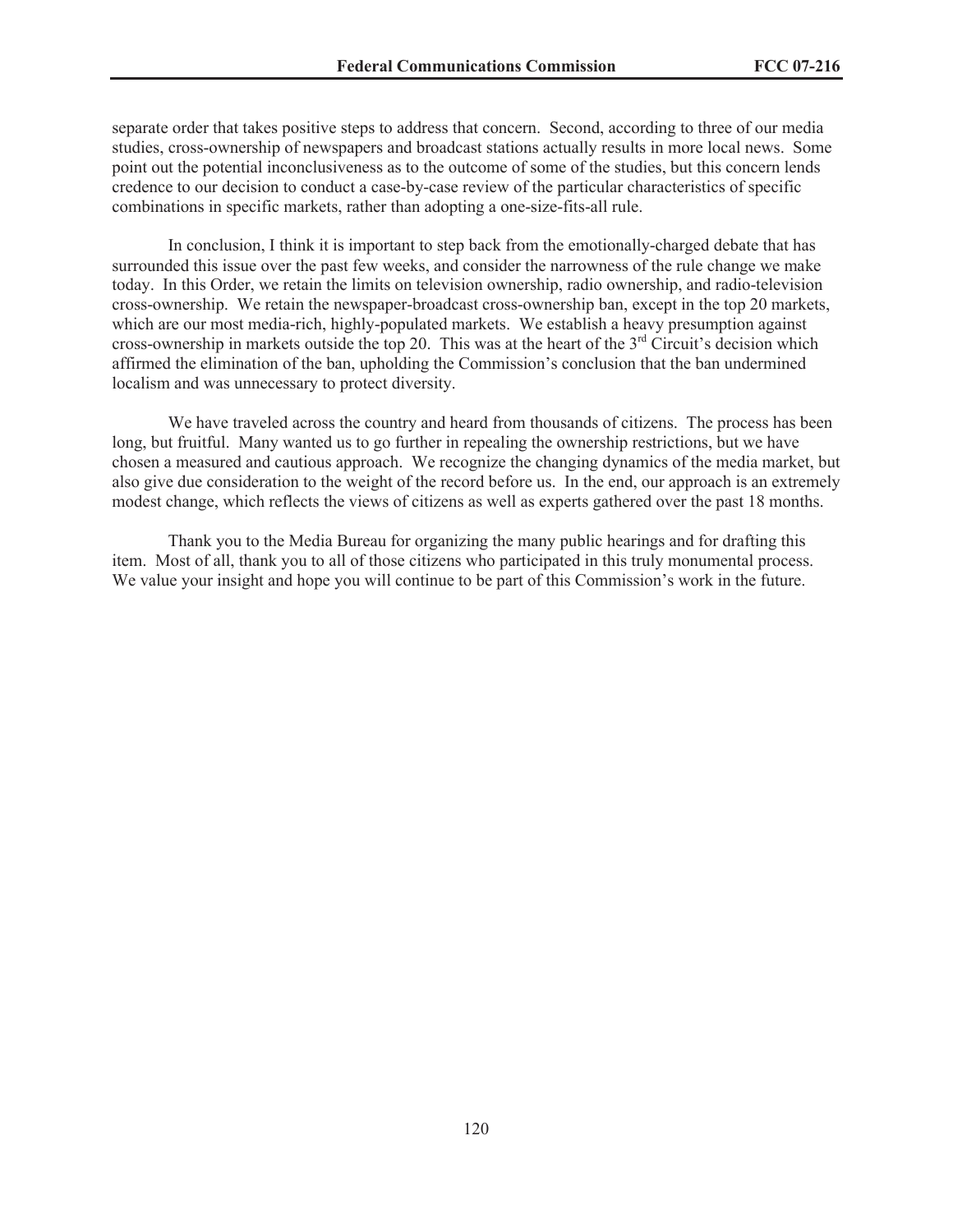separate order that takes positive steps to address that concern. Second, according to three of our media studies, cross-ownership of newspapers and broadcast stations actually results in more local news. Some point out the potential inconclusiveness as to the outcome of some of the studies, but this concern lends credence to our decision to conduct a case-by-case review of the particular characteristics of specific combinations in specific markets, rather than adopting a one-size-fits-all rule.

In conclusion, I think it is important to step back from the emotionally-charged debate that has surrounded this issue over the past few weeks, and consider the narrowness of the rule change we make today. In this Order, we retain the limits on television ownership, radio ownership, and radio-television cross-ownership. We retain the newspaper-broadcast cross-ownership ban, except in the top 20 markets, which are our most media-rich, highly-populated markets. We establish a heavy presumption against cross-ownership in markets outside the top 20. This was at the heart of the 3rd Circuit's decision which affirmed the elimination of the ban, upholding the Commission's conclusion that the ban undermined localism and was unnecessary to protect diversity.

We have traveled across the country and heard from thousands of citizens. The process has been long, but fruitful. Many wanted us to go further in repealing the ownership restrictions, but we have chosen a measured and cautious approach. We recognize the changing dynamics of the media market, but also give due consideration to the weight of the record before us. In the end, our approach is an extremely modest change, which reflects the views of citizens as well as experts gathered over the past 18 months.

Thank you to the Media Bureau for organizing the many public hearings and for drafting this item. Most of all, thank you to all of those citizens who participated in this truly monumental process. We value your insight and hope you will continue to be part of this Commission's work in the future.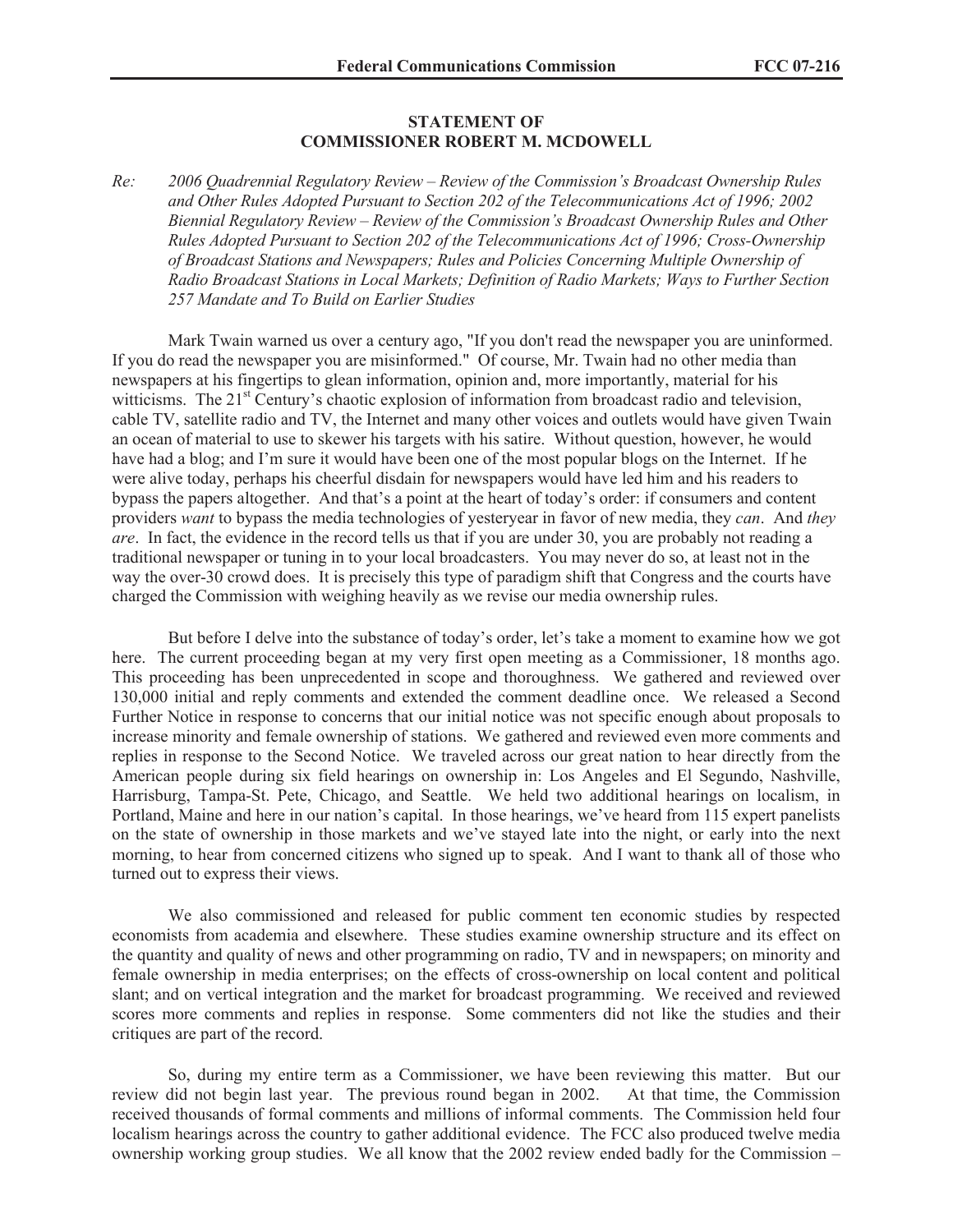**STATEMENT OF**
**COMMISSIONER ROBERT M. MCDOWELL**

*Re: 2006 Quadrennial Regulatory Review – Review of the Commission's Broadcast Ownership Rules and Other Rules Adopted Pursuant to Section 202 of the Telecommunications Act of 1996; 2002 Biennial Regulatory Review – Review of the Commission's Broadcast Ownership Rules and Other Rules Adopted Pursuant to Section 202 of the Telecommunications Act of 1996; Cross-Ownership of Broadcast Stations and Newspapers; Rules and Policies Concerning Multiple Ownership of Radio Broadcast Stations in Local Markets; Definition of Radio Markets; Ways to Further Section 257 Mandate and To Build on Earlier Studies*

Mark Twain warned us over a century ago, "If you don't read the newspaper you are uninformed. If you do read the newspaper you are misinformed." Of course, Mr. Twain had no other media than newspapers at his fingertips to glean information, opinion and, more importantly, material for his witticisms. The 21st Century's chaotic explosion of information from broadcast radio and television, cable TV, satellite radio and TV, the Internet and many other voices and outlets would have given Twain an ocean of material to use to skewer his targets with his satire. Without question, however, he would have had a blog; and I'm sure it would have been one of the most popular blogs on the Internet. If he were alive today, perhaps his cheerful disdain for newspapers would have led him and his readers to bypass the papers altogether. And that's a point at the heart of today's order: if consumers and content providers *want* to bypass the media technologies of yesteryear in favor of new media, they *can*. And *they are*. In fact, the evidence in the record tells us that if you are under 30, you are probably not reading a traditional newspaper or tuning in to your local broadcasters. You may never do so, at least not in the way the over-30 crowd does. It is precisely this type of paradigm shift that Congress and the courts have charged the Commission with weighing heavily as we revise our media ownership rules.

But before I delve into the substance of today's order, let's take a moment to examine how we got here. The current proceeding began at my very first open meeting as a Commissioner, 18 months ago. This proceeding has been unprecedented in scope and thoroughness. We gathered and reviewed over 130,000 initial and reply comments and extended the comment deadline once. We released a Second Further Notice in response to concerns that our initial notice was not specific enough about proposals to increase minority and female ownership of stations. We gathered and reviewed even more comments and replies in response to the Second Notice. We traveled across our great nation to hear directly from the American people during six field hearings on ownership in: Los Angeles and El Segundo, Nashville, Harrisburg, Tampa-St. Pete, Chicago, and Seattle. We held two additional hearings on localism, in Portland, Maine and here in our nation's capital. In those hearings, we've heard from 115 expert panelists on the state of ownership in those markets and we've stayed late into the night, or early into the next morning, to hear from concerned citizens who signed up to speak. And I want to thank all of those who turned out to express their views.

We also commissioned and released for public comment ten economic studies by respected economists from academia and elsewhere. These studies examine ownership structure and its effect on the quantity and quality of news and other programming on radio, TV and in newspapers; on minority and female ownership in media enterprises; on the effects of cross-ownership on local content and political slant; and on vertical integration and the market for broadcast programming. We received and reviewed scores more comments and replies in response. Some commenters did not like the studies and their critiques are part of the record.

So, during my entire term as a Commissioner, we have been reviewing this matter. But our review did not begin last year. The previous round began in 2002. At that time, the Commission received thousands of formal comments and millions of informal comments. The Commission held four localism hearings across the country to gather additional evidence. The FCC also produced twelve media ownership working group studies. We all know that the 2002 review ended badly for the Commission –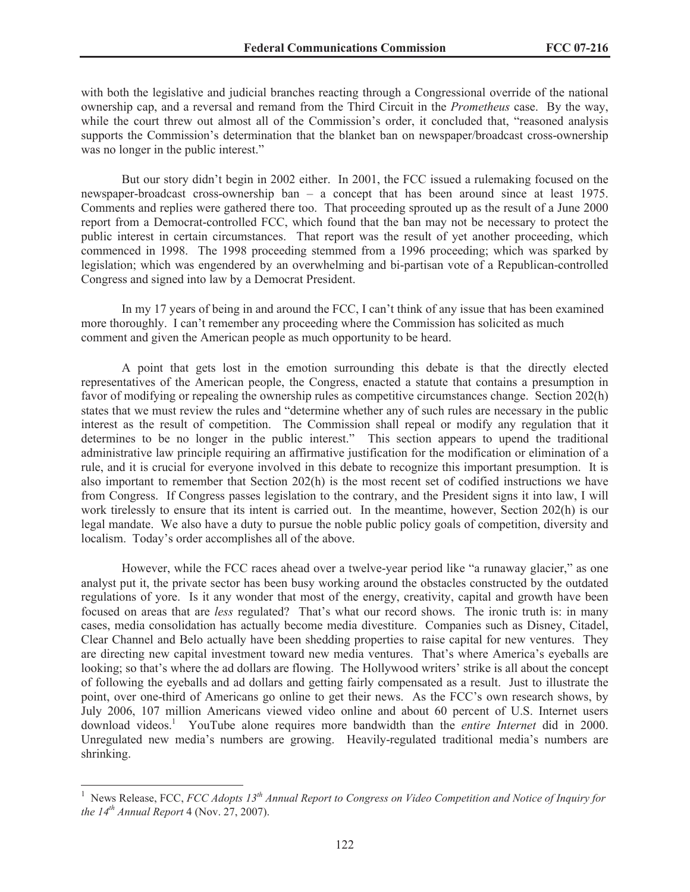with both the legislative and judicial branches reacting through a Congressional override of the national ownership cap, and a reversal and remand from the Third Circuit in the *Prometheus* case. By the way, while the court threw out almost all of the Commission's order, it concluded that, "reasoned analysis supports the Commission's determination that the blanket ban on newspaper/broadcast cross-ownership was no longer in the public interest."

But our story didn't begin in 2002 either. In 2001, the FCC issued a rulemaking focused on the newspaper-broadcast cross-ownership ban – a concept that has been around since at least 1975. Comments and replies were gathered there too. That proceeding sprouted up as the result of a June 2000 report from a Democrat-controlled FCC, which found that the ban may not be necessary to protect the public interest in certain circumstances. That report was the result of yet another proceeding, which commenced in 1998. The 1998 proceeding stemmed from a 1996 proceeding; which was sparked by legislation; which was engendered by an overwhelming and bi-partisan vote of a Republican-controlled Congress and signed into law by a Democrat President.

In my 17 years of being in and around the FCC, I can't think of any issue that has been examined more thoroughly. I can't remember any proceeding where the Commission has solicited as much comment and given the American people as much opportunity to be heard.

A point that gets lost in the emotion surrounding this debate is that the directly elected representatives of the American people, the Congress, enacted a statute that contains a presumption in favor of modifying or repealing the ownership rules as competitive circumstances change. Section 202(h) states that we must review the rules and "determine whether any of such rules are necessary in the public interest as the result of competition. The Commission shall repeal or modify any regulation that it determines to be no longer in the public interest." This section appears to upend the traditional administrative law principle requiring an affirmative justification for the modification or elimination of a rule, and it is crucial for everyone involved in this debate to recognize this important presumption. It is also important to remember that Section 202(h) is the most recent set of codified instructions we have from Congress. If Congress passes legislation to the contrary, and the President signs it into law, I will work tirelessly to ensure that its intent is carried out. In the meantime, however, Section 202(h) is our legal mandate. We also have a duty to pursue the noble public policy goals of competition, diversity and localism. Today's order accomplishes all of the above.

However, while the FCC races ahead over a twelve-year period like "a runaway glacier," as one analyst put it, the private sector has been busy working around the obstacles constructed by the outdated regulations of yore. Is it any wonder that most of the energy, creativity, capital and growth have been focused on areas that are *less* regulated? That's what our record shows. The ironic truth is: in many cases, media consolidation has actually become media divestiture. Companies such as Disney, Citadel, Clear Channel and Belo actually have been shedding properties to raise capital for new ventures. They are directing new capital investment toward new media ventures. That's where America's eyeballs are looking; so that's where the ad dollars are flowing. The Hollywood writers' strike is all about the concept of following the eyeballs and ad dollars and getting fairly compensated as a result. Just to illustrate the point, over one-third of Americans go online to get their news. As the FCC's own research shows, by July 2006, 107 million Americans viewed video online and about 60 percent of U.S. Internet users download videos.[1] YouTube alone requires more bandwidth than the *entire Internet* did in 2000. Unregulated new media's numbers are growing. Heavily-regulated traditional media's numbers are shrinking.

[1] News Release, FCC, *FCC Adopts 13th Annual Report to Congress on Video Competition and Notice of Inquiry for the 14th Annual Report* 4 (Nov. 27, 2007).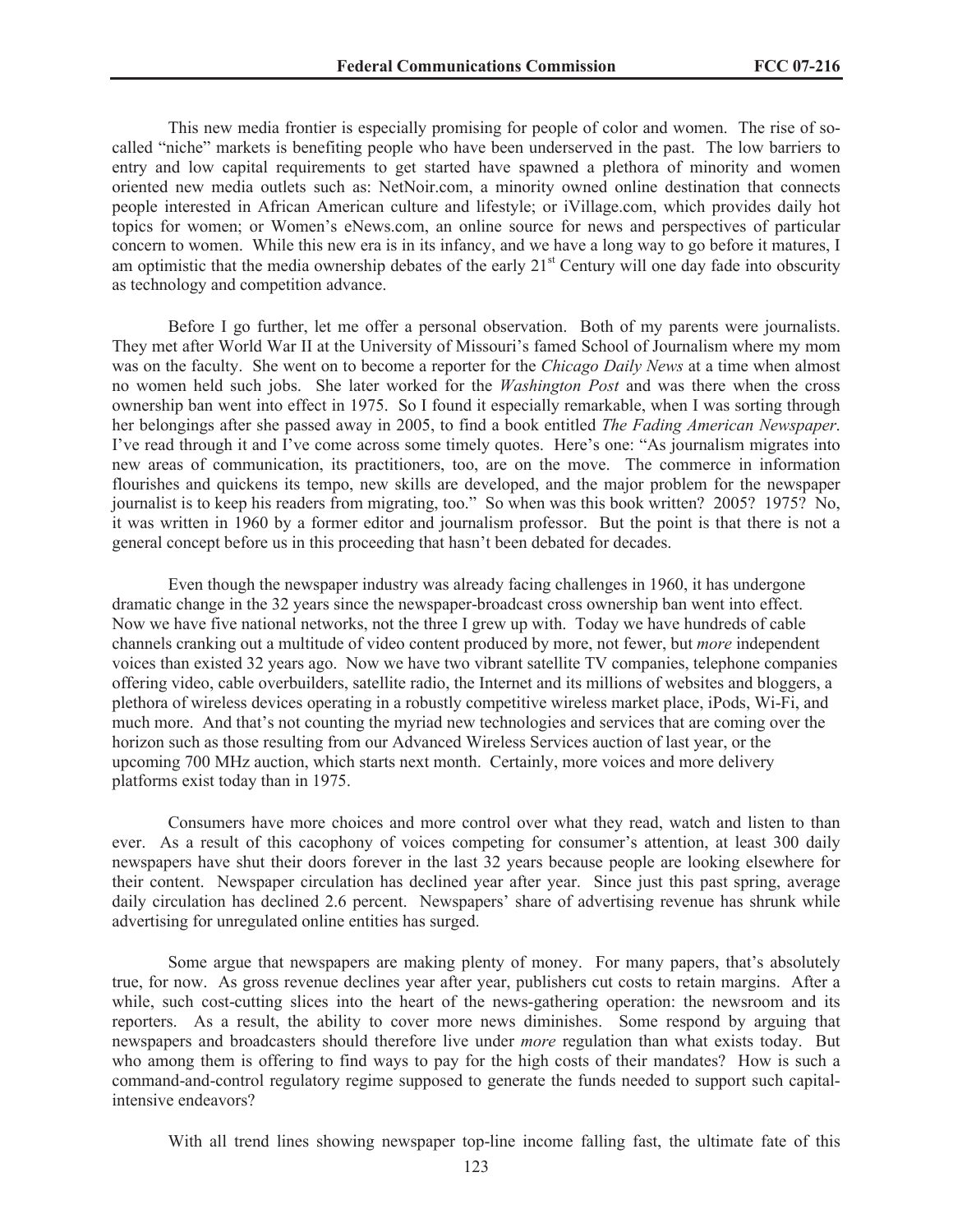This new media frontier is especially promising for people of color and women. The rise of so-called "niche" markets is benefiting people who have been underserved in the past. The low barriers to entry and low capital requirements to get started have spawned a plethora of minority and women oriented new media outlets such as: NetNoir.com, a minority owned online destination that connects people interested in African American culture and lifestyle; or iVillage.com, which provides daily hot topics for women; or Women's eNews.com, an online source for news and perspectives of particular concern to women. While this new era is in its infancy, and we have a long way to go before it matures, I am optimistic that the media ownership debates of the early 21st Century will one day fade into obscurity as technology and competition advance.

Before I go further, let me offer a personal observation. Both of my parents were journalists. They met after World War II at the University of Missouri's famed School of Journalism where my mom was on the faculty. She went on to become a reporter for the *Chicago Daily News* at a time when almost no women held such jobs. She later worked for the *Washington Post* and was there when the cross ownership ban went into effect in 1975. So I found it especially remarkable, when I was sorting through her belongings after she passed away in 2005, to find a book entitled *The Fading American Newspaper*. I've read through it and I've come across some timely quotes. Here's one: "As journalism migrates into new areas of communication, its practitioners, too, are on the move. The commerce in information flourishes and quickens its tempo, new skills are developed, and the major problem for the newspaper journalist is to keep his readers from migrating, too." So when was this book written? 2005? 1975? No, it was written in 1960 by a former editor and journalism professor. But the point is that there is not a general concept before us in this proceeding that hasn't been debated for decades.

Even though the newspaper industry was already facing challenges in 1960, it has undergone dramatic change in the 32 years since the newspaper-broadcast cross ownership ban went into effect. Now we have five national networks, not the three I grew up with. Today we have hundreds of cable channels cranking out a multitude of video content produced by more, not fewer, but *more* independent voices than existed 32 years ago. Now we have two vibrant satellite TV companies, telephone companies offering video, cable overbuilders, satellite radio, the Internet and its millions of websites and bloggers, a plethora of wireless devices operating in a robustly competitive wireless market place, iPods, Wi-Fi, and much more. And that's not counting the myriad new technologies and services that are coming over the horizon such as those resulting from our Advanced Wireless Services auction of last year, or the upcoming 700 MHz auction, which starts next month. Certainly, more voices and more delivery platforms exist today than in 1975.

Consumers have more choices and more control over what they read, watch and listen to than ever. As a result of this cacophony of voices competing for consumer's attention, at least 300 daily newspapers have shut their doors forever in the last 32 years because people are looking elsewhere for their content. Newspaper circulation has declined year after year. Since just this past spring, average daily circulation has declined 2.6 percent. Newspapers' share of advertising revenue has shrunk while advertising for unregulated online entities has surged.

Some argue that newspapers are making plenty of money. For many papers, that's absolutely true, for now. As gross revenue declines year after year, publishers cut costs to retain margins. After a while, such cost-cutting slices into the heart of the news-gathering operation: the newsroom and its reporters. As a result, the ability to cover more news diminishes. Some respond by arguing that newspapers and broadcasters should therefore live under *more* regulation than what exists today. But who among them is offering to find ways to pay for the high costs of their mandates? How is such a command-and-control regulatory regime supposed to generate the funds needed to support such capital-intensive endeavors?

With all trend lines showing newspaper top-line income falling fast, the ultimate fate of this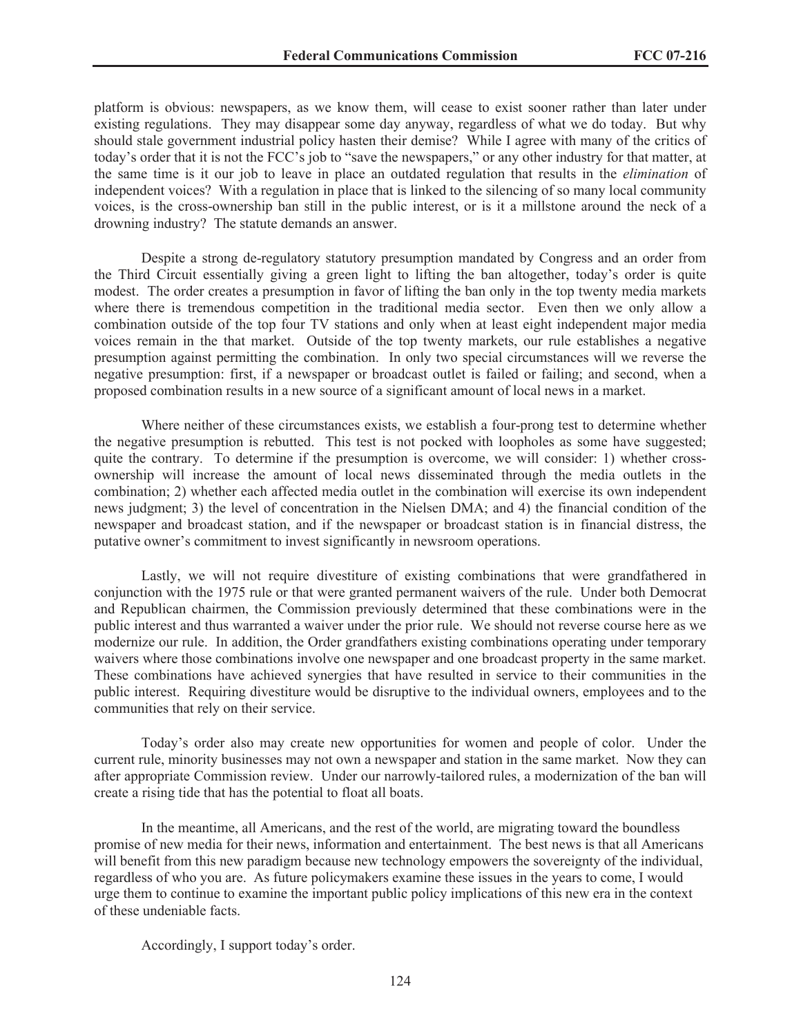platform is obvious: newspapers, as we know them, will cease to exist sooner rather than later under existing regulations. They may disappear some day anyway, regardless of what we do today. But why should stale government industrial policy hasten their demise? While I agree with many of the critics of today's order that it is not the FCC's job to "save the newspapers," or any other industry for that matter, at the same time is it our job to leave in place an outdated regulation that results in the *elimination* of independent voices? With a regulation in place that is linked to the silencing of so many local community voices, is the cross-ownership ban still in the public interest, or is it a millstone around the neck of a drowning industry? The statute demands an answer.

Despite a strong de-regulatory statutory presumption mandated by Congress and an order from the Third Circuit essentially giving a green light to lifting the ban altogether, today's order is quite modest. The order creates a presumption in favor of lifting the ban only in the top twenty media markets where there is tremendous competition in the traditional media sector. Even then we only allow a combination outside of the top four TV stations and only when at least eight independent major media voices remain in the that market. Outside of the top twenty markets, our rule establishes a negative presumption against permitting the combination. In only two special circumstances will we reverse the negative presumption: first, if a newspaper or broadcast outlet is failed or failing; and second, when a proposed combination results in a new source of a significant amount of local news in a market.

Where neither of these circumstances exists, we establish a four-prong test to determine whether the negative presumption is rebutted. This test is not pocked with loopholes as some have suggested; quite the contrary. To determine if the presumption is overcome, we will consider: 1) whether cross-ownership will increase the amount of local news disseminated through the media outlets in the combination; 2) whether each affected media outlet in the combination will exercise its own independent news judgment; 3) the level of concentration in the Nielsen DMA; and 4) the financial condition of the newspaper and broadcast station, and if the newspaper or broadcast station is in financial distress, the putative owner's commitment to invest significantly in newsroom operations.

Lastly, we will not require divestiture of existing combinations that were grandfathered in conjunction with the 1975 rule or that were granted permanent waivers of the rule. Under both Democrat and Republican chairmen, the Commission previously determined that these combinations were in the public interest and thus warranted a waiver under the prior rule. We should not reverse course here as we modernize our rule. In addition, the Order grandfathers existing combinations operating under temporary waivers where those combinations involve one newspaper and one broadcast property in the same market. These combinations have achieved synergies that have resulted in service to their communities in the public interest. Requiring divestiture would be disruptive to the individual owners, employees and to the communities that rely on their service.

Today's order also may create new opportunities for women and people of color. Under the current rule, minority businesses may not own a newspaper and station in the same market. Now they can after appropriate Commission review. Under our narrowly-tailored rules, a modernization of the ban will create a rising tide that has the potential to float all boats.

In the meantime, all Americans, and the rest of the world, are migrating toward the boundless promise of new media for their news, information and entertainment. The best news is that all Americans will benefit from this new paradigm because new technology empowers the sovereignty of the individual, regardless of who you are. As future policymakers examine these issues in the years to come, I would urge them to continue to examine the important public policy implications of this new era in the context of these undeniable facts.

Accordingly, I support today's order.